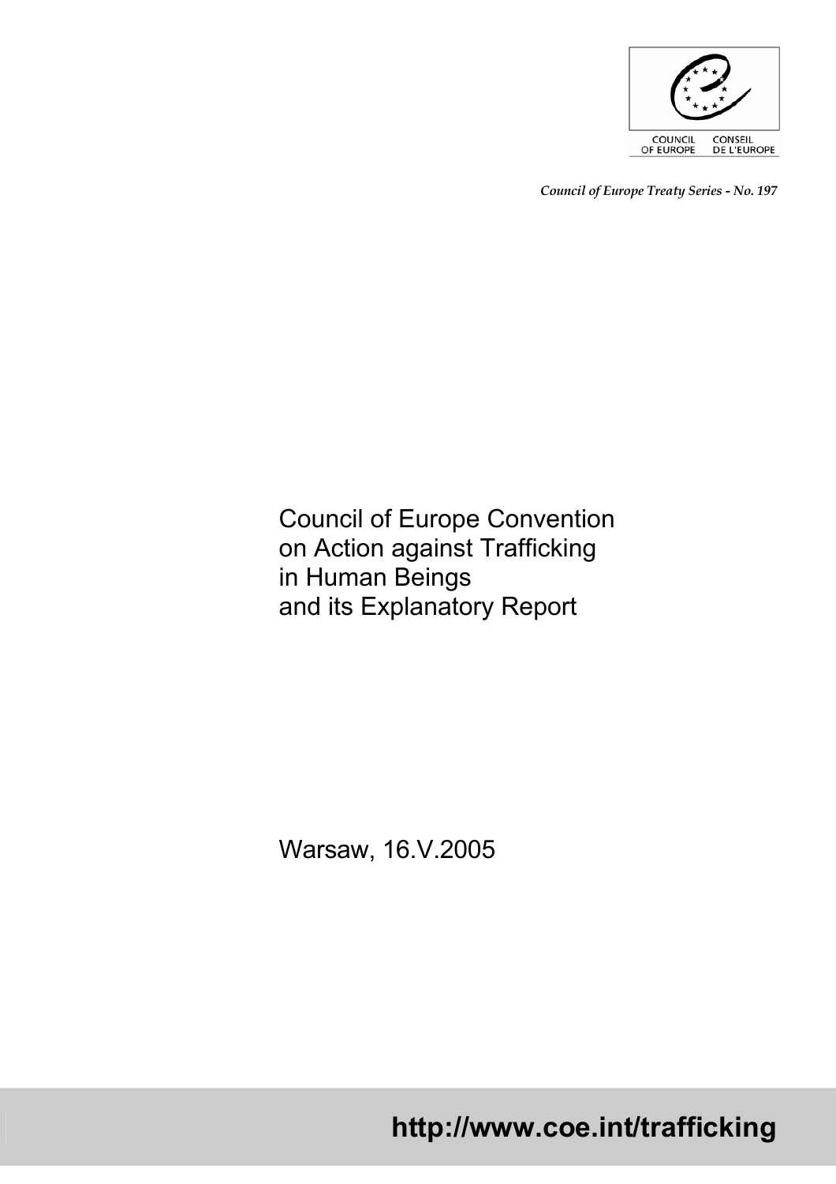COUNCIL OF EUROPE CONSEIL DE L'EUROPE

*Council of Europe Treaty Series - No. 197*

# Council of Europe Convention on Action against Trafficking in Human Beings and its Explanatory Report

Warsaw, 16.V.2005

**http://www.coe.int/trafficking**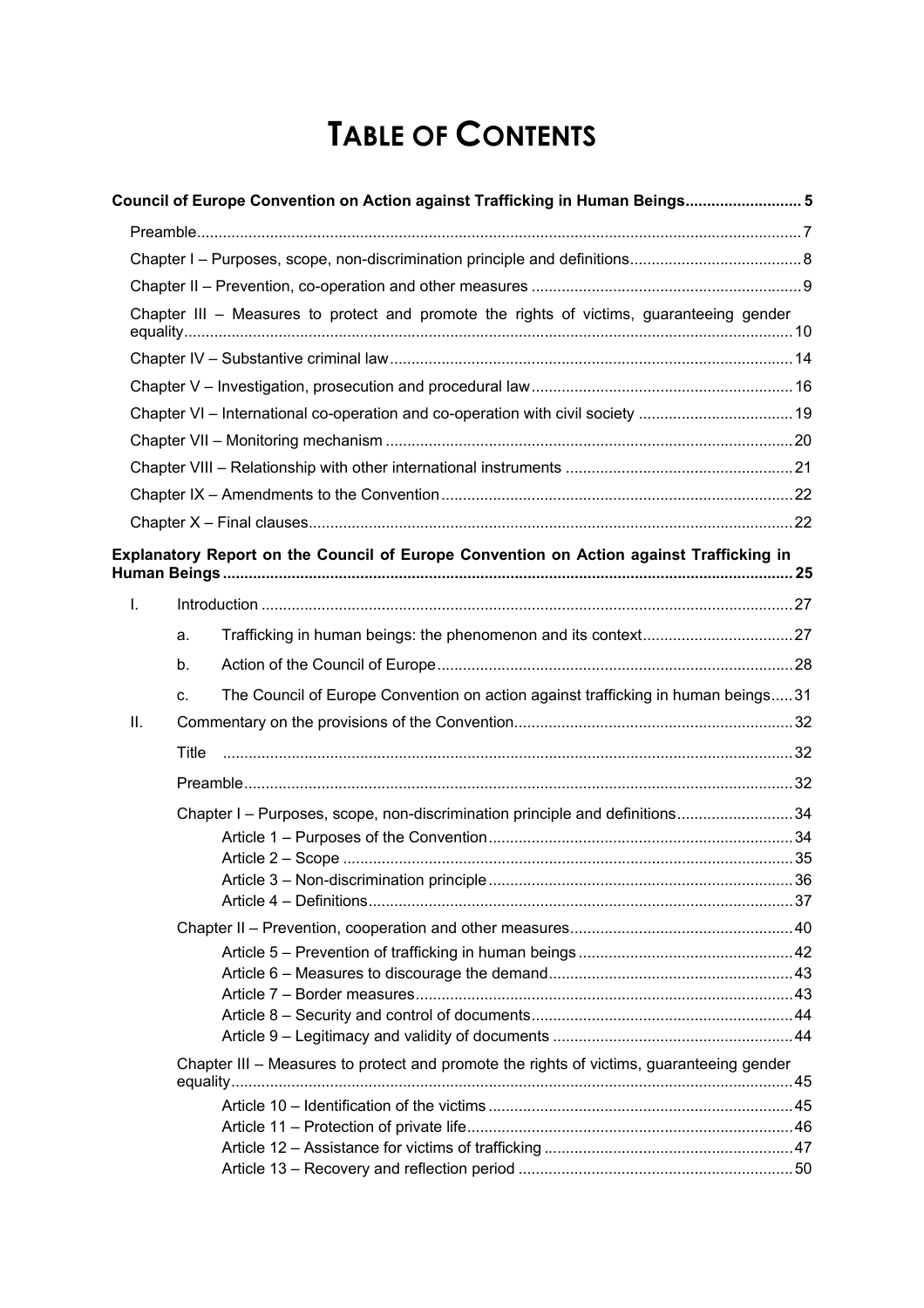# TABLE OF CONTENTS

**Council of Europe Convention on Action against Trafficking in Human Beings .......................... 5**

- Preamble .......................................................................................................................... 7
- Chapter I – Purposes, scope, non-discrimination principle and definitions ....................................... 8
- Chapter II – Prevention, co-operation and other measures .............................................................. 9
- Chapter III – Measures to protect and promote the rights of victims, guaranteeing gender equality ............................................................................................................................ 10
- Chapter IV – Substantive criminal law ............................................................................................ 14
- Chapter V – Investigation, prosecution and procedural law ............................................................ 16
- Chapter VI – International co-operation and co-operation with civil society .................................... 19
- Chapter VII – Monitoring mechanism ............................................................................................. 20
- Chapter VIII – Relationship with other international instruments .................................................... 21
- Chapter IX – Amendments to the Convention ................................................................................. 22
- Chapter X – Final clauses ............................................................................................................... 22

**Explanatory Report on the Council of Europe Convention on Action against Trafficking in Human Beings ................................................................................................................................. 25**

- I. Introduction ............................................................................................................................. 27
  - a. Trafficking in human beings: the phenomenon and its context ................................... 27
  - b. Action of the Council of Europe .................................................................................. 28
  - c. The Council of Europe Convention on action against trafficking in human beings ..... 31
- II. Commentary on the provisions of the Convention ................................................................ 32
  - Title .................................................................................................................................... 32
  - Preamble ............................................................................................................................. 32
  - Chapter I – Purposes, scope, non-discrimination principle and definitions ........................... 34
    - Article 1 – Purposes of the Convention ...................................................................... 34
    - Article 2 – Scope ........................................................................................................ 35
    - Article 3 – Non-discrimination principle ...................................................................... 36
    - Article 4 – Definitions .................................................................................................. 37
  - Chapter II – Prevention, cooperation and other measures .................................................... 40
    - Article 5 – Prevention of trafficking in human beings .................................................. 42
    - Article 6 – Measures to discourage the demand ......................................................... 43
    - Article 7 – Border measures ....................................................................................... 43
    - Article 8 – Security and control of documents ............................................................ 44
    - Article 9 – Legitimacy and validity of documents ........................................................ 44
  - Chapter III – Measures to protect and promote the rights of victims, guaranteeing gender equality ................................................................................................................................. 45
    - Article 10 – Identification of the victims ...................................................................... 45
    - Article 11 – Protection of private life ........................................................................... 46
    - Article 12 – Assistance for victims of trafficking .......................................................... 47
    - Article 13 – Recovery and reflection period ................................................................ 50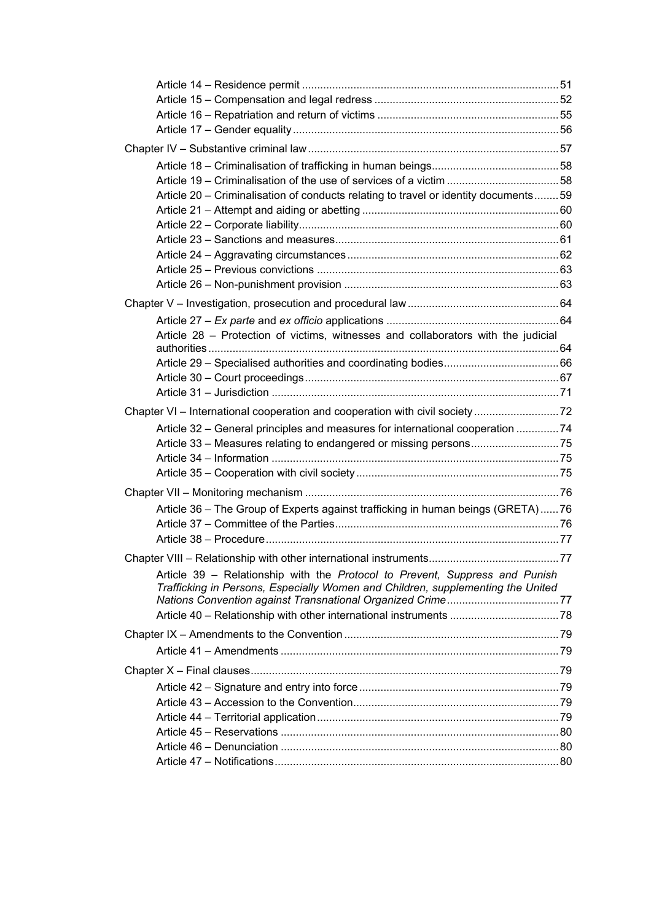Article 14 – Residence permit ........................................................................................51
Article 15 – Compensation and legal redress ................................................................52
Article 16 – Repatriation and return of victims ..............................................................55
Article 17 – Gender equality ...........................................................................................56

Chapter IV – Substantive criminal law ..............................................................................57

Article 18 – Criminalisation of trafficking in human beings.............................................58
Article 19 – Criminalisation of the use of services of a victim .......................................58
Article 20 – Criminalisation of conducts relating to travel or identity documents........59
Article 21 – Attempt and aiding or abetting ...................................................................60
Article 22 – Corporate liability.........................................................................................60
Article 23 – Sanctions and measures.............................................................................61
Article 24 – Aggravating circumstances.........................................................................62
Article 25 – Previous convictions ...................................................................................63
Article 26 – Non-punishment provision ..........................................................................63

Chapter V – Investigation, prosecution and procedural law ............................................64

Article 27 – *Ex parte* and *ex officio* applications ............................................................64
Article 28 – Protection of victims, witnesses and collaborators with the judicial authorities ........................................................................................................................64
Article 29 – Specialised authorities and coordinating bodies.........................................66
Article 30 – Court proceedings.......................................................................................67
Article 31 – Jurisdiction ..................................................................................................71

Chapter VI – International cooperation and cooperation with civil society .......................72

Article 32 – General principles and measures for international cooperation ...............74
Article 33 – Measures relating to endangered or missing persons...............................75
Article 34 – Information ..................................................................................................75
Article 35 – Cooperation with civil society .....................................................................75

Chapter VII – Monitoring mechanism ...............................................................................76

Article 36 – The Group of Experts against trafficking in human beings (GRETA)......76
Article 37 – Committee of the Parties............................................................................76
Article 38 – Procedure....................................................................................................77

Chapter VIII – Relationship with other international instruments.....................................77

Article 39 – Relationship with the *Protocol to Prevent, Suppress and Punish Trafficking in Persons, Especially Women and Children, supplementing the United Nations Convention against Transnational Organized Crime*........................................77
Article 40 – Relationship with other international instruments .....................................78

Chapter IX – Amendments to the Convention ..................................................................79

Article 41 – Amendments ...............................................................................................79

Chapter X – Final clauses.................................................................................................79

Article 42 – Signature and entry into force .....................................................................79
Article 43 – Accession to the Convention.......................................................................79
Article 44 – Territorial application...................................................................................79
Article 45 – Reservations ...............................................................................................80
Article 46 – Denunciation ...............................................................................................80
Article 47 – Notifications.................................................................................................80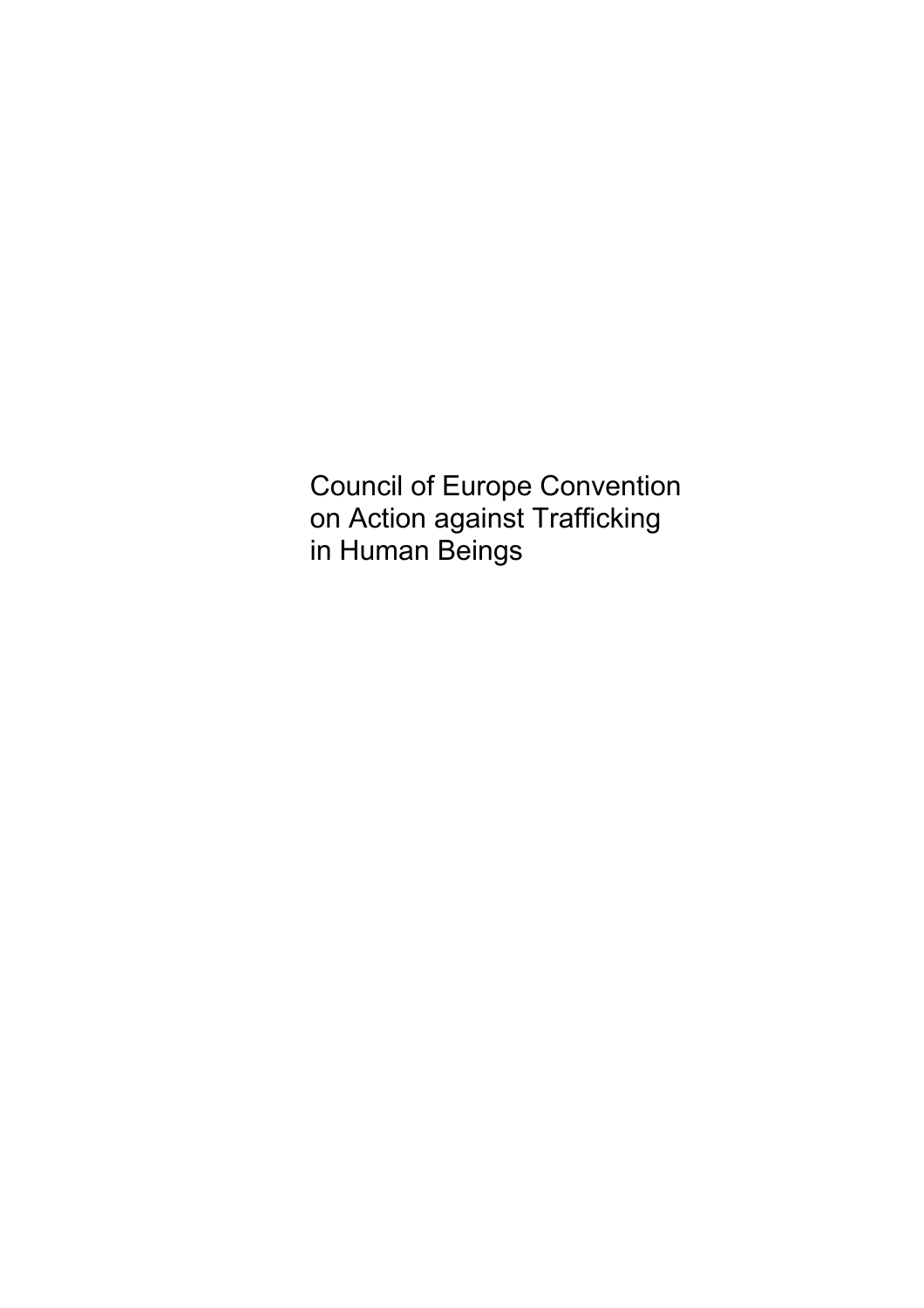# Council of Europe Convention on Action against Trafficking in Human Beings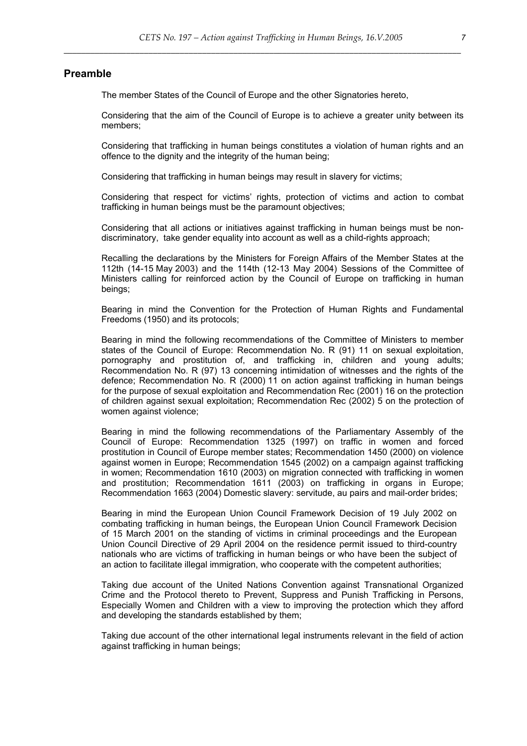## Preamble

The member States of the Council of Europe and the other Signatories hereto,

Considering that the aim of the Council of Europe is to achieve a greater unity between its members;

Considering that trafficking in human beings constitutes a violation of human rights and an offence to the dignity and the integrity of the human being;

Considering that trafficking in human beings may result in slavery for victims;

Considering that respect for victims' rights, protection of victims and action to combat trafficking in human beings must be the paramount objectives;

Considering that all actions or initiatives against trafficking in human beings must be non-discriminatory, take gender equality into account as well as a child-rights approach;

Recalling the declarations by the Ministers for Foreign Affairs of the Member States at the 112th (14-15 May 2003) and the 114th (12-13 May 2004) Sessions of the Committee of Ministers calling for reinforced action by the Council of Europe on trafficking in human beings;

Bearing in mind the Convention for the Protection of Human Rights and Fundamental Freedoms (1950) and its protocols;

Bearing in mind the following recommendations of the Committee of Ministers to member states of the Council of Europe: Recommendation No. R (91) 11 on sexual exploitation, pornography and prostitution of, and trafficking in, children and young adults; Recommendation No. R (97) 13 concerning intimidation of witnesses and the rights of the defence; Recommendation No. R (2000) 11 on action against trafficking in human beings for the purpose of sexual exploitation and Recommendation Rec (2001) 16 on the protection of children against sexual exploitation; Recommendation Rec (2002) 5 on the protection of women against violence;

Bearing in mind the following recommendations of the Parliamentary Assembly of the Council of Europe: Recommendation 1325 (1997) on traffic in women and forced prostitution in Council of Europe member states; Recommendation 1450 (2000) on violence against women in Europe; Recommendation 1545 (2002) on a campaign against trafficking in women; Recommendation 1610 (2003) on migration connected with trafficking in women and prostitution; Recommendation 1611 (2003) on trafficking in organs in Europe; Recommendation 1663 (2004) Domestic slavery: servitude, au pairs and mail-order brides;

Bearing in mind the European Union Council Framework Decision of 19 July 2002 on combating trafficking in human beings, the European Union Council Framework Decision of 15 March 2001 on the standing of victims in criminal proceedings and the European Union Council Directive of 29 April 2004 on the residence permit issued to third-country nationals who are victims of trafficking in human beings or who have been the subject of an action to facilitate illegal immigration, who cooperate with the competent authorities;

Taking due account of the United Nations Convention against Transnational Organized Crime and the Protocol thereto to Prevent, Suppress and Punish Trafficking in Persons, Especially Women and Children with a view to improving the protection which they afford and developing the standards established by them;

Taking due account of the other international legal instruments relevant in the field of action against trafficking in human beings;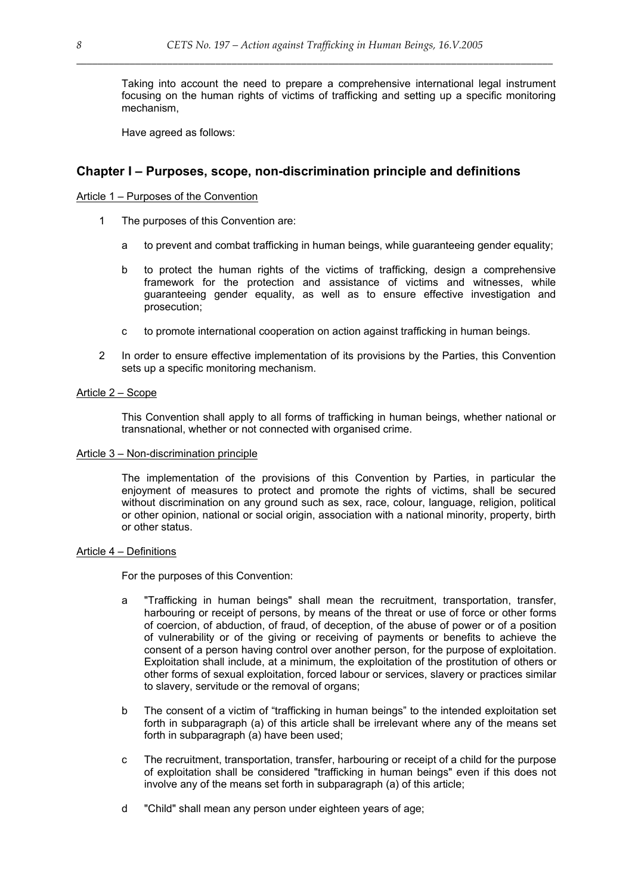Taking into account the need to prepare a comprehensive international legal instrument focusing on the human rights of victims of trafficking and setting up a specific monitoring mechanism,

Have agreed as follows:

## Chapter I – Purposes, scope, non-discrimination principle and definitions

Article 1 – Purposes of the Convention

1 The purposes of this Convention are:

a to prevent and combat trafficking in human beings, while guaranteeing gender equality;

b to protect the human rights of the victims of trafficking, design a comprehensive framework for the protection and assistance of victims and witnesses, while guaranteeing gender equality, as well as to ensure effective investigation and prosecution;

c to promote international cooperation on action against trafficking in human beings.

2 In order to ensure effective implementation of its provisions by the Parties, this Convention sets up a specific monitoring mechanism.

Article 2 – Scope

This Convention shall apply to all forms of trafficking in human beings, whether national or transnational, whether or not connected with organised crime.

Article 3 – Non-discrimination principle

The implementation of the provisions of this Convention by Parties, in particular the enjoyment of measures to protect and promote the rights of victims, shall be secured without discrimination on any ground such as sex, race, colour, language, religion, political or other opinion, national or social origin, association with a national minority, property, birth or other status.

Article 4 – Definitions

For the purposes of this Convention:

a "Trafficking in human beings" shall mean the recruitment, transportation, transfer, harbouring or receipt of persons, by means of the threat or use of force or other forms of coercion, of abduction, of fraud, of deception, of the abuse of power or of a position of vulnerability or of the giving or receiving of payments or benefits to achieve the consent of a person having control over another person, for the purpose of exploitation. Exploitation shall include, at a minimum, the exploitation of the prostitution of others or other forms of sexual exploitation, forced labour or services, slavery or practices similar to slavery, servitude or the removal of organs;

b The consent of a victim of "trafficking in human beings" to the intended exploitation set forth in subparagraph (a) of this article shall be irrelevant where any of the means set forth in subparagraph (a) have been used;

c The recruitment, transportation, transfer, harbouring or receipt of a child for the purpose of exploitation shall be considered "trafficking in human beings" even if this does not involve any of the means set forth in subparagraph (a) of this article;

d "Child" shall mean any person under eighteen years of age;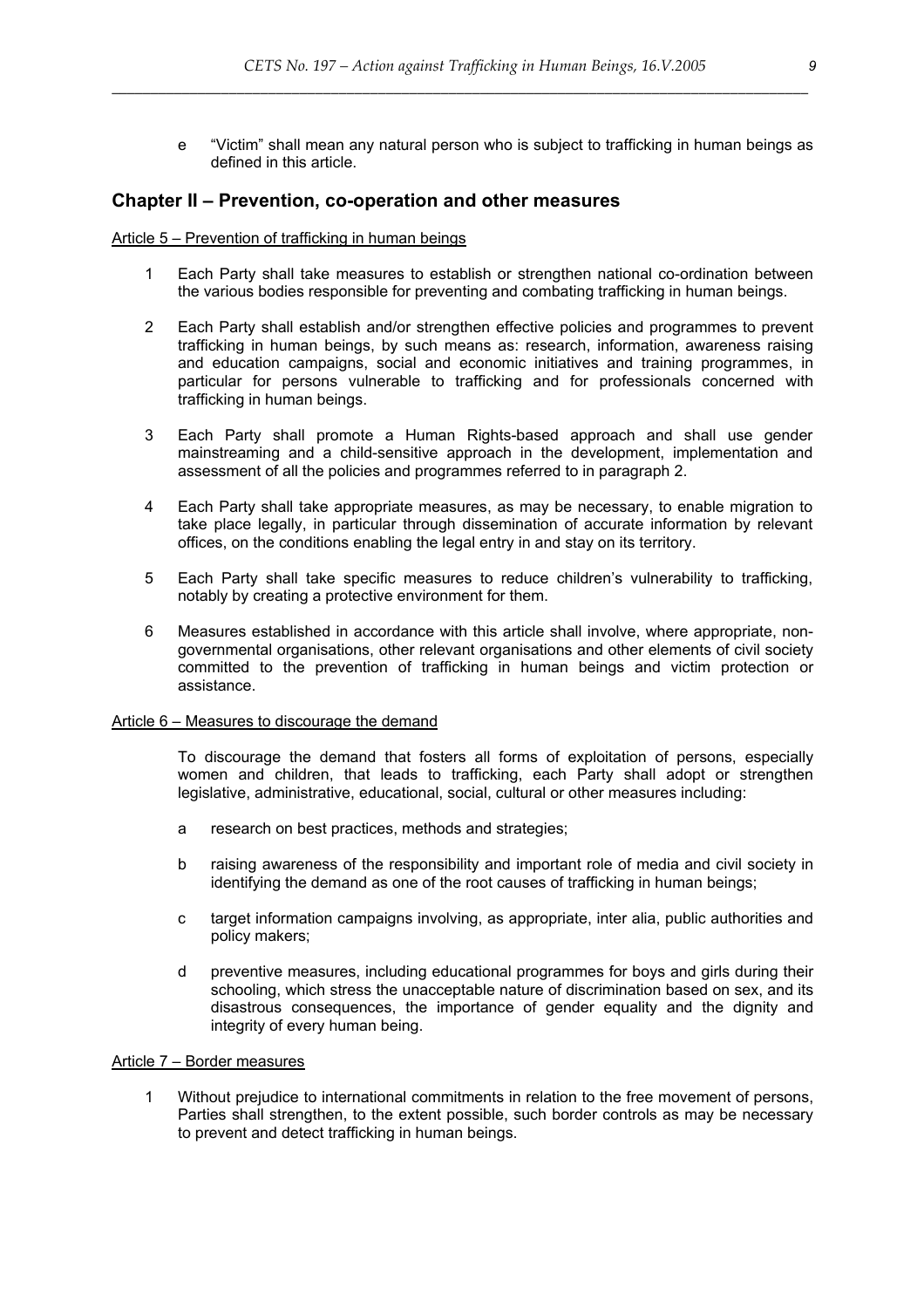e "Victim" shall mean any natural person who is subject to trafficking in human beings as defined in this article.

## Chapter II – Prevention, co-operation and other measures

Article 5 – Prevention of trafficking in human beings

1 Each Party shall take measures to establish or strengthen national co-ordination between the various bodies responsible for preventing and combating trafficking in human beings.

2 Each Party shall establish and/or strengthen effective policies and programmes to prevent trafficking in human beings, by such means as: research, information, awareness raising and education campaigns, social and economic initiatives and training programmes, in particular for persons vulnerable to trafficking and for professionals concerned with trafficking in human beings.

3 Each Party shall promote a Human Rights-based approach and shall use gender mainstreaming and a child-sensitive approach in the development, implementation and assessment of all the policies and programmes referred to in paragraph 2.

4 Each Party shall take appropriate measures, as may be necessary, to enable migration to take place legally, in particular through dissemination of accurate information by relevant offices, on the conditions enabling the legal entry in and stay on its territory.

5 Each Party shall take specific measures to reduce children's vulnerability to trafficking, notably by creating a protective environment for them.

6 Measures established in accordance with this article shall involve, where appropriate, non-governmental organisations, other relevant organisations and other elements of civil society committed to the prevention of trafficking in human beings and victim protection or assistance.

Article 6 – Measures to discourage the demand

To discourage the demand that fosters all forms of exploitation of persons, especially women and children, that leads to trafficking, each Party shall adopt or strengthen legislative, administrative, educational, social, cultural or other measures including:

a research on best practices, methods and strategies;

b raising awareness of the responsibility and important role of media and civil society in identifying the demand as one of the root causes of trafficking in human beings;

c target information campaigns involving, as appropriate, inter alia, public authorities and policy makers;

d preventive measures, including educational programmes for boys and girls during their schooling, which stress the unacceptable nature of discrimination based on sex, and its disastrous consequences, the importance of gender equality and the dignity and integrity of every human being.

Article 7 – Border measures

1 Without prejudice to international commitments in relation to the free movement of persons, Parties shall strengthen, to the extent possible, such border controls as may be necessary to prevent and detect trafficking in human beings.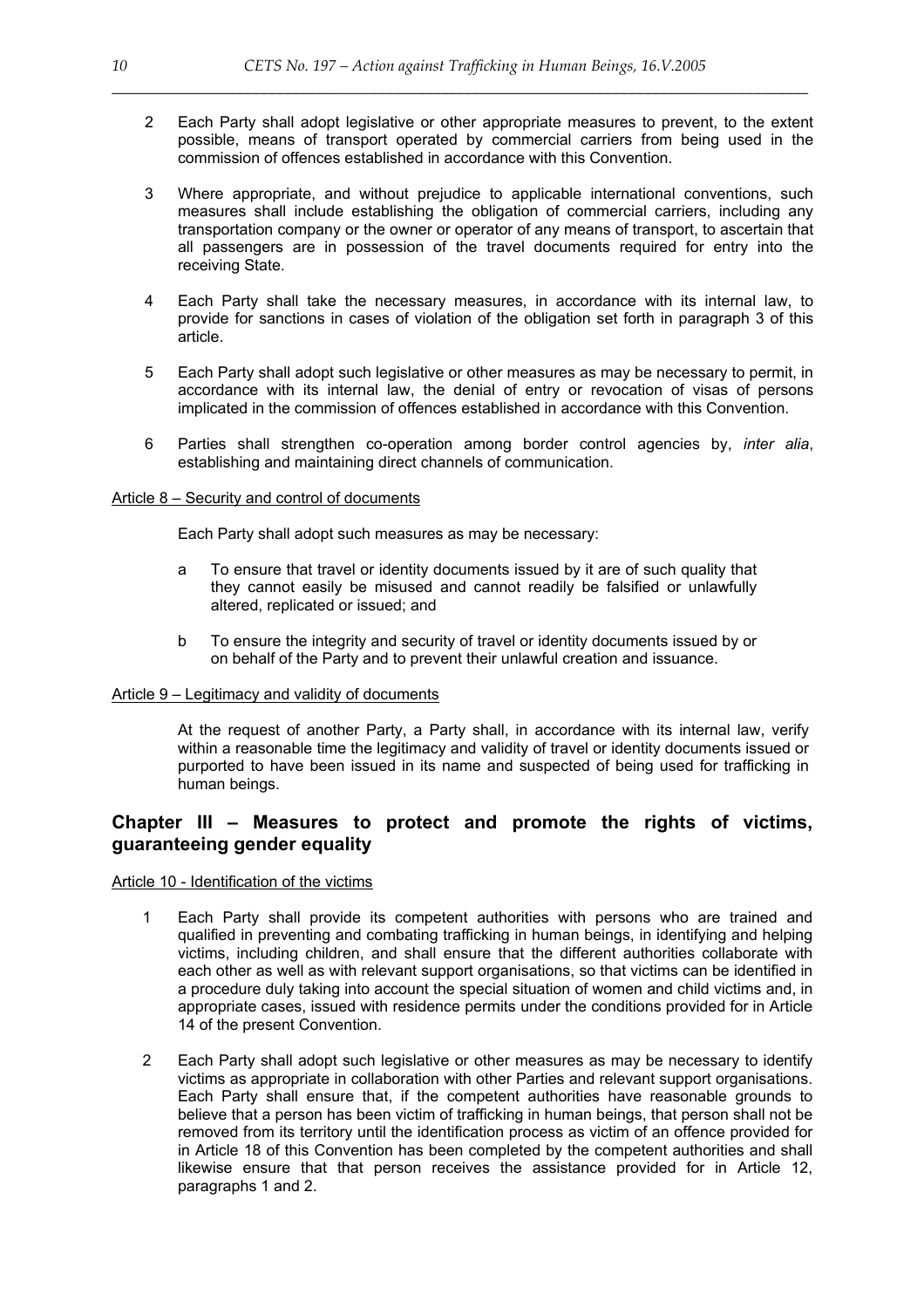2 Each Party shall adopt legislative or other appropriate measures to prevent, to the extent possible, means of transport operated by commercial carriers from being used in the commission of offences established in accordance with this Convention.

3 Where appropriate, and without prejudice to applicable international conventions, such measures shall include establishing the obligation of commercial carriers, including any transportation company or the owner or operator of any means of transport, to ascertain that all passengers are in possession of the travel documents required for entry into the receiving State.

4 Each Party shall take the necessary measures, in accordance with its internal law, to provide for sanctions in cases of violation of the obligation set forth in paragraph 3 of this article.

5 Each Party shall adopt such legislative or other measures as may be necessary to permit, in accordance with its internal law, the denial of entry or revocation of visas of persons implicated in the commission of offences established in accordance with this Convention.

6 Parties shall strengthen co-operation among border control agencies by, *inter alia*, establishing and maintaining direct channels of communication.

Article 8 – Security and control of documents

Each Party shall adopt such measures as may be necessary:

a To ensure that travel or identity documents issued by it are of such quality that they cannot easily be misused and cannot readily be falsified or unlawfully altered, replicated or issued; and

b To ensure the integrity and security of travel or identity documents issued by or on behalf of the Party and to prevent their unlawful creation and issuance.

Article 9 – Legitimacy and validity of documents

At the request of another Party, a Party shall, in accordance with its internal law, verify within a reasonable time the legitimacy and validity of travel or identity documents issued or purported to have been issued in its name and suspected of being used for trafficking in human beings.

## Chapter III – Measures to protect and promote the rights of victims, guaranteeing gender equality

Article 10 - Identification of the victims

1 Each Party shall provide its competent authorities with persons who are trained and qualified in preventing and combating trafficking in human beings, in identifying and helping victims, including children, and shall ensure that the different authorities collaborate with each other as well as with relevant support organisations, so that victims can be identified in a procedure duly taking into account the special situation of women and child victims and, in appropriate cases, issued with residence permits under the conditions provided for in Article 14 of the present Convention.

2 Each Party shall adopt such legislative or other measures as may be necessary to identify victims as appropriate in collaboration with other Parties and relevant support organisations. Each Party shall ensure that, if the competent authorities have reasonable grounds to believe that a person has been victim of trafficking in human beings, that person shall not be removed from its territory until the identification process as victim of an offence provided for in Article 18 of this Convention has been completed by the competent authorities and shall likewise ensure that that person receives the assistance provided for in Article 12, paragraphs 1 and 2.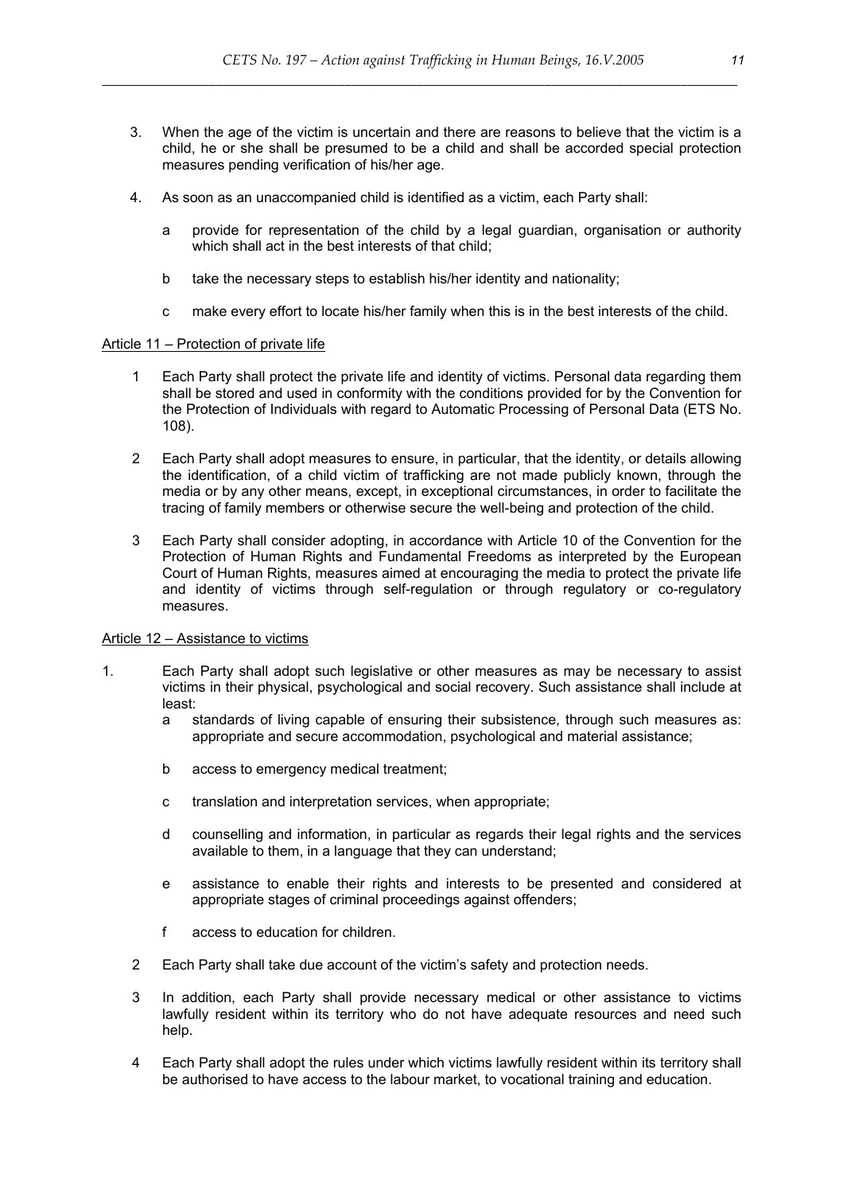3. When the age of the victim is uncertain and there are reasons to believe that the victim is a child, he or she shall be presumed to be a child and shall be accorded special protection measures pending verification of his/her age.

4. As soon as an unaccompanied child is identified as a victim, each Party shall:

   a provide for representation of the child by a legal guardian, organisation or authority which shall act in the best interests of that child;

   b take the necessary steps to establish his/her identity and nationality;

   c make every effort to locate his/her family when this is in the best interests of the child.

Article 11 – Protection of private life

1 Each Party shall protect the private life and identity of victims. Personal data regarding them shall be stored and used in conformity with the conditions provided for by the Convention for the Protection of Individuals with regard to Automatic Processing of Personal Data (ETS No. 108).

2 Each Party shall adopt measures to ensure, in particular, that the identity, or details allowing the identification, of a child victim of trafficking are not made publicly known, through the media or by any other means, except, in exceptional circumstances, in order to facilitate the tracing of family members or otherwise secure the well-being and protection of the child.

3 Each Party shall consider adopting, in accordance with Article 10 of the Convention for the Protection of Human Rights and Fundamental Freedoms as interpreted by the European Court of Human Rights, measures aimed at encouraging the media to protect the private life and identity of victims through self-regulation or through regulatory or co-regulatory measures.

Article 12 – Assistance to victims

1. Each Party shall adopt such legislative or other measures as may be necessary to assist victims in their physical, psychological and social recovery. Such assistance shall include at least:

   a standards of living capable of ensuring their subsistence, through such measures as: appropriate and secure accommodation, psychological and material assistance;

   b access to emergency medical treatment;

   c translation and interpretation services, when appropriate;

   d counselling and information, in particular as regards their legal rights and the services available to them, in a language that they can understand;

   e assistance to enable their rights and interests to be presented and considered at appropriate stages of criminal proceedings against offenders;

   f access to education for children.

2 Each Party shall take due account of the victim's safety and protection needs.

3 In addition, each Party shall provide necessary medical or other assistance to victims lawfully resident within its territory who do not have adequate resources and need such help.

4 Each Party shall adopt the rules under which victims lawfully resident within its territory shall be authorised to have access to the labour market, to vocational training and education.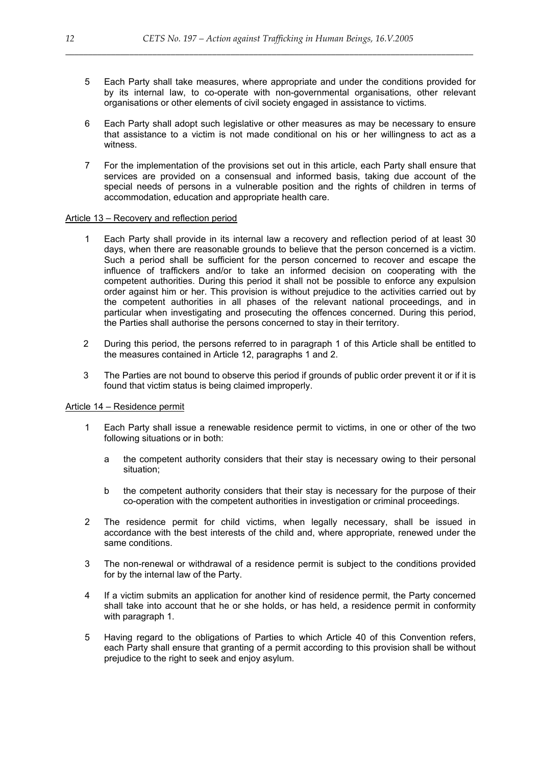5 Each Party shall take measures, where appropriate and under the conditions provided for by its internal law, to co-operate with non-governmental organisations, other relevant organisations or other elements of civil society engaged in assistance to victims.

6 Each Party shall adopt such legislative or other measures as may be necessary to ensure that assistance to a victim is not made conditional on his or her willingness to act as a witness.

7 For the implementation of the provisions set out in this article, each Party shall ensure that services are provided on a consensual and informed basis, taking due account of the special needs of persons in a vulnerable position and the rights of children in terms of accommodation, education and appropriate health care.

Article 13 – Recovery and reflection period

1 Each Party shall provide in its internal law a recovery and reflection period of at least 30 days, when there are reasonable grounds to believe that the person concerned is a victim. Such a period shall be sufficient for the person concerned to recover and escape the influence of traffickers and/or to take an informed decision on cooperating with the competent authorities. During this period it shall not be possible to enforce any expulsion order against him or her. This provision is without prejudice to the activities carried out by the competent authorities in all phases of the relevant national proceedings, and in particular when investigating and prosecuting the offences concerned. During this period, the Parties shall authorise the persons concerned to stay in their territory.

2 During this period, the persons referred to in paragraph 1 of this Article shall be entitled to the measures contained in Article 12, paragraphs 1 and 2.

3 The Parties are not bound to observe this period if grounds of public order prevent it or if it is found that victim status is being claimed improperly.

Article 14 – Residence permit

1 Each Party shall issue a renewable residence permit to victims, in one or other of the two following situations or in both:

a the competent authority considers that their stay is necessary owing to their personal situation;

b the competent authority considers that their stay is necessary for the purpose of their co-operation with the competent authorities in investigation or criminal proceedings.

2 The residence permit for child victims, when legally necessary, shall be issued in accordance with the best interests of the child and, where appropriate, renewed under the same conditions.

3 The non-renewal or withdrawal of a residence permit is subject to the conditions provided for by the internal law of the Party.

4 If a victim submits an application for another kind of residence permit, the Party concerned shall take into account that he or she holds, or has held, a residence permit in conformity with paragraph 1.

5 Having regard to the obligations of Parties to which Article 40 of this Convention refers, each Party shall ensure that granting of a permit according to this provision shall be without prejudice to the right to seek and enjoy asylum.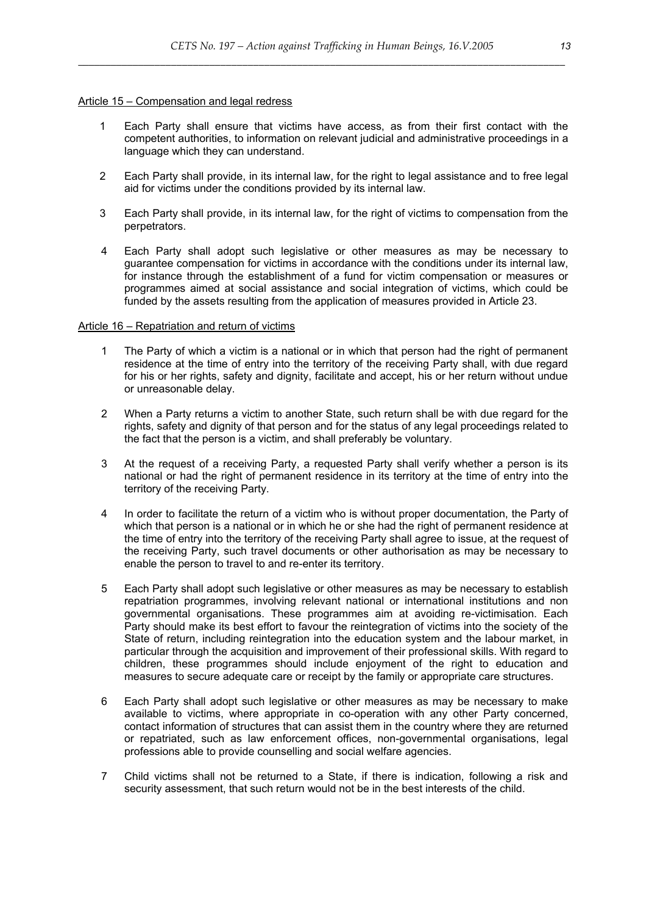Article 15 – Compensation and legal redress

1 Each Party shall ensure that victims have access, as from their first contact with the competent authorities, to information on relevant judicial and administrative proceedings in a language which they can understand.

2 Each Party shall provide, in its internal law, for the right to legal assistance and to free legal aid for victims under the conditions provided by its internal law.

3 Each Party shall provide, in its internal law, for the right of victims to compensation from the perpetrators.

4 Each Party shall adopt such legislative or other measures as may be necessary to guarantee compensation for victims in accordance with the conditions under its internal law, for instance through the establishment of a fund for victim compensation or measures or programmes aimed at social assistance and social integration of victims, which could be funded by the assets resulting from the application of measures provided in Article 23.

Article 16 – Repatriation and return of victims

1 The Party of which a victim is a national or in which that person had the right of permanent residence at the time of entry into the territory of the receiving Party shall, with due regard for his or her rights, safety and dignity, facilitate and accept, his or her return without undue or unreasonable delay.

2 When a Party returns a victim to another State, such return shall be with due regard for the rights, safety and dignity of that person and for the status of any legal proceedings related to the fact that the person is a victim, and shall preferably be voluntary.

3 At the request of a receiving Party, a requested Party shall verify whether a person is its national or had the right of permanent residence in its territory at the time of entry into the territory of the receiving Party.

4 In order to facilitate the return of a victim who is without proper documentation, the Party of which that person is a national or in which he or she had the right of permanent residence at the time of entry into the territory of the receiving Party shall agree to issue, at the request of the receiving Party, such travel documents or other authorisation as may be necessary to enable the person to travel to and re-enter its territory.

5 Each Party shall adopt such legislative or other measures as may be necessary to establish repatriation programmes, involving relevant national or international institutions and non governmental organisations. These programmes aim at avoiding re-victimisation. Each Party should make its best effort to favour the reintegration of victims into the society of the State of return, including reintegration into the education system and the labour market, in particular through the acquisition and improvement of their professional skills. With regard to children, these programmes should include enjoyment of the right to education and measures to secure adequate care or receipt by the family or appropriate care structures.

6 Each Party shall adopt such legislative or other measures as may be necessary to make available to victims, where appropriate in co-operation with any other Party concerned, contact information of structures that can assist them in the country where they are returned or repatriated, such as law enforcement offices, non-governmental organisations, legal professions able to provide counselling and social welfare agencies.

7 Child victims shall not be returned to a State, if there is indication, following a risk and security assessment, that such return would not be in the best interests of the child.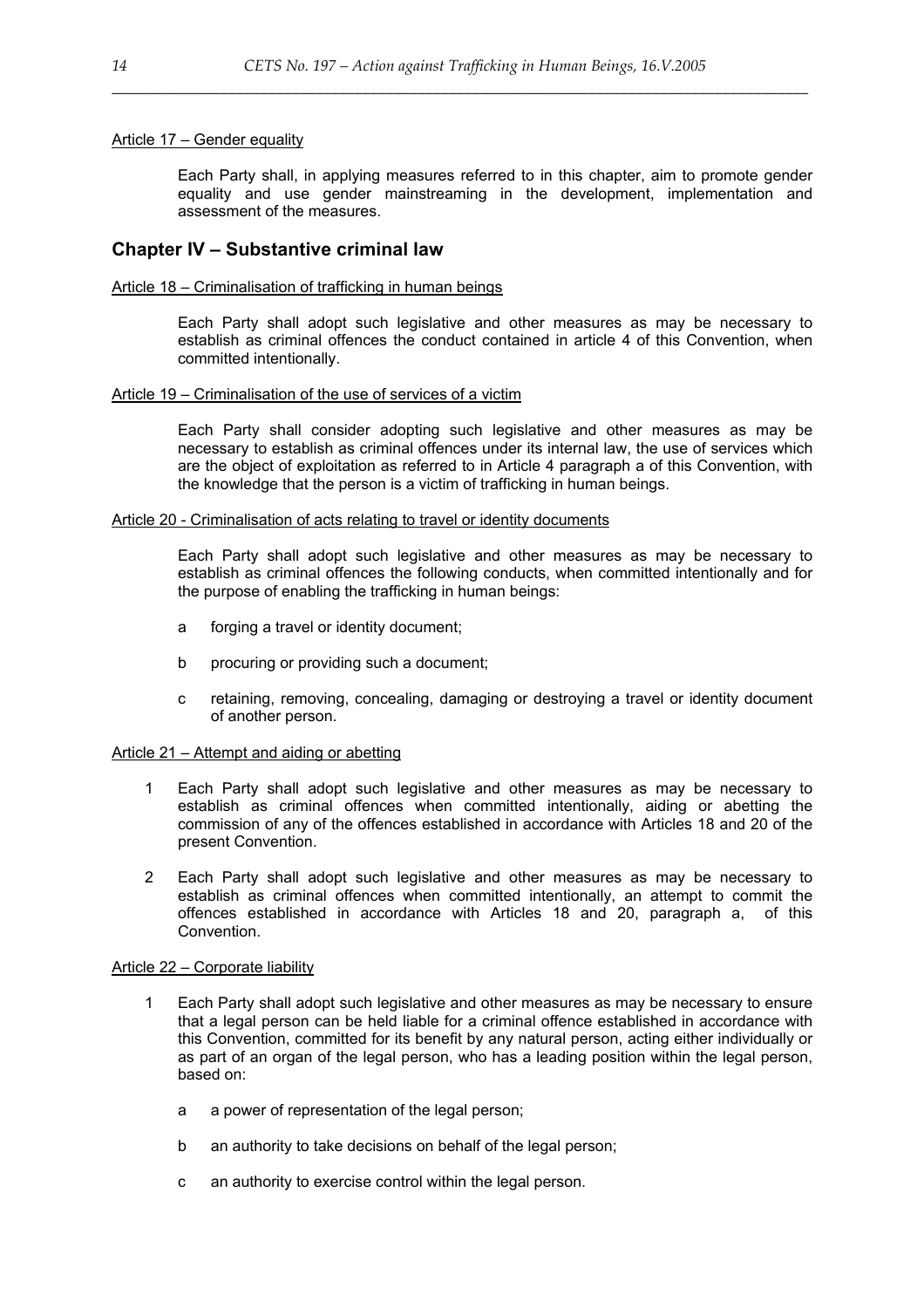Article 17 – Gender equality

Each Party shall, in applying measures referred to in this chapter, aim to promote gender equality and use gender mainstreaming in the development, implementation and assessment of the measures.

## Chapter IV – Substantive criminal law

Article 18 – Criminalisation of trafficking in human beings

Each Party shall adopt such legislative and other measures as may be necessary to establish as criminal offences the conduct contained in article 4 of this Convention, when committed intentionally.

Article 19 – Criminalisation of the use of services of a victim

Each Party shall consider adopting such legislative and other measures as may be necessary to establish as criminal offences under its internal law, the use of services which are the object of exploitation as referred to in Article 4 paragraph a of this Convention, with the knowledge that the person is a victim of trafficking in human beings.

Article 20 - Criminalisation of acts relating to travel or identity documents

Each Party shall adopt such legislative and other measures as may be necessary to establish as criminal offences the following conducts, when committed intentionally and for the purpose of enabling the trafficking in human beings:

a forging a travel or identity document;

b procuring or providing such a document;

c retaining, removing, concealing, damaging or destroying a travel or identity document of another person.

Article 21 – Attempt and aiding or abetting

1 Each Party shall adopt such legislative and other measures as may be necessary to establish as criminal offences when committed intentionally, aiding or abetting the commission of any of the offences established in accordance with Articles 18 and 20 of the present Convention.

2 Each Party shall adopt such legislative and other measures as may be necessary to establish as criminal offences when committed intentionally, an attempt to commit the offences established in accordance with Articles 18 and 20, paragraph a, of this Convention.

Article 22 – Corporate liability

1 Each Party shall adopt such legislative and other measures as may be necessary to ensure that a legal person can be held liable for a criminal offence established in accordance with this Convention, committed for its benefit by any natural person, acting either individually or as part of an organ of the legal person, who has a leading position within the legal person, based on:

a a power of representation of the legal person;

b an authority to take decisions on behalf of the legal person;

c an authority to exercise control within the legal person.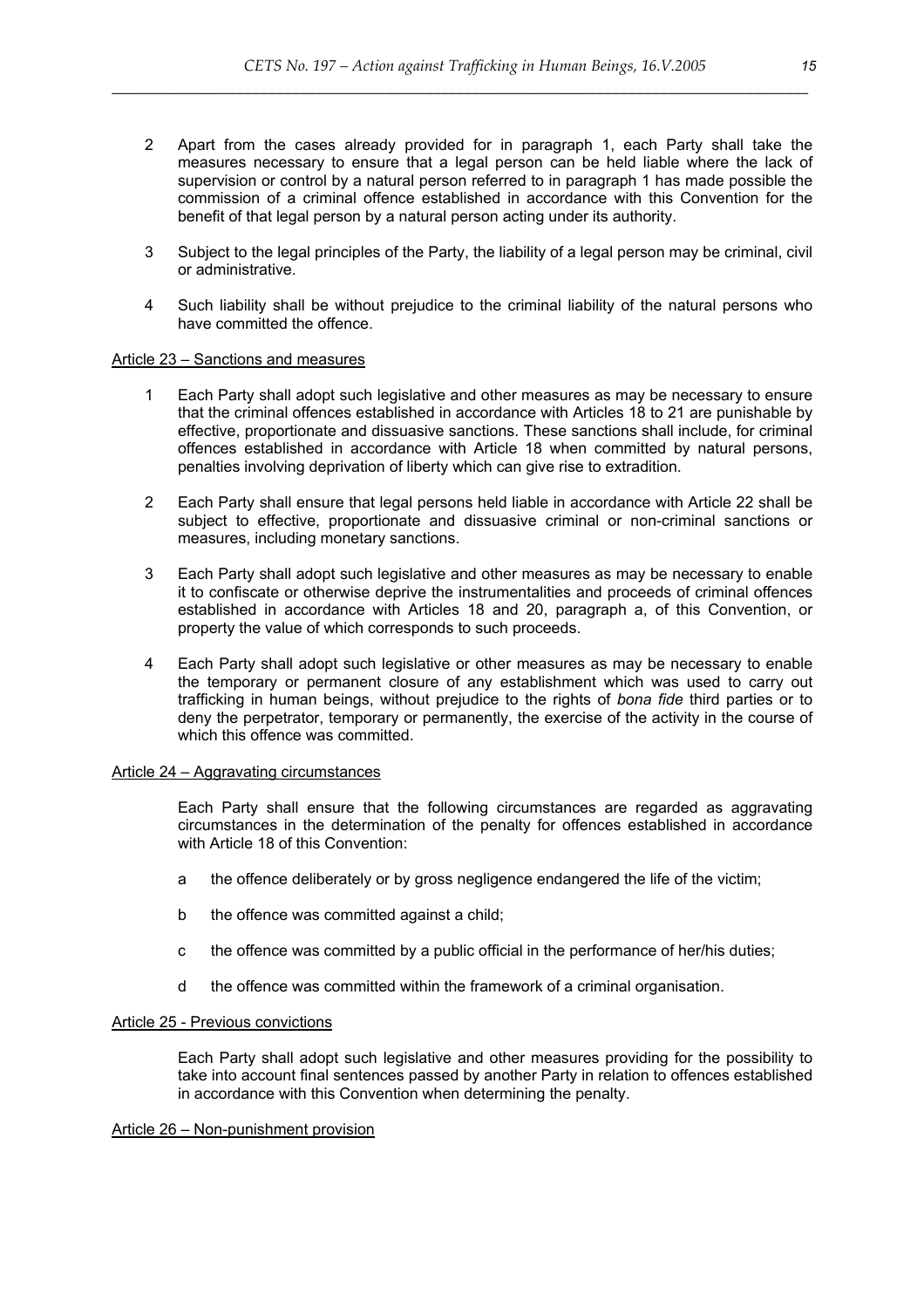2 Apart from the cases already provided for in paragraph 1, each Party shall take the measures necessary to ensure that a legal person can be held liable where the lack of supervision or control by a natural person referred to in paragraph 1 has made possible the commission of a criminal offence established in accordance with this Convention for the benefit of that legal person by a natural person acting under its authority.

3 Subject to the legal principles of the Party, the liability of a legal person may be criminal, civil or administrative.

4 Such liability shall be without prejudice to the criminal liability of the natural persons who have committed the offence.

Article 23 – Sanctions and measures

1 Each Party shall adopt such legislative and other measures as may be necessary to ensure that the criminal offences established in accordance with Articles 18 to 21 are punishable by effective, proportionate and dissuasive sanctions. These sanctions shall include, for criminal offences established in accordance with Article 18 when committed by natural persons, penalties involving deprivation of liberty which can give rise to extradition.

2 Each Party shall ensure that legal persons held liable in accordance with Article 22 shall be subject to effective, proportionate and dissuasive criminal or non-criminal sanctions or measures, including monetary sanctions.

3 Each Party shall adopt such legislative and other measures as may be necessary to enable it to confiscate or otherwise deprive the instrumentalities and proceeds of criminal offences established in accordance with Articles 18 and 20, paragraph a, of this Convention, or property the value of which corresponds to such proceeds.

4 Each Party shall adopt such legislative or other measures as may be necessary to enable the temporary or permanent closure of any establishment which was used to carry out trafficking in human beings, without prejudice to the rights of *bona fide* third parties or to deny the perpetrator, temporary or permanently, the exercise of the activity in the course of which this offence was committed.

Article 24 – Aggravating circumstances

Each Party shall ensure that the following circumstances are regarded as aggravating circumstances in the determination of the penalty for offences established in accordance with Article 18 of this Convention:

a the offence deliberately or by gross negligence endangered the life of the victim;

b the offence was committed against a child;

c the offence was committed by a public official in the performance of her/his duties;

d the offence was committed within the framework of a criminal organisation.

Article 25 - Previous convictions

Each Party shall adopt such legislative and other measures providing for the possibility to take into account final sentences passed by another Party in relation to offences established in accordance with this Convention when determining the penalty.

Article 26 – Non-punishment provision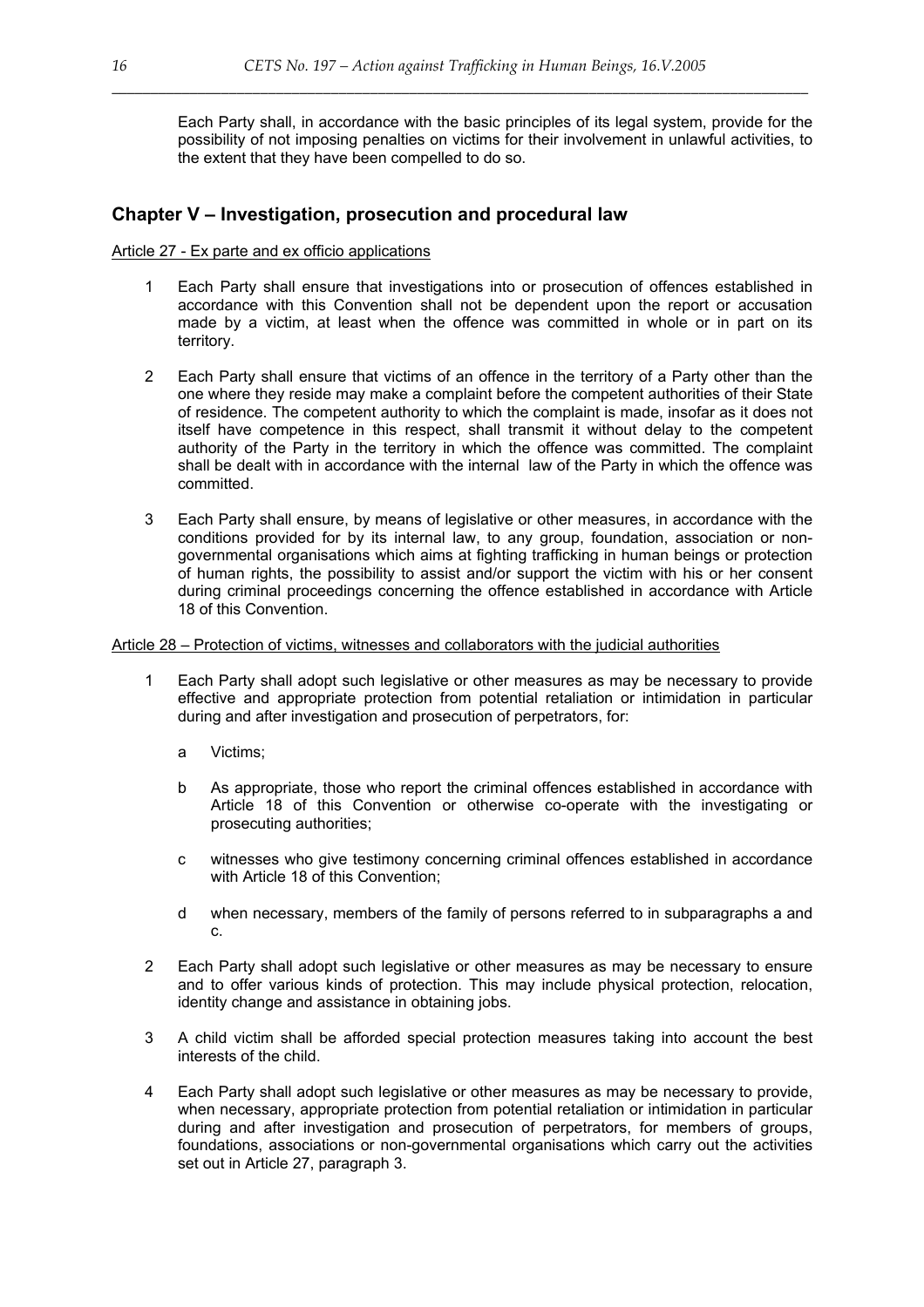Each Party shall, in accordance with the basic principles of its legal system, provide for the possibility of not imposing penalties on victims for their involvement in unlawful activities, to the extent that they have been compelled to do so.

## Chapter V – Investigation, prosecution and procedural law

Article 27 - Ex parte and ex officio applications

1 Each Party shall ensure that investigations into or prosecution of offences established in accordance with this Convention shall not be dependent upon the report or accusation made by a victim, at least when the offence was committed in whole or in part on its territory.

2 Each Party shall ensure that victims of an offence in the territory of a Party other than the one where they reside may make a complaint before the competent authorities of their State of residence. The competent authority to which the complaint is made, insofar as it does not itself have competence in this respect, shall transmit it without delay to the competent authority of the Party in the territory in which the offence was committed. The complaint shall be dealt with in accordance with the internal law of the Party in which the offence was committed.

3 Each Party shall ensure, by means of legislative or other measures, in accordance with the conditions provided for by its internal law, to any group, foundation, association or non-governmental organisations which aims at fighting trafficking in human beings or protection of human rights, the possibility to assist and/or support the victim with his or her consent during criminal proceedings concerning the offence established in accordance with Article 18 of this Convention.

Article 28 – Protection of victims, witnesses and collaborators with the judicial authorities

1 Each Party shall adopt such legislative or other measures as may be necessary to provide effective and appropriate protection from potential retaliation or intimidation in particular during and after investigation and prosecution of perpetrators, for:

   a Victims;

   b As appropriate, those who report the criminal offences established in accordance with Article 18 of this Convention or otherwise co-operate with the investigating or prosecuting authorities;

   c witnesses who give testimony concerning criminal offences established in accordance with Article 18 of this Convention;

   d when necessary, members of the family of persons referred to in subparagraphs a and c.

2 Each Party shall adopt such legislative or other measures as may be necessary to ensure and to offer various kinds of protection. This may include physical protection, relocation, identity change and assistance in obtaining jobs.

3 A child victim shall be afforded special protection measures taking into account the best interests of the child.

4 Each Party shall adopt such legislative or other measures as may be necessary to provide, when necessary, appropriate protection from potential retaliation or intimidation in particular during and after investigation and prosecution of perpetrators, for members of groups, foundations, associations or non-governmental organisations which carry out the activities set out in Article 27, paragraph 3.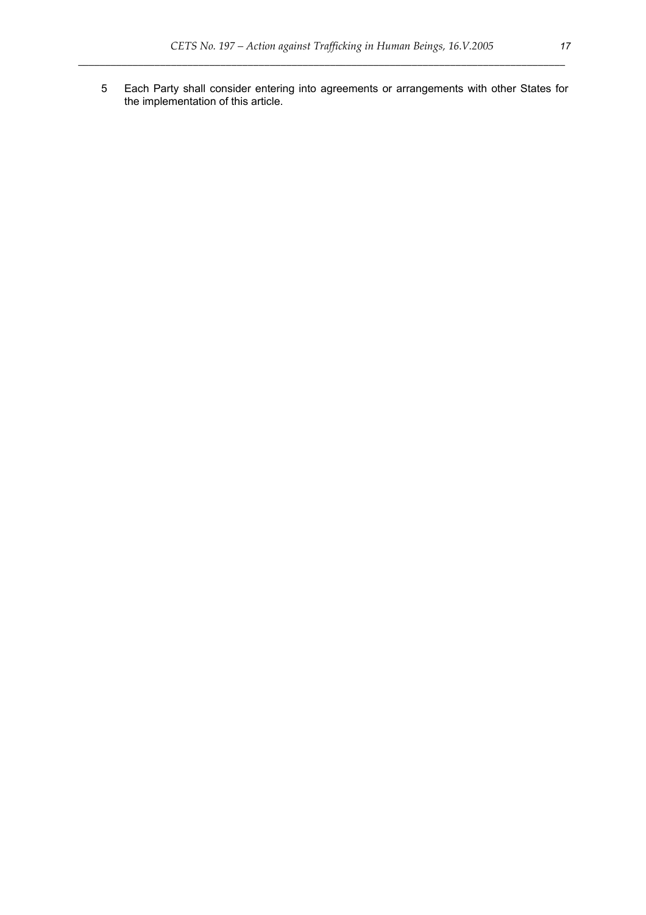5 Each Party shall consider entering into agreements or arrangements with other States for the implementation of this article.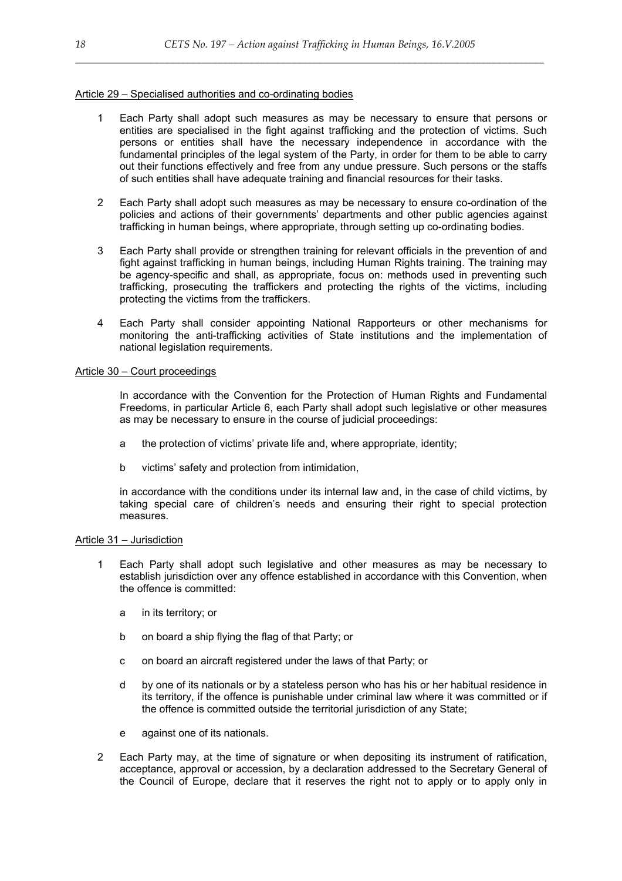Article 29 – Specialised authorities and co-ordinating bodies

1 Each Party shall adopt such measures as may be necessary to ensure that persons or entities are specialised in the fight against trafficking and the protection of victims. Such persons or entities shall have the necessary independence in accordance with the fundamental principles of the legal system of the Party, in order for them to be able to carry out their functions effectively and free from any undue pressure. Such persons or the staffs of such entities shall have adequate training and financial resources for their tasks.

2 Each Party shall adopt such measures as may be necessary to ensure co-ordination of the policies and actions of their governments' departments and other public agencies against trafficking in human beings, where appropriate, through setting up co-ordinating bodies.

3 Each Party shall provide or strengthen training for relevant officials in the prevention of and fight against trafficking in human beings, including Human Rights training. The training may be agency-specific and shall, as appropriate, focus on: methods used in preventing such trafficking, prosecuting the traffickers and protecting the rights of the victims, including protecting the victims from the traffickers.

4 Each Party shall consider appointing National Rapporteurs or other mechanisms for monitoring the anti-trafficking activities of State institutions and the implementation of national legislation requirements.

Article 30 – Court proceedings

In accordance with the Convention for the Protection of Human Rights and Fundamental Freedoms, in particular Article 6, each Party shall adopt such legislative or other measures as may be necessary to ensure in the course of judicial proceedings:

a the protection of victims' private life and, where appropriate, identity;

b victims' safety and protection from intimidation,

in accordance with the conditions under its internal law and, in the case of child victims, by taking special care of children's needs and ensuring their right to special protection measures.

Article 31 – Jurisdiction

1 Each Party shall adopt such legislative and other measures as may be necessary to establish jurisdiction over any offence established in accordance with this Convention, when the offence is committed:

a in its territory; or

b on board a ship flying the flag of that Party; or

c on board an aircraft registered under the laws of that Party; or

d by one of its nationals or by a stateless person who has his or her habitual residence in its territory, if the offence is punishable under criminal law where it was committed or if the offence is committed outside the territorial jurisdiction of any State;

e against one of its nationals.

2 Each Party may, at the time of signature or when depositing its instrument of ratification, acceptance, approval or accession, by a declaration addressed to the Secretary General of the Council of Europe, declare that it reserves the right not to apply or to apply only in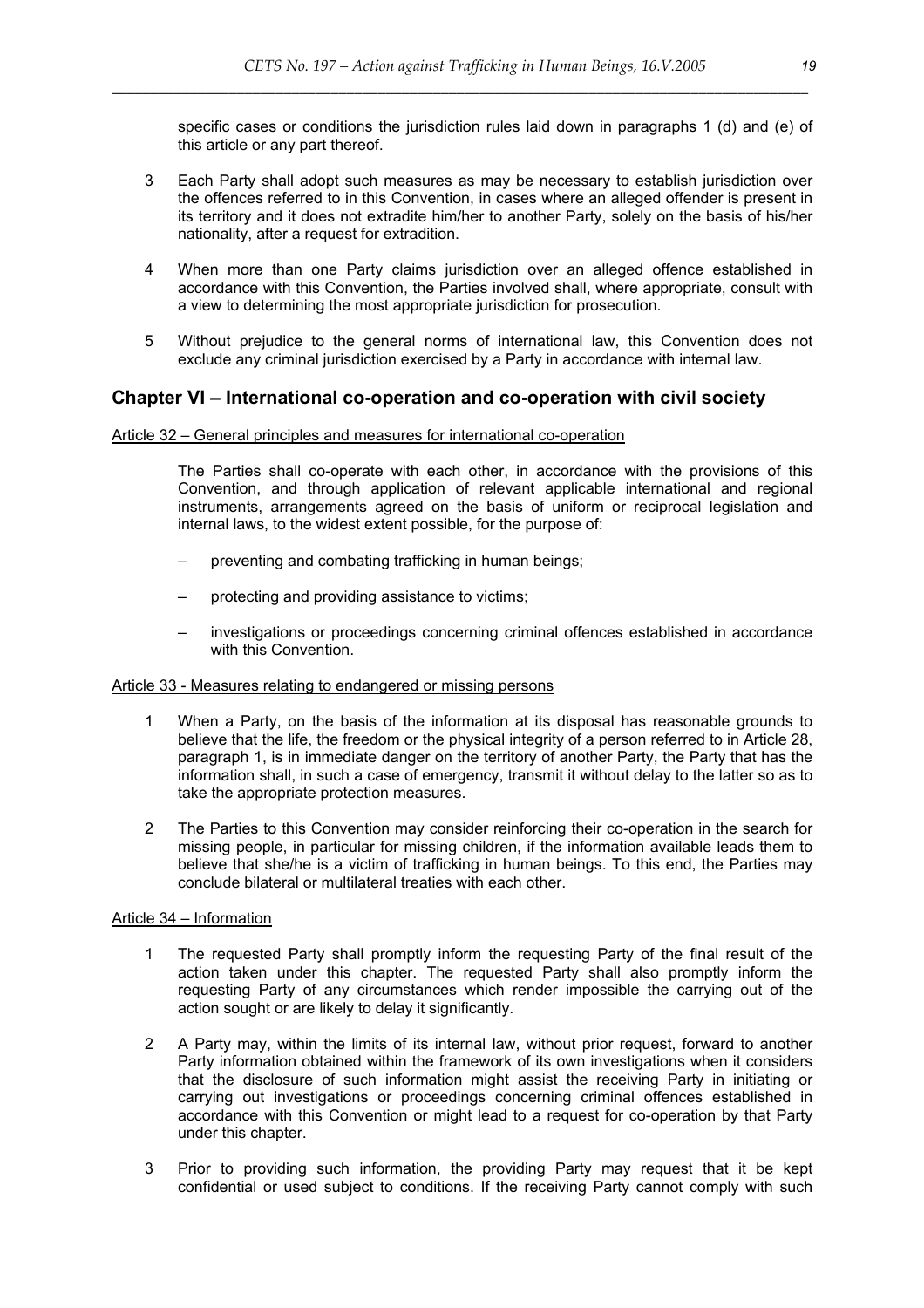specific cases or conditions the jurisdiction rules laid down in paragraphs 1 (d) and (e) of this article or any part thereof.

3 Each Party shall adopt such measures as may be necessary to establish jurisdiction over the offences referred to in this Convention, in cases where an alleged offender is present in its territory and it does not extradite him/her to another Party, solely on the basis of his/her nationality, after a request for extradition.

4 When more than one Party claims jurisdiction over an alleged offence established in accordance with this Convention, the Parties involved shall, where appropriate, consult with a view to determining the most appropriate jurisdiction for prosecution.

5 Without prejudice to the general norms of international law, this Convention does not exclude any criminal jurisdiction exercised by a Party in accordance with internal law.

## Chapter VI – International co-operation and co-operation with civil society

Article 32 – General principles and measures for international co-operation

The Parties shall co-operate with each other, in accordance with the provisions of this Convention, and through application of relevant applicable international and regional instruments, arrangements agreed on the basis of uniform or reciprocal legislation and internal laws, to the widest extent possible, for the purpose of:

- preventing and combating trafficking in human beings;
- protecting and providing assistance to victims;
- investigations or proceedings concerning criminal offences established in accordance with this Convention.

Article 33 - Measures relating to endangered or missing persons

1 When a Party, on the basis of the information at its disposal has reasonable grounds to believe that the life, the freedom or the physical integrity of a person referred to in Article 28, paragraph 1, is in immediate danger on the territory of another Party, the Party that has the information shall, in such a case of emergency, transmit it without delay to the latter so as to take the appropriate protection measures.

2 The Parties to this Convention may consider reinforcing their co-operation in the search for missing people, in particular for missing children, if the information available leads them to believe that she/he is a victim of trafficking in human beings. To this end, the Parties may conclude bilateral or multilateral treaties with each other.

Article 34 – Information

1 The requested Party shall promptly inform the requesting Party of the final result of the action taken under this chapter. The requested Party shall also promptly inform the requesting Party of any circumstances which render impossible the carrying out of the action sought or are likely to delay it significantly.

2 A Party may, within the limits of its internal law, without prior request, forward to another Party information obtained within the framework of its own investigations when it considers that the disclosure of such information might assist the receiving Party in initiating or carrying out investigations or proceedings concerning criminal offences established in accordance with this Convention or might lead to a request for co-operation by that Party under this chapter.

3 Prior to providing such information, the providing Party may request that it be kept confidential or used subject to conditions. If the receiving Party cannot comply with such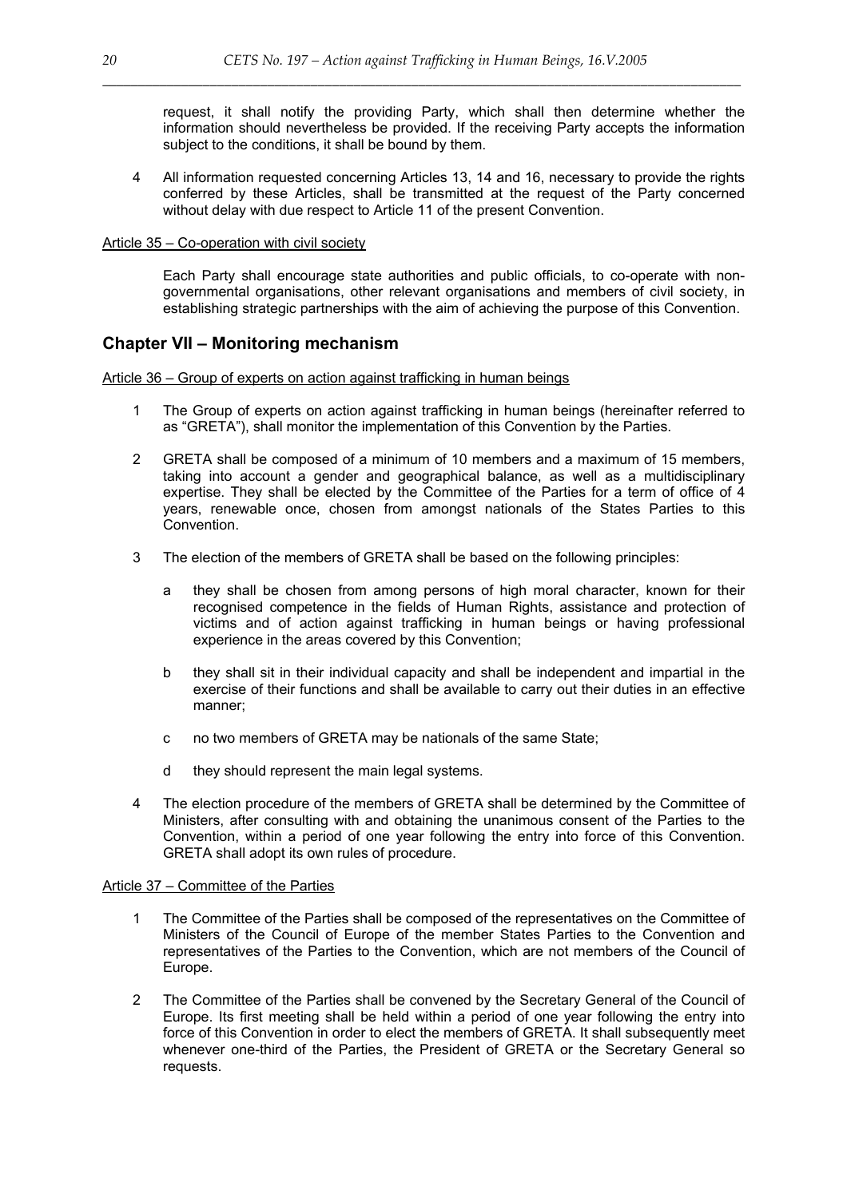request, it shall notify the providing Party, which shall then determine whether the information should nevertheless be provided. If the receiving Party accepts the information subject to the conditions, it shall be bound by them.

4 All information requested concerning Articles 13, 14 and 16, necessary to provide the rights conferred by these Articles, shall be transmitted at the request of the Party concerned without delay with due respect to Article 11 of the present Convention.

Article 35 – Co-operation with civil society

Each Party shall encourage state authorities and public officials, to co-operate with non-governmental organisations, other relevant organisations and members of civil society, in establishing strategic partnerships with the aim of achieving the purpose of this Convention.

## Chapter VII – Monitoring mechanism

Article 36 – Group of experts on action against trafficking in human beings

1 The Group of experts on action against trafficking in human beings (hereinafter referred to as "GRETA"), shall monitor the implementation of this Convention by the Parties.

2 GRETA shall be composed of a minimum of 10 members and a maximum of 15 members, taking into account a gender and geographical balance, as well as a multidisciplinary expertise. They shall be elected by the Committee of the Parties for a term of office of 4 years, renewable once, chosen from amongst nationals of the States Parties to this Convention.

3 The election of the members of GRETA shall be based on the following principles:

a they shall be chosen from among persons of high moral character, known for their recognised competence in the fields of Human Rights, assistance and protection of victims and of action against trafficking in human beings or having professional experience in the areas covered by this Convention;

b they shall sit in their individual capacity and shall be independent and impartial in the exercise of their functions and shall be available to carry out their duties in an effective manner;

c no two members of GRETA may be nationals of the same State;

d they should represent the main legal systems.

4 The election procedure of the members of GRETA shall be determined by the Committee of Ministers, after consulting with and obtaining the unanimous consent of the Parties to the Convention, within a period of one year following the entry into force of this Convention. GRETA shall adopt its own rules of procedure.

Article 37 – Committee of the Parties

1 The Committee of the Parties shall be composed of the representatives on the Committee of Ministers of the Council of Europe of the member States Parties to the Convention and representatives of the Parties to the Convention, which are not members of the Council of Europe.

2 The Committee of the Parties shall be convened by the Secretary General of the Council of Europe. Its first meeting shall be held within a period of one year following the entry into force of this Convention in order to elect the members of GRETA. It shall subsequently meet whenever one-third of the Parties, the President of GRETA or the Secretary General so requests.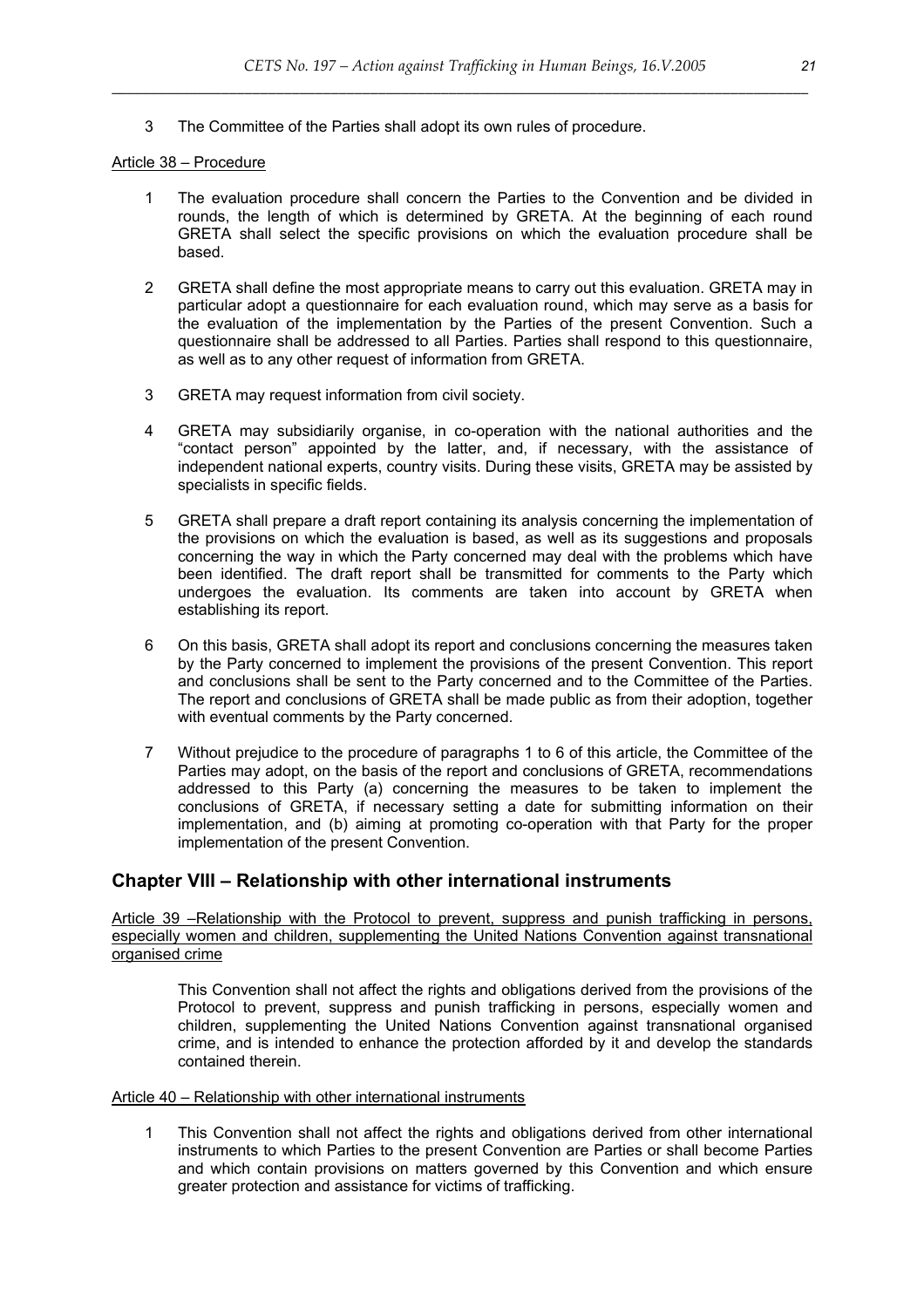3 The Committee of the Parties shall adopt its own rules of procedure.

Article 38 – Procedure

1 The evaluation procedure shall concern the Parties to the Convention and be divided in rounds, the length of which is determined by GRETA. At the beginning of each round GRETA shall select the specific provisions on which the evaluation procedure shall be based.

2 GRETA shall define the most appropriate means to carry out this evaluation. GRETA may in particular adopt a questionnaire for each evaluation round, which may serve as a basis for the evaluation of the implementation by the Parties of the present Convention. Such a questionnaire shall be addressed to all Parties. Parties shall respond to this questionnaire, as well as to any other request of information from GRETA.

3 GRETA may request information from civil society.

4 GRETA may subsidiarily organise, in co-operation with the national authorities and the "contact person" appointed by the latter, and, if necessary, with the assistance of independent national experts, country visits. During these visits, GRETA may be assisted by specialists in specific fields.

5 GRETA shall prepare a draft report containing its analysis concerning the implementation of the provisions on which the evaluation is based, as well as its suggestions and proposals concerning the way in which the Party concerned may deal with the problems which have been identified. The draft report shall be transmitted for comments to the Party which undergoes the evaluation. Its comments are taken into account by GRETA when establishing its report.

6 On this basis, GRETA shall adopt its report and conclusions concerning the measures taken by the Party concerned to implement the provisions of the present Convention. This report and conclusions shall be sent to the Party concerned and to the Committee of the Parties. The report and conclusions of GRETA shall be made public as from their adoption, together with eventual comments by the Party concerned.

7 Without prejudice to the procedure of paragraphs 1 to 6 of this article, the Committee of the Parties may adopt, on the basis of the report and conclusions of GRETA, recommendations addressed to this Party (a) concerning the measures to be taken to implement the conclusions of GRETA, if necessary setting a date for submitting information on their implementation, and (b) aiming at promoting co-operation with that Party for the proper implementation of the present Convention.

## Chapter VIII – Relationship with other international instruments

Article 39 –Relationship with the Protocol to prevent, suppress and punish trafficking in persons, especially women and children, supplementing the United Nations Convention against transnational organised crime

This Convention shall not affect the rights and obligations derived from the provisions of the Protocol to prevent, suppress and punish trafficking in persons, especially women and children, supplementing the United Nations Convention against transnational organised crime, and is intended to enhance the protection afforded by it and develop the standards contained therein.

Article 40 – Relationship with other international instruments

1 This Convention shall not affect the rights and obligations derived from other international instruments to which Parties to the present Convention are Parties or shall become Parties and which contain provisions on matters governed by this Convention and which ensure greater protection and assistance for victims of trafficking.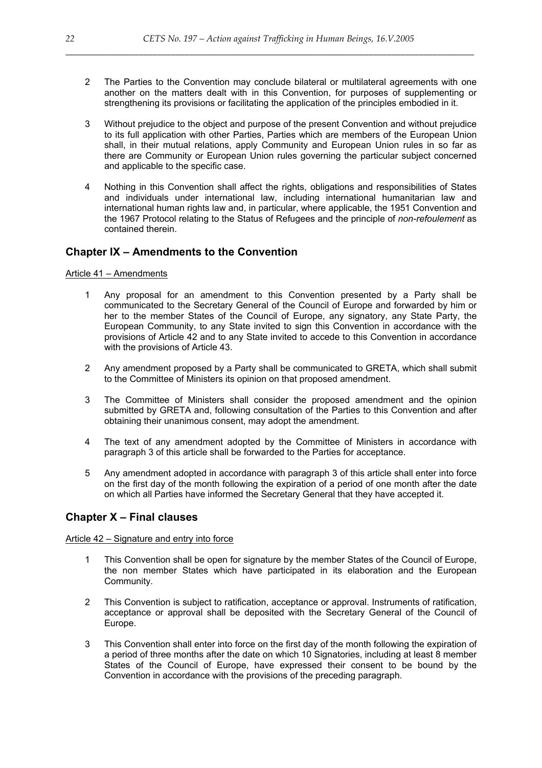2 The Parties to the Convention may conclude bilateral or multilateral agreements with one another on the matters dealt with in this Convention, for purposes of supplementing or strengthening its provisions or facilitating the application of the principles embodied in it.

3 Without prejudice to the object and purpose of the present Convention and without prejudice to its full application with other Parties, Parties which are members of the European Union shall, in their mutual relations, apply Community and European Union rules in so far as there are Community or European Union rules governing the particular subject concerned and applicable to the specific case.

4 Nothing in this Convention shall affect the rights, obligations and responsibilities of States and individuals under international law, including international humanitarian law and international human rights law and, in particular, where applicable, the 1951 Convention and the 1967 Protocol relating to the Status of Refugees and the principle of *non-refoulement* as contained therein.

## Chapter IX – Amendments to the Convention

Article 41 – Amendments

1 Any proposal for an amendment to this Convention presented by a Party shall be communicated to the Secretary General of the Council of Europe and forwarded by him or her to the member States of the Council of Europe, any signatory, any State Party, the European Community, to any State invited to sign this Convention in accordance with the provisions of Article 42 and to any State invited to accede to this Convention in accordance with the provisions of Article 43.

2 Any amendment proposed by a Party shall be communicated to GRETA, which shall submit to the Committee of Ministers its opinion on that proposed amendment.

3 The Committee of Ministers shall consider the proposed amendment and the opinion submitted by GRETA and, following consultation of the Parties to this Convention and after obtaining their unanimous consent, may adopt the amendment.

4 The text of any amendment adopted by the Committee of Ministers in accordance with paragraph 3 of this article shall be forwarded to the Parties for acceptance.

5 Any amendment adopted in accordance with paragraph 3 of this article shall enter into force on the first day of the month following the expiration of a period of one month after the date on which all Parties have informed the Secretary General that they have accepted it.

## Chapter X – Final clauses

Article 42 – Signature and entry into force

1 This Convention shall be open for signature by the member States of the Council of Europe, the non member States which have participated in its elaboration and the European Community.

2 This Convention is subject to ratification, acceptance or approval. Instruments of ratification, acceptance or approval shall be deposited with the Secretary General of the Council of Europe.

3 This Convention shall enter into force on the first day of the month following the expiration of a period of three months after the date on which 10 Signatories, including at least 8 member States of the Council of Europe, have expressed their consent to be bound by the Convention in accordance with the provisions of the preceding paragraph.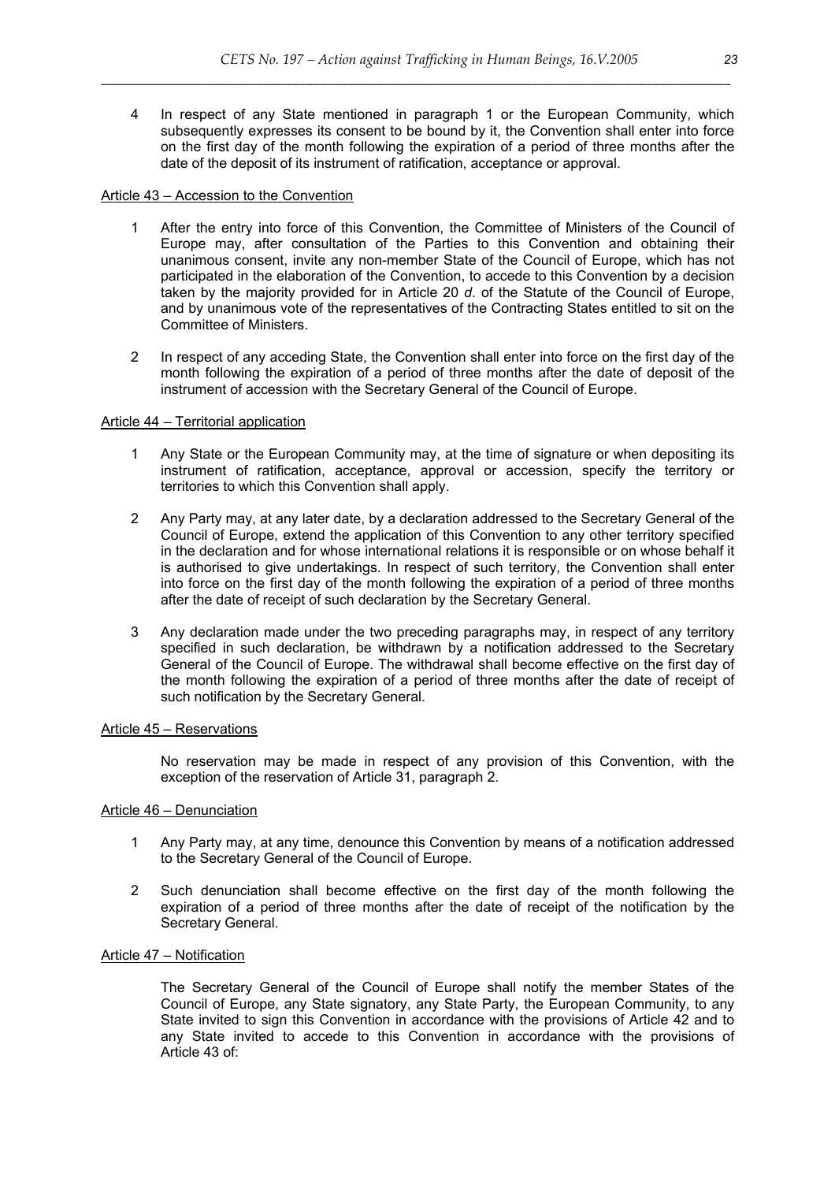4 In respect of any State mentioned in paragraph 1 or the European Community, which subsequently expresses its consent to be bound by it, the Convention shall enter into force on the first day of the month following the expiration of a period of three months after the date of the deposit of its instrument of ratification, acceptance or approval.

Article 43 – Accession to the Convention

1 After the entry into force of this Convention, the Committee of Ministers of the Council of Europe may, after consultation of the Parties to this Convention and obtaining their unanimous consent, invite any non-member State of the Council of Europe, which has not participated in the elaboration of the Convention, to accede to this Convention by a decision taken by the majority provided for in Article 20 *d*. of the Statute of the Council of Europe, and by unanimous vote of the representatives of the Contracting States entitled to sit on the Committee of Ministers.

2 In respect of any acceding State, the Convention shall enter into force on the first day of the month following the expiration of a period of three months after the date of deposit of the instrument of accession with the Secretary General of the Council of Europe.

Article 44 – Territorial application

1 Any State or the European Community may, at the time of signature or when depositing its instrument of ratification, acceptance, approval or accession, specify the territory or territories to which this Convention shall apply.

2 Any Party may, at any later date, by a declaration addressed to the Secretary General of the Council of Europe, extend the application of this Convention to any other territory specified in the declaration and for whose international relations it is responsible or on whose behalf it is authorised to give undertakings. In respect of such territory, the Convention shall enter into force on the first day of the month following the expiration of a period of three months after the date of receipt of such declaration by the Secretary General.

3 Any declaration made under the two preceding paragraphs may, in respect of any territory specified in such declaration, be withdrawn by a notification addressed to the Secretary General of the Council of Europe. The withdrawal shall become effective on the first day of the month following the expiration of a period of three months after the date of receipt of such notification by the Secretary General.

Article 45 – Reservations

No reservation may be made in respect of any provision of this Convention, with the exception of the reservation of Article 31, paragraph 2.

Article 46 – Denunciation

1 Any Party may, at any time, denounce this Convention by means of a notification addressed to the Secretary General of the Council of Europe.

2 Such denunciation shall become effective on the first day of the month following the expiration of a period of three months after the date of receipt of the notification by the Secretary General.

Article 47 – Notification

The Secretary General of the Council of Europe shall notify the member States of the Council of Europe, any State signatory, any State Party, the European Community, to any State invited to sign this Convention in accordance with the provisions of Article 42 and to any State invited to accede to this Convention in accordance with the provisions of Article 43 of: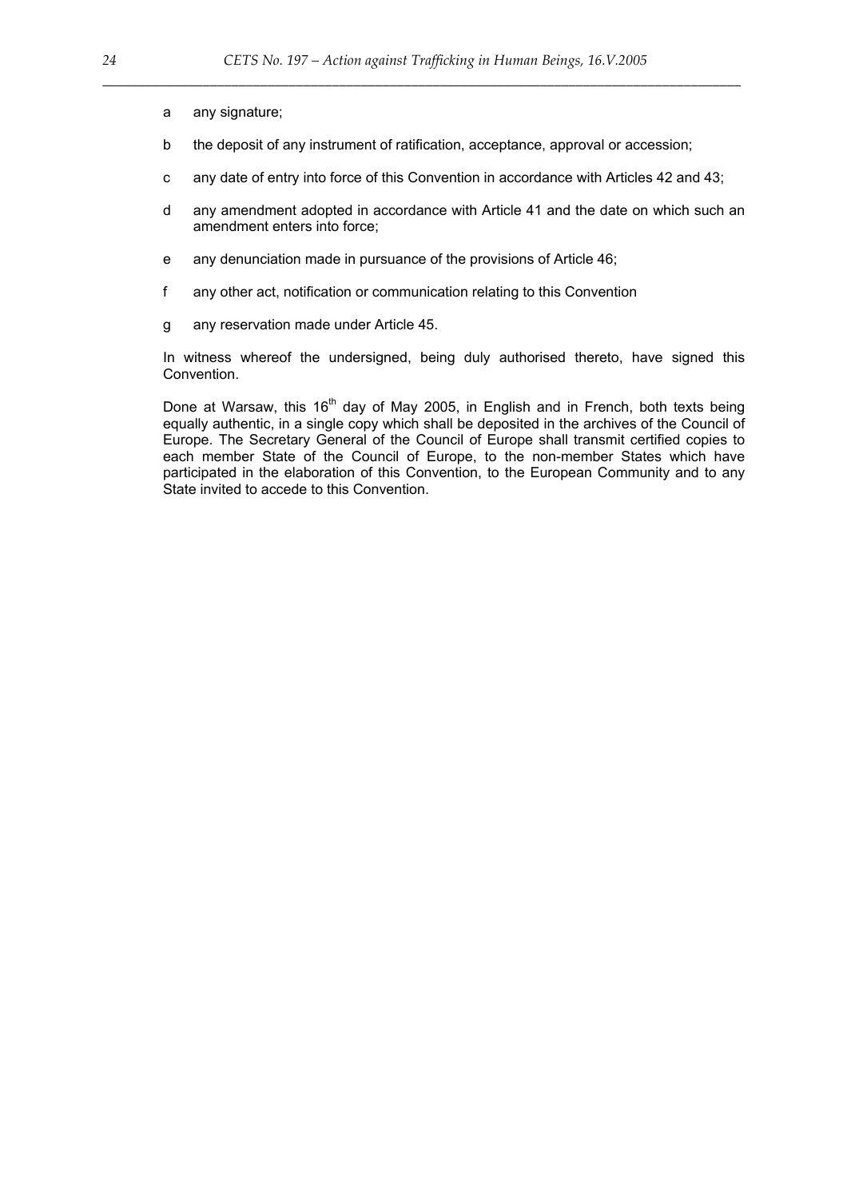a any signature;

b the deposit of any instrument of ratification, acceptance, approval or accession;

c any date of entry into force of this Convention in accordance with Articles 42 and 43;

d any amendment adopted in accordance with Article 41 and the date on which such an amendment enters into force;

e any denunciation made in pursuance of the provisions of Article 46;

f any other act, notification or communication relating to this Convention

g any reservation made under Article 45.

In witness whereof the undersigned, being duly authorised thereto, have signed this Convention.

Done at Warsaw, this 16th day of May 2005, in English and in French, both texts being equally authentic, in a single copy which shall be deposited in the archives of the Council of Europe. The Secretary General of the Council of Europe shall transmit certified copies to each member State of the Council of Europe, to the non-member States which have participated in the elaboration of this Convention, to the European Community and to any State invited to accede to this Convention.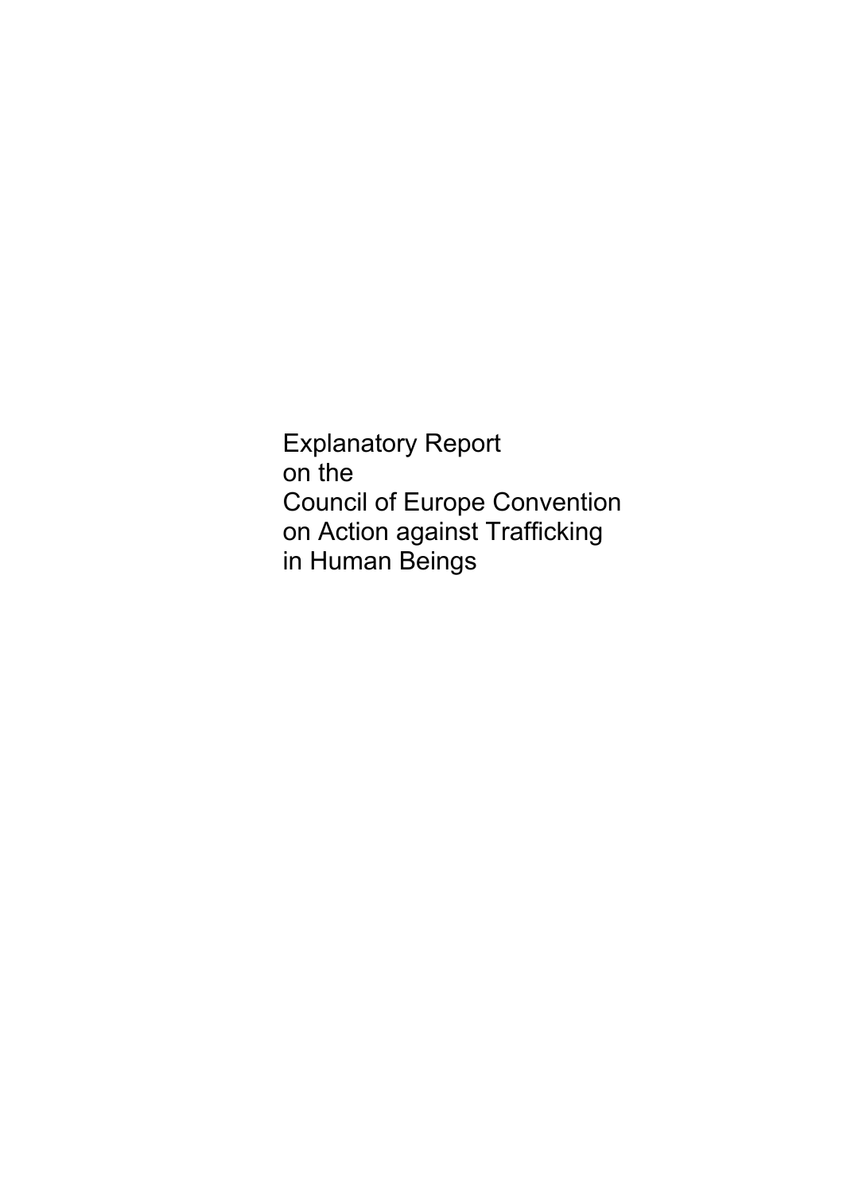# Explanatory Report on the Council of Europe Convention on Action against Trafficking in Human Beings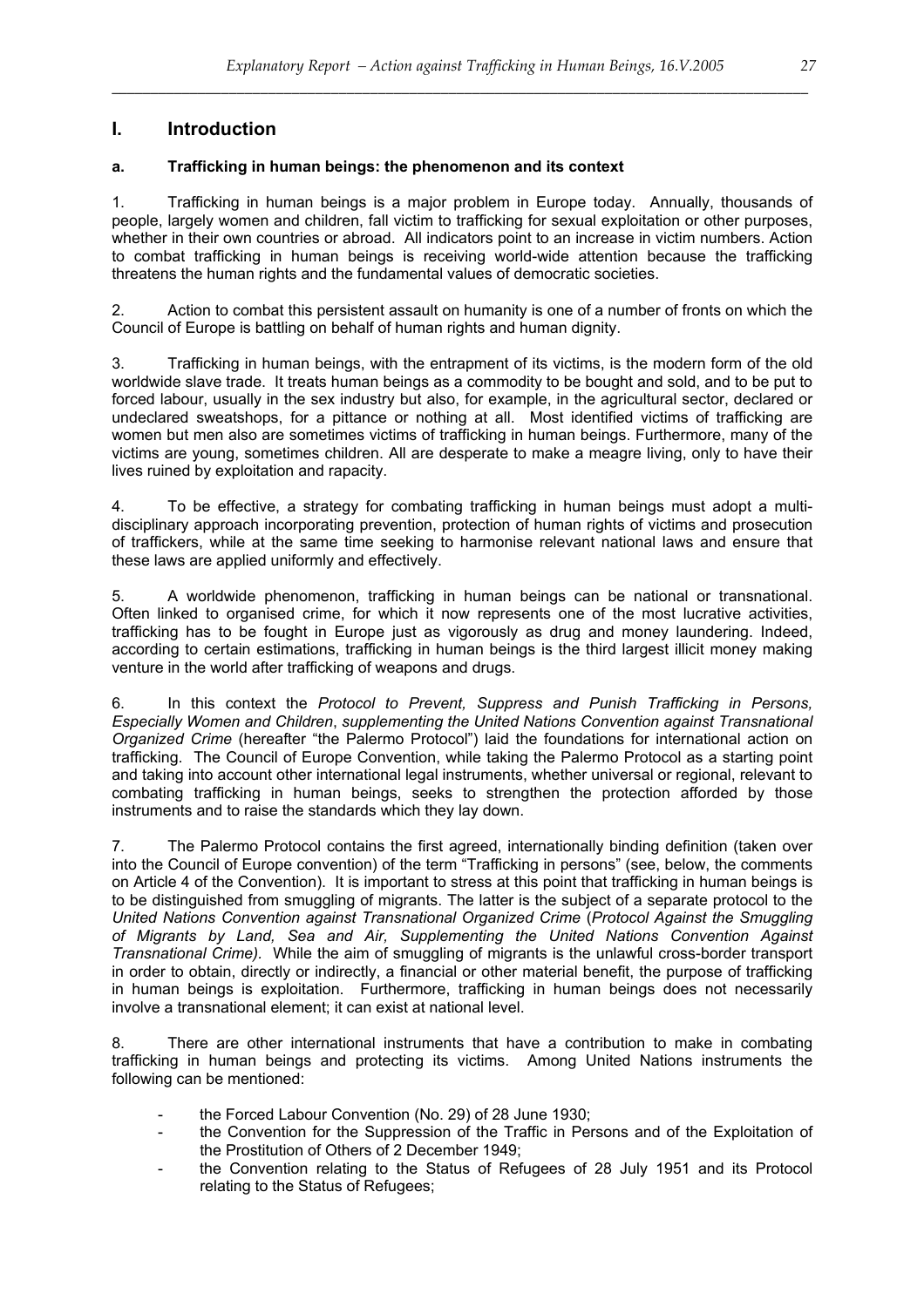# I. Introduction

## a. Trafficking in human beings: the phenomenon and its context

1. Trafficking in human beings is a major problem in Europe today. Annually, thousands of people, largely women and children, fall victim to trafficking for sexual exploitation or other purposes, whether in their own countries or abroad. All indicators point to an increase in victim numbers. Action to combat trafficking in human beings is receiving world-wide attention because the trafficking threatens the human rights and the fundamental values of democratic societies.

2. Action to combat this persistent assault on humanity is one of a number of fronts on which the Council of Europe is battling on behalf of human rights and human dignity.

3. Trafficking in human beings, with the entrapment of its victims, is the modern form of the old worldwide slave trade. It treats human beings as a commodity to be bought and sold, and to be put to forced labour, usually in the sex industry but also, for example, in the agricultural sector, declared or undeclared sweatshops, for a pittance or nothing at all. Most identified victims of trafficking are women but men also are sometimes victims of trafficking in human beings. Furthermore, many of the victims are young, sometimes children. All are desperate to make a meagre living, only to have their lives ruined by exploitation and rapacity.

4. To be effective, a strategy for combating trafficking in human beings must adopt a multi-disciplinary approach incorporating prevention, protection of human rights of victims and prosecution of traffickers, while at the same time seeking to harmonise relevant national laws and ensure that these laws are applied uniformly and effectively.

5. A worldwide phenomenon, trafficking in human beings can be national or transnational. Often linked to organised crime, for which it now represents one of the most lucrative activities, trafficking has to be fought in Europe just as vigorously as drug and money laundering. Indeed, according to certain estimations, trafficking in human beings is the third largest illicit money making venture in the world after trafficking of weapons and drugs.

6. In this context the *Protocol to Prevent, Suppress and Punish Trafficking in Persons, Especially Women and Children*, *supplementing the United Nations Convention against Transnational Organized Crime* (hereafter "the Palermo Protocol") laid the foundations for international action on trafficking. The Council of Europe Convention, while taking the Palermo Protocol as a starting point and taking into account other international legal instruments, whether universal or regional, relevant to combating trafficking in human beings, seeks to strengthen the protection afforded by those instruments and to raise the standards which they lay down.

7. The Palermo Protocol contains the first agreed, internationally binding definition (taken over into the Council of Europe convention) of the term "Trafficking in persons" (see, below, the comments on Article 4 of the Convention). It is important to stress at this point that trafficking in human beings is to be distinguished from smuggling of migrants. The latter is the subject of a separate protocol to the *United Nations Convention against Transnational Organized Crime* (*Protocol Against the Smuggling of Migrants by Land, Sea and Air, Supplementing the United Nations Convention Against Transnational Organized Crime).* While the aim of smuggling of migrants is the unlawful cross-border transport in order to obtain, directly or indirectly, a financial or other material benefit, the purpose of trafficking in human beings is exploitation. Furthermore, trafficking in human beings does not necessarily involve a transnational element; it can exist at national level.

8. There are other international instruments that have a contribution to make in combating trafficking in human beings and protecting its victims. Among United Nations instruments the following can be mentioned:

- the Forced Labour Convention (No. 29) of 28 June 1930;
- the Convention for the Suppression of the Traffic in Persons and of the Exploitation of the Prostitution of Others of 2 December 1949;
- the Convention relating to the Status of Refugees of 28 July 1951 and its Protocol relating to the Status of Refugees;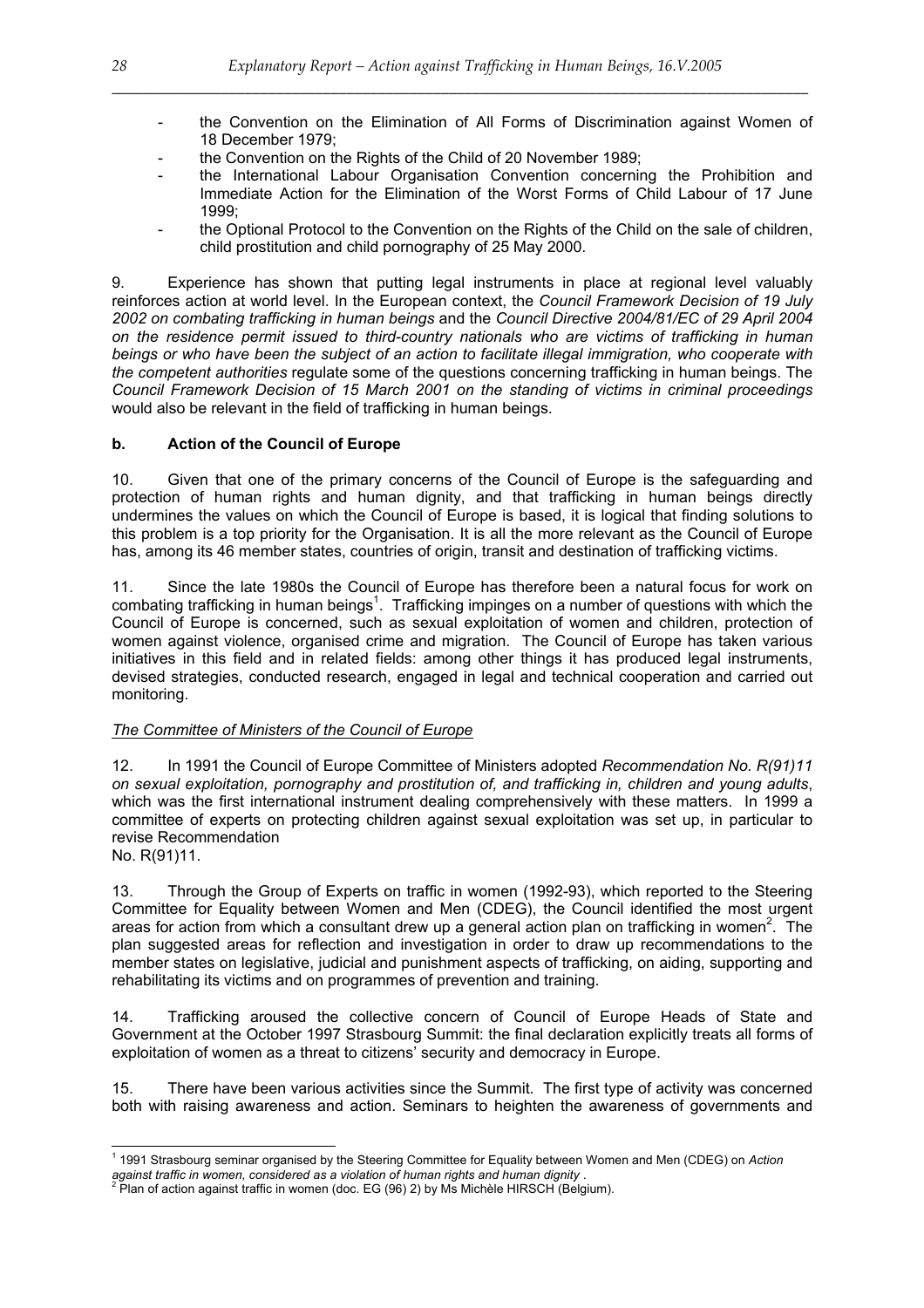- the Convention on the Elimination of All Forms of Discrimination against Women of 18 December 1979;
- the Convention on the Rights of the Child of 20 November 1989;
- the International Labour Organisation Convention concerning the Prohibition and Immediate Action for the Elimination of the Worst Forms of Child Labour of 17 June 1999;
- the Optional Protocol to the Convention on the Rights of the Child on the sale of children, child prostitution and child pornography of 25 May 2000.

9. Experience has shown that putting legal instruments in place at regional level valuably reinforces action at world level. In the European context, the *Council Framework Decision of 19 July 2002 on combating trafficking in human beings* and the *Council Directive 2004/81/EC of 29 April 2004 on the residence permit issued to third-country nationals who are victims of trafficking in human beings or who have been the subject of an action to facilitate illegal immigration, who cooperate with the competent authorities* regulate some of the questions concerning trafficking in human beings. The *Council Framework Decision of 15 March 2001 on the standing of victims in criminal proceedings* would also be relevant in the field of trafficking in human beings.

### b. Action of the Council of Europe

10. Given that one of the primary concerns of the Council of Europe is the safeguarding and protection of human rights and human dignity, and that trafficking in human beings directly undermines the values on which the Council of Europe is based, it is logical that finding solutions to this problem is a top priority for the Organisation. It is all the more relevant as the Council of Europe has, among its 46 member states, countries of origin, transit and destination of trafficking victims.

11. Since the late 1980s the Council of Europe has therefore been a natural focus for work on combating trafficking in human beings[1]. Trafficking impinges on a number of questions with which the Council of Europe is concerned, such as sexual exploitation of women and children, protection of women against violence, organised crime and migration. The Council of Europe has taken various initiatives in this field and in related fields: among other things it has produced legal instruments, devised strategies, conducted research, engaged in legal and technical cooperation and carried out monitoring.

*The Committee of Ministers of the Council of Europe*

12. In 1991 the Council of Europe Committee of Ministers adopted *Recommendation No. R(91)11 on sexual exploitation, pornography and prostitution of, and trafficking in, children and young adults*, which was the first international instrument dealing comprehensively with these matters. In 1999 a committee of experts on protecting children against sexual exploitation was set up, in particular to revise Recommendation No. R(91)11.

13. Through the Group of Experts on traffic in women (1992-93), which reported to the Steering Committee for Equality between Women and Men (CDEG), the Council identified the most urgent areas for action from which a consultant drew up a general action plan on trafficking in women[2]. The plan suggested areas for reflection and investigation in order to draw up recommendations to the member states on legislative, judicial and punishment aspects of trafficking, on aiding, supporting and rehabilitating its victims and on programmes of prevention and training.

14. Trafficking aroused the collective concern of Council of Europe Heads of State and Government at the October 1997 Strasbourg Summit: the final declaration explicitly treats all forms of exploitation of women as a threat to citizens' security and democracy in Europe.

15. There have been various activities since the Summit. The first type of activity was concerned both with raising awareness and action. Seminars to heighten the awareness of governments and

---

[1] 1991 Strasbourg seminar organised by the Steering Committee for Equality between Women and Men (CDEG) on *Action against traffic in women, considered as a violation of human rights and human dignity* .

[2] Plan of action against traffic in women (doc. EG (96) 2) by Ms Michèle HIRSCH (Belgium).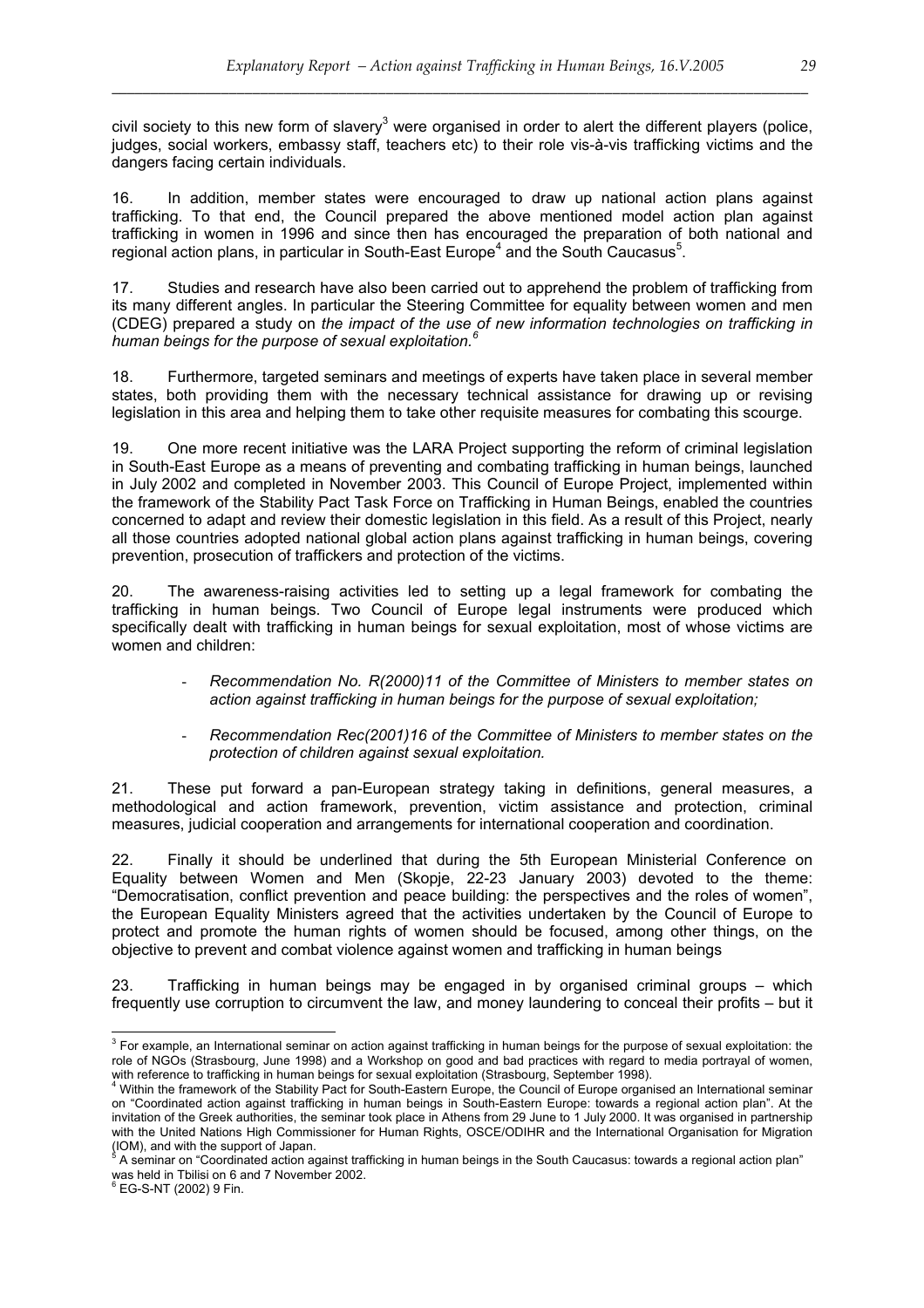civil society to this new form of slavery[3] were organised in order to alert the different players (police, judges, social workers, embassy staff, teachers etc) to their role vis-à-vis trafficking victims and the dangers facing certain individuals.

16. In addition, member states were encouraged to draw up national action plans against trafficking. To that end, the Council prepared the above mentioned model action plan against trafficking in women in 1996 and since then has encouraged the preparation of both national and regional action plans, in particular in South-East Europe[4] and the South Caucasus[5].

17. Studies and research have also been carried out to apprehend the problem of trafficking from its many different angles. In particular the Steering Committee for equality between women and men (CDEG) prepared a study on *the impact of the use of new information technologies on trafficking in human beings for the purpose of sexual exploitation.*[6]

18. Furthermore, targeted seminars and meetings of experts have taken place in several member states, both providing them with the necessary technical assistance for drawing up or revising legislation in this area and helping them to take other requisite measures for combating this scourge.

19. One more recent initiative was the LARA Project supporting the reform of criminal legislation in South-East Europe as a means of preventing and combating trafficking in human beings, launched in July 2002 and completed in November 2003. This Council of Europe Project, implemented within the framework of the Stability Pact Task Force on Trafficking in Human Beings, enabled the countries concerned to adapt and review their domestic legislation in this field. As a result of this Project, nearly all those countries adopted national global action plans against trafficking in human beings, covering prevention, prosecution of traffickers and protection of the victims.

20. The awareness-raising activities led to setting up a legal framework for combating the trafficking in human beings. Two Council of Europe legal instruments were produced which specifically dealt with trafficking in human beings for sexual exploitation, most of whose victims are women and children:

- *Recommendation No. R(2000)11 of the Committee of Ministers to member states on action against trafficking in human beings for the purpose of sexual exploitation;*
- *Recommendation Rec(2001)16 of the Committee of Ministers to member states on the protection of children against sexual exploitation.*

21. These put forward a pan-European strategy taking in definitions, general measures, a methodological and action framework, prevention, victim assistance and protection, criminal measures, judicial cooperation and arrangements for international cooperation and coordination.

22. Finally it should be underlined that during the 5th European Ministerial Conference on Equality between Women and Men (Skopje, 22-23 January 2003) devoted to the theme: "Democratisation, conflict prevention and peace building: the perspectives and the roles of women", the European Equality Ministers agreed that the activities undertaken by the Council of Europe to protect and promote the human rights of women should be focused, among other things, on the objective to prevent and combat violence against women and trafficking in human beings

23. Trafficking in human beings may be engaged in by organised criminal groups – which frequently use corruption to circumvent the law, and money laundering to conceal their profits – but it

---

[3] For example, an International seminar on action against trafficking in human beings for the purpose of sexual exploitation: the role of NGOs (Strasbourg, June 1998) and a Workshop on good and bad practices with regard to media portrayal of women, with reference to trafficking in human beings for sexual exploitation (Strasbourg, September 1998).

[4] Within the framework of the Stability Pact for South-Eastern Europe, the Council of Europe organised an International seminar on "Coordinated action against trafficking in human beings in South-Eastern Europe: towards a regional action plan". At the invitation of the Greek authorities, the seminar took place in Athens from 29 June to 1 July 2000. It was organised in partnership with the United Nations High Commissioner for Human Rights, OSCE/ODIHR and the International Organisation for Migration (IOM), and with the support of Japan.

[5] A seminar on "Coordinated action against trafficking in human beings in the South Caucasus: towards a regional action plan" was held in Tbilisi on 6 and 7 November 2002.

[6] EG-S-NT (2002) 9 Fin.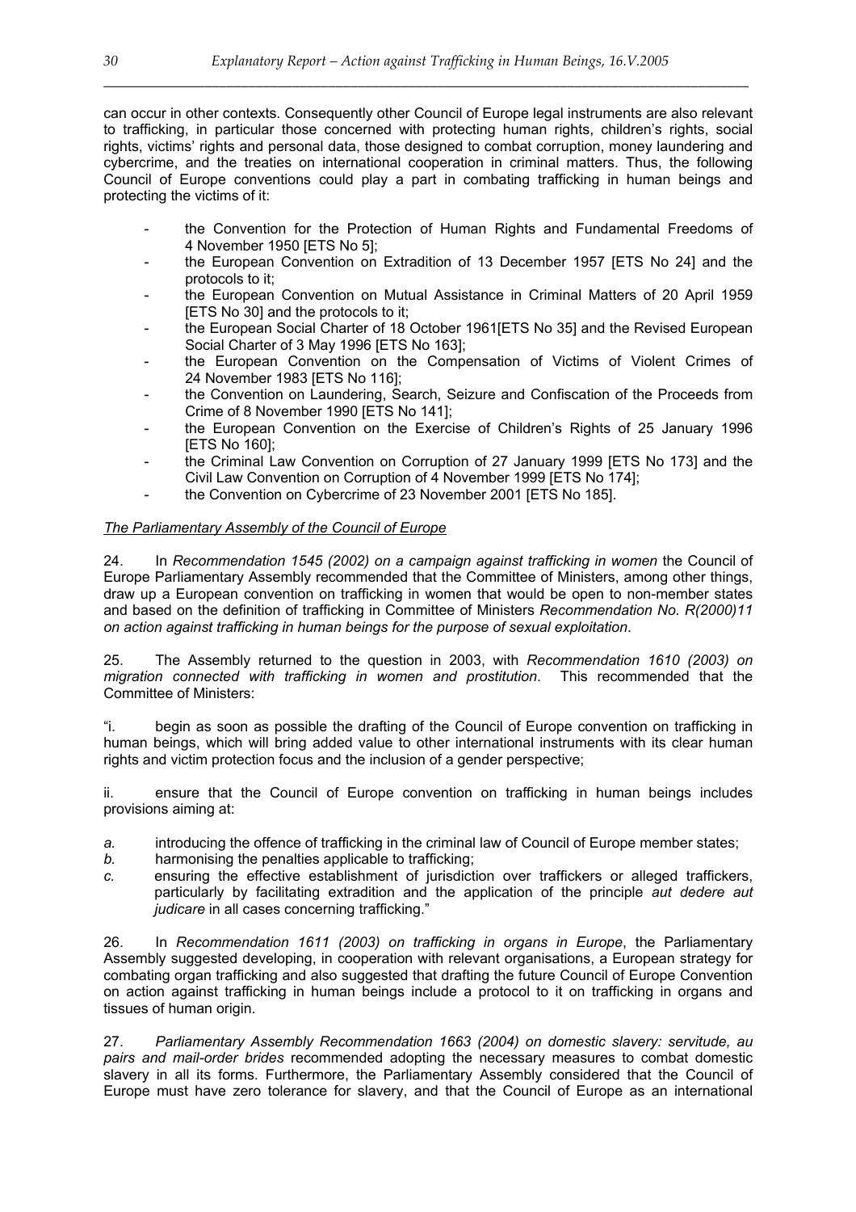can occur in other contexts. Consequently other Council of Europe legal instruments are also relevant to trafficking, in particular those concerned with protecting human rights, children's rights, social rights, victims' rights and personal data, those designed to combat corruption, money laundering and cybercrime, and the treaties on international cooperation in criminal matters. Thus, the following Council of Europe conventions could play a part in combating trafficking in human beings and protecting the victims of it:

- the Convention for the Protection of Human Rights and Fundamental Freedoms of 4 November 1950 [ETS No 5];
- the European Convention on Extradition of 13 December 1957 [ETS No 24] and the protocols to it;
- the European Convention on Mutual Assistance in Criminal Matters of 20 April 1959 [ETS No 30] and the protocols to it;
- the European Social Charter of 18 October 1961[ETS No 35] and the Revised European Social Charter of 3 May 1996 [ETS No 163];
- the European Convention on the Compensation of Victims of Violent Crimes of 24 November 1983 [ETS No 116];
- the Convention on Laundering, Search, Seizure and Confiscation of the Proceeds from Crime of 8 November 1990 [ETS No 141];
- the European Convention on the Exercise of Children's Rights of 25 January 1996 [ETS No 160];
- the Criminal Law Convention on Corruption of 27 January 1999 [ETS No 173] and the Civil Law Convention on Corruption of 4 November 1999 [ETS No 174];
- the Convention on Cybercrime of 23 November 2001 [ETS No 185].

*The Parliamentary Assembly of the Council of Europe*

24. In *Recommendation 1545 (2002) on a campaign against trafficking in women* the Council of Europe Parliamentary Assembly recommended that the Committee of Ministers, among other things, draw up a European convention on trafficking in women that would be open to non-member states and based on the definition of trafficking in Committee of Ministers *Recommendation No. R(2000)11 on action against trafficking in human beings for the purpose of sexual exploitation*.

25. The Assembly returned to the question in 2003, with *Recommendation 1610 (2003) on migration connected with trafficking in women and prostitution*. This recommended that the Committee of Ministers:

"i. begin as soon as possible the drafting of the Council of Europe convention on trafficking in human beings, which will bring added value to other international instruments with its clear human rights and victim protection focus and the inclusion of a gender perspective;

ii. ensure that the Council of Europe convention on trafficking in human beings includes provisions aiming at:

*a.* introducing the offence of trafficking in the criminal law of Council of Europe member states;
*b.* harmonising the penalties applicable to trafficking;
*c.* ensuring the effective establishment of jurisdiction over traffickers or alleged traffickers, particularly by facilitating extradition and the application of the principle *aut dedere aut judicare* in all cases concerning trafficking."

26. In *Recommendation 1611 (2003) on trafficking in organs in Europe*, the Parliamentary Assembly suggested developing, in cooperation with relevant organisations, a European strategy for combating organ trafficking and also suggested that drafting the future Council of Europe Convention on action against trafficking in human beings include a protocol to it on trafficking in organs and tissues of human origin.

27. *Parliamentary Assembly Recommendation 1663 (2004) on domestic slavery: servitude, au pairs and mail-order brides* recommended adopting the necessary measures to combat domestic slavery in all its forms. Furthermore, the Parliamentary Assembly considered that the Council of Europe must have zero tolerance for slavery, and that the Council of Europe as an international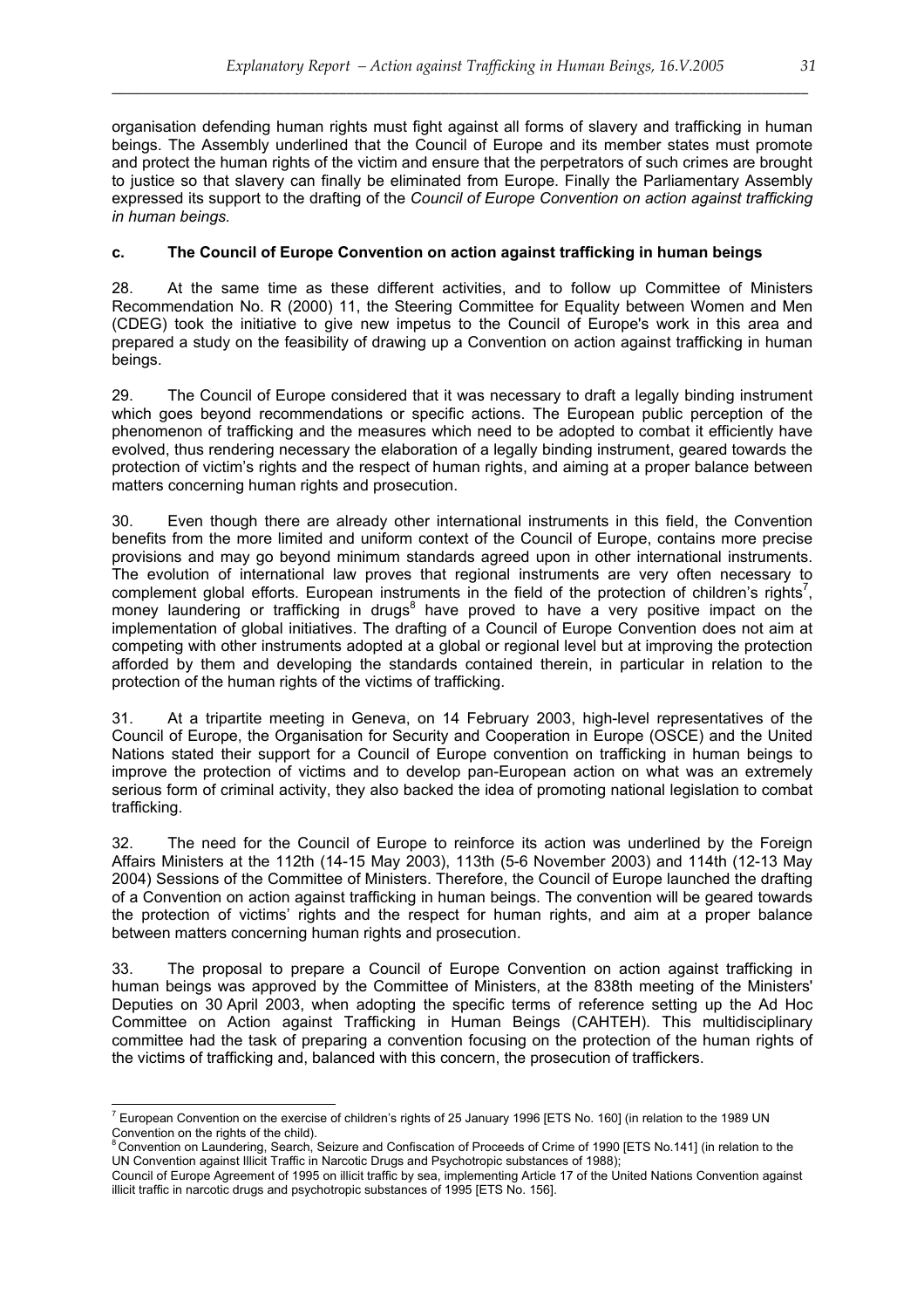organisation defending human rights must fight against all forms of slavery and trafficking in human beings. The Assembly underlined that the Council of Europe and its member states must promote and protect the human rights of the victim and ensure that the perpetrators of such crimes are brought to justice so that slavery can finally be eliminated from Europe. Finally the Parliamentary Assembly expressed its support to the drafting of the *Council of Europe Convention on action against trafficking in human beings.*

### c. The Council of Europe Convention on action against trafficking in human beings

28. At the same time as these different activities, and to follow up Committee of Ministers Recommendation No. R (2000) 11, the Steering Committee for Equality between Women and Men (CDEG) took the initiative to give new impetus to the Council of Europe's work in this area and prepared a study on the feasibility of drawing up a Convention on action against trafficking in human beings.

29. The Council of Europe considered that it was necessary to draft a legally binding instrument which goes beyond recommendations or specific actions. The European public perception of the phenomenon of trafficking and the measures which need to be adopted to combat it efficiently have evolved, thus rendering necessary the elaboration of a legally binding instrument, geared towards the protection of victim's rights and the respect of human rights, and aiming at a proper balance between matters concerning human rights and prosecution.

30. Even though there are already other international instruments in this field, the Convention benefits from the more limited and uniform context of the Council of Europe, contains more precise provisions and may go beyond minimum standards agreed upon in other international instruments. The evolution of international law proves that regional instruments are very often necessary to complement global efforts. European instruments in the field of the protection of children's rights[7], money laundering or trafficking in drugs[8] have proved to have a very positive impact on the implementation of global initiatives. The drafting of a Council of Europe Convention does not aim at competing with other instruments adopted at a global or regional level but at improving the protection afforded by them and developing the standards contained therein, in particular in relation to the protection of the human rights of the victims of trafficking.

31. At a tripartite meeting in Geneva, on 14 February 2003, high-level representatives of the Council of Europe, the Organisation for Security and Cooperation in Europe (OSCE) and the United Nations stated their support for a Council of Europe convention on trafficking in human beings to improve the protection of victims and to develop pan-European action on what was an extremely serious form of criminal activity, they also backed the idea of promoting national legislation to combat trafficking.

32. The need for the Council of Europe to reinforce its action was underlined by the Foreign Affairs Ministers at the 112th (14-15 May 2003), 113th (5-6 November 2003) and 114th (12-13 May 2004) Sessions of the Committee of Ministers. Therefore, the Council of Europe launched the drafting of a Convention on action against trafficking in human beings. The convention will be geared towards the protection of victims' rights and the respect for human rights, and aim at a proper balance between matters concerning human rights and prosecution.

33. The proposal to prepare a Council of Europe Convention on action against trafficking in human beings was approved by the Committee of Ministers, at the 838th meeting of the Ministers' Deputies on 30 April 2003, when adopting the specific terms of reference setting up the Ad Hoc Committee on Action against Trafficking in Human Beings (CAHTEH). This multidisciplinary committee had the task of preparing a convention focusing on the protection of the human rights of the victims of trafficking and, balanced with this concern, the prosecution of traffickers.

---

[7] European Convention on the exercise of children's rights of 25 January 1996 [ETS No. 160] (in relation to the 1989 UN Convention on the rights of the child).

[8] Convention on Laundering, Search, Seizure and Confiscation of Proceeds of Crime of 1990 [ETS No.141] (in relation to the UN Convention against Illicit Traffic in Narcotic Drugs and Psychotropic substances of 1988);
Council of Europe Agreement of 1995 on illicit traffic by sea, implementing Article 17 of the United Nations Convention against illicit traffic in narcotic drugs and psychotropic substances of 1995 [ETS No. 156].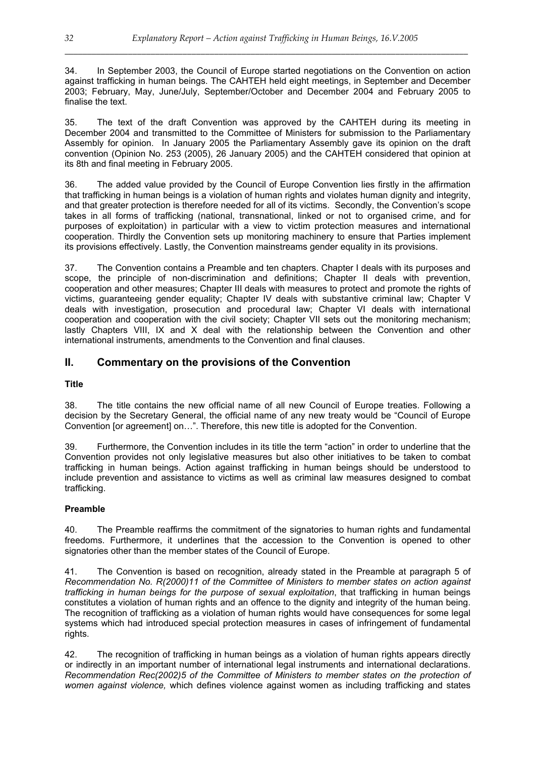34. In September 2003, the Council of Europe started negotiations on the Convention on action against trafficking in human beings. The CAHTEH held eight meetings, in September and December 2003; February, May, June/July, September/October and December 2004 and February 2005 to finalise the text.

35. The text of the draft Convention was approved by the CAHTEH during its meeting in December 2004 and transmitted to the Committee of Ministers for submission to the Parliamentary Assembly for opinion. In January 2005 the Parliamentary Assembly gave its opinion on the draft convention (Opinion No. 253 (2005), 26 January 2005) and the CAHTEH considered that opinion at its 8th and final meeting in February 2005.

36. The added value provided by the Council of Europe Convention lies firstly in the affirmation that trafficking in human beings is a violation of human rights and violates human dignity and integrity, and that greater protection is therefore needed for all of its victims. Secondly, the Convention's scope takes in all forms of trafficking (national, transnational, linked or not to organised crime, and for purposes of exploitation) in particular with a view to victim protection measures and international cooperation. Thirdly the Convention sets up monitoring machinery to ensure that Parties implement its provisions effectively. Lastly, the Convention mainstreams gender equality in its provisions.

37. The Convention contains a Preamble and ten chapters. Chapter I deals with its purposes and scope, the principle of non-discrimination and definitions; Chapter II deals with prevention, cooperation and other measures; Chapter III deals with measures to protect and promote the rights of victims, guaranteeing gender equality; Chapter IV deals with substantive criminal law; Chapter V deals with investigation, prosecution and procedural law; Chapter VI deals with international cooperation and cooperation with the civil society; Chapter VII sets out the monitoring mechanism; lastly Chapters VIII, IX and X deal with the relationship between the Convention and other international instruments, amendments to the Convention and final clauses.

## II. Commentary on the provisions of the Convention

**Title**

38. The title contains the new official name of all new Council of Europe treaties. Following a decision by the Secretary General, the official name of any new treaty would be "Council of Europe Convention [or agreement] on…". Therefore, this new title is adopted for the Convention.

39. Furthermore, the Convention includes in its title the term "action" in order to underline that the Convention provides not only legislative measures but also other initiatives to be taken to combat trafficking in human beings. Action against trafficking in human beings should be understood to include prevention and assistance to victims as well as criminal law measures designed to combat trafficking.

**Preamble**

40. The Preamble reaffirms the commitment of the signatories to human rights and fundamental freedoms. Furthermore, it underlines that the accession to the Convention is opened to other signatories other than the member states of the Council of Europe.

41. The Convention is based on recognition, already stated in the Preamble at paragraph 5 of *Recommendation No. R(2000)11 of the Committee of Ministers to member states on action against trafficking in human beings for the purpose of sexual exploitation*, that trafficking in human beings constitutes a violation of human rights and an offence to the dignity and integrity of the human being. The recognition of trafficking as a violation of human rights would have consequences for some legal systems which had introduced special protection measures in cases of infringement of fundamental rights.

42. The recognition of trafficking in human beings as a violation of human rights appears directly or indirectly in an important number of international legal instruments and international declarations. *Recommendation Rec(2002)5 of the Committee of Ministers to member states on the protection of women against violence,* which defines violence against women as including trafficking and states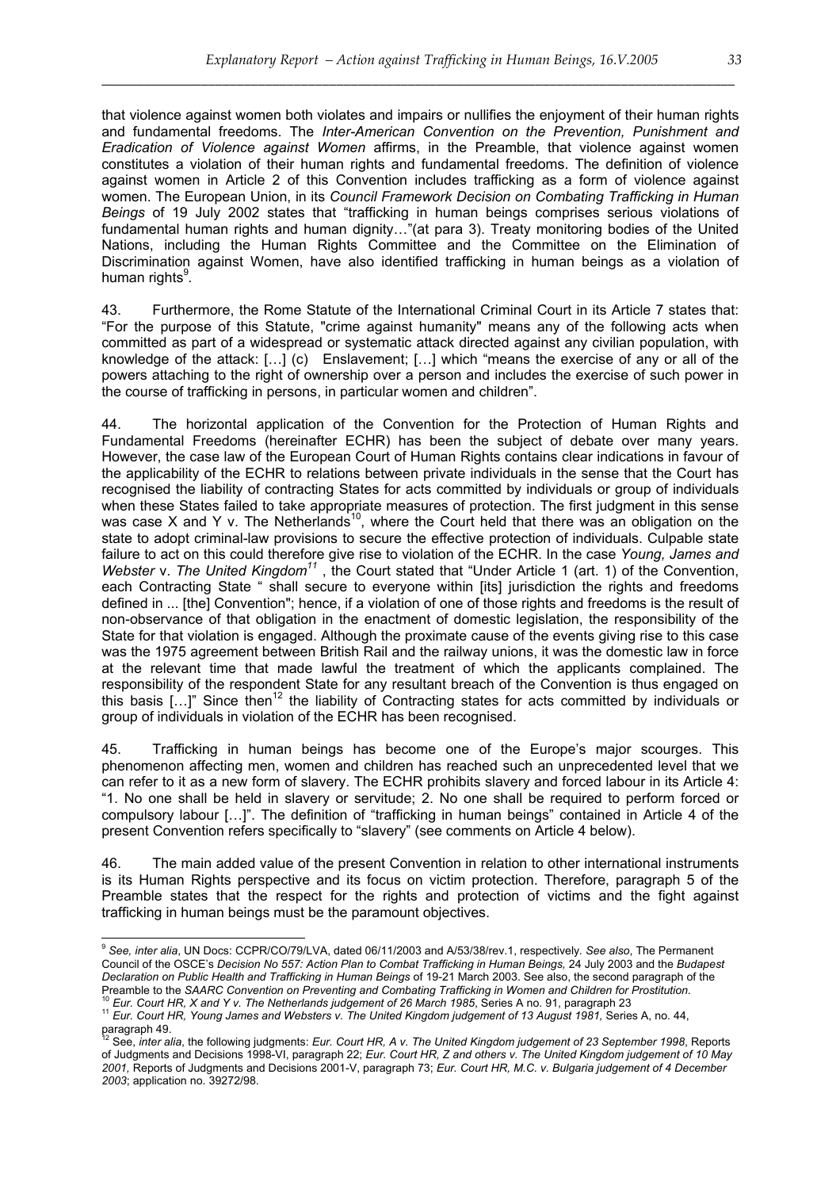that violence against women both violates and impairs or nullifies the enjoyment of their human rights and fundamental freedoms. The *Inter-American Convention on the Prevention, Punishment and Eradication of Violence against Women* affirms, in the Preamble, that violence against women constitutes a violation of their human rights and fundamental freedoms. The definition of violence against women in Article 2 of this Convention includes trafficking as a form of violence against women. The European Union, in its *Council Framework Decision on Combating Trafficking in Human Beings* of 19 July 2002 states that "trafficking in human beings comprises serious violations of fundamental human rights and human dignity…"(at para 3). Treaty monitoring bodies of the United Nations, including the Human Rights Committee and the Committee on the Elimination of Discrimination against Women, have also identified trafficking in human beings as a violation of human rights[9].

43. Furthermore, the Rome Statute of the International Criminal Court in its Article 7 states that: "For the purpose of this Statute, "crime against humanity" means any of the following acts when committed as part of a widespread or systematic attack directed against any civilian population, with knowledge of the attack: […] (c) Enslavement; […] which "means the exercise of any or all of the powers attaching to the right of ownership over a person and includes the exercise of such power in the course of trafficking in persons, in particular women and children".

44. The horizontal application of the Convention for the Protection of Human Rights and Fundamental Freedoms (hereinafter ECHR) has been the subject of debate over many years. However, the case law of the European Court of Human Rights contains clear indications in favour of the applicability of the ECHR to relations between private individuals in the sense that the Court has recognised the liability of contracting States for acts committed by individuals or group of individuals when these States failed to take appropriate measures of protection. The first judgment in this sense was case X and Y v. The Netherlands[10], where the Court held that there was an obligation on the state to adopt criminal-law provisions to secure the effective protection of individuals. Culpable state failure to act on this could therefore give rise to violation of the ECHR. In the case *Young, James and Webster* v. *The United Kingdom*[11] , the Court stated that "Under Article 1 (art. 1) of the Convention, each Contracting State " shall secure to everyone within [its] jurisdiction the rights and freedoms defined in ... [the] Convention"; hence, if a violation of one of those rights and freedoms is the result of non-observance of that obligation in the enactment of domestic legislation, the responsibility of the State for that violation is engaged. Although the proximate cause of the events giving rise to this case was the 1975 agreement between British Rail and the railway unions, it was the domestic law in force at the relevant time that made lawful the treatment of which the applicants complained. The responsibility of the respondent State for any resultant breach of the Convention is thus engaged on this basis […]" Since then[12] the liability of Contracting states for acts committed by individuals or group of individuals in violation of the ECHR has been recognised.

45. Trafficking in human beings has become one of the Europe's major scourges. This phenomenon affecting men, women and children has reached such an unprecedented level that we can refer to it as a new form of slavery. The ECHR prohibits slavery and forced labour in its Article 4: "1. No one shall be held in slavery or servitude; 2. No one shall be required to perform forced or compulsory labour […]". The definition of "trafficking in human beings" contained in Article 4 of the present Convention refers specifically to "slavery" (see comments on Article 4 below).

46. The main added value of the present Convention in relation to other international instruments is its Human Rights perspective and its focus on victim protection. Therefore, paragraph 5 of the Preamble states that the respect for the rights and protection of victims and the fight against trafficking in human beings must be the paramount objectives.

---

[9] *See, inter alia*, UN Docs: CCPR/CO/79/LVA, dated 06/11/2003 and A/53/38/rev.1, respectively. *See also*, The Permanent Council of the OSCE's *Decision No 557: Action Plan to Combat Trafficking in Human Beings,* 24 July 2003 and the *Budapest Declaration on Public Health and Trafficking in Human Beings* of 19-21 March 2003. See also, the second paragraph of the Preamble to the *SAARC Convention on Preventing and Combating Trafficking in Women and Children for Prostitution.*

[10] *Eur. Court HR, X and Y v. The Netherlands judgement of 26 March 1985*, Series A no. 91, paragraph 23

[11] *Eur. Court HR, Young James and Websters v. The United Kingdom judgement of 13 August 1981,* Series A, no. 44, paragraph 49.

[12] See, *inter alia*, the following judgments: *Eur. Court HR, A v. The United Kingdom judgement of 23 September 1998*, Reports of Judgments and Decisions 1998-VI, paragraph 22; *Eur. Court HR, Z and others v. The United Kingdom judgement of 10 May 2001,* Reports of Judgments and Decisions 2001-V, paragraph 73; *Eur. Court HR, M.C. v. Bulgaria judgement of 4 December 2003*; application no. 39272/98.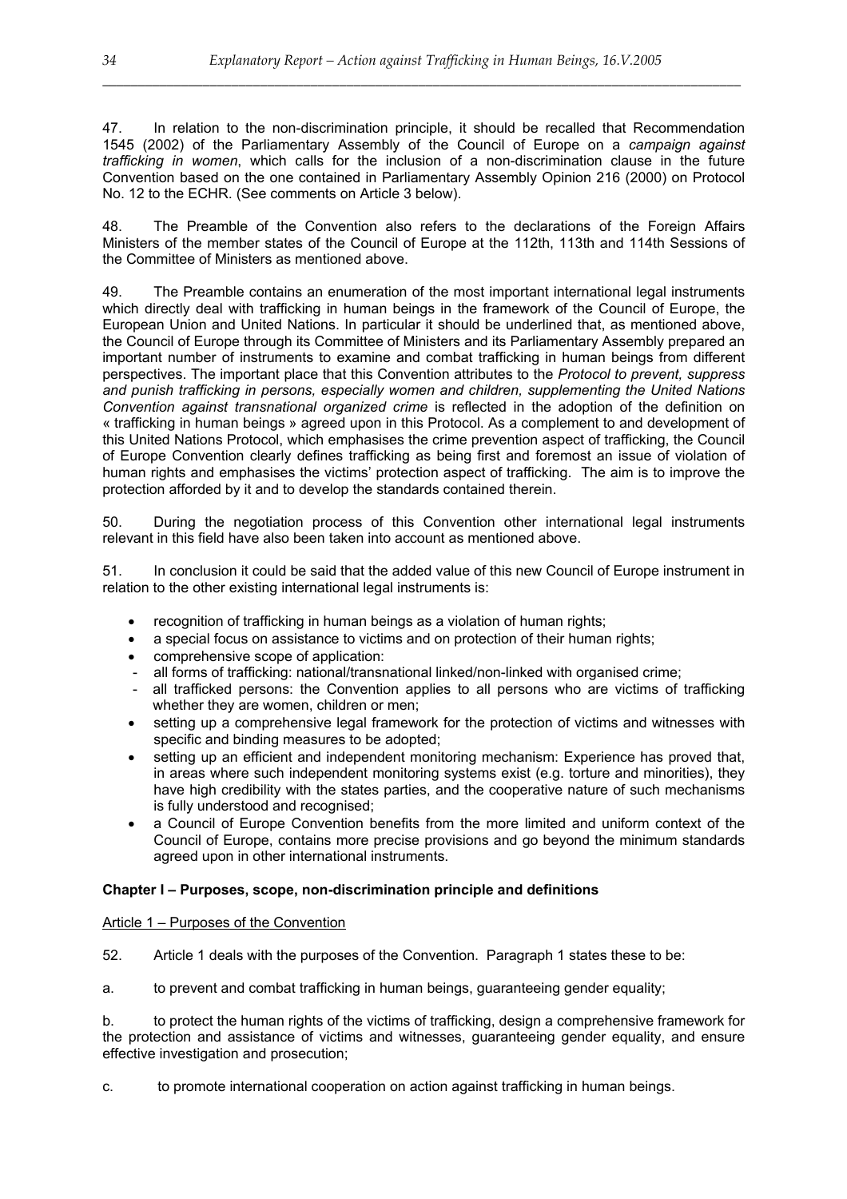47. In relation to the non-discrimination principle, it should be recalled that Recommendation 1545 (2002) of the Parliamentary Assembly of the Council of Europe on a *campaign against trafficking in women*, which calls for the inclusion of a non-discrimination clause in the future Convention based on the one contained in Parliamentary Assembly Opinion 216 (2000) on Protocol No. 12 to the ECHR. (See comments on Article 3 below).

48. The Preamble of the Convention also refers to the declarations of the Foreign Affairs Ministers of the member states of the Council of Europe at the 112th, 113th and 114th Sessions of the Committee of Ministers as mentioned above.

49. The Preamble contains an enumeration of the most important international legal instruments which directly deal with trafficking in human beings in the framework of the Council of Europe, the European Union and United Nations. In particular it should be underlined that, as mentioned above, the Council of Europe through its Committee of Ministers and its Parliamentary Assembly prepared an important number of instruments to examine and combat trafficking in human beings from different perspectives. The important place that this Convention attributes to the *Protocol to prevent, suppress and punish trafficking in persons, especially women and children, supplementing the United Nations Convention against transnational organized crime* is reflected in the adoption of the definition on « trafficking in human beings » agreed upon in this Protocol. As a complement to and development of this United Nations Protocol, which emphasises the crime prevention aspect of trafficking, the Council of Europe Convention clearly defines trafficking as being first and foremost an issue of violation of human rights and emphasises the victims' protection aspect of trafficking. The aim is to improve the protection afforded by it and to develop the standards contained therein.

50. During the negotiation process of this Convention other international legal instruments relevant in this field have also been taken into account as mentioned above.

51. In conclusion it could be said that the added value of this new Council of Europe instrument in relation to the other existing international legal instruments is:

- recognition of trafficking in human beings as a violation of human rights;
- a special focus on assistance to victims and on protection of their human rights;
- comprehensive scope of application:
  - all forms of trafficking: national/transnational linked/non-linked with organised crime;
  - all trafficked persons: the Convention applies to all persons who are victims of trafficking whether they are women, children or men;
- setting up a comprehensive legal framework for the protection of victims and witnesses with specific and binding measures to be adopted;
- setting up an efficient and independent monitoring mechanism: Experience has proved that, in areas where such independent monitoring systems exist (e.g. torture and minorities), they have high credibility with the states parties, and the cooperative nature of such mechanisms is fully understood and recognised;
- a Council of Europe Convention benefits from the more limited and uniform context of the Council of Europe, contains more precise provisions and go beyond the minimum standards agreed upon in other international instruments.

## Chapter I – Purposes, scope, non-discrimination principle and definitions

### Article 1 – Purposes of the Convention

52. Article 1 deals with the purposes of the Convention. Paragraph 1 states these to be:

a. to prevent and combat trafficking in human beings, guaranteeing gender equality;

b. to protect the human rights of the victims of trafficking, design a comprehensive framework for the protection and assistance of victims and witnesses, guaranteeing gender equality, and ensure effective investigation and prosecution;

c. to promote international cooperation on action against trafficking in human beings.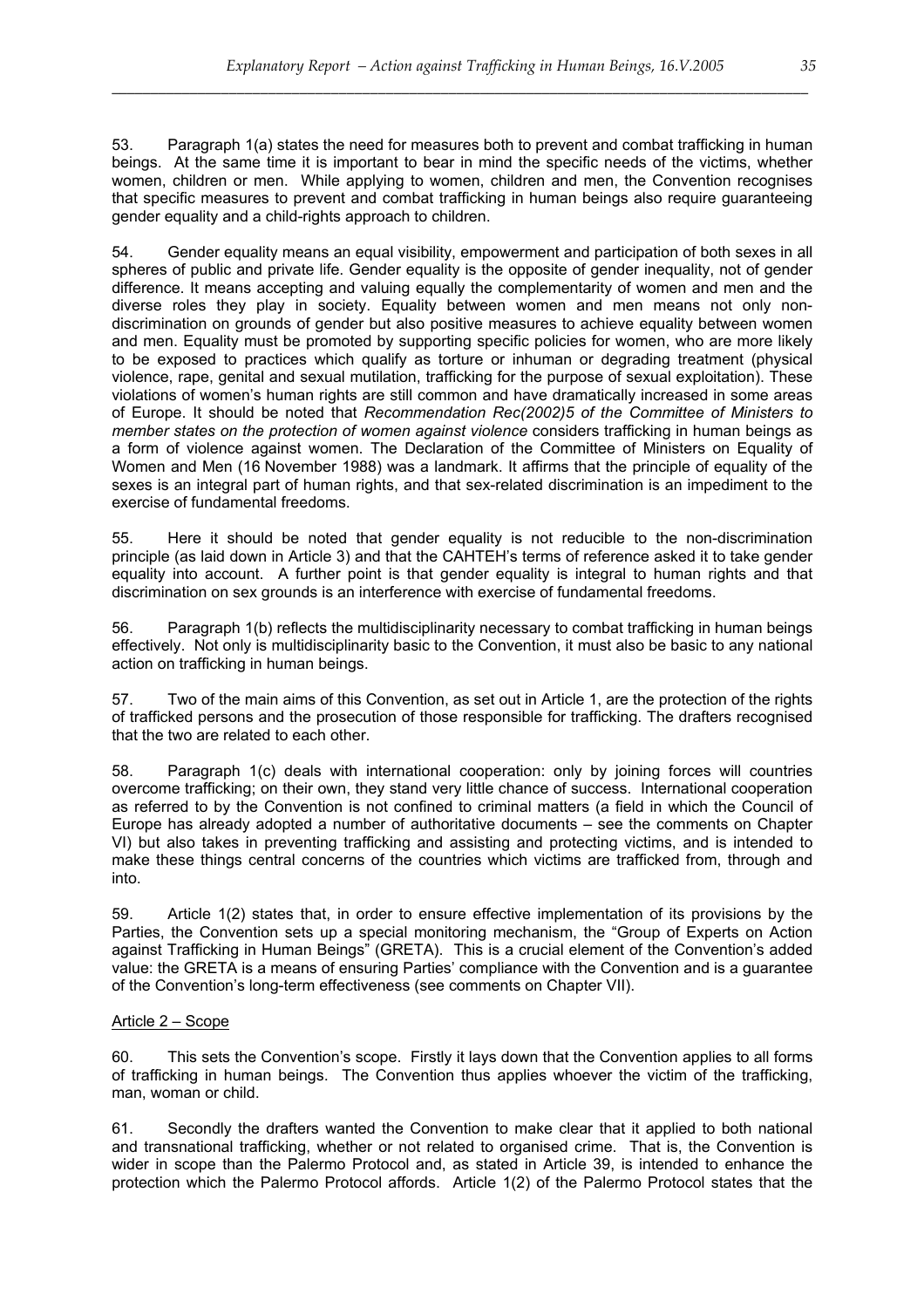53. Paragraph 1(a) states the need for measures both to prevent and combat trafficking in human beings. At the same time it is important to bear in mind the specific needs of the victims, whether women, children or men. While applying to women, children and men, the Convention recognises that specific measures to prevent and combat trafficking in human beings also require guaranteeing gender equality and a child-rights approach to children.

54. Gender equality means an equal visibility, empowerment and participation of both sexes in all spheres of public and private life. Gender equality is the opposite of gender inequality, not of gender difference. It means accepting and valuing equally the complementarity of women and men and the diverse roles they play in society. Equality between women and men means not only non-discrimination on grounds of gender but also positive measures to achieve equality between women and men. Equality must be promoted by supporting specific policies for women, who are more likely to be exposed to practices which qualify as torture or inhuman or degrading treatment (physical violence, rape, genital and sexual mutilation, trafficking for the purpose of sexual exploitation). These violations of women's human rights are still common and have dramatically increased in some areas of Europe. It should be noted that *Recommendation Rec(2002)5 of the Committee of Ministers to member states on the protection of women against violence* considers trafficking in human beings as a form of violence against women. The Declaration of the Committee of Ministers on Equality of Women and Men (16 November 1988) was a landmark. It affirms that the principle of equality of the sexes is an integral part of human rights, and that sex-related discrimination is an impediment to the exercise of fundamental freedoms.

55. Here it should be noted that gender equality is not reducible to the non-discrimination principle (as laid down in Article 3) and that the CAHTEH's terms of reference asked it to take gender equality into account. A further point is that gender equality is integral to human rights and that discrimination on sex grounds is an interference with exercise of fundamental freedoms.

56. Paragraph 1(b) reflects the multidisciplinarity necessary to combat trafficking in human beings effectively. Not only is multidisciplinarity basic to the Convention, it must also be basic to any national action on trafficking in human beings.

57. Two of the main aims of this Convention, as set out in Article 1, are the protection of the rights of trafficked persons and the prosecution of those responsible for trafficking. The drafters recognised that the two are related to each other.

58. Paragraph 1(c) deals with international cooperation: only by joining forces will countries overcome trafficking; on their own, they stand very little chance of success. International cooperation as referred to by the Convention is not confined to criminal matters (a field in which the Council of Europe has already adopted a number of authoritative documents – see the comments on Chapter VI) but also takes in preventing trafficking and assisting and protecting victims, and is intended to make these things central concerns of the countries which victims are trafficked from, through and into.

59. Article 1(2) states that, in order to ensure effective implementation of its provisions by the Parties, the Convention sets up a special monitoring mechanism, the "Group of Experts on Action against Trafficking in Human Beings" (GRETA). This is a crucial element of the Convention's added value: the GRETA is a means of ensuring Parties' compliance with the Convention and is a guarantee of the Convention's long-term effectiveness (see comments on Chapter VII).

### Article 2 – Scope

60. This sets the Convention's scope. Firstly it lays down that the Convention applies to all forms of trafficking in human beings. The Convention thus applies whoever the victim of the trafficking, man, woman or child.

61. Secondly the drafters wanted the Convention to make clear that it applied to both national and transnational trafficking, whether or not related to organised crime. That is, the Convention is wider in scope than the Palermo Protocol and, as stated in Article 39, is intended to enhance the protection which the Palermo Protocol affords. Article 1(2) of the Palermo Protocol states that the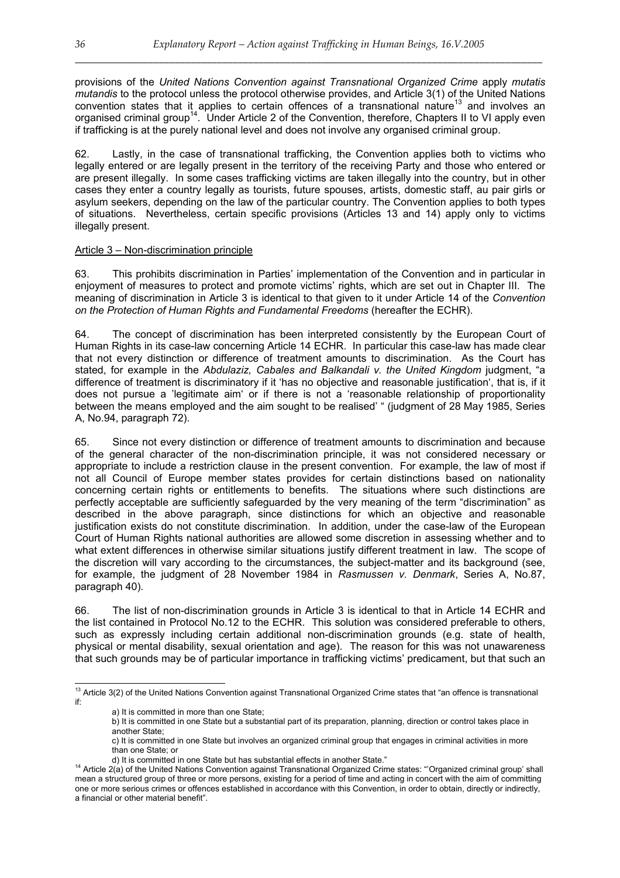provisions of the *United Nations Convention against Transnational Organized Crime* apply *mutatis mutandis* to the protocol unless the protocol otherwise provides, and Article 3(1) of the United Nations convention states that it applies to certain offences of a transnational nature[13] and involves an organised criminal group[14]. Under Article 2 of the Convention, therefore, Chapters II to VI apply even if trafficking is at the purely national level and does not involve any organised criminal group.

62. Lastly, in the case of transnational trafficking, the Convention applies both to victims who legally entered or are legally present in the territory of the receiving Party and those who entered or are present illegally. In some cases trafficking victims are taken illegally into the country, but in other cases they enter a country legally as tourists, future spouses, artists, domestic staff, au pair girls or asylum seekers, depending on the law of the particular country. The Convention applies to both types of situations. Nevertheless, certain specific provisions (Articles 13 and 14) apply only to victims illegally present.

Article 3 – Non-discrimination principle

63. This prohibits discrimination in Parties' implementation of the Convention and in particular in enjoyment of measures to protect and promote victims' rights, which are set out in Chapter III. The meaning of discrimination in Article 3 is identical to that given to it under Article 14 of the *Convention on the Protection of Human Rights and Fundamental Freedoms* (hereafter the ECHR).

64. The concept of discrimination has been interpreted consistently by the European Court of Human Rights in its case-law concerning Article 14 ECHR. In particular this case-law has made clear that not every distinction or difference of treatment amounts to discrimination. As the Court has stated, for example in the *Abdulaziz, Cabales and Balkandali v. the United Kingdom* judgment, "a difference of treatment is discriminatory if it 'has no objective and reasonable justification', that is, if it does not pursue a 'legitimate aim' or if there is not a 'reasonable relationship of proportionality between the means employed and the aim sought to be realised' " (judgment of 28 May 1985, Series A, No.94, paragraph 72).

65. Since not every distinction or difference of treatment amounts to discrimination and because of the general character of the non-discrimination principle, it was not considered necessary or appropriate to include a restriction clause in the present convention. For example, the law of most if not all Council of Europe member states provides for certain distinctions based on nationality concerning certain rights or entitlements to benefits. The situations where such distinctions are perfectly acceptable are sufficiently safeguarded by the very meaning of the term "discrimination" as described in the above paragraph, since distinctions for which an objective and reasonable justification exists do not constitute discrimination. In addition, under the case-law of the European Court of Human Rights national authorities are allowed some discretion in assessing whether and to what extent differences in otherwise similar situations justify different treatment in law. The scope of the discretion will vary according to the circumstances, the subject-matter and its background (see, for example, the judgment of 28 November 1984 in *Rasmussen v. Denmark*, Series A, No.87, paragraph 40).

66. The list of non-discrimination grounds in Article 3 is identical to that in Article 14 ECHR and the list contained in Protocol No.12 to the ECHR. This solution was considered preferable to others, such as expressly including certain additional non-discrimination grounds (e.g. state of health, physical or mental disability, sexual orientation and age). The reason for this was not unawareness that such grounds may be of particular importance in trafficking victims' predicament, but that such an

---

[13] Article 3(2) of the United Nations Convention against Transnational Organized Crime states that "an offence is transnational if:

a) It is committed in more than one State;

b) It is committed in one State but a substantial part of its preparation, planning, direction or control takes place in another State;

c) It is committed in one State but involves an organized criminal group that engages in criminal activities in more than one State; or

d) It is committed in one State but has substantial effects in another State."

[14] Article 2(a) of the United Nations Convention against Transnational Organized Crime states: "'Organized criminal group' shall mean a structured group of three or more persons, existing for a period of time and acting in concert with the aim of committing one or more serious crimes or offences established in accordance with this Convention, in order to obtain, directly or indirectly, a financial or other material benefit".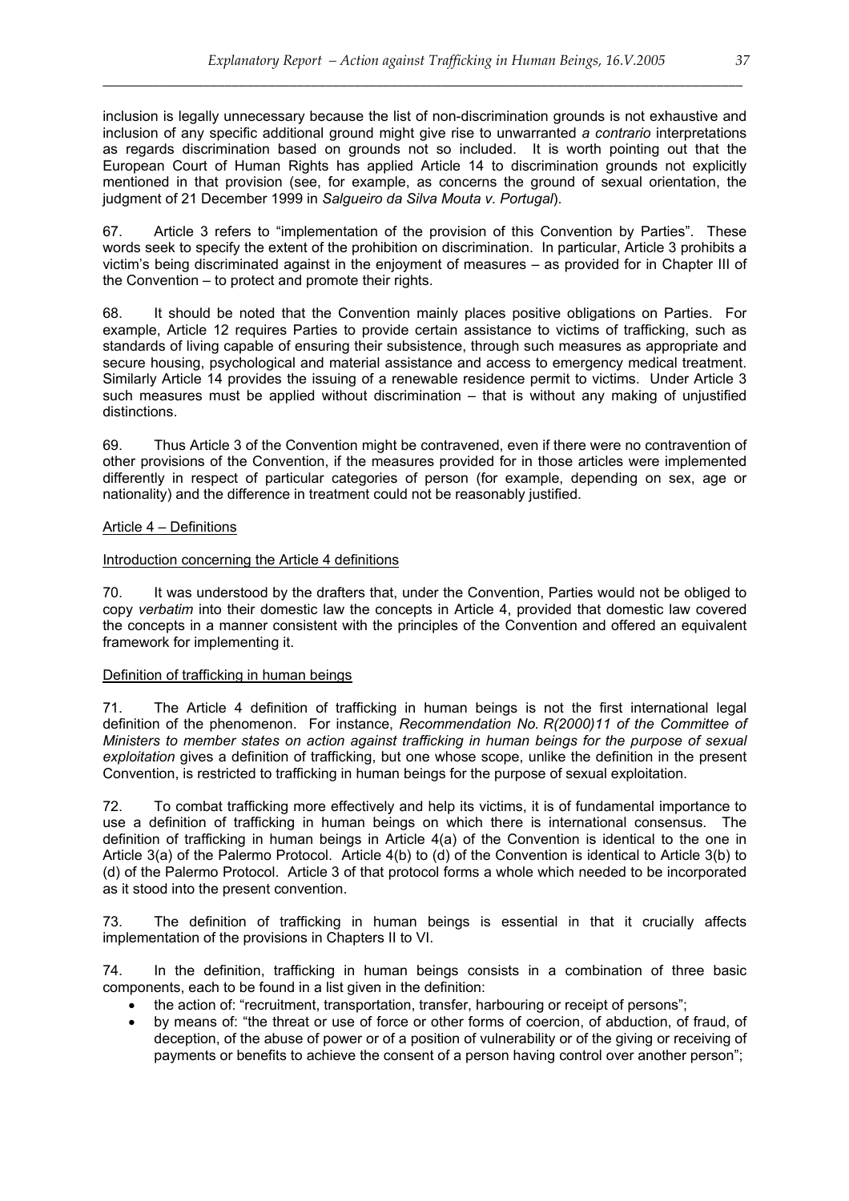inclusion is legally unnecessary because the list of non-discrimination grounds is not exhaustive and inclusion of any specific additional ground might give rise to unwarranted *a contrario* interpretations as regards discrimination based on grounds not so included. It is worth pointing out that the European Court of Human Rights has applied Article 14 to discrimination grounds not explicitly mentioned in that provision (see, for example, as concerns the ground of sexual orientation, the judgment of 21 December 1999 in *Salgueiro da Silva Mouta v. Portugal*).

67. Article 3 refers to "implementation of the provision of this Convention by Parties". These words seek to specify the extent of the prohibition on discrimination. In particular, Article 3 prohibits a victim's being discriminated against in the enjoyment of measures – as provided for in Chapter III of the Convention – to protect and promote their rights.

68. It should be noted that the Convention mainly places positive obligations on Parties. For example, Article 12 requires Parties to provide certain assistance to victims of trafficking, such as standards of living capable of ensuring their subsistence, through such measures as appropriate and secure housing, psychological and material assistance and access to emergency medical treatment. Similarly Article 14 provides the issuing of a renewable residence permit to victims. Under Article 3 such measures must be applied without discrimination – that is without any making of unjustified distinctions.

69. Thus Article 3 of the Convention might be contravened, even if there were no contravention of other provisions of the Convention, if the measures provided for in those articles were implemented differently in respect of particular categories of person (for example, depending on sex, age or nationality) and the difference in treatment could not be reasonably justified.

## Article 4 – Definitions

### Introduction concerning the Article 4 definitions

70. It was understood by the drafters that, under the Convention, Parties would not be obliged to copy *verbatim* into their domestic law the concepts in Article 4, provided that domestic law covered the concepts in a manner consistent with the principles of the Convention and offered an equivalent framework for implementing it.

### Definition of trafficking in human beings

71. The Article 4 definition of trafficking in human beings is not the first international legal definition of the phenomenon. For instance, *Recommendation No. R(2000)11 of the Committee of Ministers to member states on action against trafficking in human beings for the purpose of sexual exploitation* gives a definition of trafficking, but one whose scope, unlike the definition in the present Convention, is restricted to trafficking in human beings for the purpose of sexual exploitation.

72. To combat trafficking more effectively and help its victims, it is of fundamental importance to use a definition of trafficking in human beings on which there is international consensus. The definition of trafficking in human beings in Article 4(a) of the Convention is identical to the one in Article 3(a) of the Palermo Protocol. Article 4(b) to (d) of the Convention is identical to Article 3(b) to (d) of the Palermo Protocol. Article 3 of that protocol forms a whole which needed to be incorporated as it stood into the present convention.

73. The definition of trafficking in human beings is essential in that it crucially affects implementation of the provisions in Chapters II to VI.

74. In the definition, trafficking in human beings consists in a combination of three basic components, each to be found in a list given in the definition:

- the action of: "recruitment, transportation, transfer, harbouring or receipt of persons";
- by means of: "the threat or use of force or other forms of coercion, of abduction, of fraud, of deception, of the abuse of power or of a position of vulnerability or of the giving or receiving of payments or benefits to achieve the consent of a person having control over another person";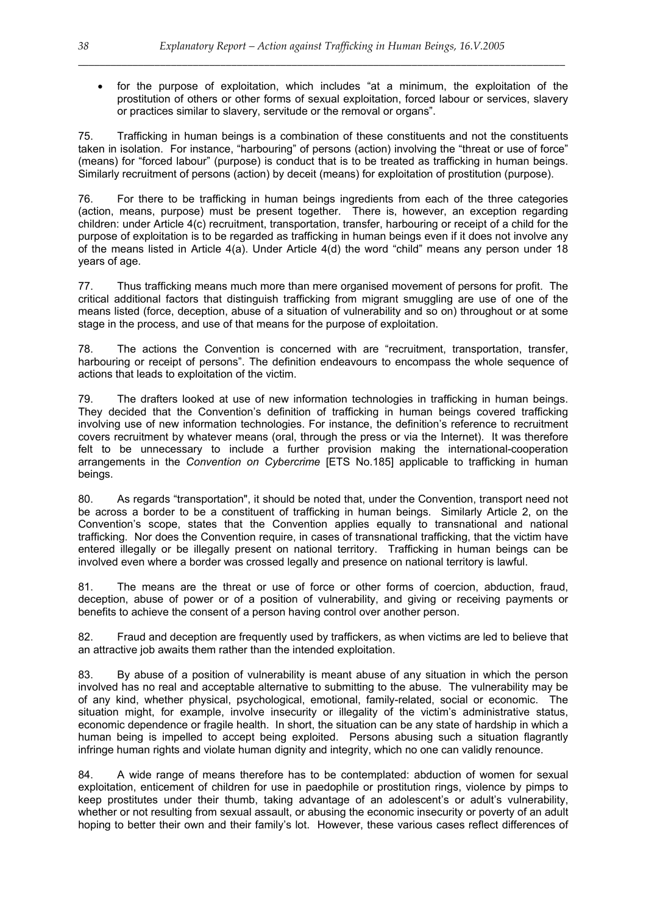- for the purpose of exploitation, which includes "at a minimum, the exploitation of the prostitution of others or other forms of sexual exploitation, forced labour or services, slavery or practices similar to slavery, servitude or the removal or organs".

75. Trafficking in human beings is a combination of these constituents and not the constituents taken in isolation. For instance, "harbouring" of persons (action) involving the "threat or use of force" (means) for "forced labour" (purpose) is conduct that is to be treated as trafficking in human beings. Similarly recruitment of persons (action) by deceit (means) for exploitation of prostitution (purpose).

76. For there to be trafficking in human beings ingredients from each of the three categories (action, means, purpose) must be present together. There is, however, an exception regarding children: under Article 4(c) recruitment, transportation, transfer, harbouring or receipt of a child for the purpose of exploitation is to be regarded as trafficking in human beings even if it does not involve any of the means listed in Article 4(a). Under Article 4(d) the word "child" means any person under 18 years of age.

77. Thus trafficking means much more than mere organised movement of persons for profit. The critical additional factors that distinguish trafficking from migrant smuggling are use of one of the means listed (force, deception, abuse of a situation of vulnerability and so on) throughout or at some stage in the process, and use of that means for the purpose of exploitation.

78. The actions the Convention is concerned with are "recruitment, transportation, transfer, harbouring or receipt of persons". The definition endeavours to encompass the whole sequence of actions that leads to exploitation of the victim.

79. The drafters looked at use of new information technologies in trafficking in human beings. They decided that the Convention's definition of trafficking in human beings covered trafficking involving use of new information technologies. For instance, the definition's reference to recruitment covers recruitment by whatever means (oral, through the press or via the Internet). It was therefore felt to be unnecessary to include a further provision making the international-cooperation arrangements in the *Convention on Cybercrime* [ETS No.185] applicable to trafficking in human beings.

80. As regards "transportation", it should be noted that, under the Convention, transport need not be across a border to be a constituent of trafficking in human beings. Similarly Article 2, on the Convention's scope, states that the Convention applies equally to transnational and national trafficking. Nor does the Convention require, in cases of transnational trafficking, that the victim have entered illegally or be illegally present on national territory. Trafficking in human beings can be involved even where a border was crossed legally and presence on national territory is lawful.

81. The means are the threat or use of force or other forms of coercion, abduction, fraud, deception, abuse of power or of a position of vulnerability, and giving or receiving payments or benefits to achieve the consent of a person having control over another person.

82. Fraud and deception are frequently used by traffickers, as when victims are led to believe that an attractive job awaits them rather than the intended exploitation.

83. By abuse of a position of vulnerability is meant abuse of any situation in which the person involved has no real and acceptable alternative to submitting to the abuse. The vulnerability may be of any kind, whether physical, psychological, emotional, family-related, social or economic. The situation might, for example, involve insecurity or illegality of the victim's administrative status, economic dependence or fragile health. In short, the situation can be any state of hardship in which a human being is impelled to accept being exploited. Persons abusing such a situation flagrantly infringe human rights and violate human dignity and integrity, which no one can validly renounce.

84. A wide range of means therefore has to be contemplated: abduction of women for sexual exploitation, enticement of children for use in paedophile or prostitution rings, violence by pimps to keep prostitutes under their thumb, taking advantage of an adolescent's or adult's vulnerability, whether or not resulting from sexual assault, or abusing the economic insecurity or poverty of an adult hoping to better their own and their family's lot. However, these various cases reflect differences of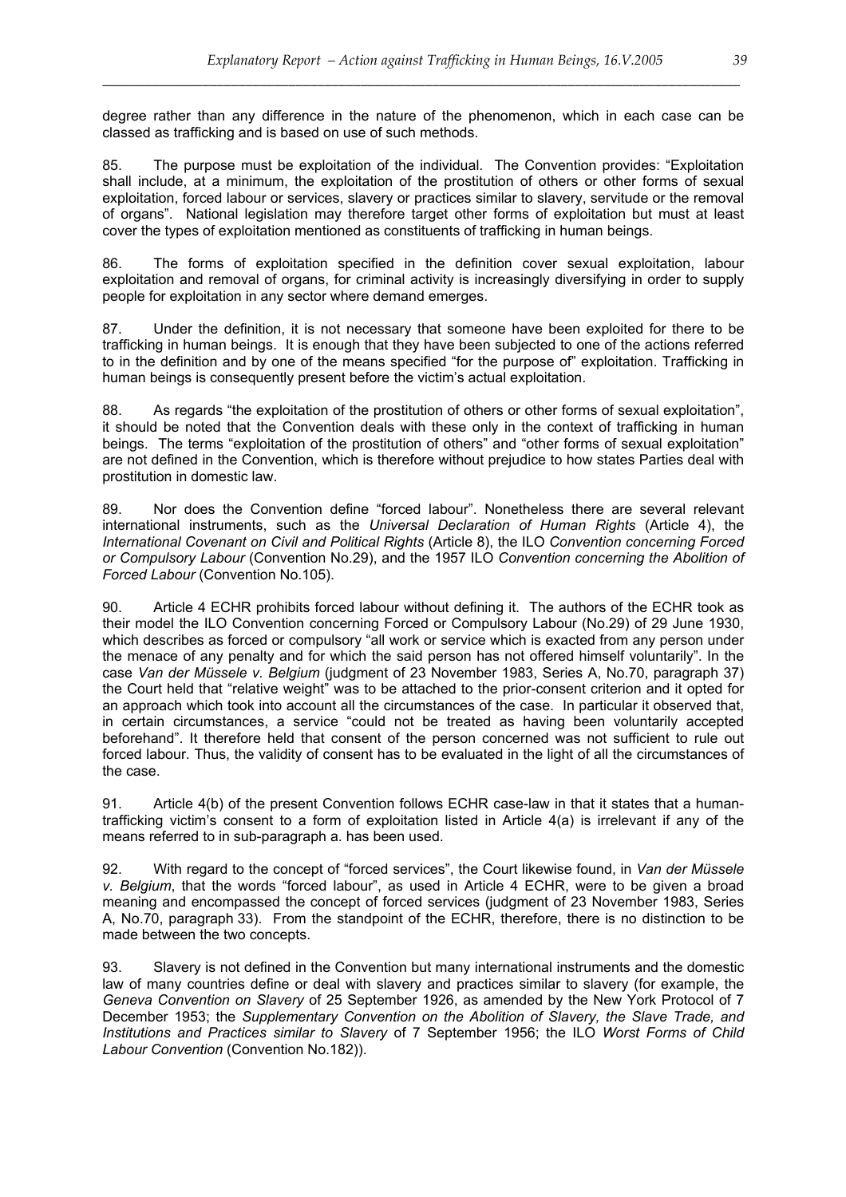degree rather than any difference in the nature of the phenomenon, which in each case can be classed as trafficking and is based on use of such methods.

85. The purpose must be exploitation of the individual. The Convention provides: "Exploitation shall include, at a minimum, the exploitation of the prostitution of others or other forms of sexual exploitation, forced labour or services, slavery or practices similar to slavery, servitude or the removal of organs". National legislation may therefore target other forms of exploitation but must at least cover the types of exploitation mentioned as constituents of trafficking in human beings.

86. The forms of exploitation specified in the definition cover sexual exploitation, labour exploitation and removal of organs, for criminal activity is increasingly diversifying in order to supply people for exploitation in any sector where demand emerges.

87. Under the definition, it is not necessary that someone have been exploited for there to be trafficking in human beings. It is enough that they have been subjected to one of the actions referred to in the definition and by one of the means specified "for the purpose of" exploitation. Trafficking in human beings is consequently present before the victim's actual exploitation.

88. As regards "the exploitation of the prostitution of others or other forms of sexual exploitation", it should be noted that the Convention deals with these only in the context of trafficking in human beings. The terms "exploitation of the prostitution of others" and "other forms of sexual exploitation" are not defined in the Convention, which is therefore without prejudice to how states Parties deal with prostitution in domestic law.

89. Nor does the Convention define "forced labour". Nonetheless there are several relevant international instruments, such as the *Universal Declaration of Human Rights* (Article 4), the *International Covenant on Civil and Political Rights* (Article 8), the ILO *Convention concerning Forced or Compulsory Labour* (Convention No.29), and the 1957 ILO *Convention concerning the Abolition of Forced Labour* (Convention No.105).

90. Article 4 ECHR prohibits forced labour without defining it. The authors of the ECHR took as their model the ILO Convention concerning Forced or Compulsory Labour (No.29) of 29 June 1930, which describes as forced or compulsory "all work or service which is exacted from any person under the menace of any penalty and for which the said person has not offered himself voluntarily". In the case *Van der Müssele v. Belgium* (judgment of 23 November 1983, Series A, No.70, paragraph 37) the Court held that "relative weight" was to be attached to the prior-consent criterion and it opted for an approach which took into account all the circumstances of the case. In particular it observed that, in certain circumstances, a service "could not be treated as having been voluntarily accepted beforehand". It therefore held that consent of the person concerned was not sufficient to rule out forced labour. Thus, the validity of consent has to be evaluated in the light of all the circumstances of the case.

91. Article 4(b) of the present Convention follows ECHR case-law in that it states that a human-trafficking victim's consent to a form of exploitation listed in Article 4(a) is irrelevant if any of the means referred to in sub-paragraph a. has been used.

92. With regard to the concept of "forced services", the Court likewise found, in *Van der Müssele v. Belgium*, that the words "forced labour", as used in Article 4 ECHR, were to be given a broad meaning and encompassed the concept of forced services (judgment of 23 November 1983, Series A, No.70, paragraph 33). From the standpoint of the ECHR, therefore, there is no distinction to be made between the two concepts.

93. Slavery is not defined in the Convention but many international instruments and the domestic law of many countries define or deal with slavery and practices similar to slavery (for example, the *Geneva Convention on Slavery* of 25 September 1926, as amended by the New York Protocol of 7 December 1953; the *Supplementary Convention on the Abolition of Slavery, the Slave Trade, and Institutions and Practices similar to Slavery* of 7 September 1956; the ILO *Worst Forms of Child Labour Convention* (Convention No.182)).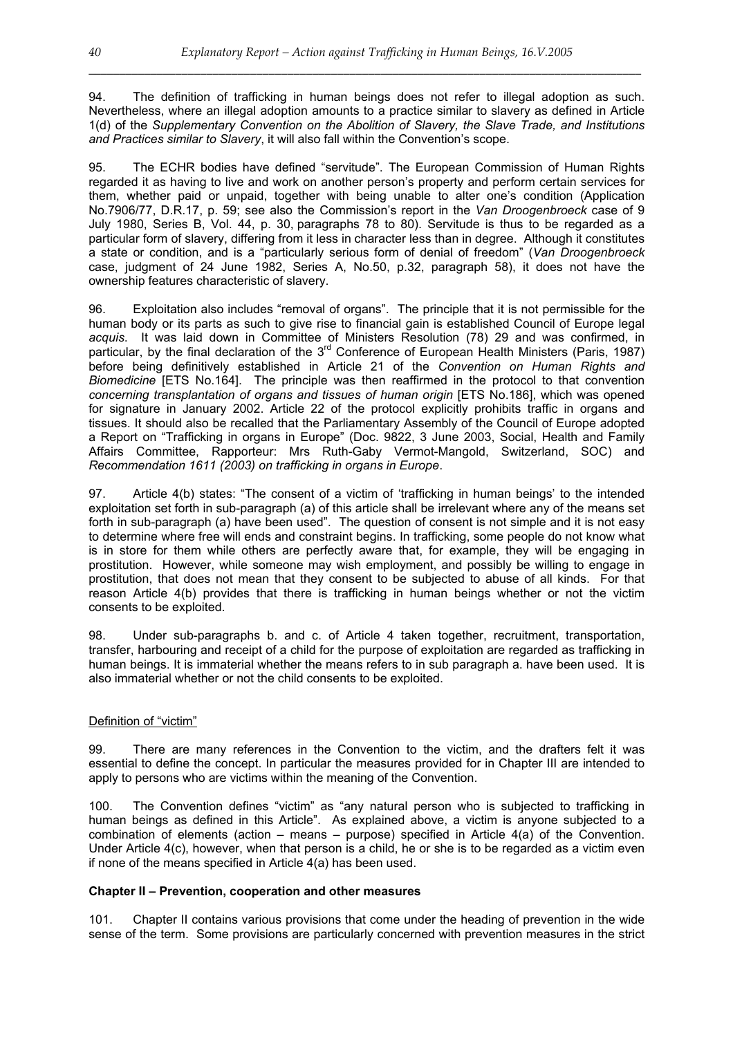94. The definition of trafficking in human beings does not refer to illegal adoption as such. Nevertheless, where an illegal adoption amounts to a practice similar to slavery as defined in Article 1(d) of the *Supplementary Convention on the Abolition of Slavery, the Slave Trade, and Institutions and Practices similar to Slavery*, it will also fall within the Convention's scope.

95. The ECHR bodies have defined "servitude". The European Commission of Human Rights regarded it as having to live and work on another person's property and perform certain services for them, whether paid or unpaid, together with being unable to alter one's condition (Application No.7906/77, D.R.17, p. 59; see also the Commission's report in the *Van Droogenbroeck* case of 9 July 1980, Series B, Vol. 44, p. 30, paragraphs 78 to 80). Servitude is thus to be regarded as a particular form of slavery, differing from it less in character less than in degree. Although it constitutes a state or condition, and is a "particularly serious form of denial of freedom" (*Van Droogenbroeck* case, judgment of 24 June 1982, Series A, No.50, p.32, paragraph 58), it does not have the ownership features characteristic of slavery.

96. Exploitation also includes "removal of organs". The principle that it is not permissible for the human body or its parts as such to give rise to financial gain is established Council of Europe legal *acquis*. It was laid down in Committee of Ministers Resolution (78) 29 and was confirmed, in particular, by the final declaration of the 3rd Conference of European Health Ministers (Paris, 1987) before being definitively established in Article 21 of the *Convention on Human Rights and Biomedicine* [ETS No.164]. The principle was then reaffirmed in the protocol to that convention *concerning transplantation of organs and tissues of human origin* [ETS No.186], which was opened for signature in January 2002. Article 22 of the protocol explicitly prohibits traffic in organs and tissues. It should also be recalled that the Parliamentary Assembly of the Council of Europe adopted a Report on "Trafficking in organs in Europe" (Doc. 9822, 3 June 2003, Social, Health and Family Affairs Committee, Rapporteur: Mrs Ruth-Gaby Vermot-Mangold, Switzerland, SOC) and *Recommendation 1611 (2003) on trafficking in organs in Europe*.

97. Article 4(b) states: "The consent of a victim of 'trafficking in human beings' to the intended exploitation set forth in sub-paragraph (a) of this article shall be irrelevant where any of the means set forth in sub-paragraph (a) have been used". The question of consent is not simple and it is not easy to determine where free will ends and constraint begins. In trafficking, some people do not know what is in store for them while others are perfectly aware that, for example, they will be engaging in prostitution. However, while someone may wish employment, and possibly be willing to engage in prostitution, that does not mean that they consent to be subjected to abuse of all kinds. For that reason Article 4(b) provides that there is trafficking in human beings whether or not the victim consents to be exploited.

98. Under sub-paragraphs b. and c. of Article 4 taken together, recruitment, transportation, transfer, harbouring and receipt of a child for the purpose of exploitation are regarded as trafficking in human beings. It is immaterial whether the means refers to in sub paragraph a. have been used. It is also immaterial whether or not the child consents to be exploited.

Definition of "victim"

99. There are many references in the Convention to the victim, and the drafters felt it was essential to define the concept. In particular the measures provided for in Chapter III are intended to apply to persons who are victims within the meaning of the Convention.

100. The Convention defines "victim" as "any natural person who is subjected to trafficking in human beings as defined in this Article". As explained above, a victim is anyone subjected to a combination of elements (action – means – purpose) specified in Article 4(a) of the Convention. Under Article 4(c), however, when that person is a child, he or she is to be regarded as a victim even if none of the means specified in Article 4(a) has been used.

**Chapter II – Prevention, cooperation and other measures**

101. Chapter II contains various provisions that come under the heading of prevention in the wide sense of the term. Some provisions are particularly concerned with prevention measures in the strict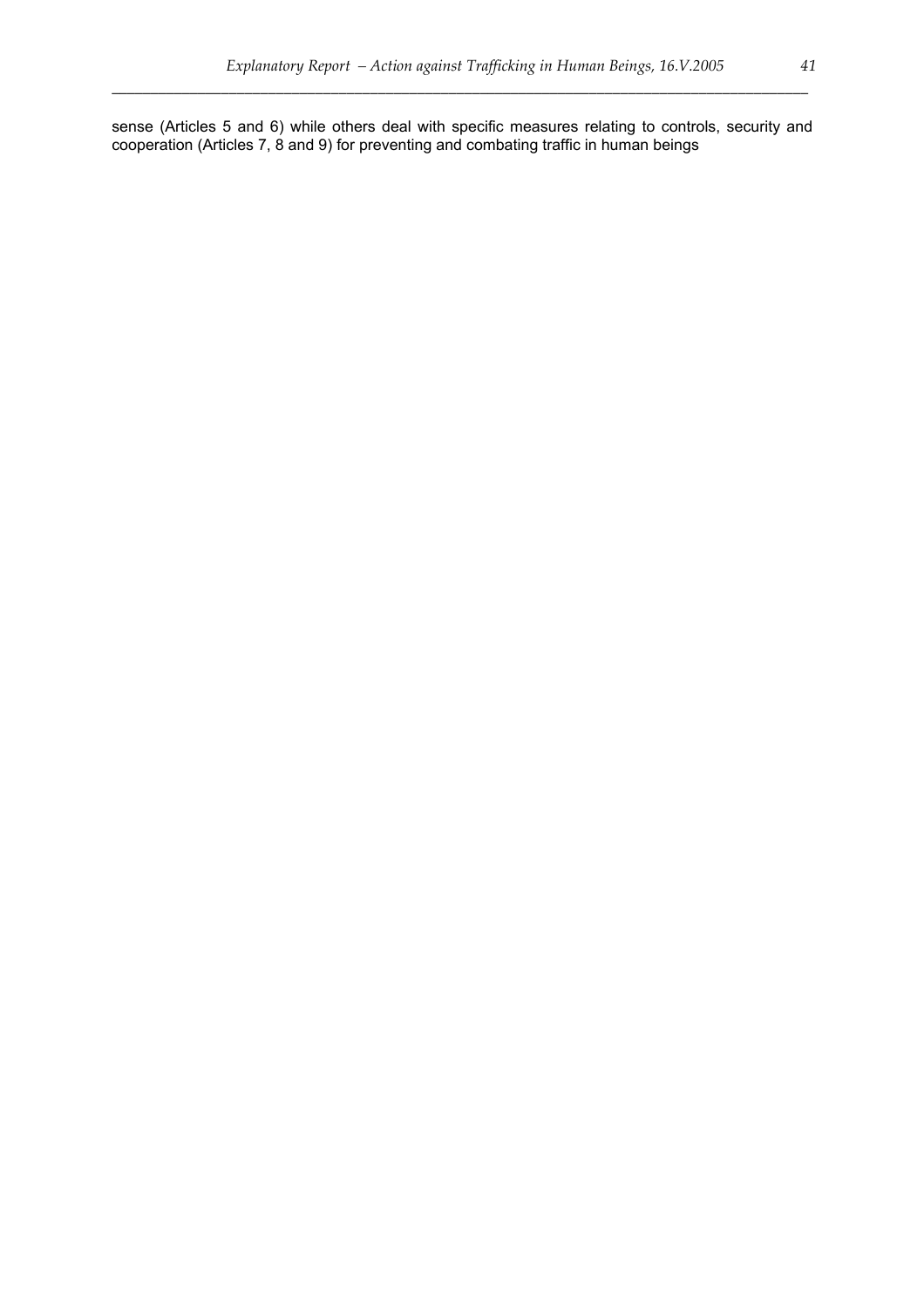sense (Articles 5 and 6) while others deal with specific measures relating to controls, security and cooperation (Articles 7, 8 and 9) for preventing and combating traffic in human beings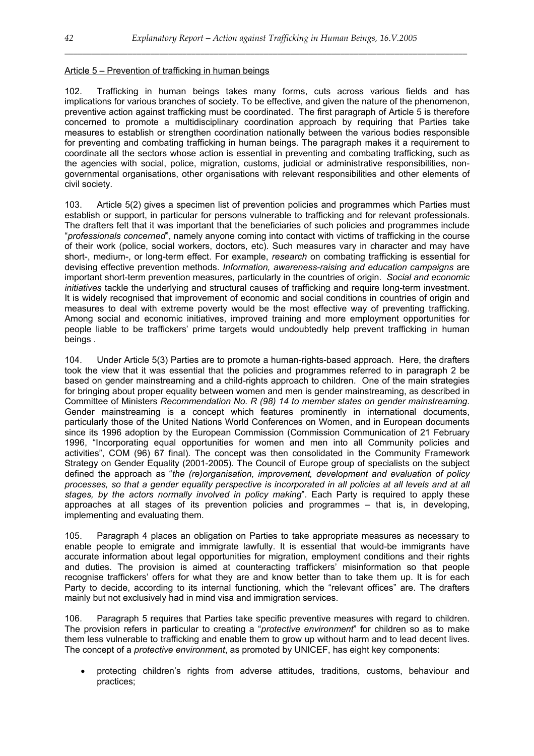Article 5 – Prevention of trafficking in human beings

102. Trafficking in human beings takes many forms, cuts across various fields and has implications for various branches of society. To be effective, and given the nature of the phenomenon, preventive action against trafficking must be coordinated. The first paragraph of Article 5 is therefore concerned to promote a multidisciplinary coordination approach by requiring that Parties take measures to establish or strengthen coordination nationally between the various bodies responsible for preventing and combating trafficking in human beings. The paragraph makes it a requirement to coordinate all the sectors whose action is essential in preventing and combating trafficking, such as the agencies with social, police, migration, customs, judicial or administrative responsibilities, non-governmental organisations, other organisations with relevant responsibilities and other elements of civil society.

103. Article 5(2) gives a specimen list of prevention policies and programmes which Parties must establish or support, in particular for persons vulnerable to trafficking and for relevant professionals. The drafters felt that it was important that the beneficiaries of such policies and programmes include "*professionals concerned*", namely anyone coming into contact with victims of trafficking in the course of their work (police, social workers, doctors, etc). Such measures vary in character and may have short-, medium-, or long-term effect. For example, *research* on combating trafficking is essential for devising effective prevention methods. *Information, awareness-raising and education campaigns* are important short-term prevention measures, particularly in the countries of origin. *Social and economic initiatives* tackle the underlying and structural causes of trafficking and require long-term investment. It is widely recognised that improvement of economic and social conditions in countries of origin and measures to deal with extreme poverty would be the most effective way of preventing trafficking. Among social and economic initiatives, improved training and more employment opportunities for people liable to be traffickers' prime targets would undoubtedly help prevent trafficking in human beings .

104. Under Article 5(3) Parties are to promote a human-rights-based approach. Here, the drafters took the view that it was essential that the policies and programmes referred to in paragraph 2 be based on gender mainstreaming and a child-rights approach to children. One of the main strategies for bringing about proper equality between women and men is gender mainstreaming, as described in Committee of Ministers *Recommendation No. R (98) 14 to member states on gender mainstreaming*. Gender mainstreaming is a concept which features prominently in international documents, particularly those of the United Nations World Conferences on Women, and in European documents since its 1996 adoption by the European Commission (Commission Communication of 21 February 1996, "Incorporating equal opportunities for women and men into all Community policies and activities", COM (96) 67 final). The concept was then consolidated in the Community Framework Strategy on Gender Equality (2001-2005). The Council of Europe group of specialists on the subject defined the approach as "*the (re)organisation, improvement, development and evaluation of policy processes, so that a gender equality perspective is incorporated in all policies at all levels and at all stages, by the actors normally involved in policy making*". Each Party is required to apply these approaches at all stages of its prevention policies and programmes – that is, in developing, implementing and evaluating them.

105. Paragraph 4 places an obligation on Parties to take appropriate measures as necessary to enable people to emigrate and immigrate lawfully. It is essential that would-be immigrants have accurate information about legal opportunities for migration, employment conditions and their rights and duties. The provision is aimed at counteracting traffickers' misinformation so that people recognise traffickers' offers for what they are and know better than to take them up. It is for each Party to decide, according to its internal functioning, which the "relevant offices" are. The drafters mainly but not exclusively had in mind visa and immigration services.

106. Paragraph 5 requires that Parties take specific preventive measures with regard to children. The provision refers in particular to creating a "*protective environment*" for children so as to make them less vulnerable to trafficking and enable them to grow up without harm and to lead decent lives. The concept of a *protective environment*, as promoted by UNICEF, has eight key components:

- protecting children's rights from adverse attitudes, traditions, customs, behaviour and practices;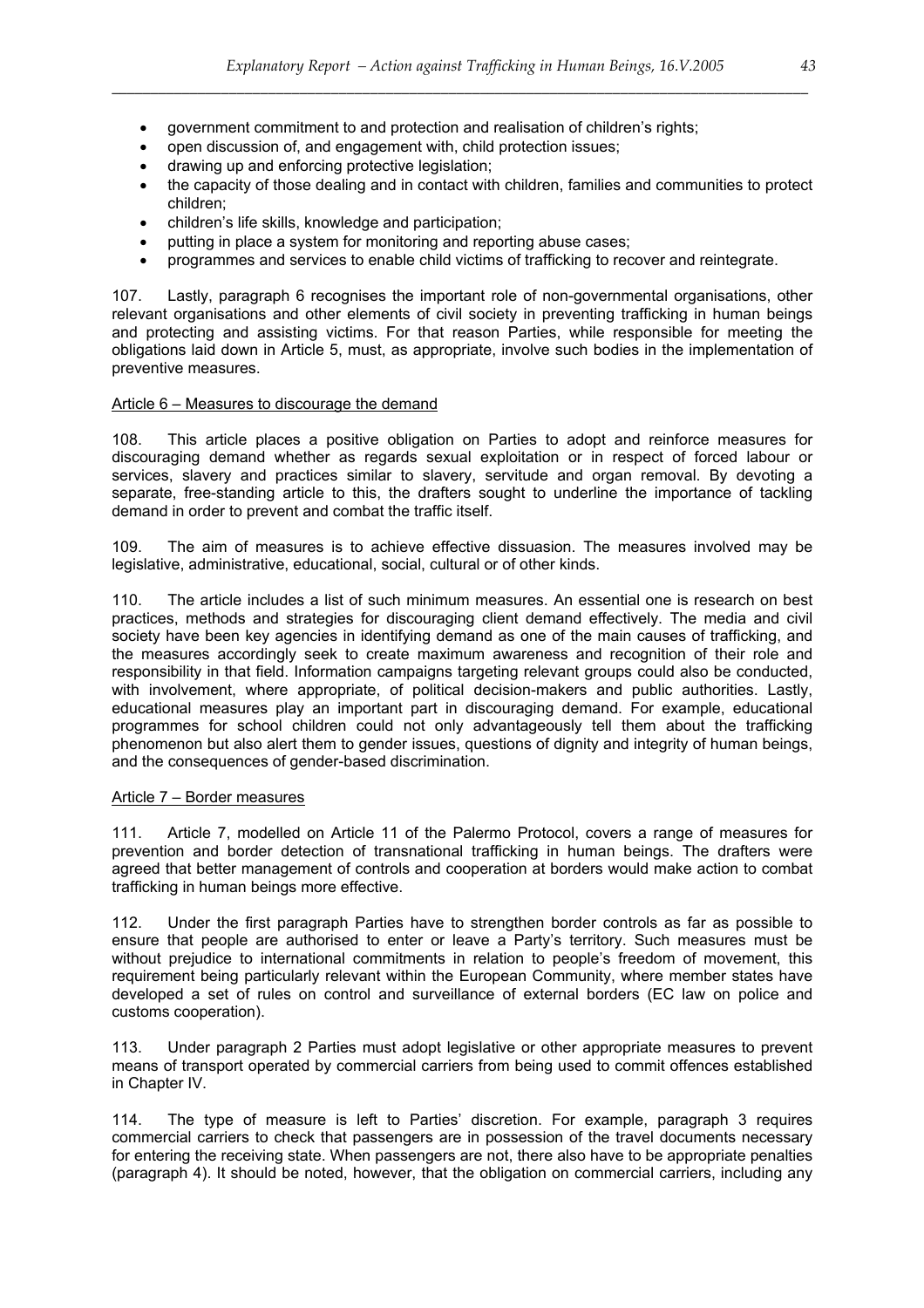- government commitment to and protection and realisation of children's rights;
- open discussion of, and engagement with, child protection issues;
- drawing up and enforcing protective legislation;
- the capacity of those dealing and in contact with children, families and communities to protect children;
- children's life skills, knowledge and participation;
- putting in place a system for monitoring and reporting abuse cases;
- programmes and services to enable child victims of trafficking to recover and reintegrate.

107. Lastly, paragraph 6 recognises the important role of non-governmental organisations, other relevant organisations and other elements of civil society in preventing trafficking in human beings and protecting and assisting victims. For that reason Parties, while responsible for meeting the obligations laid down in Article 5, must, as appropriate, involve such bodies in the implementation of preventive measures.

### Article 6 – Measures to discourage the demand

108. This article places a positive obligation on Parties to adopt and reinforce measures for discouraging demand whether as regards sexual exploitation or in respect of forced labour or services, slavery and practices similar to slavery, servitude and organ removal. By devoting a separate, free-standing article to this, the drafters sought to underline the importance of tackling demand in order to prevent and combat the traffic itself.

109. The aim of measures is to achieve effective dissuasion. The measures involved may be legislative, administrative, educational, social, cultural or of other kinds.

110. The article includes a list of such minimum measures. An essential one is research on best practices, methods and strategies for discouraging client demand effectively. The media and civil society have been key agencies in identifying demand as one of the main causes of trafficking, and the measures accordingly seek to create maximum awareness and recognition of their role and responsibility in that field. Information campaigns targeting relevant groups could also be conducted, with involvement, where appropriate, of political decision-makers and public authorities. Lastly, educational measures play an important part in discouraging demand. For example, educational programmes for school children could not only advantageously tell them about the trafficking phenomenon but also alert them to gender issues, questions of dignity and integrity of human beings, and the consequences of gender-based discrimination.

### Article 7 – Border measures

111. Article 7, modelled on Article 11 of the Palermo Protocol, covers a range of measures for prevention and border detection of transnational trafficking in human beings. The drafters were agreed that better management of controls and cooperation at borders would make action to combat trafficking in human beings more effective.

112. Under the first paragraph Parties have to strengthen border controls as far as possible to ensure that people are authorised to enter or leave a Party's territory. Such measures must be without prejudice to international commitments in relation to people's freedom of movement, this requirement being particularly relevant within the European Community, where member states have developed a set of rules on control and surveillance of external borders (EC law on police and customs cooperation).

113. Under paragraph 2 Parties must adopt legislative or other appropriate measures to prevent means of transport operated by commercial carriers from being used to commit offences established in Chapter IV.

114. The type of measure is left to Parties' discretion. For example, paragraph 3 requires commercial carriers to check that passengers are in possession of the travel documents necessary for entering the receiving state. When passengers are not, there also have to be appropriate penalties (paragraph 4). It should be noted, however, that the obligation on commercial carriers, including any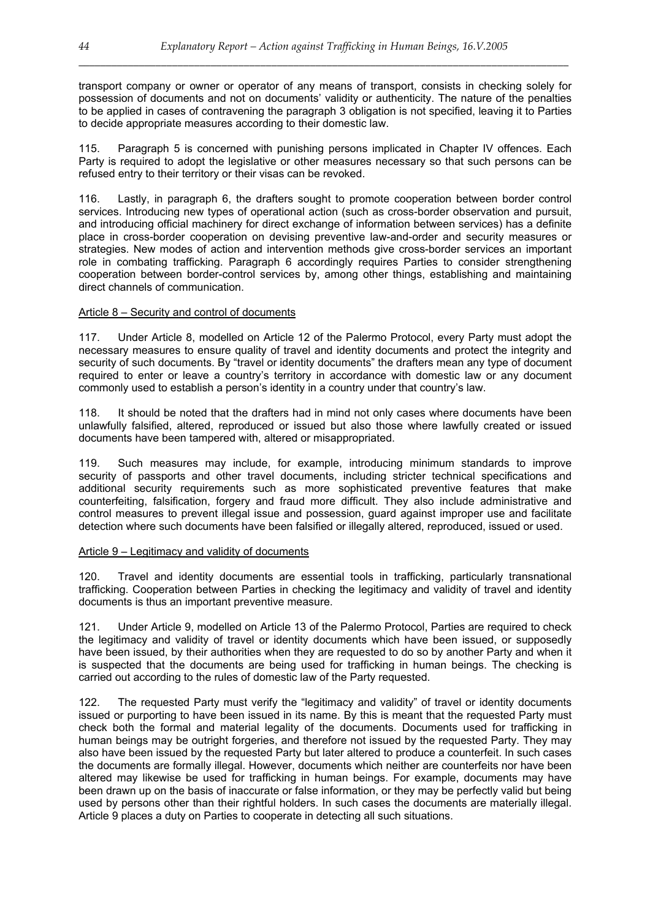transport company or owner or operator of any means of transport, consists in checking solely for possession of documents and not on documents' validity or authenticity. The nature of the penalties to be applied in cases of contravening the paragraph 3 obligation is not specified, leaving it to Parties to decide appropriate measures according to their domestic law.

115. Paragraph 5 is concerned with punishing persons implicated in Chapter IV offences. Each Party is required to adopt the legislative or other measures necessary so that such persons can be refused entry to their territory or their visas can be revoked.

116. Lastly, in paragraph 6, the drafters sought to promote cooperation between border control services. Introducing new types of operational action (such as cross-border observation and pursuit, and introducing official machinery for direct exchange of information between services) has a definite place in cross-border cooperation on devising preventive law-and-order and security measures or strategies. New modes of action and intervention methods give cross-border services an important role in combating trafficking. Paragraph 6 accordingly requires Parties to consider strengthening cooperation between border-control services by, among other things, establishing and maintaining direct channels of communication.

Article 8 – Security and control of documents

117. Under Article 8, modelled on Article 12 of the Palermo Protocol, every Party must adopt the necessary measures to ensure quality of travel and identity documents and protect the integrity and security of such documents. By "travel or identity documents" the drafters mean any type of document required to enter or leave a country's territory in accordance with domestic law or any document commonly used to establish a person's identity in a country under that country's law.

118. It should be noted that the drafters had in mind not only cases where documents have been unlawfully falsified, altered, reproduced or issued but also those where lawfully created or issued documents have been tampered with, altered or misappropriated.

119. Such measures may include, for example, introducing minimum standards to improve security of passports and other travel documents, including stricter technical specifications and additional security requirements such as more sophisticated preventive features that make counterfeiting, falsification, forgery and fraud more difficult. They also include administrative and control measures to prevent illegal issue and possession, guard against improper use and facilitate detection where such documents have been falsified or illegally altered, reproduced, issued or used.

Article 9 – Legitimacy and validity of documents

120. Travel and identity documents are essential tools in trafficking, particularly transnational trafficking. Cooperation between Parties in checking the legitimacy and validity of travel and identity documents is thus an important preventive measure.

121. Under Article 9, modelled on Article 13 of the Palermo Protocol, Parties are required to check the legitimacy and validity of travel or identity documents which have been issued, or supposedly have been issued, by their authorities when they are requested to do so by another Party and when it is suspected that the documents are being used for trafficking in human beings. The checking is carried out according to the rules of domestic law of the Party requested.

122. The requested Party must verify the "legitimacy and validity" of travel or identity documents issued or purporting to have been issued in its name. By this is meant that the requested Party must check both the formal and material legality of the documents. Documents used for trafficking in human beings may be outright forgeries, and therefore not issued by the requested Party. They may also have been issued by the requested Party but later altered to produce a counterfeit. In such cases the documents are formally illegal. However, documents which neither are counterfeits nor have been altered may likewise be used for trafficking in human beings. For example, documents may have been drawn up on the basis of inaccurate or false information, or they may be perfectly valid but being used by persons other than their rightful holders. In such cases the documents are materially illegal. Article 9 places a duty on Parties to cooperate in detecting all such situations.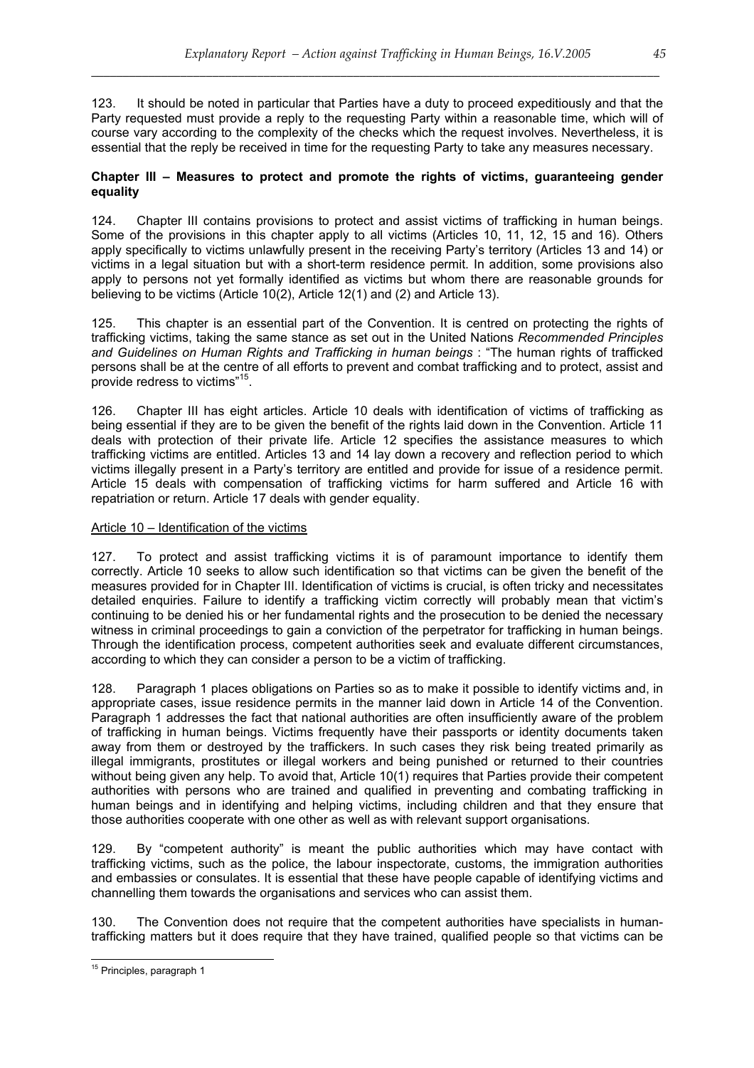123. It should be noted in particular that Parties have a duty to proceed expeditiously and that the Party requested must provide a reply to the requesting Party within a reasonable time, which will of course vary according to the complexity of the checks which the request involves. Nevertheless, it is essential that the reply be received in time for the requesting Party to take any measures necessary.

**Chapter III – Measures to protect and promote the rights of victims, guaranteeing gender equality**

124. Chapter III contains provisions to protect and assist victims of trafficking in human beings. Some of the provisions in this chapter apply to all victims (Articles 10, 11, 12, 15 and 16). Others apply specifically to victims unlawfully present in the receiving Party's territory (Articles 13 and 14) or victims in a legal situation but with a short-term residence permit. In addition, some provisions also apply to persons not yet formally identified as victims but whom there are reasonable grounds for believing to be victims (Article 10(2), Article 12(1) and (2) and Article 13).

125. This chapter is an essential part of the Convention. It is centred on protecting the rights of trafficking victims, taking the same stance as set out in the United Nations *Recommended Principles and Guidelines on Human Rights and Trafficking in human beings* : "The human rights of trafficked persons shall be at the centre of all efforts to prevent and combat trafficking and to protect, assist and provide redress to victims"[15].

126. Chapter III has eight articles. Article 10 deals with identification of victims of trafficking as being essential if they are to be given the benefit of the rights laid down in the Convention. Article 11 deals with protection of their private life. Article 12 specifies the assistance measures to which trafficking victims are entitled. Articles 13 and 14 lay down a recovery and reflection period to which victims illegally present in a Party's territory are entitled and provide for issue of a residence permit. Article 15 deals with compensation of trafficking victims for harm suffered and Article 16 with repatriation or return. Article 17 deals with gender equality.

Article 10 – Identification of the victims

127. To protect and assist trafficking victims it is of paramount importance to identify them correctly. Article 10 seeks to allow such identification so that victims can be given the benefit of the measures provided for in Chapter III. Identification of victims is crucial, is often tricky and necessitates detailed enquiries. Failure to identify a trafficking victim correctly will probably mean that victim's continuing to be denied his or her fundamental rights and the prosecution to be denied the necessary witness in criminal proceedings to gain a conviction of the perpetrator for trafficking in human beings. Through the identification process, competent authorities seek and evaluate different circumstances, according to which they can consider a person to be a victim of trafficking.

128. Paragraph 1 places obligations on Parties so as to make it possible to identify victims and, in appropriate cases, issue residence permits in the manner laid down in Article 14 of the Convention. Paragraph 1 addresses the fact that national authorities are often insufficiently aware of the problem of trafficking in human beings. Victims frequently have their passports or identity documents taken away from them or destroyed by the traffickers. In such cases they risk being treated primarily as illegal immigrants, prostitutes or illegal workers and being punished or returned to their countries without being given any help. To avoid that, Article 10(1) requires that Parties provide their competent authorities with persons who are trained and qualified in preventing and combating trafficking in human beings and in identifying and helping victims, including children and that they ensure that those authorities cooperate with one other as well as with relevant support organisations.

129. By "competent authority" is meant the public authorities which may have contact with trafficking victims, such as the police, the labour inspectorate, customs, the immigration authorities and embassies or consulates. It is essential that these have people capable of identifying victims and channelling them towards the organisations and services who can assist them.

130. The Convention does not require that the competent authorities have specialists in human-trafficking matters but it does require that they have trained, qualified people so that victims can be

[15] Principles, paragraph 1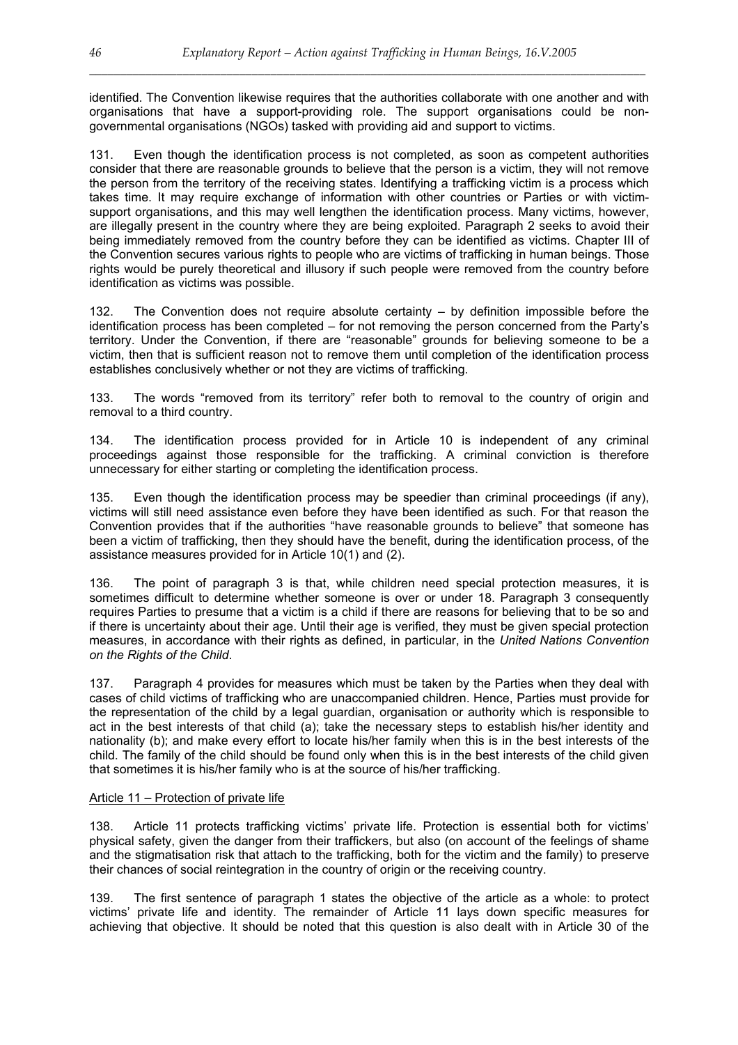identified. The Convention likewise requires that the authorities collaborate with one another and with organisations that have a support-providing role. The support organisations could be non-governmental organisations (NGOs) tasked with providing aid and support to victims.

131. Even though the identification process is not completed, as soon as competent authorities consider that there are reasonable grounds to believe that the person is a victim, they will not remove the person from the territory of the receiving states. Identifying a trafficking victim is a process which takes time. It may require exchange of information with other countries or Parties or with victim-support organisations, and this may well lengthen the identification process. Many victims, however, are illegally present in the country where they are being exploited. Paragraph 2 seeks to avoid their being immediately removed from the country before they can be identified as victims. Chapter III of the Convention secures various rights to people who are victims of trafficking in human beings. Those rights would be purely theoretical and illusory if such people were removed from the country before identification as victims was possible.

132. The Convention does not require absolute certainty – by definition impossible before the identification process has been completed – for not removing the person concerned from the Party's territory. Under the Convention, if there are "reasonable" grounds for believing someone to be a victim, then that is sufficient reason not to remove them until completion of the identification process establishes conclusively whether or not they are victims of trafficking.

133. The words "removed from its territory" refer both to removal to the country of origin and removal to a third country.

134. The identification process provided for in Article 10 is independent of any criminal proceedings against those responsible for the trafficking. A criminal conviction is therefore unnecessary for either starting or completing the identification process.

135. Even though the identification process may be speedier than criminal proceedings (if any), victims will still need assistance even before they have been identified as such. For that reason the Convention provides that if the authorities "have reasonable grounds to believe" that someone has been a victim of trafficking, then they should have the benefit, during the identification process, of the assistance measures provided for in Article 10(1) and (2).

136. The point of paragraph 3 is that, while children need special protection measures, it is sometimes difficult to determine whether someone is over or under 18. Paragraph 3 consequently requires Parties to presume that a victim is a child if there are reasons for believing that to be so and if there is uncertainty about their age. Until their age is verified, they must be given special protection measures, in accordance with their rights as defined, in particular, in the *United Nations Convention on the Rights of the Child*.

137. Paragraph 4 provides for measures which must be taken by the Parties when they deal with cases of child victims of trafficking who are unaccompanied children. Hence, Parties must provide for the representation of the child by a legal guardian, organisation or authority which is responsible to act in the best interests of that child (a); take the necessary steps to establish his/her identity and nationality (b); and make every effort to locate his/her family when this is in the best interests of the child. The family of the child should be found only when this is in the best interests of the child given that sometimes it is his/her family who is at the source of his/her trafficking.

Article 11 – Protection of private life

138. Article 11 protects trafficking victims' private life. Protection is essential both for victims' physical safety, given the danger from their traffickers, but also (on account of the feelings of shame and the stigmatisation risk that attach to the trafficking, both for the victim and the family) to preserve their chances of social reintegration in the country of origin or the receiving country.

139. The first sentence of paragraph 1 states the objective of the article as a whole: to protect victims' private life and identity. The remainder of Article 11 lays down specific measures for achieving that objective. It should be noted that this question is also dealt with in Article 30 of the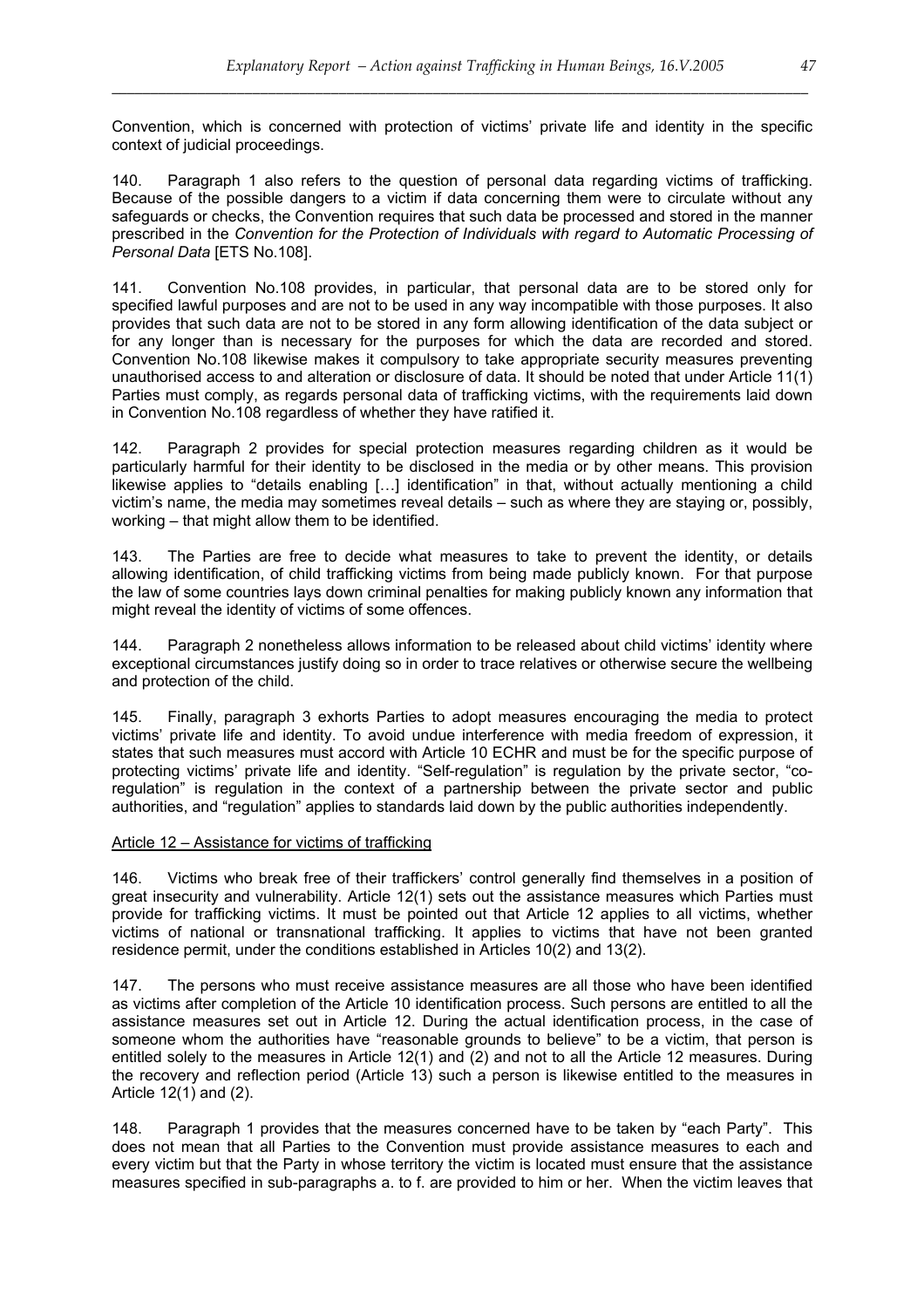Convention, which is concerned with protection of victims' private life and identity in the specific context of judicial proceedings.

140. Paragraph 1 also refers to the question of personal data regarding victims of trafficking. Because of the possible dangers to a victim if data concerning them were to circulate without any safeguards or checks, the Convention requires that such data be processed and stored in the manner prescribed in the *Convention for the Protection of Individuals with regard to Automatic Processing of Personal Data* [ETS No.108].

141. Convention No.108 provides, in particular, that personal data are to be stored only for specified lawful purposes and are not to be used in any way incompatible with those purposes. It also provides that such data are not to be stored in any form allowing identification of the data subject or for any longer than is necessary for the purposes for which the data are recorded and stored. Convention No.108 likewise makes it compulsory to take appropriate security measures preventing unauthorised access to and alteration or disclosure of data. It should be noted that under Article 11(1) Parties must comply, as regards personal data of trafficking victims, with the requirements laid down in Convention No.108 regardless of whether they have ratified it.

142. Paragraph 2 provides for special protection measures regarding children as it would be particularly harmful for their identity to be disclosed in the media or by other means. This provision likewise applies to "details enabling […] identification" in that, without actually mentioning a child victim's name, the media may sometimes reveal details – such as where they are staying or, possibly, working – that might allow them to be identified.

143. The Parties are free to decide what measures to take to prevent the identity, or details allowing identification, of child trafficking victims from being made publicly known. For that purpose the law of some countries lays down criminal penalties for making publicly known any information that might reveal the identity of victims of some offences.

144. Paragraph 2 nonetheless allows information to be released about child victims' identity where exceptional circumstances justify doing so in order to trace relatives or otherwise secure the wellbeing and protection of the child.

145. Finally, paragraph 3 exhorts Parties to adopt measures encouraging the media to protect victims' private life and identity. To avoid undue interference with media freedom of expression, it states that such measures must accord with Article 10 ECHR and must be for the specific purpose of protecting victims' private life and identity. "Self-regulation" is regulation by the private sector, "co-regulation" is regulation in the context of a partnership between the private sector and public authorities, and "regulation" applies to standards laid down by the public authorities independently.

Article 12 – Assistance for victims of trafficking

146. Victims who break free of their traffickers' control generally find themselves in a position of great insecurity and vulnerability. Article 12(1) sets out the assistance measures which Parties must provide for trafficking victims. It must be pointed out that Article 12 applies to all victims, whether victims of national or transnational trafficking. It applies to victims that have not been granted residence permit, under the conditions established in Articles 10(2) and 13(2).

147. The persons who must receive assistance measures are all those who have been identified as victims after completion of the Article 10 identification process. Such persons are entitled to all the assistance measures set out in Article 12. During the actual identification process, in the case of someone whom the authorities have "reasonable grounds to believe" to be a victim, that person is entitled solely to the measures in Article 12(1) and (2) and not to all the Article 12 measures. During the recovery and reflection period (Article 13) such a person is likewise entitled to the measures in Article 12(1) and (2).

148. Paragraph 1 provides that the measures concerned have to be taken by "each Party". This does not mean that all Parties to the Convention must provide assistance measures to each and every victim but that the Party in whose territory the victim is located must ensure that the assistance measures specified in sub-paragraphs a. to f. are provided to him or her. When the victim leaves that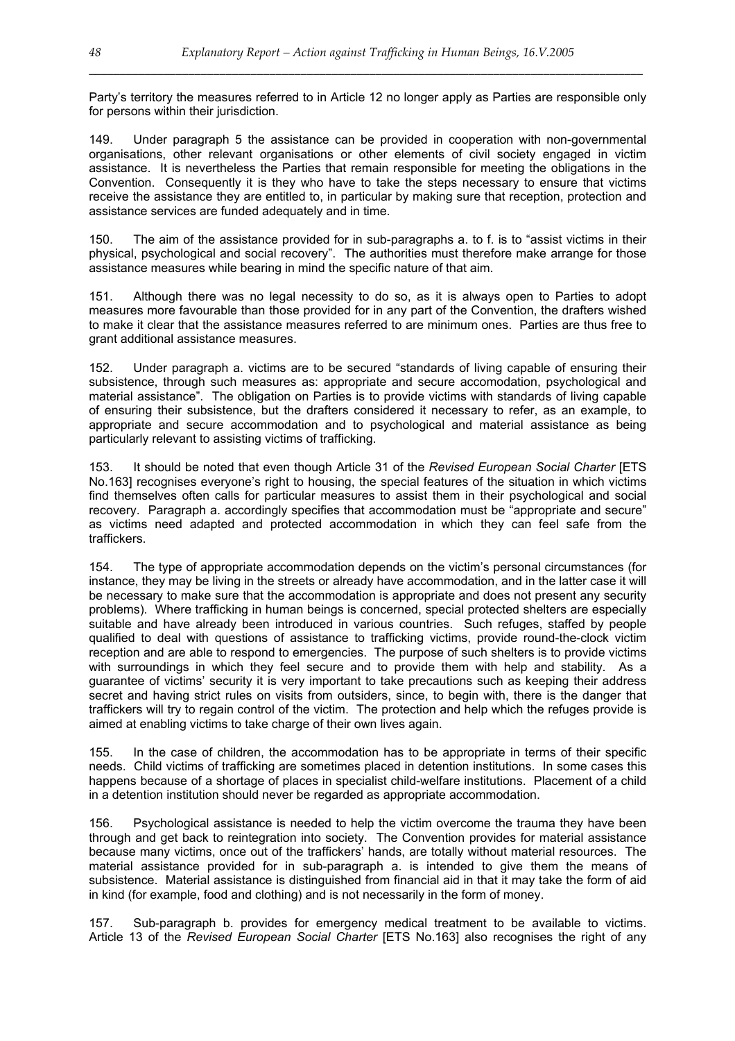Party's territory the measures referred to in Article 12 no longer apply as Parties are responsible only for persons within their jurisdiction.

149. Under paragraph 5 the assistance can be provided in cooperation with non-governmental organisations, other relevant organisations or other elements of civil society engaged in victim assistance. It is nevertheless the Parties that remain responsible for meeting the obligations in the Convention. Consequently it is they who have to take the steps necessary to ensure that victims receive the assistance they are entitled to, in particular by making sure that reception, protection and assistance services are funded adequately and in time.

150. The aim of the assistance provided for in sub-paragraphs a. to f. is to "assist victims in their physical, psychological and social recovery". The authorities must therefore make arrange for those assistance measures while bearing in mind the specific nature of that aim.

151. Although there was no legal necessity to do so, as it is always open to Parties to adopt measures more favourable than those provided for in any part of the Convention, the drafters wished to make it clear that the assistance measures referred to are minimum ones. Parties are thus free to grant additional assistance measures.

152. Under paragraph a. victims are to be secured "standards of living capable of ensuring their subsistence, through such measures as: appropriate and secure accomodation, psychological and material assistance". The obligation on Parties is to provide victims with standards of living capable of ensuring their subsistence, but the drafters considered it necessary to refer, as an example, to appropriate and secure accommodation and to psychological and material assistance as being particularly relevant to assisting victims of trafficking.

153. It should be noted that even though Article 31 of the *Revised European Social Charter* [ETS No.163] recognises everyone's right to housing, the special features of the situation in which victims find themselves often calls for particular measures to assist them in their psychological and social recovery. Paragraph a. accordingly specifies that accommodation must be "appropriate and secure" as victims need adapted and protected accommodation in which they can feel safe from the traffickers.

154. The type of appropriate accommodation depends on the victim's personal circumstances (for instance, they may be living in the streets or already have accommodation, and in the latter case it will be necessary to make sure that the accommodation is appropriate and does not present any security problems). Where trafficking in human beings is concerned, special protected shelters are especially suitable and have already been introduced in various countries. Such refuges, staffed by people qualified to deal with questions of assistance to trafficking victims, provide round-the-clock victim reception and are able to respond to emergencies. The purpose of such shelters is to provide victims with surroundings in which they feel secure and to provide them with help and stability. As a guarantee of victims' security it is very important to take precautions such as keeping their address secret and having strict rules on visits from outsiders, since, to begin with, there is the danger that traffickers will try to regain control of the victim. The protection and help which the refuges provide is aimed at enabling victims to take charge of their own lives again.

155. In the case of children, the accommodation has to be appropriate in terms of their specific needs. Child victims of trafficking are sometimes placed in detention institutions. In some cases this happens because of a shortage of places in specialist child-welfare institutions. Placement of a child in a detention institution should never be regarded as appropriate accommodation.

156. Psychological assistance is needed to help the victim overcome the trauma they have been through and get back to reintegration into society. The Convention provides for material assistance because many victims, once out of the traffickers' hands, are totally without material resources. The material assistance provided for in sub-paragraph a. is intended to give them the means of subsistence. Material assistance is distinguished from financial aid in that it may take the form of aid in kind (for example, food and clothing) and is not necessarily in the form of money.

157. Sub-paragraph b. provides for emergency medical treatment to be available to victims. Article 13 of the *Revised European Social Charter* [ETS No.163] also recognises the right of any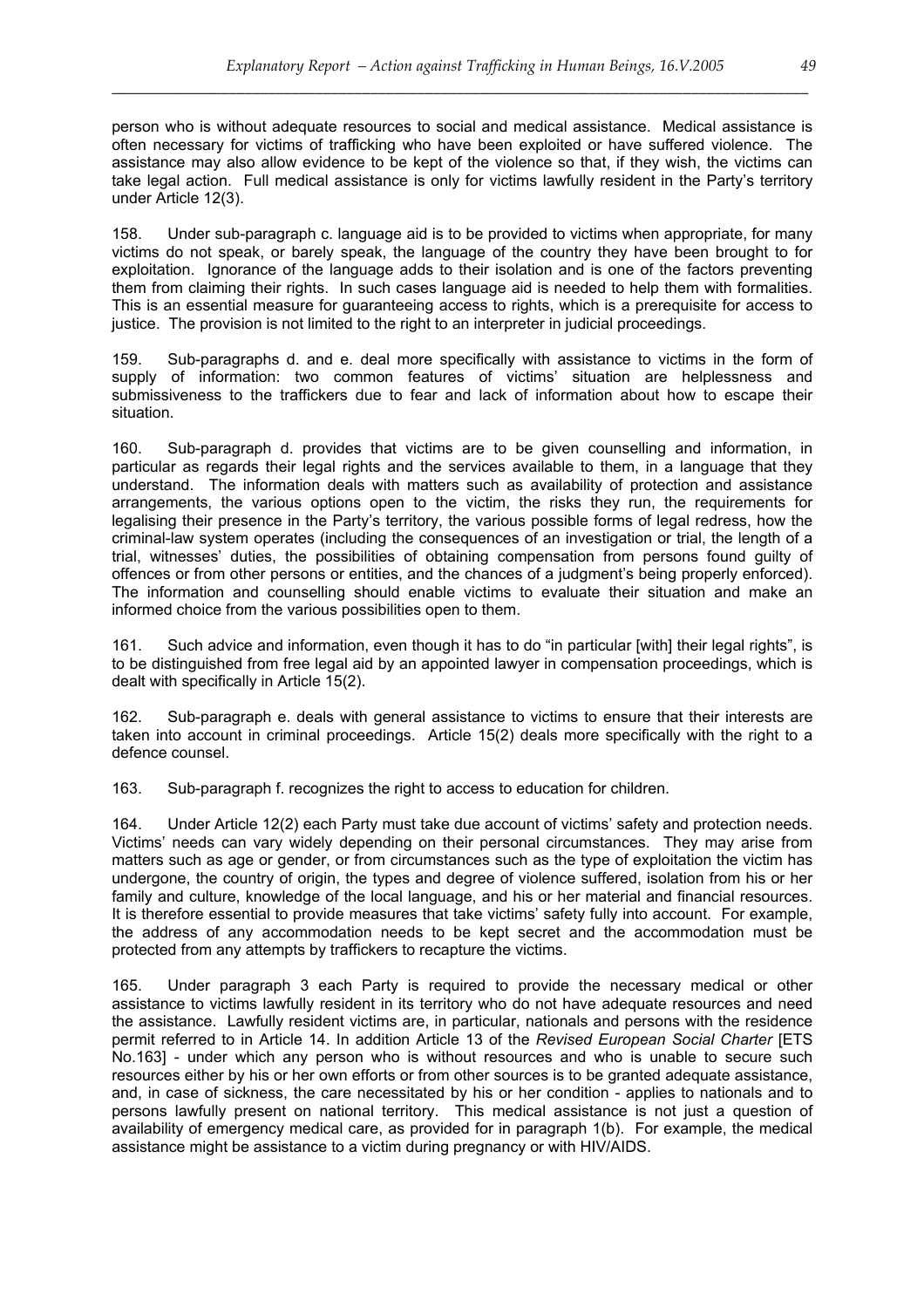person who is without adequate resources to social and medical assistance. Medical assistance is often necessary for victims of trafficking who have been exploited or have suffered violence. The assistance may also allow evidence to be kept of the violence so that, if they wish, the victims can take legal action. Full medical assistance is only for victims lawfully resident in the Party's territory under Article 12(3).

158. Under sub-paragraph c. language aid is to be provided to victims when appropriate, for many victims do not speak, or barely speak, the language of the country they have been brought to for exploitation. Ignorance of the language adds to their isolation and is one of the factors preventing them from claiming their rights. In such cases language aid is needed to help them with formalities. This is an essential measure for guaranteeing access to rights, which is a prerequisite for access to justice. The provision is not limited to the right to an interpreter in judicial proceedings.

159. Sub-paragraphs d. and e. deal more specifically with assistance to victims in the form of supply of information: two common features of victims' situation are helplessness and submissiveness to the traffickers due to fear and lack of information about how to escape their situation.

160. Sub-paragraph d. provides that victims are to be given counselling and information, in particular as regards their legal rights and the services available to them, in a language that they understand. The information deals with matters such as availability of protection and assistance arrangements, the various options open to the victim, the risks they run, the requirements for legalising their presence in the Party's territory, the various possible forms of legal redress, how the criminal-law system operates (including the consequences of an investigation or trial, the length of a trial, witnesses' duties, the possibilities of obtaining compensation from persons found guilty of offences or from other persons or entities, and the chances of a judgment's being properly enforced). The information and counselling should enable victims to evaluate their situation and make an informed choice from the various possibilities open to them.

161. Such advice and information, even though it has to do "in particular [with] their legal rights", is to be distinguished from free legal aid by an appointed lawyer in compensation proceedings, which is dealt with specifically in Article 15(2).

162. Sub-paragraph e. deals with general assistance to victims to ensure that their interests are taken into account in criminal proceedings. Article 15(2) deals more specifically with the right to a defence counsel.

163. Sub-paragraph f. recognizes the right to access to education for children.

164. Under Article 12(2) each Party must take due account of victims' safety and protection needs. Victims' needs can vary widely depending on their personal circumstances. They may arise from matters such as age or gender, or from circumstances such as the type of exploitation the victim has undergone, the country of origin, the types and degree of violence suffered, isolation from his or her family and culture, knowledge of the local language, and his or her material and financial resources. It is therefore essential to provide measures that take victims' safety fully into account. For example, the address of any accommodation needs to be kept secret and the accommodation must be protected from any attempts by traffickers to recapture the victims.

165. Under paragraph 3 each Party is required to provide the necessary medical or other assistance to victims lawfully resident in its territory who do not have adequate resources and need the assistance. Lawfully resident victims are, in particular, nationals and persons with the residence permit referred to in Article 14. In addition Article 13 of the *Revised European Social Charter* [ETS No.163] - under which any person who is without resources and who is unable to secure such resources either by his or her own efforts or from other sources is to be granted adequate assistance, and, in case of sickness, the care necessitated by his or her condition - applies to nationals and to persons lawfully present on national territory. This medical assistance is not just a question of availability of emergency medical care, as provided for in paragraph 1(b). For example, the medical assistance might be assistance to a victim during pregnancy or with HIV/AIDS.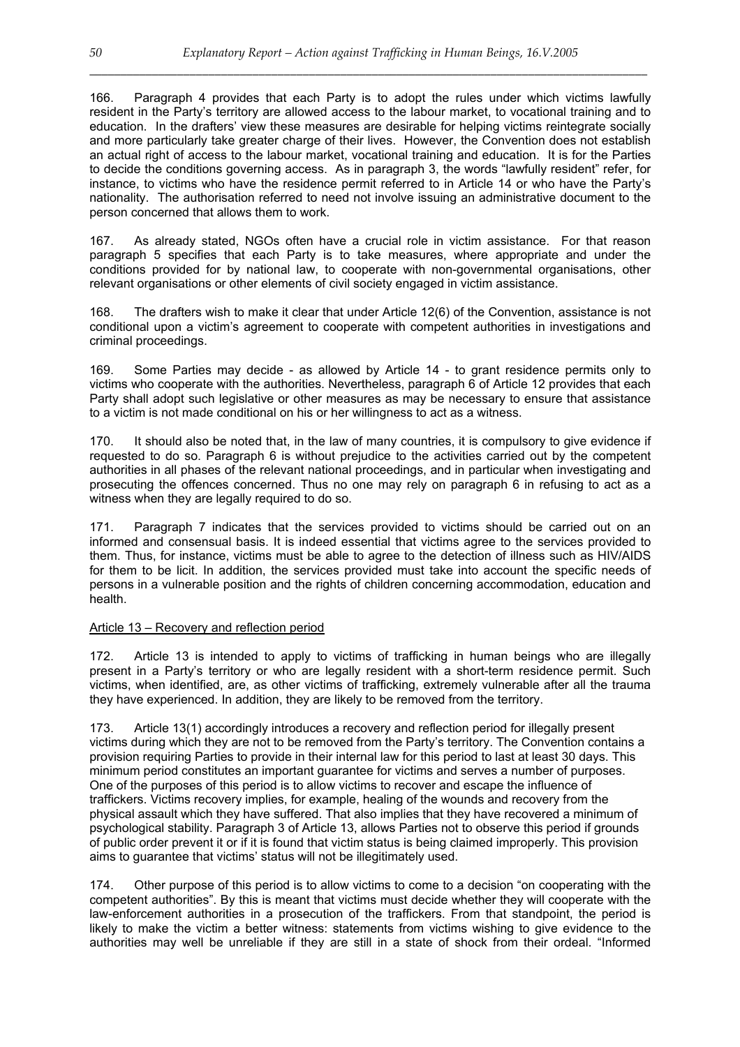166. Paragraph 4 provides that each Party is to adopt the rules under which victims lawfully resident in the Party's territory are allowed access to the labour market, to vocational training and to education. In the drafters' view these measures are desirable for helping victims reintegrate socially and more particularly take greater charge of their lives. However, the Convention does not establish an actual right of access to the labour market, vocational training and education. It is for the Parties to decide the conditions governing access. As in paragraph 3, the words "lawfully resident" refer, for instance, to victims who have the residence permit referred to in Article 14 or who have the Party's nationality. The authorisation referred to need not involve issuing an administrative document to the person concerned that allows them to work.

167. As already stated, NGOs often have a crucial role in victim assistance. For that reason paragraph 5 specifies that each Party is to take measures, where appropriate and under the conditions provided for by national law, to cooperate with non-governmental organisations, other relevant organisations or other elements of civil society engaged in victim assistance.

168. The drafters wish to make it clear that under Article 12(6) of the Convention, assistance is not conditional upon a victim's agreement to cooperate with competent authorities in investigations and criminal proceedings.

169. Some Parties may decide - as allowed by Article 14 - to grant residence permits only to victims who cooperate with the authorities. Nevertheless, paragraph 6 of Article 12 provides that each Party shall adopt such legislative or other measures as may be necessary to ensure that assistance to a victim is not made conditional on his or her willingness to act as a witness.

170. It should also be noted that, in the law of many countries, it is compulsory to give evidence if requested to do so. Paragraph 6 is without prejudice to the activities carried out by the competent authorities in all phases of the relevant national proceedings, and in particular when investigating and prosecuting the offences concerned. Thus no one may rely on paragraph 6 in refusing to act as a witness when they are legally required to do so.

171. Paragraph 7 indicates that the services provided to victims should be carried out on an informed and consensual basis. It is indeed essential that victims agree to the services provided to them. Thus, for instance, victims must be able to agree to the detection of illness such as HIV/AIDS for them to be licit. In addition, the services provided must take into account the specific needs of persons in a vulnerable position and the rights of children concerning accommodation, education and health.

<u>Article 13 – Recovery and reflection period</u>

172. Article 13 is intended to apply to victims of trafficking in human beings who are illegally present in a Party's territory or who are legally resident with a short-term residence permit. Such victims, when identified, are, as other victims of trafficking, extremely vulnerable after all the trauma they have experienced. In addition, they are likely to be removed from the territory.

173. Article 13(1) accordingly introduces a recovery and reflection period for illegally present victims during which they are not to be removed from the Party's territory. The Convention contains a provision requiring Parties to provide in their internal law for this period to last at least 30 days. This minimum period constitutes an important guarantee for victims and serves a number of purposes. One of the purposes of this period is to allow victims to recover and escape the influence of traffickers. Victims recovery implies, for example, healing of the wounds and recovery from the physical assault which they have suffered. That also implies that they have recovered a minimum of psychological stability. Paragraph 3 of Article 13, allows Parties not to observe this period if grounds of public order prevent it or if it is found that victim status is being claimed improperly. This provision aims to guarantee that victims' status will not be illegitimately used.

174. Other purpose of this period is to allow victims to come to a decision "on cooperating with the competent authorities". By this is meant that victims must decide whether they will cooperate with the law-enforcement authorities in a prosecution of the traffickers. From that standpoint, the period is likely to make the victim a better witness: statements from victims wishing to give evidence to the authorities may well be unreliable if they are still in a state of shock from their ordeal. "Informed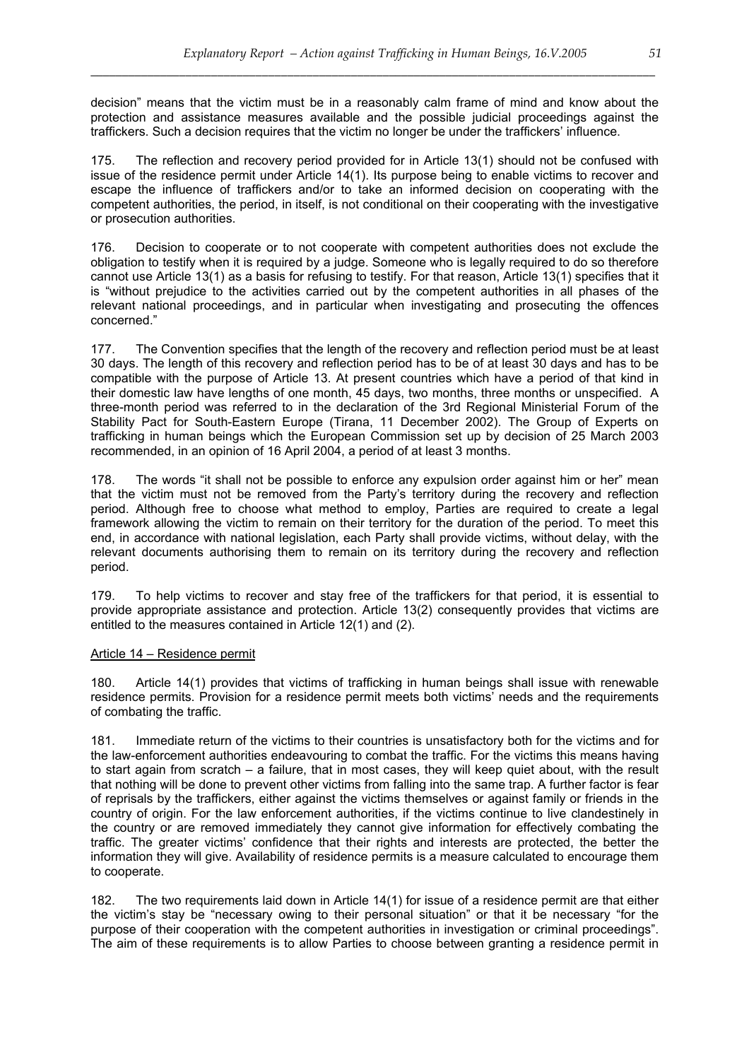decision" means that the victim must be in a reasonably calm frame of mind and know about the protection and assistance measures available and the possible judicial proceedings against the traffickers. Such a decision requires that the victim no longer be under the traffickers' influence.

175. The reflection and recovery period provided for in Article 13(1) should not be confused with issue of the residence permit under Article 14(1). Its purpose being to enable victims to recover and escape the influence of traffickers and/or to take an informed decision on cooperating with the competent authorities, the period, in itself, is not conditional on their cooperating with the investigative or prosecution authorities.

176. Decision to cooperate or to not cooperate with competent authorities does not exclude the obligation to testify when it is required by a judge. Someone who is legally required to do so therefore cannot use Article 13(1) as a basis for refusing to testify. For that reason, Article 13(1) specifies that it is "without prejudice to the activities carried out by the competent authorities in all phases of the relevant national proceedings, and in particular when investigating and prosecuting the offences concerned."

177. The Convention specifies that the length of the recovery and reflection period must be at least 30 days. The length of this recovery and reflection period has to be of at least 30 days and has to be compatible with the purpose of Article 13. At present countries which have a period of that kind in their domestic law have lengths of one month, 45 days, two months, three months or unspecified. A three-month period was referred to in the declaration of the 3rd Regional Ministerial Forum of the Stability Pact for South-Eastern Europe (Tirana, 11 December 2002). The Group of Experts on trafficking in human beings which the European Commission set up by decision of 25 March 2003 recommended, in an opinion of 16 April 2004, a period of at least 3 months.

178. The words "it shall not be possible to enforce any expulsion order against him or her" mean that the victim must not be removed from the Party's territory during the recovery and reflection period. Although free to choose what method to employ, Parties are required to create a legal framework allowing the victim to remain on their territory for the duration of the period. To meet this end, in accordance with national legislation, each Party shall provide victims, without delay, with the relevant documents authorising them to remain on its territory during the recovery and reflection period.

179. To help victims to recover and stay free of the traffickers for that period, it is essential to provide appropriate assistance and protection. Article 13(2) consequently provides that victims are entitled to the measures contained in Article 12(1) and (2).

## Article 14 – Residence permit

180. Article 14(1) provides that victims of trafficking in human beings shall issue with renewable residence permits. Provision for a residence permit meets both victims' needs and the requirements of combating the traffic.

181. Immediate return of the victims to their countries is unsatisfactory both for the victims and for the law-enforcement authorities endeavouring to combat the traffic. For the victims this means having to start again from scratch – a failure, that in most cases, they will keep quiet about, with the result that nothing will be done to prevent other victims from falling into the same trap. A further factor is fear of reprisals by the traffickers, either against the victims themselves or against family or friends in the country of origin. For the law enforcement authorities, if the victims continue to live clandestinely in the country or are removed immediately they cannot give information for effectively combating the traffic. The greater victims' confidence that their rights and interests are protected, the better the information they will give. Availability of residence permits is a measure calculated to encourage them to cooperate.

182. The two requirements laid down in Article 14(1) for issue of a residence permit are that either the victim's stay be "necessary owing to their personal situation" or that it be necessary "for the purpose of their cooperation with the competent authorities in investigation or criminal proceedings". The aim of these requirements is to allow Parties to choose between granting a residence permit in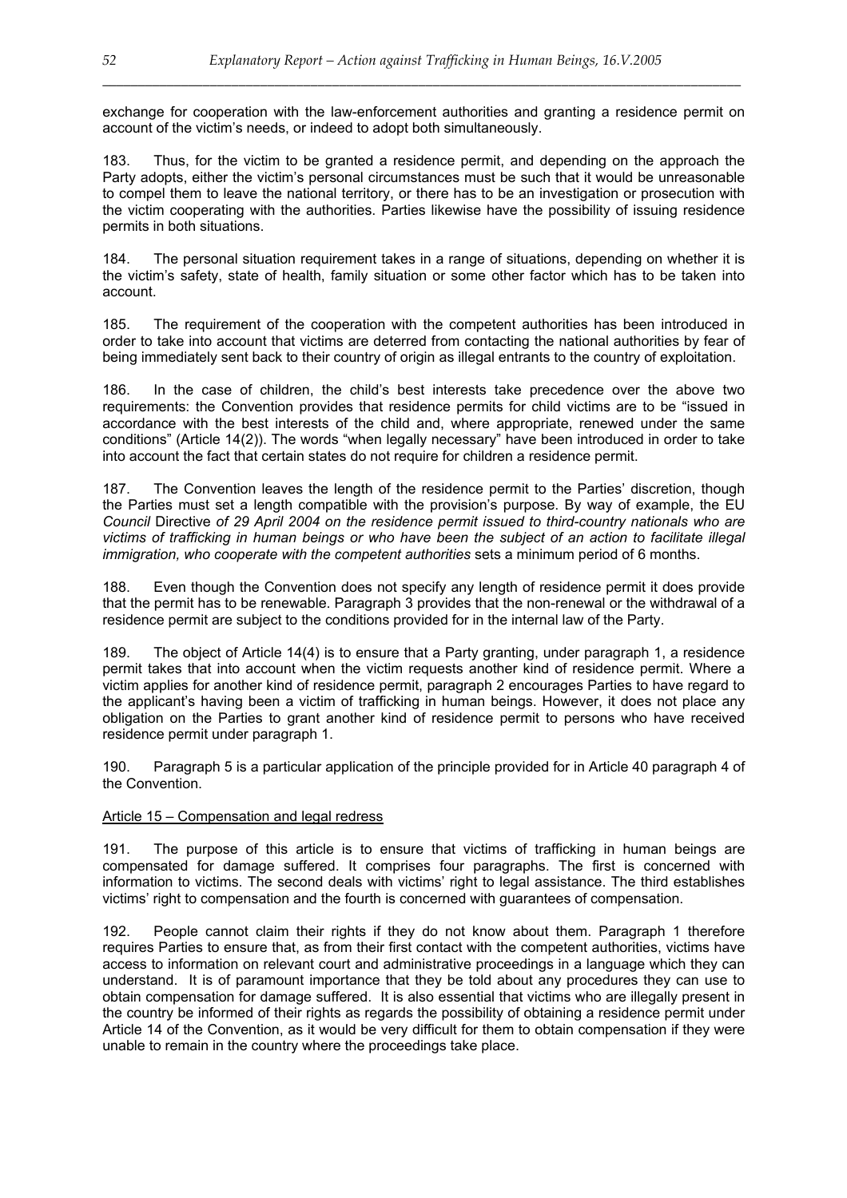exchange for cooperation with the law-enforcement authorities and granting a residence permit on account of the victim's needs, or indeed to adopt both simultaneously.

183. Thus, for the victim to be granted a residence permit, and depending on the approach the Party adopts, either the victim's personal circumstances must be such that it would be unreasonable to compel them to leave the national territory, or there has to be an investigation or prosecution with the victim cooperating with the authorities. Parties likewise have the possibility of issuing residence permits in both situations.

184. The personal situation requirement takes in a range of situations, depending on whether it is the victim's safety, state of health, family situation or some other factor which has to be taken into account.

185. The requirement of the cooperation with the competent authorities has been introduced in order to take into account that victims are deterred from contacting the national authorities by fear of being immediately sent back to their country of origin as illegal entrants to the country of exploitation.

186. In the case of children, the child's best interests take precedence over the above two requirements: the Convention provides that residence permits for child victims are to be "issued in accordance with the best interests of the child and, where appropriate, renewed under the same conditions" (Article 14(2)). The words "when legally necessary" have been introduced in order to take into account the fact that certain states do not require for children a residence permit.

187. The Convention leaves the length of the residence permit to the Parties' discretion, though the Parties must set a length compatible with the provision's purpose. By way of example, the EU *Council* Directive *of 29 April 2004 on the residence permit issued to third-country nationals who are victims of trafficking in human beings or who have been the subject of an action to facilitate illegal immigration, who cooperate with the competent authorities* sets a minimum period of 6 months.

188. Even though the Convention does not specify any length of residence permit it does provide that the permit has to be renewable. Paragraph 3 provides that the non-renewal or the withdrawal of a residence permit are subject to the conditions provided for in the internal law of the Party.

189. The object of Article 14(4) is to ensure that a Party granting, under paragraph 1, a residence permit takes that into account when the victim requests another kind of residence permit. Where a victim applies for another kind of residence permit, paragraph 2 encourages Parties to have regard to the applicant's having been a victim of trafficking in human beings. However, it does not place any obligation on the Parties to grant another kind of residence permit to persons who have received residence permit under paragraph 1.

190. Paragraph 5 is a particular application of the principle provided for in Article 40 paragraph 4 of the Convention.

## Article 15 – Compensation and legal redress

191. The purpose of this article is to ensure that victims of trafficking in human beings are compensated for damage suffered. It comprises four paragraphs. The first is concerned with information to victims. The second deals with victims' right to legal assistance. The third establishes victims' right to compensation and the fourth is concerned with guarantees of compensation.

192. People cannot claim their rights if they do not know about them. Paragraph 1 therefore requires Parties to ensure that, as from their first contact with the competent authorities, victims have access to information on relevant court and administrative proceedings in a language which they can understand. It is of paramount importance that they be told about any procedures they can use to obtain compensation for damage suffered. It is also essential that victims who are illegally present in the country be informed of their rights as regards the possibility of obtaining a residence permit under Article 14 of the Convention, as it would be very difficult for them to obtain compensation if they were unable to remain in the country where the proceedings take place.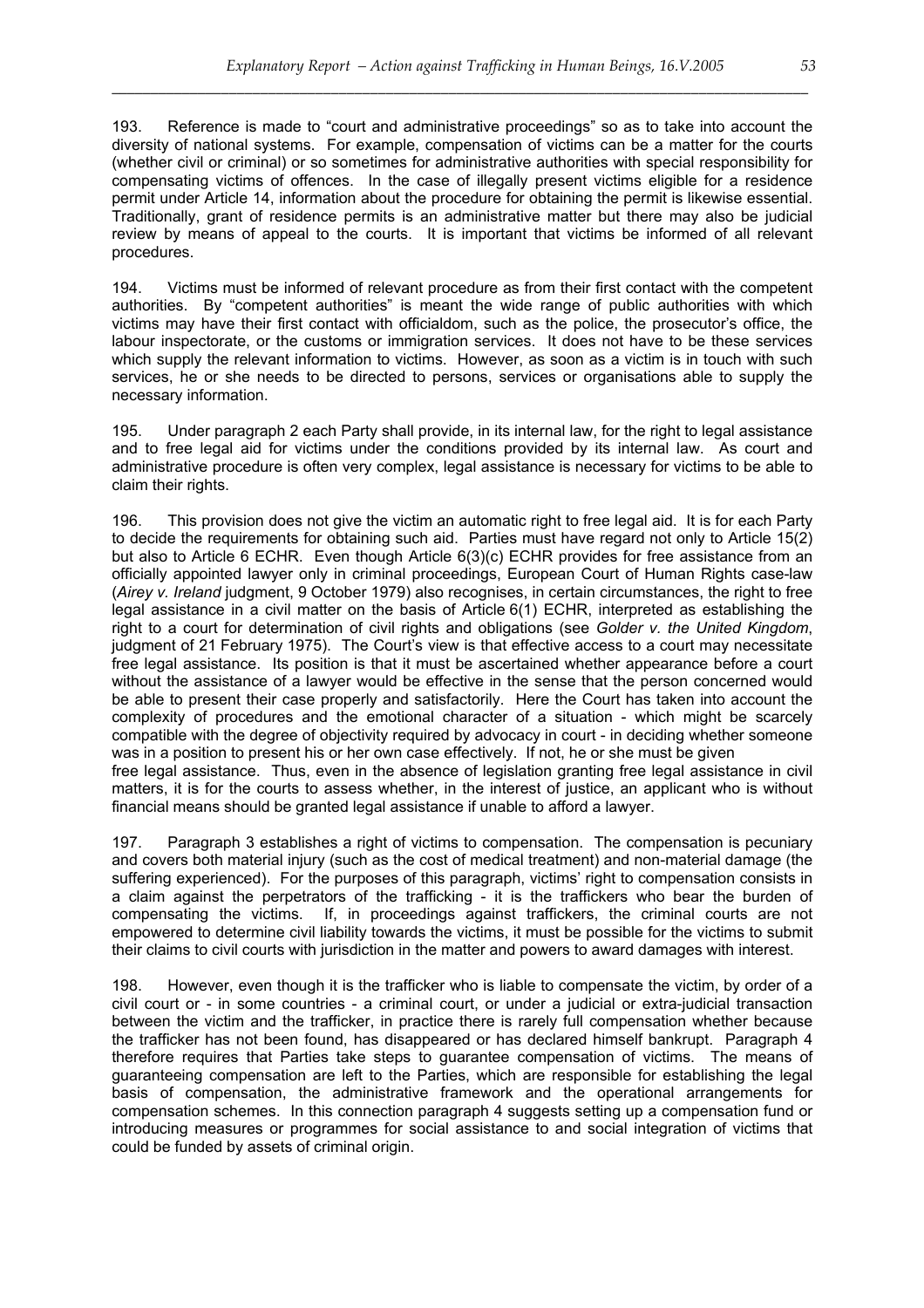193. Reference is made to "court and administrative proceedings" so as to take into account the diversity of national systems. For example, compensation of victims can be a matter for the courts (whether civil or criminal) or so sometimes for administrative authorities with special responsibility for compensating victims of offences. In the case of illegally present victims eligible for a residence permit under Article 14, information about the procedure for obtaining the permit is likewise essential. Traditionally, grant of residence permits is an administrative matter but there may also be judicial review by means of appeal to the courts. It is important that victims be informed of all relevant procedures.

194. Victims must be informed of relevant procedure as from their first contact with the competent authorities. By "competent authorities" is meant the wide range of public authorities with which victims may have their first contact with officialdom, such as the police, the prosecutor's office, the labour inspectorate, or the customs or immigration services. It does not have to be these services which supply the relevant information to victims. However, as soon as a victim is in touch with such services, he or she needs to be directed to persons, services or organisations able to supply the necessary information.

195. Under paragraph 2 each Party shall provide, in its internal law, for the right to legal assistance and to free legal aid for victims under the conditions provided by its internal law. As court and administrative procedure is often very complex, legal assistance is necessary for victims to be able to claim their rights.

196. This provision does not give the victim an automatic right to free legal aid. It is for each Party to decide the requirements for obtaining such aid. Parties must have regard not only to Article 15(2) but also to Article 6 ECHR. Even though Article 6(3)(c) ECHR provides for free assistance from an officially appointed lawyer only in criminal proceedings, European Court of Human Rights case-law (*Airey v. Ireland* judgment, 9 October 1979) also recognises, in certain circumstances, the right to free legal assistance in a civil matter on the basis of Article 6(1) ECHR, interpreted as establishing the right to a court for determination of civil rights and obligations (see *Golder v. the United Kingdom*, judgment of 21 February 1975). The Court's view is that effective access to a court may necessitate free legal assistance. Its position is that it must be ascertained whether appearance before a court without the assistance of a lawyer would be effective in the sense that the person concerned would be able to present their case properly and satisfactorily. Here the Court has taken into account the complexity of procedures and the emotional character of a situation - which might be scarcely compatible with the degree of objectivity required by advocacy in court - in deciding whether someone was in a position to present his or her own case effectively. If not, he or she must be given free legal assistance. Thus, even in the absence of legislation granting free legal assistance in civil matters, it is for the courts to assess whether, in the interest of justice, an applicant who is without financial means should be granted legal assistance if unable to afford a lawyer.

197. Paragraph 3 establishes a right of victims to compensation. The compensation is pecuniary and covers both material injury (such as the cost of medical treatment) and non-material damage (the suffering experienced). For the purposes of this paragraph, victims' right to compensation consists in a claim against the perpetrators of the trafficking - it is the traffickers who bear the burden of compensating the victims. If, in proceedings against traffickers, the criminal courts are not empowered to determine civil liability towards the victims, it must be possible for the victims to submit their claims to civil courts with jurisdiction in the matter and powers to award damages with interest.

198. However, even though it is the trafficker who is liable to compensate the victim, by order of a civil court or - in some countries - a criminal court, or under a judicial or extra-judicial transaction between the victim and the trafficker, in practice there is rarely full compensation whether because the trafficker has not been found, has disappeared or has declared himself bankrupt. Paragraph 4 therefore requires that Parties take steps to guarantee compensation of victims. The means of guaranteeing compensation are left to the Parties, which are responsible for establishing the legal basis of compensation, the administrative framework and the operational arrangements for compensation schemes. In this connection paragraph 4 suggests setting up a compensation fund or introducing measures or programmes for social assistance to and social integration of victims that could be funded by assets of criminal origin.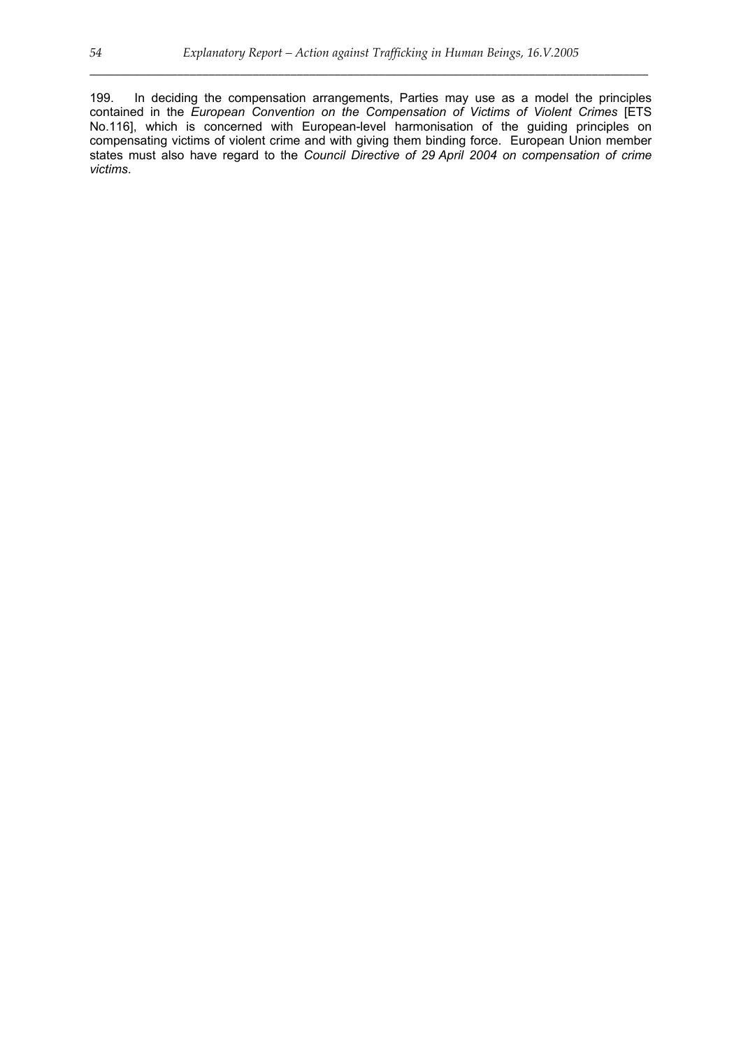199. In deciding the compensation arrangements, Parties may use as a model the principles contained in the *European Convention on the Compensation of Victims of Violent Crimes* [ETS No.116], which is concerned with European-level harmonisation of the guiding principles on compensating victims of violent crime and with giving them binding force. European Union member states must also have regard to the *Council Directive of 29 April 2004 on compensation of crime victims*.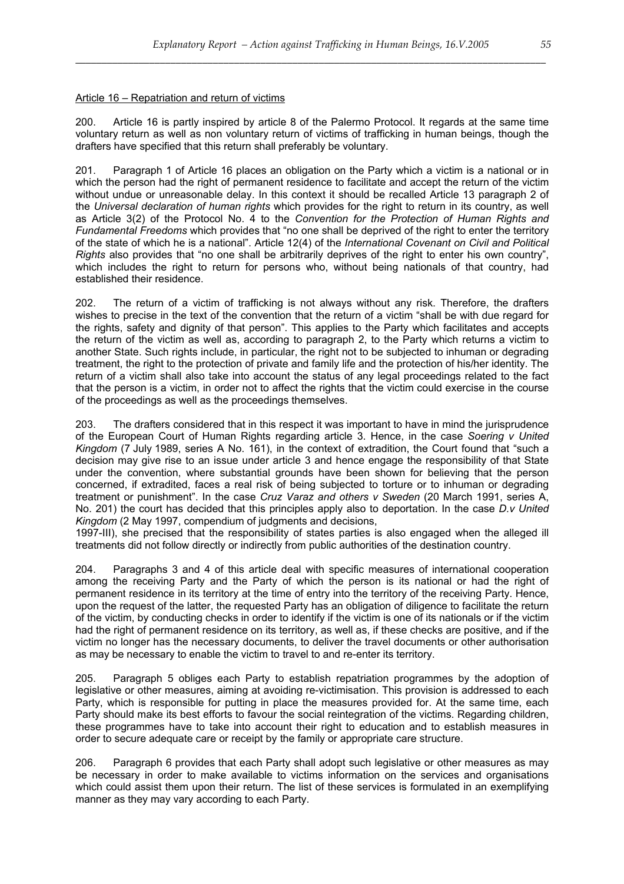Article 16 – Repatriation and return of victims

200. Article 16 is partly inspired by article 8 of the Palermo Protocol. It regards at the same time voluntary return as well as non voluntary return of victims of trafficking in human beings, though the drafters have specified that this return shall preferably be voluntary.

201. Paragraph 1 of Article 16 places an obligation on the Party which a victim is a national or in which the person had the right of permanent residence to facilitate and accept the return of the victim without undue or unreasonable delay. In this context it should be recalled Article 13 paragraph 2 of the *Universal declaration of human rights* which provides for the right to return in its country, as well as Article 3(2) of the Protocol No. 4 to the *Convention for the Protection of Human Rights and Fundamental Freedoms* which provides that "no one shall be deprived of the right to enter the territory of the state of which he is a national". Article 12(4) of the *International Covenant on Civil and Political Rights* also provides that "no one shall be arbitrarily deprives of the right to enter his own country", which includes the right to return for persons who, without being nationals of that country, had established their residence.

202. The return of a victim of trafficking is not always without any risk. Therefore, the drafters wishes to precise in the text of the convention that the return of a victim "shall be with due regard for the rights, safety and dignity of that person". This applies to the Party which facilitates and accepts the return of the victim as well as, according to paragraph 2, to the Party which returns a victim to another State. Such rights include, in particular, the right not to be subjected to inhuman or degrading treatment, the right to the protection of private and family life and the protection of his/her identity. The return of a victim shall also take into account the status of any legal proceedings related to the fact that the person is a victim, in order not to affect the rights that the victim could exercise in the course of the proceedings as well as the proceedings themselves.

203. The drafters considered that in this respect it was important to have in mind the jurisprudence of the European Court of Human Rights regarding article 3. Hence, in the case *Soering v United Kingdom* (7 July 1989, series A No. 161), in the context of extradition, the Court found that "such a decision may give rise to an issue under article 3 and hence engage the responsibility of that State under the convention, where substantial grounds have been shown for believing that the person concerned, if extradited, faces a real risk of being subjected to torture or to inhuman or degrading treatment or punishment". In the case *Cruz Varaz and others v Sweden* (20 March 1991, series A, No. 201) the court has decided that this principles apply also to deportation. In the case *D.v United Kingdom* (2 May 1997, compendium of judgments and decisions, 1997-III), she precised that the responsibility of states parties is also engaged when the alleged ill treatments did not follow directly or indirectly from public authorities of the destination country.

204. Paragraphs 3 and 4 of this article deal with specific measures of international cooperation among the receiving Party and the Party of which the person is its national or had the right of permanent residence in its territory at the time of entry into the territory of the receiving Party. Hence, upon the request of the latter, the requested Party has an obligation of diligence to facilitate the return of the victim, by conducting checks in order to identify if the victim is one of its nationals or if the victim had the right of permanent residence on its territory, as well as, if these checks are positive, and if the victim no longer has the necessary documents, to deliver the travel documents or other authorisation as may be necessary to enable the victim to travel to and re-enter its territory.

205. Paragraph 5 obliges each Party to establish repatriation programmes by the adoption of legislative or other measures, aiming at avoiding re-victimisation. This provision is addressed to each Party, which is responsible for putting in place the measures provided for. At the same time, each Party should make its best efforts to favour the social reintegration of the victims. Regarding children, these programmes have to take into account their right to education and to establish measures in order to secure adequate care or receipt by the family or appropriate care structure.

206. Paragraph 6 provides that each Party shall adopt such legislative or other measures as may be necessary in order to make available to victims information on the services and organisations which could assist them upon their return. The list of these services is formulated in an exemplifying manner as they may vary according to each Party.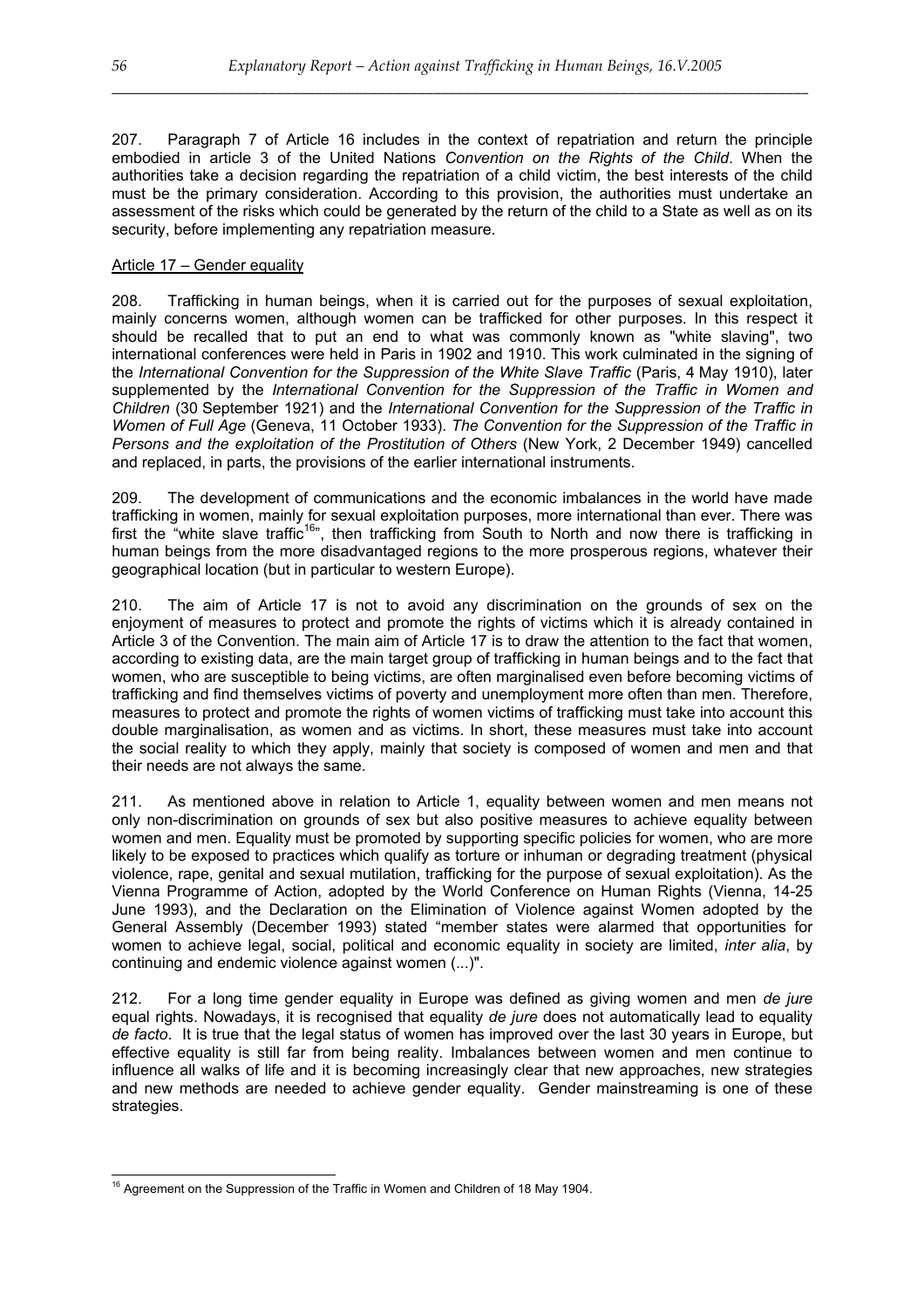207. Paragraph 7 of Article 16 includes in the context of repatriation and return the principle embodied in article 3 of the United Nations *Convention on the Rights of the Child*. When the authorities take a decision regarding the repatriation of a child victim, the best interests of the child must be the primary consideration. According to this provision, the authorities must undertake an assessment of the risks which could be generated by the return of the child to a State as well as on its security, before implementing any repatriation measure.

Article 17 – Gender equality

208. Trafficking in human beings, when it is carried out for the purposes of sexual exploitation, mainly concerns women, although women can be trafficked for other purposes. In this respect it should be recalled that to put an end to what was commonly known as "white slaving", two international conferences were held in Paris in 1902 and 1910. This work culminated in the signing of the *International Convention for the Suppression of the White Slave Traffic* (Paris, 4 May 1910), later supplemented by the *International Convention for the Suppression of the Traffic in Women and Children* (30 September 1921) and the *International Convention for the Suppression of the Traffic in Women of Full Age* (Geneva, 11 October 1933). *The Convention for the Suppression of the Traffic in Persons and the exploitation of the Prostitution of Others* (New York, 2 December 1949) cancelled and replaced, in parts, the provisions of the earlier international instruments.

209. The development of communications and the economic imbalances in the world have made trafficking in women, mainly for sexual exploitation purposes, more international than ever. There was first the "white slave traffic[16]", then trafficking from South to North and now there is trafficking in human beings from the more disadvantaged regions to the more prosperous regions, whatever their geographical location (but in particular to western Europe).

210. The aim of Article 17 is not to avoid any discrimination on the grounds of sex on the enjoyment of measures to protect and promote the rights of victims which it is already contained in Article 3 of the Convention. The main aim of Article 17 is to draw the attention to the fact that women, according to existing data, are the main target group of trafficking in human beings and to the fact that women, who are susceptible to being victims, are often marginalised even before becoming victims of trafficking and find themselves victims of poverty and unemployment more often than men. Therefore, measures to protect and promote the rights of women victims of trafficking must take into account this double marginalisation, as women and as victims. In short, these measures must take into account the social reality to which they apply, mainly that society is composed of women and men and that their needs are not always the same.

211. As mentioned above in relation to Article 1, equality between women and men means not only non-discrimination on grounds of sex but also positive measures to achieve equality between women and men. Equality must be promoted by supporting specific policies for women, who are more likely to be exposed to practices which qualify as torture or inhuman or degrading treatment (physical violence, rape, genital and sexual mutilation, trafficking for the purpose of sexual exploitation). As the Vienna Programme of Action, adopted by the World Conference on Human Rights (Vienna, 14-25 June 1993), and the Declaration on the Elimination of Violence against Women adopted by the General Assembly (December 1993) stated "member states were alarmed that opportunities for women to achieve legal, social, political and economic equality in society are limited, *inter alia*, by continuing and endemic violence against women (...)".

212. For a long time gender equality in Europe was defined as giving women and men *de jure* equal rights. Nowadays, it is recognised that equality *de jure* does not automatically lead to equality *de facto*. It is true that the legal status of women has improved over the last 30 years in Europe, but effective equality is still far from being reality. Imbalances between women and men continue to influence all walks of life and it is becoming increasingly clear that new approaches, new strategies and new methods are needed to achieve gender equality. Gender mainstreaming is one of these strategies.

[16] Agreement on the Suppression of the Traffic in Women and Children of 18 May 1904.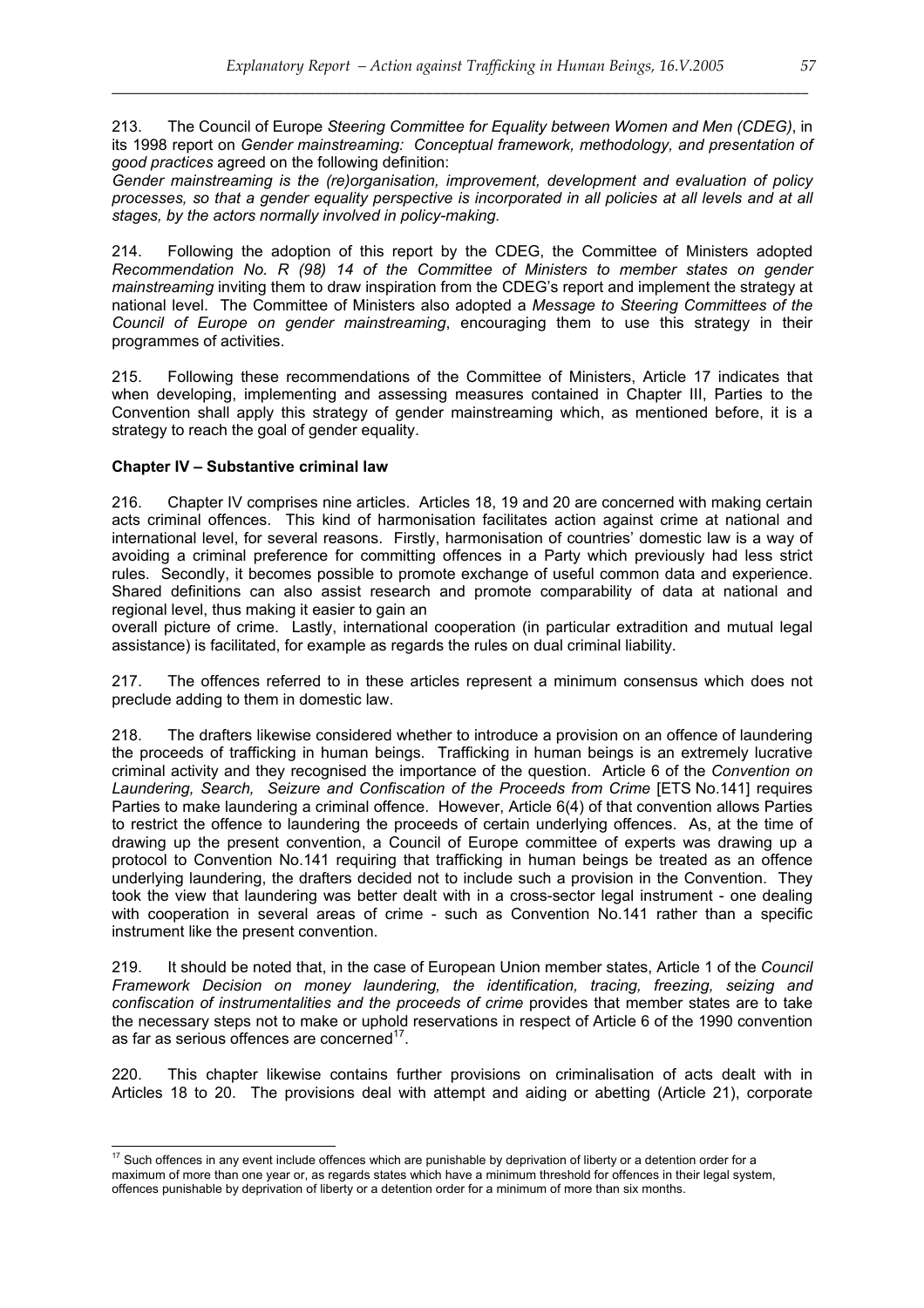213. The Council of Europe *Steering Committee for Equality between Women and Men (CDEG)*, in its 1998 report on *Gender mainstreaming: Conceptual framework, methodology, and presentation of good practices* agreed on the following definition:
*Gender mainstreaming is the (re)organisation, improvement, development and evaluation of policy processes, so that a gender equality perspective is incorporated in all policies at all levels and at all stages, by the actors normally involved in policy-making.*

214. Following the adoption of this report by the CDEG, the Committee of Ministers adopted *Recommendation No. R (98) 14 of the Committee of Ministers to member states on gender mainstreaming* inviting them to draw inspiration from the CDEG's report and implement the strategy at national level. The Committee of Ministers also adopted a *Message to Steering Committees of the Council of Europe on gender mainstreaming*, encouraging them to use this strategy in their programmes of activities.

215. Following these recommendations of the Committee of Ministers, Article 17 indicates that when developing, implementing and assessing measures contained in Chapter III, Parties to the Convention shall apply this strategy of gender mainstreaming which, as mentioned before, it is a strategy to reach the goal of gender equality.

**Chapter IV – Substantive criminal law**

216. Chapter IV comprises nine articles. Articles 18, 19 and 20 are concerned with making certain acts criminal offences. This kind of harmonisation facilitates action against crime at national and international level, for several reasons. Firstly, harmonisation of countries' domestic law is a way of avoiding a criminal preference for committing offences in a Party which previously had less strict rules. Secondly, it becomes possible to promote exchange of useful common data and experience. Shared definitions can also assist research and promote comparability of data at national and regional level, thus making it easier to gain an overall picture of crime. Lastly, international cooperation (in particular extradition and mutual legal assistance) is facilitated, for example as regards the rules on dual criminal liability.

217. The offences referred to in these articles represent a minimum consensus which does not preclude adding to them in domestic law.

218. The drafters likewise considered whether to introduce a provision on an offence of laundering the proceeds of trafficking in human beings. Trafficking in human beings is an extremely lucrative criminal activity and they recognised the importance of the question. Article 6 of the *Convention on Laundering, Search, Seizure and Confiscation of the Proceeds from Crime* [ETS No.141] requires Parties to make laundering a criminal offence. However, Article 6(4) of that convention allows Parties to restrict the offence to laundering the proceeds of certain underlying offences. As, at the time of drawing up the present convention, a Council of Europe committee of experts was drawing up a protocol to Convention No.141 requiring that trafficking in human beings be treated as an offence underlying laundering, the drafters decided not to include such a provision in the Convention. They took the view that laundering was better dealt with in a cross-sector legal instrument - one dealing with cooperation in several areas of crime - such as Convention No.141 rather than a specific instrument like the present convention.

219. It should be noted that, in the case of European Union member states, Article 1 of the *Council Framework Decision on money laundering, the identification, tracing, freezing, seizing and confiscation of instrumentalities and the proceeds of crime* provides that member states are to take the necessary steps not to make or uphold reservations in respect of Article 6 of the 1990 convention as far as serious offences are concerned[17].

220. This chapter likewise contains further provisions on criminalisation of acts dealt with in Articles 18 to 20. The provisions deal with attempt and aiding or abetting (Article 21), corporate

[17] Such offences in any event include offences which are punishable by deprivation of liberty or a detention order for a maximum of more than one year or, as regards states which have a minimum threshold for offences in their legal system, offences punishable by deprivation of liberty or a detention order for a minimum of more than six months.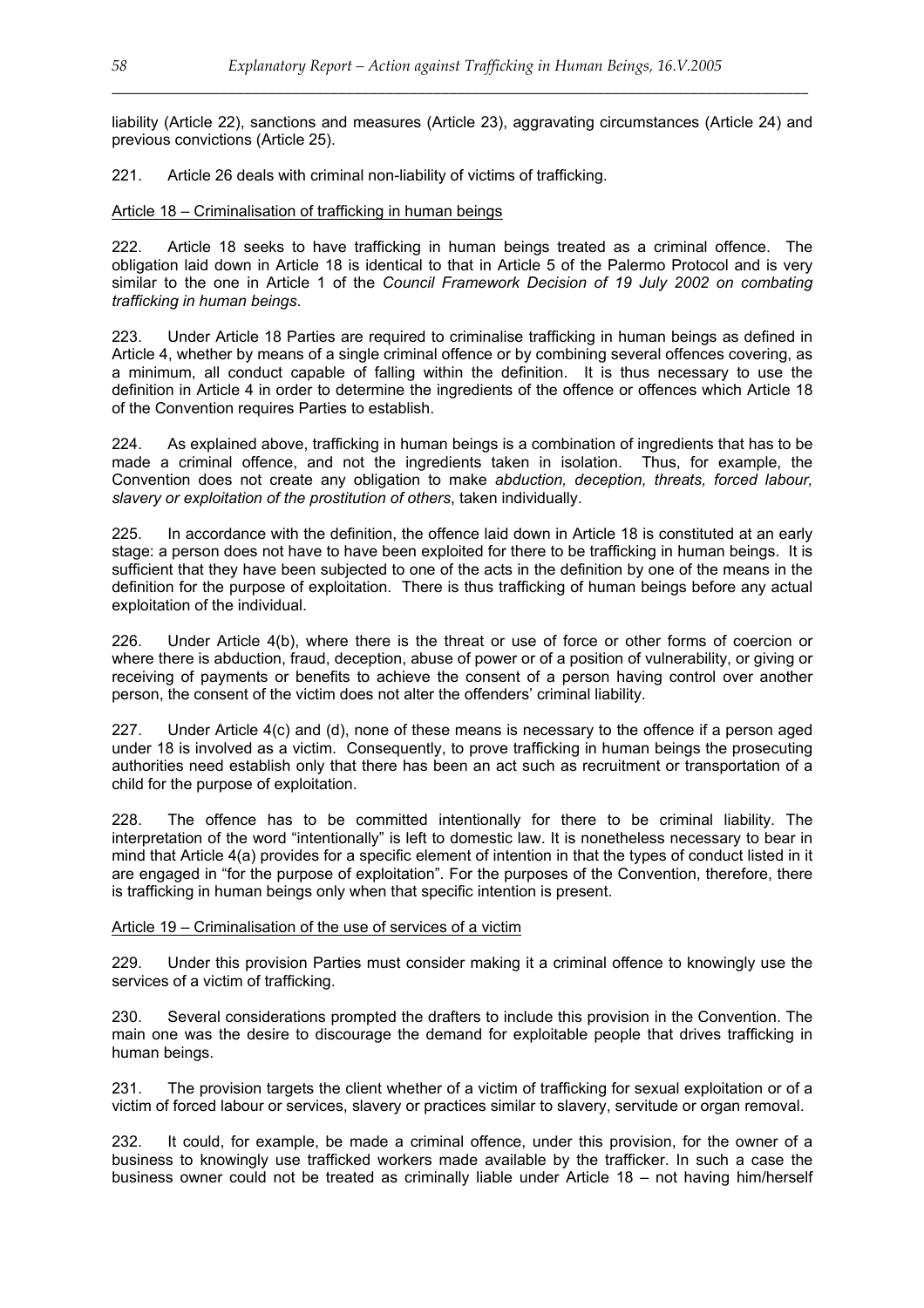liability (Article 22), sanctions and measures (Article 23), aggravating circumstances (Article 24) and previous convictions (Article 25).

221. Article 26 deals with criminal non-liability of victims of trafficking.

Article 18 – Criminalisation of trafficking in human beings

222. Article 18 seeks to have trafficking in human beings treated as a criminal offence. The obligation laid down in Article 18 is identical to that in Article 5 of the Palermo Protocol and is very similar to the one in Article 1 of the *Council Framework Decision of 19 July 2002 on combating trafficking in human beings*.

223. Under Article 18 Parties are required to criminalise trafficking in human beings as defined in Article 4, whether by means of a single criminal offence or by combining several offences covering, as a minimum, all conduct capable of falling within the definition. It is thus necessary to use the definition in Article 4 in order to determine the ingredients of the offence or offences which Article 18 of the Convention requires Parties to establish.

224. As explained above, trafficking in human beings is a combination of ingredients that has to be made a criminal offence, and not the ingredients taken in isolation. Thus, for example, the Convention does not create any obligation to make *abduction, deception, threats, forced labour, slavery or exploitation of the prostitution of others*, taken individually.

225. In accordance with the definition, the offence laid down in Article 18 is constituted at an early stage: a person does not have to have been exploited for there to be trafficking in human beings. It is sufficient that they have been subjected to one of the acts in the definition by one of the means in the definition for the purpose of exploitation. There is thus trafficking of human beings before any actual exploitation of the individual.

226. Under Article 4(b), where there is the threat or use of force or other forms of coercion or where there is abduction, fraud, deception, abuse of power or of a position of vulnerability, or giving or receiving of payments or benefits to achieve the consent of a person having control over another person, the consent of the victim does not alter the offenders' criminal liability.

227. Under Article 4(c) and (d), none of these means is necessary to the offence if a person aged under 18 is involved as a victim. Consequently, to prove trafficking in human beings the prosecuting authorities need establish only that there has been an act such as recruitment or transportation of a child for the purpose of exploitation.

228. The offence has to be committed intentionally for there to be criminal liability. The interpretation of the word "intentionally" is left to domestic law. It is nonetheless necessary to bear in mind that Article 4(a) provides for a specific element of intention in that the types of conduct listed in it are engaged in "for the purpose of exploitation". For the purposes of the Convention, therefore, there is trafficking in human beings only when that specific intention is present.

Article 19 – Criminalisation of the use of services of a victim

229. Under this provision Parties must consider making it a criminal offence to knowingly use the services of a victim of trafficking.

230. Several considerations prompted the drafters to include this provision in the Convention. The main one was the desire to discourage the demand for exploitable people that drives trafficking in human beings.

231. The provision targets the client whether of a victim of trafficking for sexual exploitation or of a victim of forced labour or services, slavery or practices similar to slavery, servitude or organ removal.

232. It could, for example, be made a criminal offence, under this provision, for the owner of a business to knowingly use trafficked workers made available by the trafficker. In such a case the business owner could not be treated as criminally liable under Article 18 – not having him/herself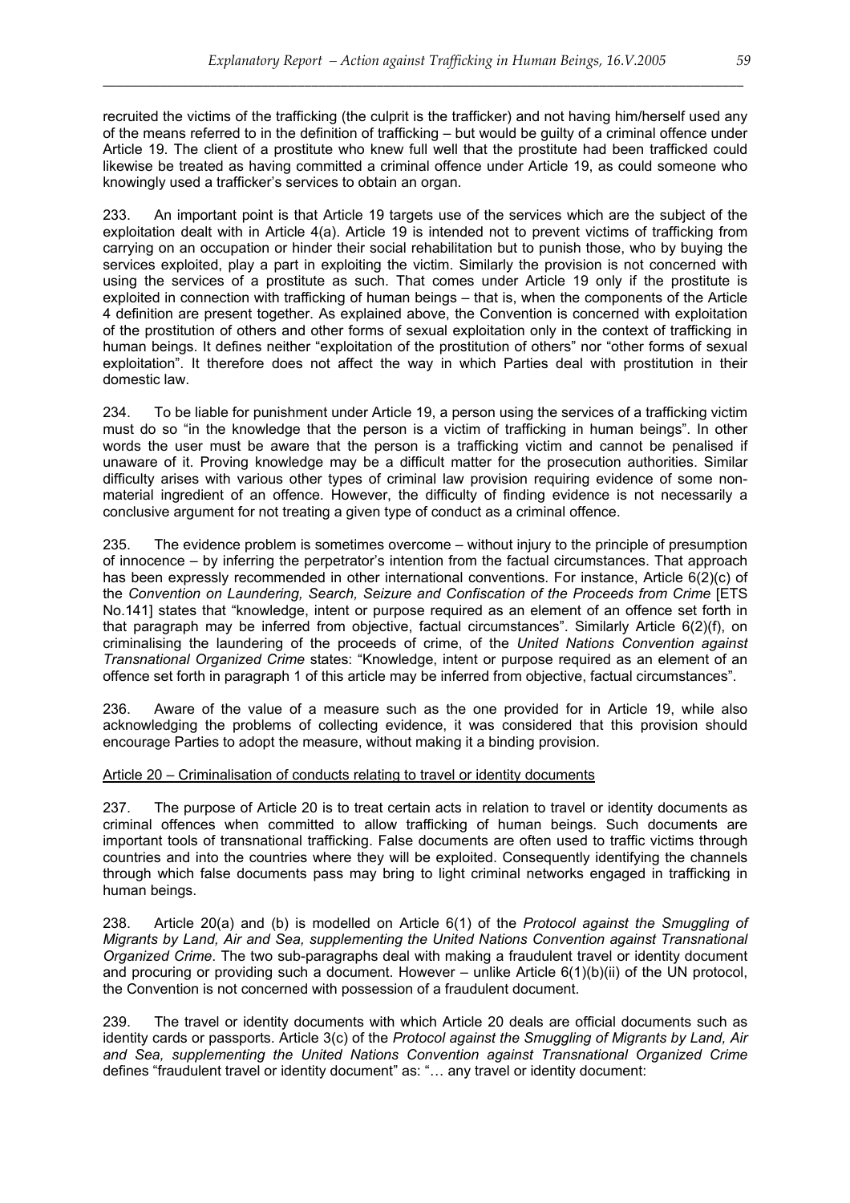recruited the victims of the trafficking (the culprit is the trafficker) and not having him/herself used any of the means referred to in the definition of trafficking – but would be guilty of a criminal offence under Article 19. The client of a prostitute who knew full well that the prostitute had been trafficked could likewise be treated as having committed a criminal offence under Article 19, as could someone who knowingly used a trafficker's services to obtain an organ.

233. An important point is that Article 19 targets use of the services which are the subject of the exploitation dealt with in Article 4(a). Article 19 is intended not to prevent victims of trafficking from carrying on an occupation or hinder their social rehabilitation but to punish those, who by buying the services exploited, play a part in exploiting the victim. Similarly the provision is not concerned with using the services of a prostitute as such. That comes under Article 19 only if the prostitute is exploited in connection with trafficking of human beings – that is, when the components of the Article 4 definition are present together. As explained above, the Convention is concerned with exploitation of the prostitution of others and other forms of sexual exploitation only in the context of trafficking in human beings. It defines neither "exploitation of the prostitution of others" nor "other forms of sexual exploitation". It therefore does not affect the way in which Parties deal with prostitution in their domestic law.

234. To be liable for punishment under Article 19, a person using the services of a trafficking victim must do so "in the knowledge that the person is a victim of trafficking in human beings". In other words the user must be aware that the person is a trafficking victim and cannot be penalised if unaware of it. Proving knowledge may be a difficult matter for the prosecution authorities. Similar difficulty arises with various other types of criminal law provision requiring evidence of some non-material ingredient of an offence. However, the difficulty of finding evidence is not necessarily a conclusive argument for not treating a given type of conduct as a criminal offence.

235. The evidence problem is sometimes overcome – without injury to the principle of presumption of innocence – by inferring the perpetrator's intention from the factual circumstances. That approach has been expressly recommended in other international conventions. For instance, Article 6(2)(c) of the *Convention on Laundering, Search, Seizure and Confiscation of the Proceeds from Crime* [ETS No.141] states that "knowledge, intent or purpose required as an element of an offence set forth in that paragraph may be inferred from objective, factual circumstances". Similarly Article 6(2)(f), on criminalising the laundering of the proceeds of crime, of the *United Nations Convention against Transnational Organized Crime* states: "Knowledge, intent or purpose required as an element of an offence set forth in paragraph 1 of this article may be inferred from objective, factual circumstances".

236. Aware of the value of a measure such as the one provided for in Article 19, while also acknowledging the problems of collecting evidence, it was considered that this provision should encourage Parties to adopt the measure, without making it a binding provision.

Article 20 – Criminalisation of conducts relating to travel or identity documents

237. The purpose of Article 20 is to treat certain acts in relation to travel or identity documents as criminal offences when committed to allow trafficking of human beings. Such documents are important tools of transnational trafficking. False documents are often used to traffic victims through countries and into the countries where they will be exploited. Consequently identifying the channels through which false documents pass may bring to light criminal networks engaged in trafficking in human beings.

238. Article 20(a) and (b) is modelled on Article 6(1) of the *Protocol against the Smuggling of Migrants by Land, Air and Sea, supplementing the United Nations Convention against Transnational Organized Crime*. The two sub-paragraphs deal with making a fraudulent travel or identity document and procuring or providing such a document. However – unlike Article 6(1)(b)(ii) of the UN protocol, the Convention is not concerned with possession of a fraudulent document.

239. The travel or identity documents with which Article 20 deals are official documents such as identity cards or passports. Article 3(c) of the *Protocol against the Smuggling of Migrants by Land, Air and Sea, supplementing the United Nations Convention against Transnational Organized Crime* defines "fraudulent travel or identity document" as: "… any travel or identity document: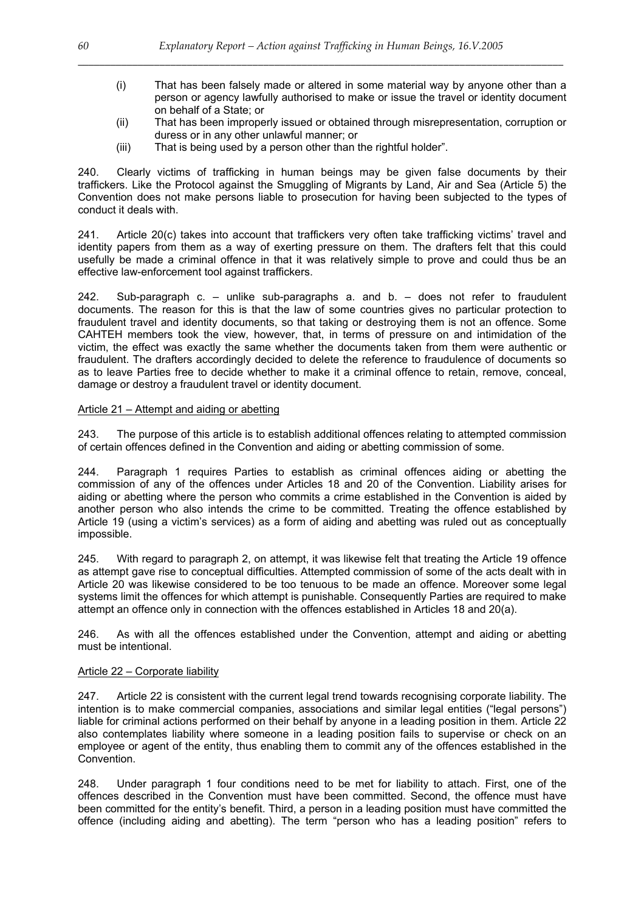(i) That has been falsely made or altered in some material way by anyone other than a person or agency lawfully authorised to make or issue the travel or identity document on behalf of a State; or

(ii) That has been improperly issued or obtained through misrepresentation, corruption or duress or in any other unlawful manner; or

(iii) That is being used by a person other than the rightful holder".

240. Clearly victims of trafficking in human beings may be given false documents by their traffickers. Like the Protocol against the Smuggling of Migrants by Land, Air and Sea (Article 5) the Convention does not make persons liable to prosecution for having been subjected to the types of conduct it deals with.

241. Article 20(c) takes into account that traffickers very often take trafficking victims' travel and identity papers from them as a way of exerting pressure on them. The drafters felt that this could usefully be made a criminal offence in that it was relatively simple to prove and could thus be an effective law-enforcement tool against traffickers.

242. Sub-paragraph c. – unlike sub-paragraphs a. and b. – does not refer to fraudulent documents. The reason for this is that the law of some countries gives no particular protection to fraudulent travel and identity documents, so that taking or destroying them is not an offence. Some CAHTEH members took the view, however, that, in terms of pressure on and intimidation of the victim, the effect was exactly the same whether the documents taken from them were authentic or fraudulent. The drafters accordingly decided to delete the reference to fraudulence of documents so as to leave Parties free to decide whether to make it a criminal offence to retain, remove, conceal, damage or destroy a fraudulent travel or identity document.

Article 21 – Attempt and aiding or abetting

243. The purpose of this article is to establish additional offences relating to attempted commission of certain offences defined in the Convention and aiding or abetting commission of some.

244. Paragraph 1 requires Parties to establish as criminal offences aiding or abetting the commission of any of the offences under Articles 18 and 20 of the Convention. Liability arises for aiding or abetting where the person who commits a crime established in the Convention is aided by another person who also intends the crime to be committed. Treating the offence established by Article 19 (using a victim's services) as a form of aiding and abetting was ruled out as conceptually impossible.

245. With regard to paragraph 2, on attempt, it was likewise felt that treating the Article 19 offence as attempt gave rise to conceptual difficulties. Attempted commission of some of the acts dealt with in Article 20 was likewise considered to be too tenuous to be made an offence. Moreover some legal systems limit the offences for which attempt is punishable. Consequently Parties are required to make attempt an offence only in connection with the offences established in Articles 18 and 20(a).

246. As with all the offences established under the Convention, attempt and aiding or abetting must be intentional.

Article 22 – Corporate liability

247. Article 22 is consistent with the current legal trend towards recognising corporate liability. The intention is to make commercial companies, associations and similar legal entities ("legal persons") liable for criminal actions performed on their behalf by anyone in a leading position in them. Article 22 also contemplates liability where someone in a leading position fails to supervise or check on an employee or agent of the entity, thus enabling them to commit any of the offences established in the Convention.

248. Under paragraph 1 four conditions need to be met for liability to attach. First, one of the offences described in the Convention must have been committed. Second, the offence must have been committed for the entity's benefit. Third, a person in a leading position must have committed the offence (including aiding and abetting). The term "person who has a leading position" refers to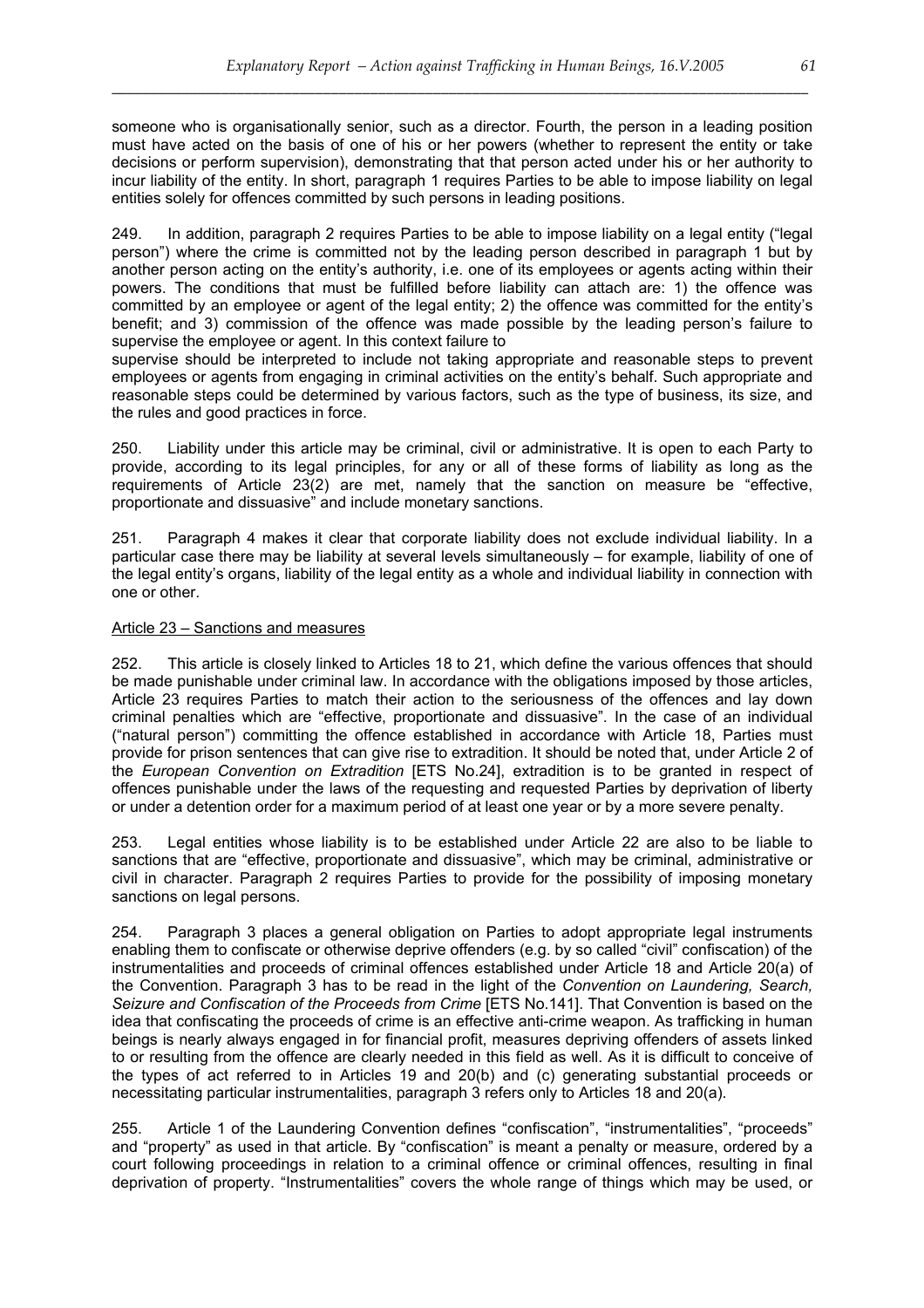someone who is organisationally senior, such as a director. Fourth, the person in a leading position must have acted on the basis of one of his or her powers (whether to represent the entity or take decisions or perform supervision), demonstrating that that person acted under his or her authority to incur liability of the entity. In short, paragraph 1 requires Parties to be able to impose liability on legal entities solely for offences committed by such persons in leading positions.

249. In addition, paragraph 2 requires Parties to be able to impose liability on a legal entity ("legal person") where the crime is committed not by the leading person described in paragraph 1 but by another person acting on the entity's authority, i.e. one of its employees or agents acting within their powers. The conditions that must be fulfilled before liability can attach are: 1) the offence was committed by an employee or agent of the legal entity; 2) the offence was committed for the entity's benefit; and 3) commission of the offence was made possible by the leading person's failure to supervise the employee or agent. In this context failure to supervise should be interpreted to include not taking appropriate and reasonable steps to prevent employees or agents from engaging in criminal activities on the entity's behalf. Such appropriate and reasonable steps could be determined by various factors, such as the type of business, its size, and the rules and good practices in force.

250. Liability under this article may be criminal, civil or administrative. It is open to each Party to provide, according to its legal principles, for any or all of these forms of liability as long as the requirements of Article 23(2) are met, namely that the sanction on measure be "effective, proportionate and dissuasive" and include monetary sanctions.

251. Paragraph 4 makes it clear that corporate liability does not exclude individual liability. In a particular case there may be liability at several levels simultaneously – for example, liability of one of the legal entity's organs, liability of the legal entity as a whole and individual liability in connection with one or other.

Article 23 – Sanctions and measures

252. This article is closely linked to Articles 18 to 21, which define the various offences that should be made punishable under criminal law. In accordance with the obligations imposed by those articles, Article 23 requires Parties to match their action to the seriousness of the offences and lay down criminal penalties which are "effective, proportionate and dissuasive". In the case of an individual ("natural person") committing the offence established in accordance with Article 18, Parties must provide for prison sentences that can give rise to extradition. It should be noted that, under Article 2 of the *European Convention on Extradition* [ETS No.24], extradition is to be granted in respect of offences punishable under the laws of the requesting and requested Parties by deprivation of liberty or under a detention order for a maximum period of at least one year or by a more severe penalty.

253. Legal entities whose liability is to be established under Article 22 are also to be liable to sanctions that are "effective, proportionate and dissuasive", which may be criminal, administrative or civil in character. Paragraph 2 requires Parties to provide for the possibility of imposing monetary sanctions on legal persons.

254. Paragraph 3 places a general obligation on Parties to adopt appropriate legal instruments enabling them to confiscate or otherwise deprive offenders (e.g. by so called "civil" confiscation) of the instrumentalities and proceeds of criminal offences established under Article 18 and Article 20(a) of the Convention. Paragraph 3 has to be read in the light of the *Convention on Laundering, Search, Seizure and Confiscation of the Proceeds from Crime* [ETS No.141]. That Convention is based on the idea that confiscating the proceeds of crime is an effective anti-crime weapon. As trafficking in human beings is nearly always engaged in for financial profit, measures depriving offenders of assets linked to or resulting from the offence are clearly needed in this field as well. As it is difficult to conceive of the types of act referred to in Articles 19 and 20(b) and (c) generating substantial proceeds or necessitating particular instrumentalities, paragraph 3 refers only to Articles 18 and 20(a).

255. Article 1 of the Laundering Convention defines "confiscation", "instrumentalities", "proceeds" and "property" as used in that article. By "confiscation" is meant a penalty or measure, ordered by a court following proceedings in relation to a criminal offence or criminal offences, resulting in final deprivation of property. "Instrumentalities" covers the whole range of things which may be used, or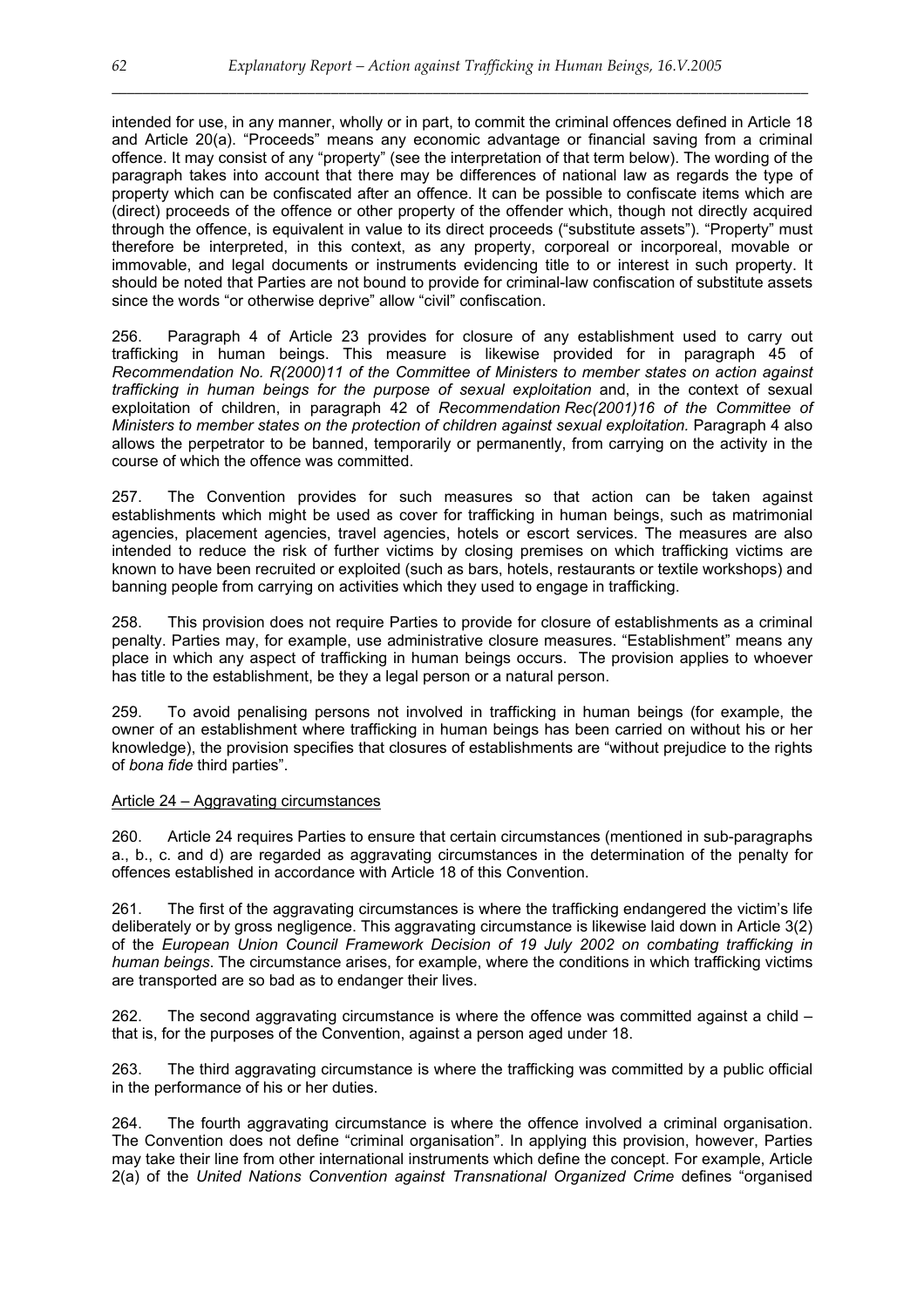intended for use, in any manner, wholly or in part, to commit the criminal offences defined in Article 18 and Article 20(a). "Proceeds" means any economic advantage or financial saving from a criminal offence. It may consist of any "property" (see the interpretation of that term below). The wording of the paragraph takes into account that there may be differences of national law as regards the type of property which can be confiscated after an offence. It can be possible to confiscate items which are (direct) proceeds of the offence or other property of the offender which, though not directly acquired through the offence, is equivalent in value to its direct proceeds ("substitute assets"). "Property" must therefore be interpreted, in this context, as any property, corporeal or incorporeal, movable or immovable, and legal documents or instruments evidencing title to or interest in such property. It should be noted that Parties are not bound to provide for criminal-law confiscation of substitute assets since the words "or otherwise deprive" allow "civil" confiscation.

256. Paragraph 4 of Article 23 provides for closure of any establishment used to carry out trafficking in human beings. This measure is likewise provided for in paragraph 45 of *Recommendation No. R(2000)11 of the Committee of Ministers to member states on action against trafficking in human beings for the purpose of sexual exploitation* and, in the context of sexual exploitation of children, in paragraph 42 of *Recommendation Rec(2001)16 of the Committee of Ministers to member states on the protection of children against sexual exploitation.* Paragraph 4 also allows the perpetrator to be banned, temporarily or permanently, from carrying on the activity in the course of which the offence was committed.

257. The Convention provides for such measures so that action can be taken against establishments which might be used as cover for trafficking in human beings, such as matrimonial agencies, placement agencies, travel agencies, hotels or escort services. The measures are also intended to reduce the risk of further victims by closing premises on which trafficking victims are known to have been recruited or exploited (such as bars, hotels, restaurants or textile workshops) and banning people from carrying on activities which they used to engage in trafficking.

258. This provision does not require Parties to provide for closure of establishments as a criminal penalty. Parties may, for example, use administrative closure measures. "Establishment" means any place in which any aspect of trafficking in human beings occurs. The provision applies to whoever has title to the establishment, be they a legal person or a natural person.

259. To avoid penalising persons not involved in trafficking in human beings (for example, the owner of an establishment where trafficking in human beings has been carried on without his or her knowledge), the provision specifies that closures of establishments are "without prejudice to the rights of *bona fide* third parties".

### Article 24 – Aggravating circumstances

260. Article 24 requires Parties to ensure that certain circumstances (mentioned in sub-paragraphs a., b., c. and d) are regarded as aggravating circumstances in the determination of the penalty for offences established in accordance with Article 18 of this Convention.

261. The first of the aggravating circumstances is where the trafficking endangered the victim's life deliberately or by gross negligence. This aggravating circumstance is likewise laid down in Article 3(2) of the *European Union Council Framework Decision of 19 July 2002 on combating trafficking in human beings*. The circumstance arises, for example, where the conditions in which trafficking victims are transported are so bad as to endanger their lives.

262. The second aggravating circumstance is where the offence was committed against a child – that is, for the purposes of the Convention, against a person aged under 18.

263. The third aggravating circumstance is where the trafficking was committed by a public official in the performance of his or her duties.

264. The fourth aggravating circumstance is where the offence involved a criminal organisation. The Convention does not define "criminal organisation". In applying this provision, however, Parties may take their line from other international instruments which define the concept. For example, Article 2(a) of the *United Nations Convention against Transnational Organized Crime* defines "organised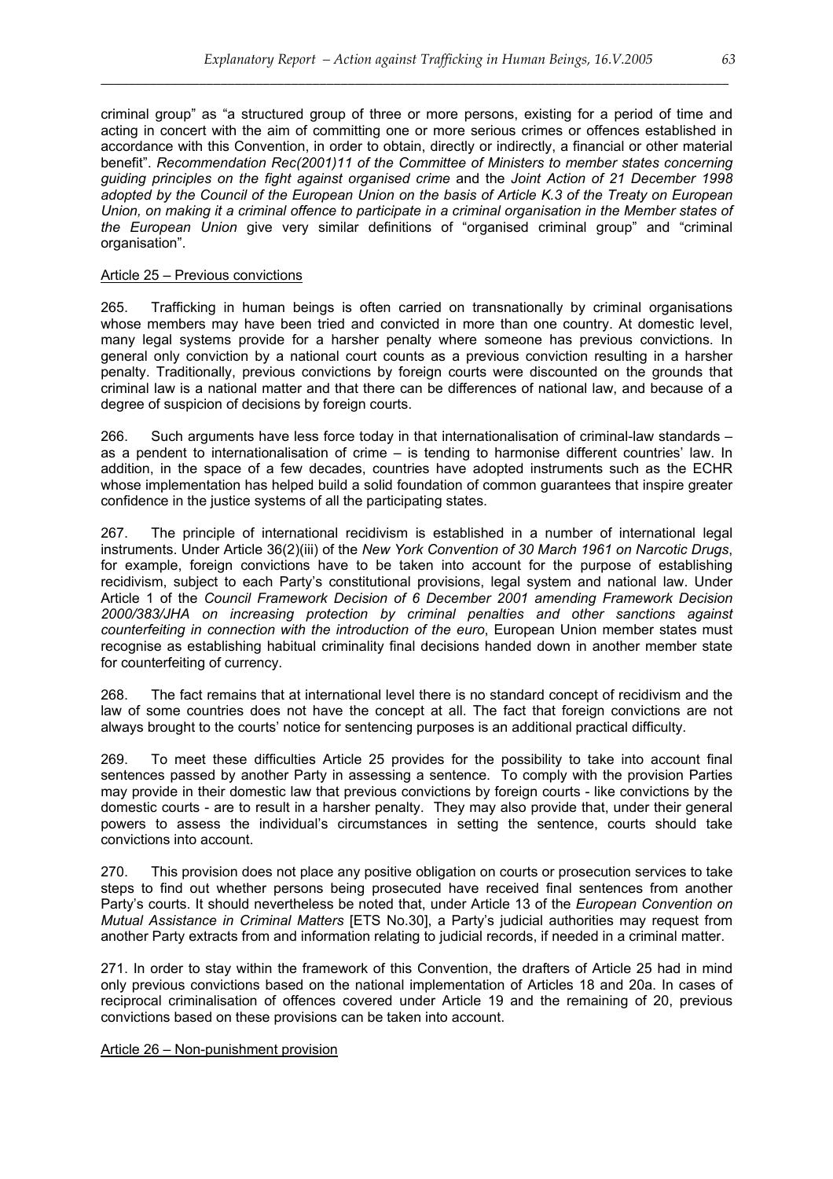criminal group" as "a structured group of three or more persons, existing for a period of time and acting in concert with the aim of committing one or more serious crimes or offences established in accordance with this Convention, in order to obtain, directly or indirectly, a financial or other material benefit". *Recommendation Rec(2001)11 of the Committee of Ministers to member states concerning guiding principles on the fight against organised crime* and the *Joint Action of 21 December 1998 adopted by the Council of the European Union on the basis of Article K.3 of the Treaty on European Union, on making it a criminal offence to participate in a criminal organisation in the Member states of the European Union* give very similar definitions of "organised criminal group" and "criminal organisation".

Article 25 – Previous convictions

265. Trafficking in human beings is often carried on transnationally by criminal organisations whose members may have been tried and convicted in more than one country. At domestic level, many legal systems provide for a harsher penalty where someone has previous convictions. In general only conviction by a national court counts as a previous conviction resulting in a harsher penalty. Traditionally, previous convictions by foreign courts were discounted on the grounds that criminal law is a national matter and that there can be differences of national law, and because of a degree of suspicion of decisions by foreign courts.

266. Such arguments have less force today in that internationalisation of criminal-law standards – as a pendent to internationalisation of crime – is tending to harmonise different countries' law. In addition, in the space of a few decades, countries have adopted instruments such as the ECHR whose implementation has helped build a solid foundation of common guarantees that inspire greater confidence in the justice systems of all the participating states.

267. The principle of international recidivism is established in a number of international legal instruments. Under Article 36(2)(iii) of the *New York Convention of 30 March 1961 on Narcotic Drugs*, for example, foreign convictions have to be taken into account for the purpose of establishing recidivism, subject to each Party's constitutional provisions, legal system and national law. Under Article 1 of the *Council Framework Decision of 6 December 2001 amending Framework Decision 2000/383/JHA on increasing protection by criminal penalties and other sanctions against counterfeiting in connection with the introduction of the euro*, European Union member states must recognise as establishing habitual criminality final decisions handed down in another member state for counterfeiting of currency.

268. The fact remains that at international level there is no standard concept of recidivism and the law of some countries does not have the concept at all. The fact that foreign convictions are not always brought to the courts' notice for sentencing purposes is an additional practical difficulty.

269. To meet these difficulties Article 25 provides for the possibility to take into account final sentences passed by another Party in assessing a sentence. To comply with the provision Parties may provide in their domestic law that previous convictions by foreign courts - like convictions by the domestic courts - are to result in a harsher penalty. They may also provide that, under their general powers to assess the individual's circumstances in setting the sentence, courts should take convictions into account.

270. This provision does not place any positive obligation on courts or prosecution services to take steps to find out whether persons being prosecuted have received final sentences from another Party's courts. It should nevertheless be noted that, under Article 13 of the *European Convention on Mutual Assistance in Criminal Matters* [ETS No.30], a Party's judicial authorities may request from another Party extracts from and information relating to judicial records, if needed in a criminal matter.

271. In order to stay within the framework of this Convention, the drafters of Article 25 had in mind only previous convictions based on the national implementation of Articles 18 and 20a. In cases of reciprocal criminalisation of offences covered under Article 19 and the remaining of 20, previous convictions based on these provisions can be taken into account.

Article 26 – Non-punishment provision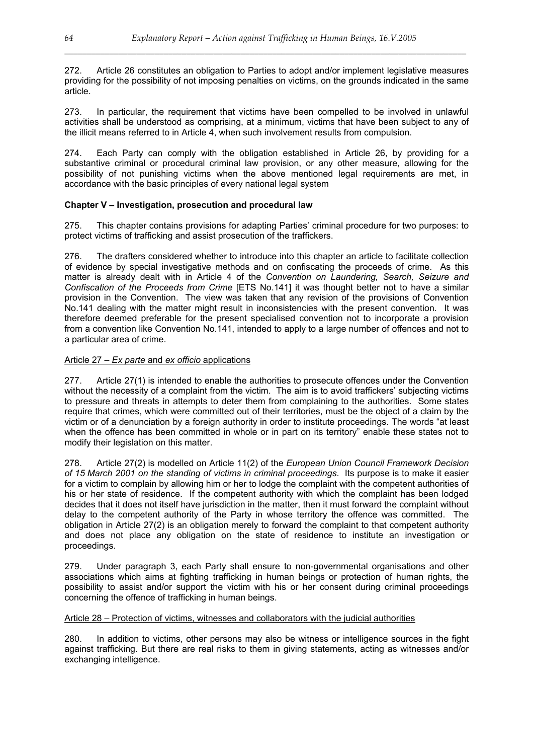272. Article 26 constitutes an obligation to Parties to adopt and/or implement legislative measures providing for the possibility of not imposing penalties on victims, on the grounds indicated in the same article.

273. In particular, the requirement that victims have been compelled to be involved in unlawful activities shall be understood as comprising, at a minimum, victims that have been subject to any of the illicit means referred to in Article 4, when such involvement results from compulsion.

274. Each Party can comply with the obligation established in Article 26, by providing for a substantive criminal or procedural criminal law provision, or any other measure, allowing for the possibility of not punishing victims when the above mentioned legal requirements are met, in accordance with the basic principles of every national legal system

**Chapter V – Investigation, prosecution and procedural law**

275. This chapter contains provisions for adapting Parties' criminal procedure for two purposes: to protect victims of trafficking and assist prosecution of the traffickers.

276. The drafters considered whether to introduce into this chapter an article to facilitate collection of evidence by special investigative methods and on confiscating the proceeds of crime. As this matter is already dealt with in Article 4 of the *Convention on Laundering, Search, Seizure and Confiscation of the Proceeds from Crime* [ETS No.141] it was thought better not to have a similar provision in the Convention. The view was taken that any revision of the provisions of Convention No.141 dealing with the matter might result in inconsistencies with the present convention. It was therefore deemed preferable for the present specialised convention not to incorporate a provision from a convention like Convention No.141, intended to apply to a large number of offences and not to a particular area of crime.

Article 27 – *Ex parte* and *ex officio* applications

277. Article 27(1) is intended to enable the authorities to prosecute offences under the Convention without the necessity of a complaint from the victim. The aim is to avoid traffickers' subjecting victims to pressure and threats in attempts to deter them from complaining to the authorities. Some states require that crimes, which were committed out of their territories, must be the object of a claim by the victim or of a denunciation by a foreign authority in order to institute proceedings. The words "at least when the offence has been committed in whole or in part on its territory" enable these states not to modify their legislation on this matter.

278. Article 27(2) is modelled on Article 11(2) of the *European Union Council Framework Decision of 15 March 2001 on the standing of victims in criminal proceedings*. Its purpose is to make it easier for a victim to complain by allowing him or her to lodge the complaint with the competent authorities of his or her state of residence. If the competent authority with which the complaint has been lodged decides that it does not itself have jurisdiction in the matter, then it must forward the complaint without delay to the competent authority of the Party in whose territory the offence was committed. The obligation in Article 27(2) is an obligation merely to forward the complaint to that competent authority and does not place any obligation on the state of residence to institute an investigation or proceedings.

279. Under paragraph 3, each Party shall ensure to non-governmental organisations and other associations which aims at fighting trafficking in human beings or protection of human rights, the possibility to assist and/or support the victim with his or her consent during criminal proceedings concerning the offence of trafficking in human beings.

Article 28 – Protection of victims, witnesses and collaborators with the judicial authorities

280. In addition to victims, other persons may also be witness or intelligence sources in the fight against trafficking. But there are real risks to them in giving statements, acting as witnesses and/or exchanging intelligence.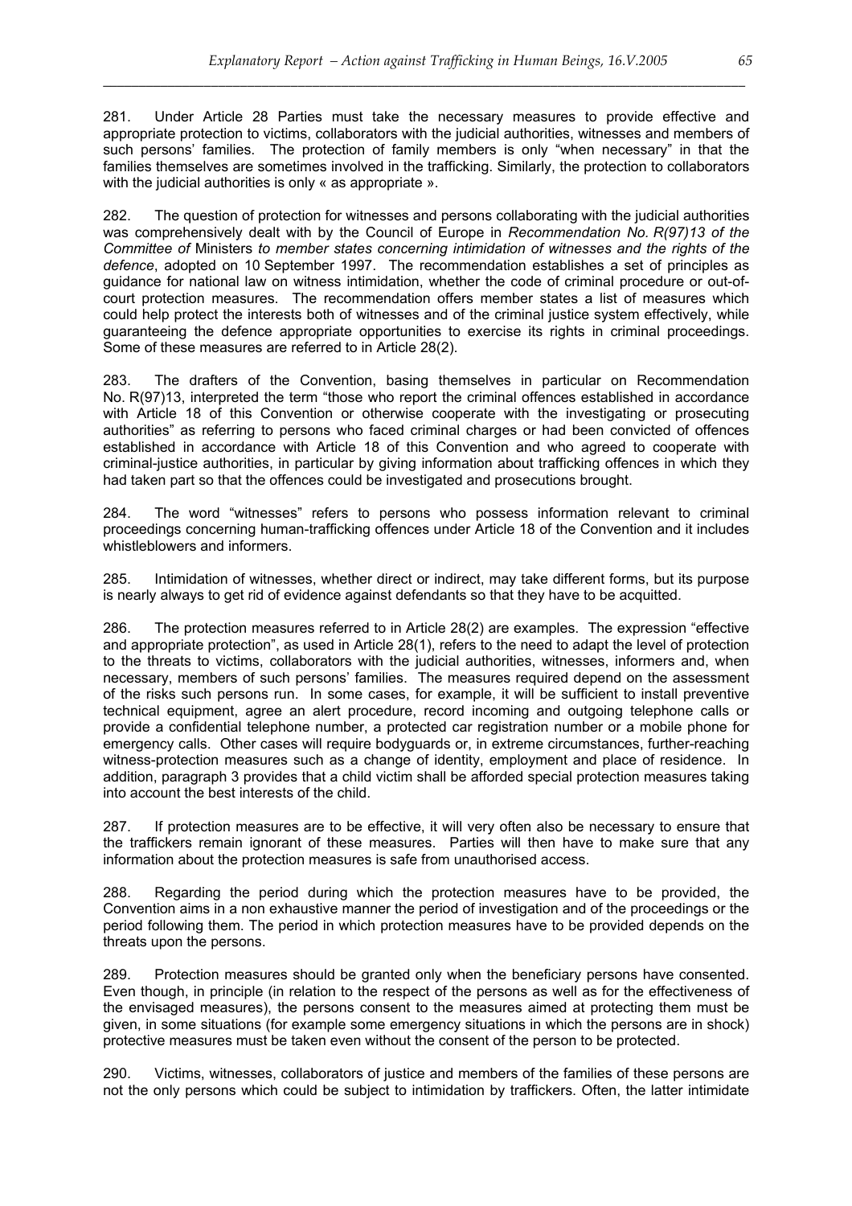281. Under Article 28 Parties must take the necessary measures to provide effective and appropriate protection to victims, collaborators with the judicial authorities, witnesses and members of such persons' families. The protection of family members is only "when necessary" in that the families themselves are sometimes involved in the trafficking. Similarly, the protection to collaborators with the judicial authorities is only « as appropriate ».

282. The question of protection for witnesses and persons collaborating with the judicial authorities was comprehensively dealt with by the Council of Europe in *Recommendation No. R(97)13 of the Committee of* Ministers *to member states concerning intimidation of witnesses and the rights of the defence*, adopted on 10 September 1997. The recommendation establishes a set of principles as guidance for national law on witness intimidation, whether the code of criminal procedure or out-of-court protection measures. The recommendation offers member states a list of measures which could help protect the interests both of witnesses and of the criminal justice system effectively, while guaranteeing the defence appropriate opportunities to exercise its rights in criminal proceedings. Some of these measures are referred to in Article 28(2).

283. The drafters of the Convention, basing themselves in particular on Recommendation No. R(97)13, interpreted the term "those who report the criminal offences established in accordance with Article 18 of this Convention or otherwise cooperate with the investigating or prosecuting authorities" as referring to persons who faced criminal charges or had been convicted of offences established in accordance with Article 18 of this Convention and who agreed to cooperate with criminal-justice authorities, in particular by giving information about trafficking offences in which they had taken part so that the offences could be investigated and prosecutions brought.

284. The word "witnesses" refers to persons who possess information relevant to criminal proceedings concerning human-trafficking offences under Article 18 of the Convention and it includes whistleblowers and informers.

285. Intimidation of witnesses, whether direct or indirect, may take different forms, but its purpose is nearly always to get rid of evidence against defendants so that they have to be acquitted.

286. The protection measures referred to in Article 28(2) are examples. The expression "effective and appropriate protection", as used in Article 28(1), refers to the need to adapt the level of protection to the threats to victims, collaborators with the judicial authorities, witnesses, informers and, when necessary, members of such persons' families. The measures required depend on the assessment of the risks such persons run. In some cases, for example, it will be sufficient to install preventive technical equipment, agree an alert procedure, record incoming and outgoing telephone calls or provide a confidential telephone number, a protected car registration number or a mobile phone for emergency calls. Other cases will require bodyguards or, in extreme circumstances, further-reaching witness-protection measures such as a change of identity, employment and place of residence. In addition, paragraph 3 provides that a child victim shall be afforded special protection measures taking into account the best interests of the child.

287. If protection measures are to be effective, it will very often also be necessary to ensure that the traffickers remain ignorant of these measures. Parties will then have to make sure that any information about the protection measures is safe from unauthorised access.

288. Regarding the period during which the protection measures have to be provided, the Convention aims in a non exhaustive manner the period of investigation and of the proceedings or the period following them. The period in which protection measures have to be provided depends on the threats upon the persons.

289. Protection measures should be granted only when the beneficiary persons have consented. Even though, in principle (in relation to the respect of the persons as well as for the effectiveness of the envisaged measures), the persons consent to the measures aimed at protecting them must be given, in some situations (for example some emergency situations in which the persons are in shock) protective measures must be taken even without the consent of the person to be protected.

290. Victims, witnesses, collaborators of justice and members of the families of these persons are not the only persons which could be subject to intimidation by traffickers. Often, the latter intimidate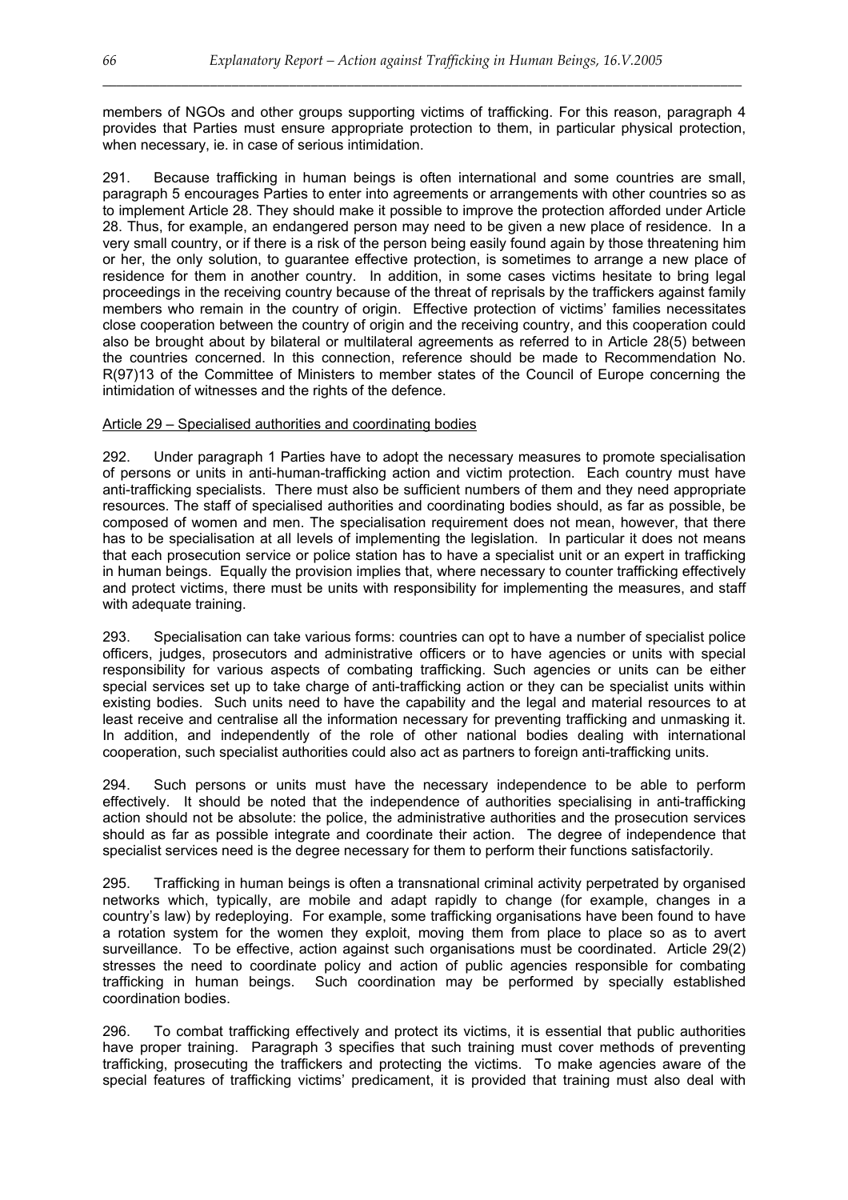members of NGOs and other groups supporting victims of trafficking. For this reason, paragraph 4 provides that Parties must ensure appropriate protection to them, in particular physical protection, when necessary, ie. in case of serious intimidation.

291. Because trafficking in human beings is often international and some countries are small, paragraph 5 encourages Parties to enter into agreements or arrangements with other countries so as to implement Article 28. They should make it possible to improve the protection afforded under Article 28. Thus, for example, an endangered person may need to be given a new place of residence. In a very small country, or if there is a risk of the person being easily found again by those threatening him or her, the only solution, to guarantee effective protection, is sometimes to arrange a new place of residence for them in another country. In addition, in some cases victims hesitate to bring legal proceedings in the receiving country because of the threat of reprisals by the traffickers against family members who remain in the country of origin. Effective protection of victims' families necessitates close cooperation between the country of origin and the receiving country, and this cooperation could also be brought about by bilateral or multilateral agreements as referred to in Article 28(5) between the countries concerned. In this connection, reference should be made to Recommendation No. R(97)13 of the Committee of Ministers to member states of the Council of Europe concerning the intimidation of witnesses and the rights of the defence.

Article 29 – Specialised authorities and coordinating bodies

292. Under paragraph 1 Parties have to adopt the necessary measures to promote specialisation of persons or units in anti-human-trafficking action and victim protection. Each country must have anti-trafficking specialists. There must also be sufficient numbers of them and they need appropriate resources. The staff of specialised authorities and coordinating bodies should, as far as possible, be composed of women and men. The specialisation requirement does not mean, however, that there has to be specialisation at all levels of implementing the legislation. In particular it does not means that each prosecution service or police station has to have a specialist unit or an expert in trafficking in human beings. Equally the provision implies that, where necessary to counter trafficking effectively and protect victims, there must be units with responsibility for implementing the measures, and staff with adequate training.

293. Specialisation can take various forms: countries can opt to have a number of specialist police officers, judges, prosecutors and administrative officers or to have agencies or units with special responsibility for various aspects of combating trafficking. Such agencies or units can be either special services set up to take charge of anti-trafficking action or they can be specialist units within existing bodies. Such units need to have the capability and the legal and material resources to at least receive and centralise all the information necessary for preventing trafficking and unmasking it. In addition, and independently of the role of other national bodies dealing with international cooperation, such specialist authorities could also act as partners to foreign anti-trafficking units.

294. Such persons or units must have the necessary independence to be able to perform effectively. It should be noted that the independence of authorities specialising in anti-trafficking action should not be absolute: the police, the administrative authorities and the prosecution services should as far as possible integrate and coordinate their action. The degree of independence that specialist services need is the degree necessary for them to perform their functions satisfactorily.

295. Trafficking in human beings is often a transnational criminal activity perpetrated by organised networks which, typically, are mobile and adapt rapidly to change (for example, changes in a country's law) by redeploying. For example, some trafficking organisations have been found to have a rotation system for the women they exploit, moving them from place to place so as to avert surveillance. To be effective, action against such organisations must be coordinated. Article 29(2) stresses the need to coordinate policy and action of public agencies responsible for combating trafficking in human beings. Such coordination may be performed by specially established coordination bodies.

296. To combat trafficking effectively and protect its victims, it is essential that public authorities have proper training. Paragraph 3 specifies that such training must cover methods of preventing trafficking, prosecuting the traffickers and protecting the victims. To make agencies aware of the special features of trafficking victims' predicament, it is provided that training must also deal with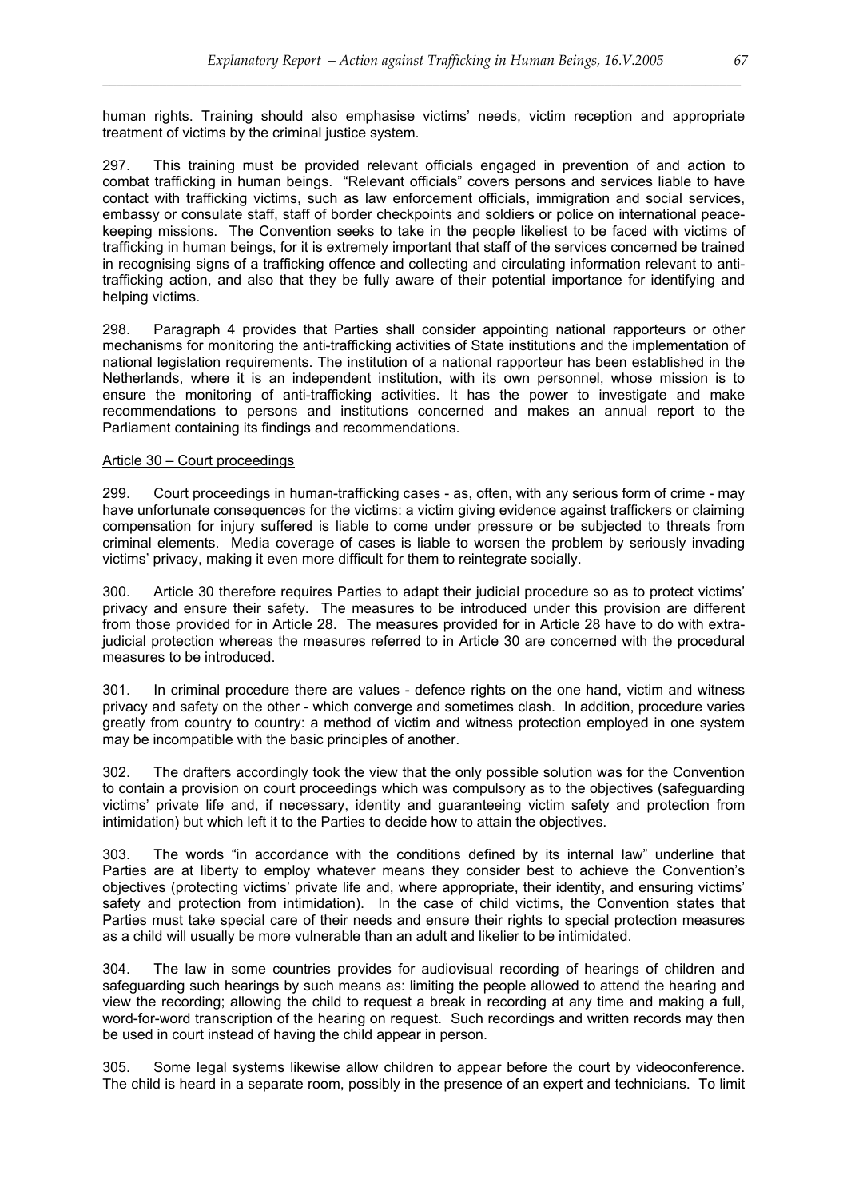human rights. Training should also emphasise victims' needs, victim reception and appropriate treatment of victims by the criminal justice system.

297. This training must be provided relevant officials engaged in prevention of and action to combat trafficking in human beings. "Relevant officials" covers persons and services liable to have contact with trafficking victims, such as law enforcement officials, immigration and social services, embassy or consulate staff, staff of border checkpoints and soldiers or police on international peace-keeping missions. The Convention seeks to take in the people likeliest to be faced with victims of trafficking in human beings, for it is extremely important that staff of the services concerned be trained in recognising signs of a trafficking offence and collecting and circulating information relevant to anti-trafficking action, and also that they be fully aware of their potential importance for identifying and helping victims.

298. Paragraph 4 provides that Parties shall consider appointing national rapporteurs or other mechanisms for monitoring the anti-trafficking activities of State institutions and the implementation of national legislation requirements. The institution of a national rapporteur has been established in the Netherlands, where it is an independent institution, with its own personnel, whose mission is to ensure the monitoring of anti-trafficking activities. It has the power to investigate and make recommendations to persons and institutions concerned and makes an annual report to the Parliament containing its findings and recommendations.

<u>Article 30 – Court proceedings</u>

299. Court proceedings in human-trafficking cases - as, often, with any serious form of crime - may have unfortunate consequences for the victims: a victim giving evidence against traffickers or claiming compensation for injury suffered is liable to come under pressure or be subjected to threats from criminal elements. Media coverage of cases is liable to worsen the problem by seriously invading victims' privacy, making it even more difficult for them to reintegrate socially.

300. Article 30 therefore requires Parties to adapt their judicial procedure so as to protect victims' privacy and ensure their safety. The measures to be introduced under this provision are different from those provided for in Article 28. The measures provided for in Article 28 have to do with extra-judicial protection whereas the measures referred to in Article 30 are concerned with the procedural measures to be introduced.

301. In criminal procedure there are values - defence rights on the one hand, victim and witness privacy and safety on the other - which converge and sometimes clash. In addition, procedure varies greatly from country to country: a method of victim and witness protection employed in one system may be incompatible with the basic principles of another.

302. The drafters accordingly took the view that the only possible solution was for the Convention to contain a provision on court proceedings which was compulsory as to the objectives (safeguarding victims' private life and, if necessary, identity and guaranteeing victim safety and protection from intimidation) but which left it to the Parties to decide how to attain the objectives.

303. The words "in accordance with the conditions defined by its internal law" underline that Parties are at liberty to employ whatever means they consider best to achieve the Convention's objectives (protecting victims' private life and, where appropriate, their identity, and ensuring victims' safety and protection from intimidation). In the case of child victims, the Convention states that Parties must take special care of their needs and ensure their rights to special protection measures as a child will usually be more vulnerable than an adult and likelier to be intimidated.

304. The law in some countries provides for audiovisual recording of hearings of children and safeguarding such hearings by such means as: limiting the people allowed to attend the hearing and view the recording; allowing the child to request a break in recording at any time and making a full, word-for-word transcription of the hearing on request. Such recordings and written records may then be used in court instead of having the child appear in person.

305. Some legal systems likewise allow children to appear before the court by videoconference. The child is heard in a separate room, possibly in the presence of an expert and technicians. To limit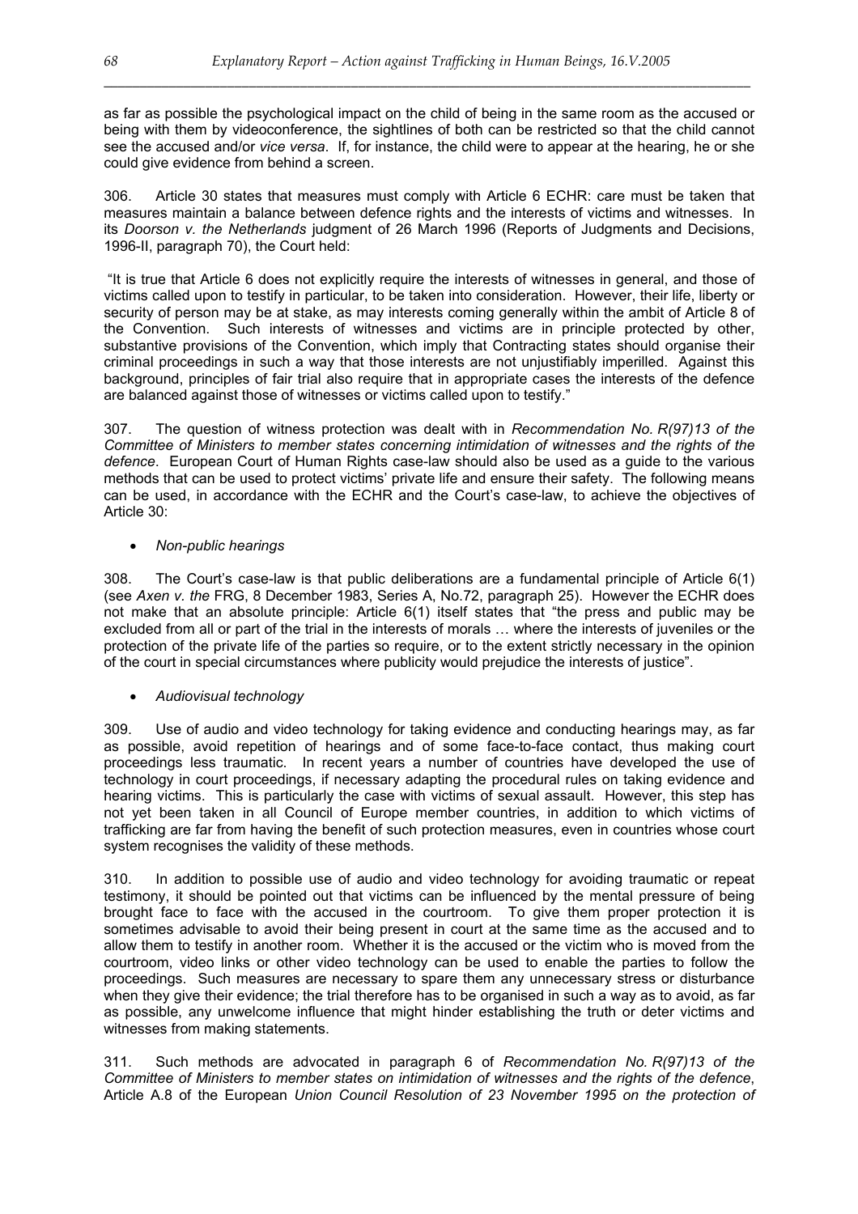as far as possible the psychological impact on the child of being in the same room as the accused or being with them by videoconference, the sightlines of both can be restricted so that the child cannot see the accused and/or *vice versa*. If, for instance, the child were to appear at the hearing, he or she could give evidence from behind a screen.

306. Article 30 states that measures must comply with Article 6 ECHR: care must be taken that measures maintain a balance between defence rights and the interests of victims and witnesses. In its *Doorson v. the Netherlands* judgment of 26 March 1996 (Reports of Judgments and Decisions, 1996-II, paragraph 70), the Court held:

"It is true that Article 6 does not explicitly require the interests of witnesses in general, and those of victims called upon to testify in particular, to be taken into consideration. However, their life, liberty or security of person may be at stake, as may interests coming generally within the ambit of Article 8 of the Convention. Such interests of witnesses and victims are in principle protected by other, substantive provisions of the Convention, which imply that Contracting states should organise their criminal proceedings in such a way that those interests are not unjustifiably imperilled. Against this background, principles of fair trial also require that in appropriate cases the interests of the defence are balanced against those of witnesses or victims called upon to testify."

307. The question of witness protection was dealt with in *Recommendation No. R(97)13 of the Committee of Ministers to member states concerning intimidation of witnesses and the rights of the defence*. European Court of Human Rights case-law should also be used as a guide to the various methods that can be used to protect victims' private life and ensure their safety. The following means can be used, in accordance with the ECHR and the Court's case-law, to achieve the objectives of Article 30:

- *Non-public hearings*

308. The Court's case-law is that public deliberations are a fundamental principle of Article 6(1) (see *Axen v. the* FRG, 8 December 1983, Series A, No.72, paragraph 25). However the ECHR does not make that an absolute principle: Article 6(1) itself states that "the press and public may be excluded from all or part of the trial in the interests of morals … where the interests of juveniles or the protection of the private life of the parties so require, or to the extent strictly necessary in the opinion of the court in special circumstances where publicity would prejudice the interests of justice".

- *Audiovisual technology*

309. Use of audio and video technology for taking evidence and conducting hearings may, as far as possible, avoid repetition of hearings and of some face-to-face contact, thus making court proceedings less traumatic. In recent years a number of countries have developed the use of technology in court proceedings, if necessary adapting the procedural rules on taking evidence and hearing victims. This is particularly the case with victims of sexual assault. However, this step has not yet been taken in all Council of Europe member countries, in addition to which victims of trafficking are far from having the benefit of such protection measures, even in countries whose court system recognises the validity of these methods.

310. In addition to possible use of audio and video technology for avoiding traumatic or repeat testimony, it should be pointed out that victims can be influenced by the mental pressure of being brought face to face with the accused in the courtroom. To give them proper protection it is sometimes advisable to avoid their being present in court at the same time as the accused and to allow them to testify in another room. Whether it is the accused or the victim who is moved from the courtroom, video links or other video technology can be used to enable the parties to follow the proceedings. Such measures are necessary to spare them any unnecessary stress or disturbance when they give their evidence; the trial therefore has to be organised in such a way as to avoid, as far as possible, any unwelcome influence that might hinder establishing the truth or deter victims and witnesses from making statements.

311. Such methods are advocated in paragraph 6 of *Recommendation No. R(97)13 of the Committee of Ministers to member states on intimidation of witnesses and the rights of the defence*, Article A.8 of the European *Union Council Resolution of 23 November 1995 on the protection of*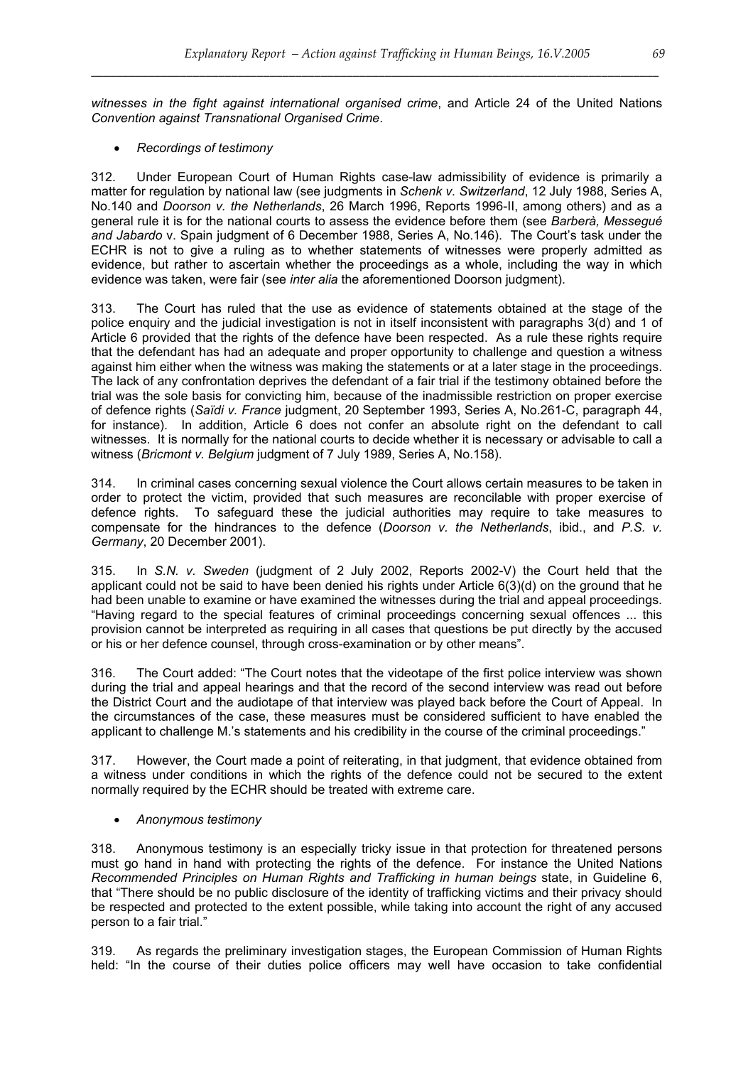*witnesses in the fight against international organised crime*, and Article 24 of the United Nations *Convention against Transnational Organised Crime*.

- *Recordings of testimony*

312. Under European Court of Human Rights case-law admissibility of evidence is primarily a matter for regulation by national law (see judgments in *Schenk v. Switzerland*, 12 July 1988, Series A, No.140 and *Doorson v. the Netherlands*, 26 March 1996, Reports 1996-II, among others) and as a general rule it is for the national courts to assess the evidence before them (see *Barberà, Messegué and Jabardo* v. Spain judgment of 6 December 1988, Series A, No.146). The Court's task under the ECHR is not to give a ruling as to whether statements of witnesses were properly admitted as evidence, but rather to ascertain whether the proceedings as a whole, including the way in which evidence was taken, were fair (see *inter alia* the aforementioned Doorson judgment).

313. The Court has ruled that the use as evidence of statements obtained at the stage of the police enquiry and the judicial investigation is not in itself inconsistent with paragraphs 3(d) and 1 of Article 6 provided that the rights of the defence have been respected. As a rule these rights require that the defendant has had an adequate and proper opportunity to challenge and question a witness against him either when the witness was making the statements or at a later stage in the proceedings. The lack of any confrontation deprives the defendant of a fair trial if the testimony obtained before the trial was the sole basis for convicting him, because of the inadmissible restriction on proper exercise of defence rights (*Saïdi v. France* judgment, 20 September 1993, Series A, No.261-C, paragraph 44, for instance). In addition, Article 6 does not confer an absolute right on the defendant to call witnesses. It is normally for the national courts to decide whether it is necessary or advisable to call a witness (*Bricmont v. Belgium* judgment of 7 July 1989, Series A, No.158).

314. In criminal cases concerning sexual violence the Court allows certain measures to be taken in order to protect the victim, provided that such measures are reconcilable with proper exercise of defence rights. To safeguard these the judicial authorities may require to take measures to compensate for the hindrances to the defence (*Doorson v. the Netherlands*, ibid., and *P.S. v. Germany*, 20 December 2001).

315. In *S.N. v. Sweden* (judgment of 2 July 2002, Reports 2002-V) the Court held that the applicant could not be said to have been denied his rights under Article 6(3)(d) on the ground that he had been unable to examine or have examined the witnesses during the trial and appeal proceedings. "Having regard to the special features of criminal proceedings concerning sexual offences ... this provision cannot be interpreted as requiring in all cases that questions be put directly by the accused or his or her defence counsel, through cross-examination or by other means".

316. The Court added: "The Court notes that the videotape of the first police interview was shown during the trial and appeal hearings and that the record of the second interview was read out before the District Court and the audiotape of that interview was played back before the Court of Appeal. In the circumstances of the case, these measures must be considered sufficient to have enabled the applicant to challenge M.'s statements and his credibility in the course of the criminal proceedings."

317. However, the Court made a point of reiterating, in that judgment, that evidence obtained from a witness under conditions in which the rights of the defence could not be secured to the extent normally required by the ECHR should be treated with extreme care.

- *Anonymous testimony*

318. Anonymous testimony is an especially tricky issue in that protection for threatened persons must go hand in hand with protecting the rights of the defence. For instance the United Nations *Recommended Principles on Human Rights and Trafficking in human beings* state, in Guideline 6, that "There should be no public disclosure of the identity of trafficking victims and their privacy should be respected and protected to the extent possible, while taking into account the right of any accused person to a fair trial."

319. As regards the preliminary investigation stages, the European Commission of Human Rights held: "In the course of their duties police officers may well have occasion to take confidential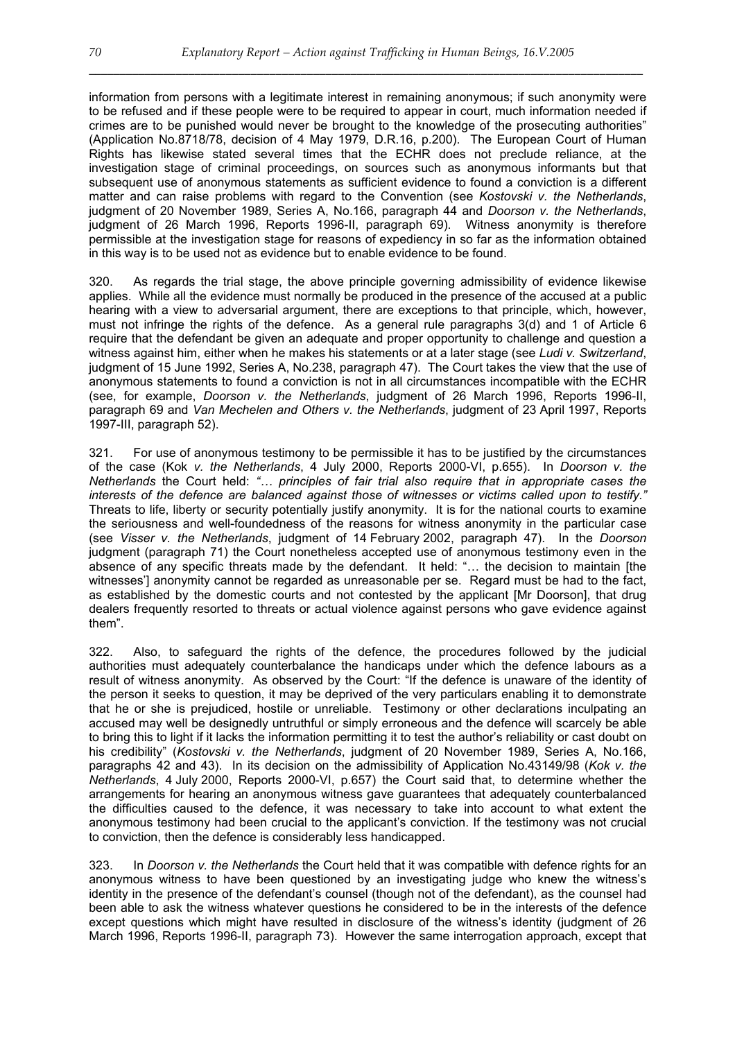information from persons with a legitimate interest in remaining anonymous; if such anonymity were to be refused and if these people were to be required to appear in court, much information needed if crimes are to be punished would never be brought to the knowledge of the prosecuting authorities" (Application No.8718/78, decision of 4 May 1979, D.R.16, p.200). The European Court of Human Rights has likewise stated several times that the ECHR does not preclude reliance, at the investigation stage of criminal proceedings, on sources such as anonymous informants but that subsequent use of anonymous statements as sufficient evidence to found a conviction is a different matter and can raise problems with regard to the Convention (see *Kostovski v. the Netherlands*, judgment of 20 November 1989, Series A, No.166, paragraph 44 and *Doorson v. the Netherlands*, judgment of 26 March 1996, Reports 1996-II, paragraph 69). Witness anonymity is therefore permissible at the investigation stage for reasons of expediency in so far as the information obtained in this way is to be used not as evidence but to enable evidence to be found.

320. As regards the trial stage, the above principle governing admissibility of evidence likewise applies. While all the evidence must normally be produced in the presence of the accused at a public hearing with a view to adversarial argument, there are exceptions to that principle, which, however, must not infringe the rights of the defence. As a general rule paragraphs 3(d) and 1 of Article 6 require that the defendant be given an adequate and proper opportunity to challenge and question a witness against him, either when he makes his statements or at a later stage (see *Ludi v. Switzerland*, judgment of 15 June 1992, Series A, No.238, paragraph 47). The Court takes the view that the use of anonymous statements to found a conviction is not in all circumstances incompatible with the ECHR (see, for example, *Doorson v. the Netherlands*, judgment of 26 March 1996, Reports 1996-II, paragraph 69 and *Van Mechelen and Others v. the Netherlands*, judgment of 23 April 1997, Reports 1997-III, paragraph 52).

321. For use of anonymous testimony to be permissible it has to be justified by the circumstances of the case (Kok *v. the Netherlands*, 4 July 2000, Reports 2000-VI, p.655). In *Doorson v. the Netherlands* the Court held: *"… principles of fair trial also require that in appropriate cases the interests of the defence are balanced against those of witnesses or victims called upon to testify."* Threats to life, liberty or security potentially justify anonymity. It is for the national courts to examine the seriousness and well-foundedness of the reasons for witness anonymity in the particular case (see *Visser v. the Netherlands*, judgment of 14 February 2002, paragraph 47). In the *Doorson* judgment (paragraph 71) the Court nonetheless accepted use of anonymous testimony even in the absence of any specific threats made by the defendant. It held: "… the decision to maintain [the witnesses'] anonymity cannot be regarded as unreasonable per se. Regard must be had to the fact, as established by the domestic courts and not contested by the applicant [Mr Doorson], that drug dealers frequently resorted to threats or actual violence against persons who gave evidence against them".

322. Also, to safeguard the rights of the defence, the procedures followed by the judicial authorities must adequately counterbalance the handicaps under which the defence labours as a result of witness anonymity. As observed by the Court: "If the defence is unaware of the identity of the person it seeks to question, it may be deprived of the very particulars enabling it to demonstrate that he or she is prejudiced, hostile or unreliable. Testimony or other declarations inculpating an accused may well be designedly untruthful or simply erroneous and the defence will scarcely be able to bring this to light if it lacks the information permitting it to test the author's reliability or cast doubt on his credibility" (*Kostovski v. the Netherlands*, judgment of 20 November 1989, Series A, No.166, paragraphs 42 and 43). In its decision on the admissibility of Application No.43149/98 (*Kok v. the Netherlands*, 4 July 2000, Reports 2000-VI, p.657) the Court said that, to determine whether the arrangements for hearing an anonymous witness gave guarantees that adequately counterbalanced the difficulties caused to the defence, it was necessary to take into account to what extent the anonymous testimony had been crucial to the applicant's conviction. If the testimony was not crucial to conviction, then the defence is considerably less handicapped.

323. In *Doorson v. the Netherlands* the Court held that it was compatible with defence rights for an anonymous witness to have been questioned by an investigating judge who knew the witness's identity in the presence of the defendant's counsel (though not of the defendant), as the counsel had been able to ask the witness whatever questions he considered to be in the interests of the defence except questions which might have resulted in disclosure of the witness's identity (judgment of 26 March 1996, Reports 1996-II, paragraph 73). However the same interrogation approach, except that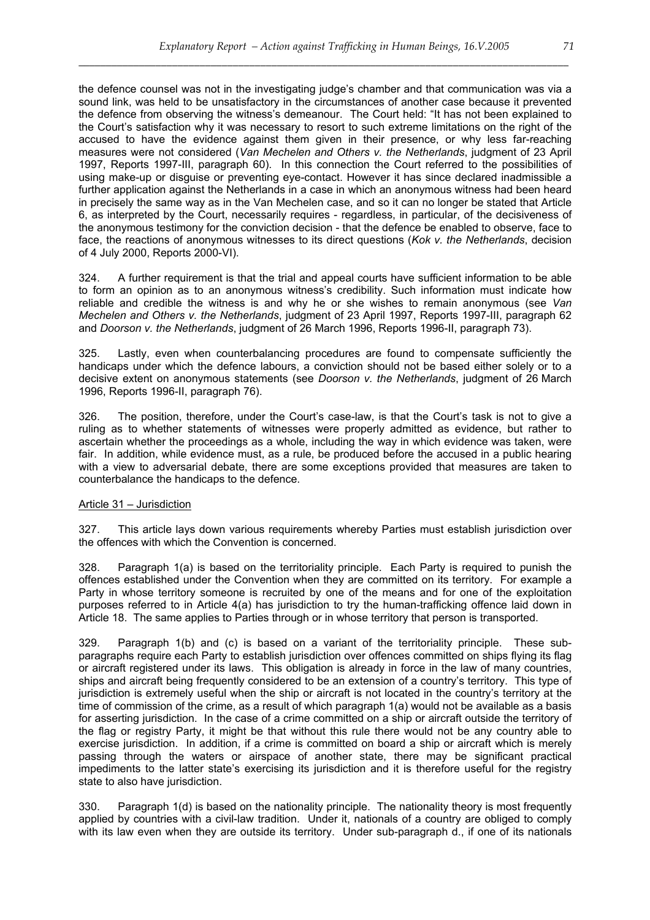the defence counsel was not in the investigating judge's chamber and that communication was via a sound link, was held to be unsatisfactory in the circumstances of another case because it prevented the defence from observing the witness's demeanour. The Court held: "It has not been explained to the Court's satisfaction why it was necessary to resort to such extreme limitations on the right of the accused to have the evidence against them given in their presence, or why less far-reaching measures were not considered (*Van Mechelen and Others v. the Netherlands*, judgment of 23 April 1997, Reports 1997-III, paragraph 60). In this connection the Court referred to the possibilities of using make-up or disguise or preventing eye-contact. However it has since declared inadmissible a further application against the Netherlands in a case in which an anonymous witness had been heard in precisely the same way as in the Van Mechelen case, and so it can no longer be stated that Article 6, as interpreted by the Court, necessarily requires - regardless, in particular, of the decisiveness of the anonymous testimony for the conviction decision - that the defence be enabled to observe, face to face, the reactions of anonymous witnesses to its direct questions (*Kok v. the Netherlands*, decision of 4 July 2000, Reports 2000-VI).

324. A further requirement is that the trial and appeal courts have sufficient information to be able to form an opinion as to an anonymous witness's credibility. Such information must indicate how reliable and credible the witness is and why he or she wishes to remain anonymous (see *Van Mechelen and Others v. the Netherlands*, judgment of 23 April 1997, Reports 1997-III, paragraph 62 and *Doorson v. the Netherlands*, judgment of 26 March 1996, Reports 1996-II, paragraph 73).

325. Lastly, even when counterbalancing procedures are found to compensate sufficiently the handicaps under which the defence labours, a conviction should not be based either solely or to a decisive extent on anonymous statements (see *Doorson v. the Netherlands*, judgment of 26 March 1996, Reports 1996-II, paragraph 76).

326. The position, therefore, under the Court's case-law, is that the Court's task is not to give a ruling as to whether statements of witnesses were properly admitted as evidence, but rather to ascertain whether the proceedings as a whole, including the way in which evidence was taken, were fair. In addition, while evidence must, as a rule, be produced before the accused in a public hearing with a view to adversarial debate, there are some exceptions provided that measures are taken to counterbalance the handicaps to the defence.

Article 31 – Jurisdiction

327. This article lays down various requirements whereby Parties must establish jurisdiction over the offences with which the Convention is concerned.

328. Paragraph 1(a) is based on the territoriality principle. Each Party is required to punish the offences established under the Convention when they are committed on its territory. For example a Party in whose territory someone is recruited by one of the means and for one of the exploitation purposes referred to in Article 4(a) has jurisdiction to try the human-trafficking offence laid down in Article 18. The same applies to Parties through or in whose territory that person is transported.

329. Paragraph 1(b) and (c) is based on a variant of the territoriality principle. These sub-paragraphs require each Party to establish jurisdiction over offences committed on ships flying its flag or aircraft registered under its laws. This obligation is already in force in the law of many countries, ships and aircraft being frequently considered to be an extension of a country's territory. This type of jurisdiction is extremely useful when the ship or aircraft is not located in the country's territory at the time of commission of the crime, as a result of which paragraph 1(a) would not be available as a basis for asserting jurisdiction. In the case of a crime committed on a ship or aircraft outside the territory of the flag or registry Party, it might be that without this rule there would not be any country able to exercise jurisdiction. In addition, if a crime is committed on board a ship or aircraft which is merely passing through the waters or airspace of another state, there may be significant practical impediments to the latter state's exercising its jurisdiction and it is therefore useful for the registry state to also have jurisdiction.

330. Paragraph 1(d) is based on the nationality principle. The nationality theory is most frequently applied by countries with a civil-law tradition. Under it, nationals of a country are obliged to comply with its law even when they are outside its territory. Under sub-paragraph d., if one of its nationals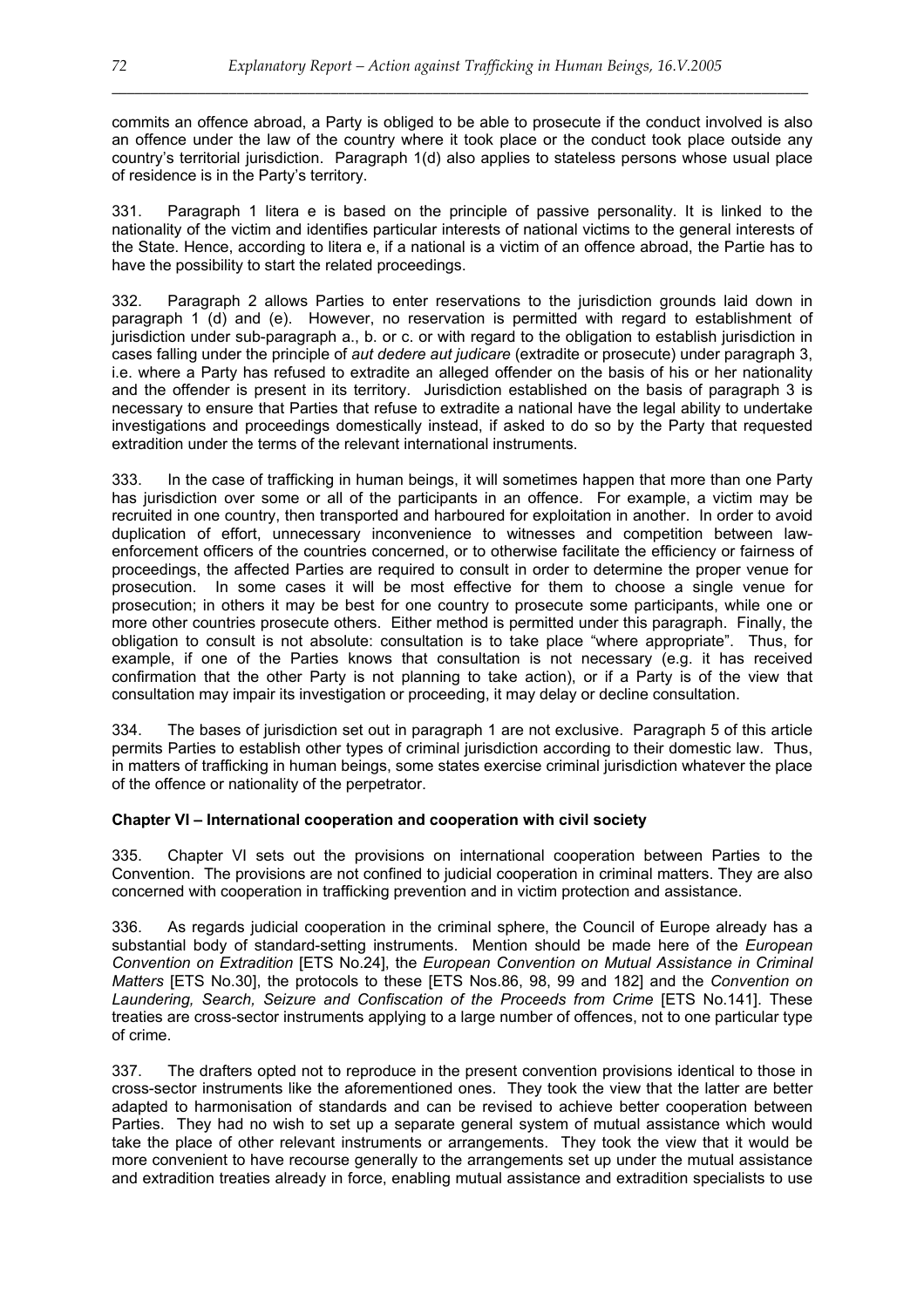commits an offence abroad, a Party is obliged to be able to prosecute if the conduct involved is also an offence under the law of the country where it took place or the conduct took place outside any country's territorial jurisdiction. Paragraph 1(d) also applies to stateless persons whose usual place of residence is in the Party's territory.

331. Paragraph 1 litera e is based on the principle of passive personality. It is linked to the nationality of the victim and identifies particular interests of national victims to the general interests of the State. Hence, according to litera e, if a national is a victim of an offence abroad, the Partie has to have the possibility to start the related proceedings.

332. Paragraph 2 allows Parties to enter reservations to the jurisdiction grounds laid down in paragraph 1 (d) and (e). However, no reservation is permitted with regard to establishment of jurisdiction under sub-paragraph a., b. or c. or with regard to the obligation to establish jurisdiction in cases falling under the principle of *aut dedere aut judicare* (extradite or prosecute) under paragraph 3, i.e. where a Party has refused to extradite an alleged offender on the basis of his or her nationality and the offender is present in its territory. Jurisdiction established on the basis of paragraph 3 is necessary to ensure that Parties that refuse to extradite a national have the legal ability to undertake investigations and proceedings domestically instead, if asked to do so by the Party that requested extradition under the terms of the relevant international instruments.

333. In the case of trafficking in human beings, it will sometimes happen that more than one Party has jurisdiction over some or all of the participants in an offence. For example, a victim may be recruited in one country, then transported and harboured for exploitation in another. In order to avoid duplication of effort, unnecessary inconvenience to witnesses and competition between law-enforcement officers of the countries concerned, or to otherwise facilitate the efficiency or fairness of proceedings, the affected Parties are required to consult in order to determine the proper venue for prosecution. In some cases it will be most effective for them to choose a single venue for prosecution; in others it may be best for one country to prosecute some participants, while one or more other countries prosecute others. Either method is permitted under this paragraph. Finally, the obligation to consult is not absolute: consultation is to take place "where appropriate". Thus, for example, if one of the Parties knows that consultation is not necessary (e.g. it has received confirmation that the other Party is not planning to take action), or if a Party is of the view that consultation may impair its investigation or proceeding, it may delay or decline consultation.

334. The bases of jurisdiction set out in paragraph 1 are not exclusive. Paragraph 5 of this article permits Parties to establish other types of criminal jurisdiction according to their domestic law. Thus, in matters of trafficking in human beings, some states exercise criminal jurisdiction whatever the place of the offence or nationality of the perpetrator.

**Chapter VI – International cooperation and cooperation with civil society**

335. Chapter VI sets out the provisions on international cooperation between Parties to the Convention. The provisions are not confined to judicial cooperation in criminal matters. They are also concerned with cooperation in trafficking prevention and in victim protection and assistance.

336. As regards judicial cooperation in the criminal sphere, the Council of Europe already has a substantial body of standard-setting instruments. Mention should be made here of the *European Convention on Extradition* [ETS No.24], the *European Convention on Mutual Assistance in Criminal Matters* [ETS No.30], the protocols to these [ETS Nos.86, 98, 99 and 182] and the *Convention on Laundering, Search, Seizure and Confiscation of the Proceeds from Crime* [ETS No.141]. These treaties are cross-sector instruments applying to a large number of offences, not to one particular type of crime.

337. The drafters opted not to reproduce in the present convention provisions identical to those in cross-sector instruments like the aforementioned ones. They took the view that the latter are better adapted to harmonisation of standards and can be revised to achieve better cooperation between Parties. They had no wish to set up a separate general system of mutual assistance which would take the place of other relevant instruments or arrangements. They took the view that it would be more convenient to have recourse generally to the arrangements set up under the mutual assistance and extradition treaties already in force, enabling mutual assistance and extradition specialists to use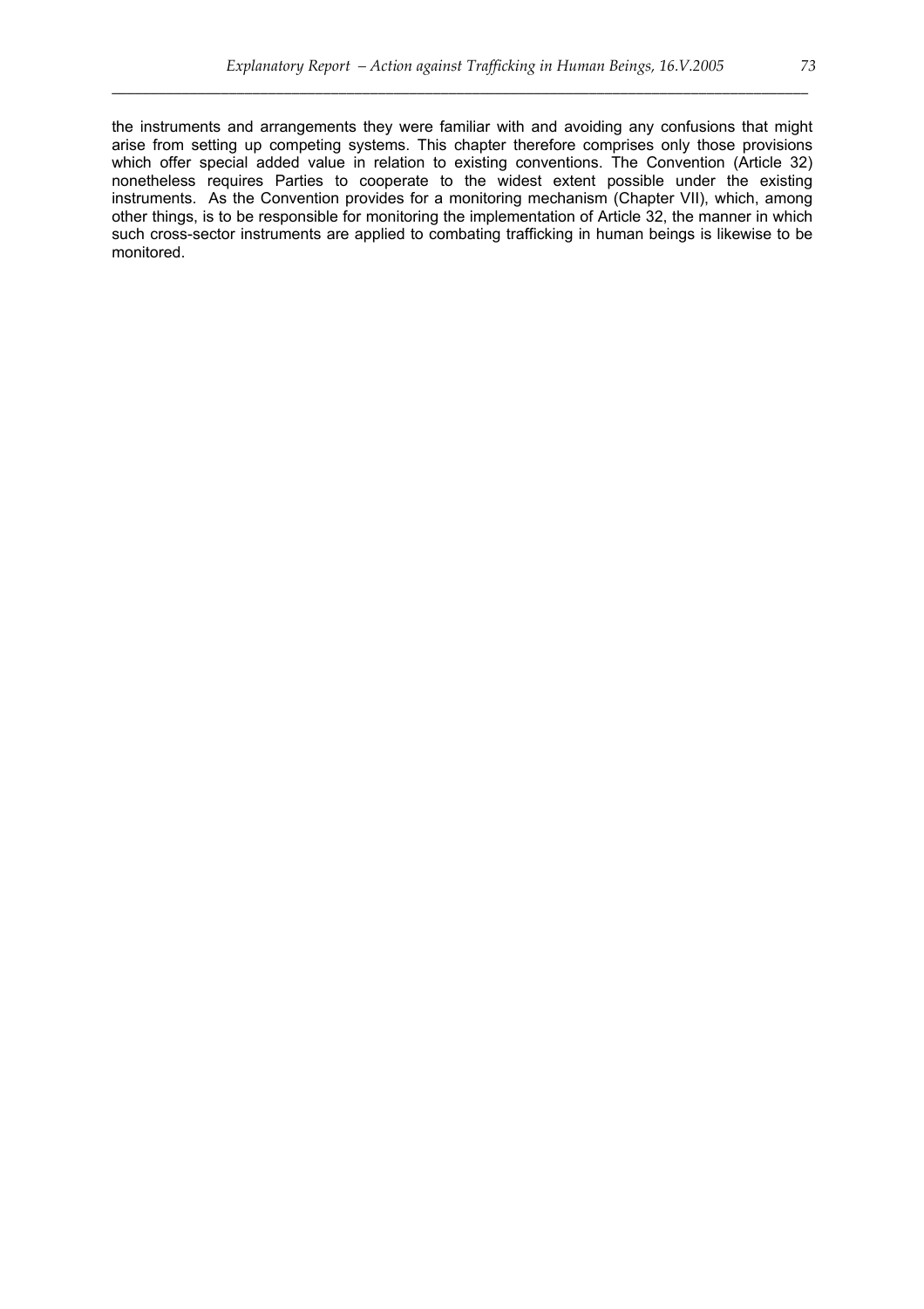the instruments and arrangements they were familiar with and avoiding any confusions that might arise from setting up competing systems. This chapter therefore comprises only those provisions which offer special added value in relation to existing conventions. The Convention (Article 32) nonetheless requires Parties to cooperate to the widest extent possible under the existing instruments. As the Convention provides for a monitoring mechanism (Chapter VII), which, among other things, is to be responsible for monitoring the implementation of Article 32, the manner in which such cross-sector instruments are applied to combating trafficking in human beings is likewise to be monitored.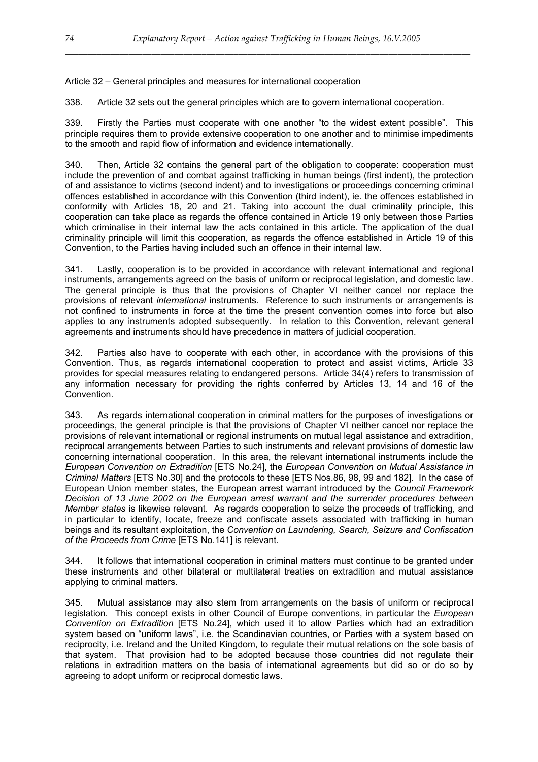Article 32 – General principles and measures for international cooperation

338. Article 32 sets out the general principles which are to govern international cooperation.

339. Firstly the Parties must cooperate with one another "to the widest extent possible". This principle requires them to provide extensive cooperation to one another and to minimise impediments to the smooth and rapid flow of information and evidence internationally.

340. Then, Article 32 contains the general part of the obligation to cooperate: cooperation must include the prevention of and combat against trafficking in human beings (first indent), the protection of and assistance to victims (second indent) and to investigations or proceedings concerning criminal offences established in accordance with this Convention (third indent), ie. the offences established in conformity with Articles 18, 20 and 21. Taking into account the dual criminality principle, this cooperation can take place as regards the offence contained in Article 19 only between those Parties which criminalise in their internal law the acts contained in this article. The application of the dual criminality principle will limit this cooperation, as regards the offence established in Article 19 of this Convention, to the Parties having included such an offence in their internal law.

341. Lastly, cooperation is to be provided in accordance with relevant international and regional instruments, arrangements agreed on the basis of uniform or reciprocal legislation, and domestic law. The general principle is thus that the provisions of Chapter VI neither cancel nor replace the provisions of relevant *international* instruments. Reference to such instruments or arrangements is not confined to instruments in force at the time the present convention comes into force but also applies to any instruments adopted subsequently. In relation to this Convention, relevant general agreements and instruments should have precedence in matters of judicial cooperation.

342. Parties also have to cooperate with each other, in accordance with the provisions of this Convention. Thus, as regards international cooperation to protect and assist victims, Article 33 provides for special measures relating to endangered persons. Article 34(4) refers to transmission of any information necessary for providing the rights conferred by Articles 13, 14 and 16 of the Convention.

343. As regards international cooperation in criminal matters for the purposes of investigations or proceedings, the general principle is that the provisions of Chapter VI neither cancel nor replace the provisions of relevant international or regional instruments on mutual legal assistance and extradition, reciprocal arrangements between Parties to such instruments and relevant provisions of domestic law concerning international cooperation. In this area, the relevant international instruments include the *European Convention on Extradition* [ETS No.24], the *European Convention on Mutual Assistance in Criminal Matters* [ETS No.30] and the protocols to these [ETS Nos.86, 98, 99 and 182]. In the case of European Union member states, the European arrest warrant introduced by the *Council Framework Decision of 13 June 2002 on the European arrest warrant and the surrender procedures between Member states* is likewise relevant. As regards cooperation to seize the proceeds of trafficking, and in particular to identify, locate, freeze and confiscate assets associated with trafficking in human beings and its resultant exploitation, the *Convention on Laundering, Search, Seizure and Confiscation of the Proceeds from Crime* [ETS No.141] is relevant.

344. It follows that international cooperation in criminal matters must continue to be granted under these instruments and other bilateral or multilateral treaties on extradition and mutual assistance applying to criminal matters.

345. Mutual assistance may also stem from arrangements on the basis of uniform or reciprocal legislation. This concept exists in other Council of Europe conventions, in particular the *European Convention on Extradition* [ETS No.24], which used it to allow Parties which had an extradition system based on "uniform laws", i.e. the Scandinavian countries, or Parties with a system based on reciprocity, i.e. Ireland and the United Kingdom, to regulate their mutual relations on the sole basis of that system. That provision had to be adopted because those countries did not regulate their relations in extradition matters on the basis of international agreements but did so or do so by agreeing to adopt uniform or reciprocal domestic laws.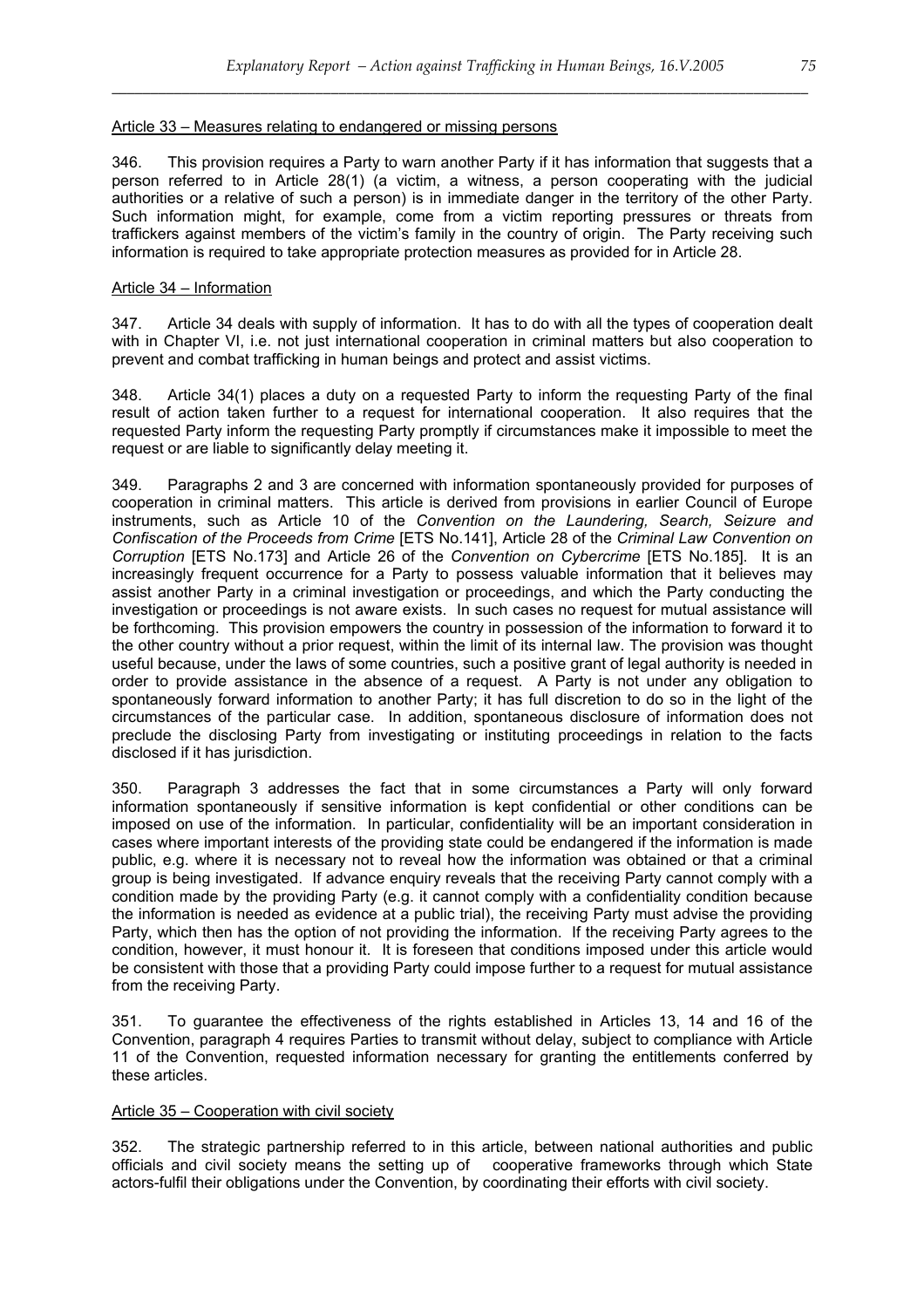Article 33 – Measures relating to endangered or missing persons

346. This provision requires a Party to warn another Party if it has information that suggests that a person referred to in Article 28(1) (a victim, a witness, a person cooperating with the judicial authorities or a relative of such a person) is in immediate danger in the territory of the other Party. Such information might, for example, come from a victim reporting pressures or threats from traffickers against members of the victim's family in the country of origin. The Party receiving such information is required to take appropriate protection measures as provided for in Article 28.

Article 34 – Information

347. Article 34 deals with supply of information. It has to do with all the types of cooperation dealt with in Chapter VI, i.e. not just international cooperation in criminal matters but also cooperation to prevent and combat trafficking in human beings and protect and assist victims.

348. Article 34(1) places a duty on a requested Party to inform the requesting Party of the final result of action taken further to a request for international cooperation. It also requires that the requested Party inform the requesting Party promptly if circumstances make it impossible to meet the request or are liable to significantly delay meeting it.

349. Paragraphs 2 and 3 are concerned with information spontaneously provided for purposes of cooperation in criminal matters. This article is derived from provisions in earlier Council of Europe instruments, such as Article 10 of the *Convention on the Laundering, Search, Seizure and Confiscation of the Proceeds from Crime* [ETS No.141], Article 28 of the *Criminal Law Convention on Corruption* [ETS No.173] and Article 26 of the *Convention on Cybercrime* [ETS No.185]. It is an increasingly frequent occurrence for a Party to possess valuable information that it believes may assist another Party in a criminal investigation or proceedings, and which the Party conducting the investigation or proceedings is not aware exists. In such cases no request for mutual assistance will be forthcoming. This provision empowers the country in possession of the information to forward it to the other country without a prior request, within the limit of its internal law. The provision was thought useful because, under the laws of some countries, such a positive grant of legal authority is needed in order to provide assistance in the absence of a request. A Party is not under any obligation to spontaneously forward information to another Party; it has full discretion to do so in the light of the circumstances of the particular case. In addition, spontaneous disclosure of information does not preclude the disclosing Party from investigating or instituting proceedings in relation to the facts disclosed if it has jurisdiction.

350. Paragraph 3 addresses the fact that in some circumstances a Party will only forward information spontaneously if sensitive information is kept confidential or other conditions can be imposed on use of the information. In particular, confidentiality will be an important consideration in cases where important interests of the providing state could be endangered if the information is made public, e.g. where it is necessary not to reveal how the information was obtained or that a criminal group is being investigated. If advance enquiry reveals that the receiving Party cannot comply with a condition made by the providing Party (e.g. it cannot comply with a confidentiality condition because the information is needed as evidence at a public trial), the receiving Party must advise the providing Party, which then has the option of not providing the information. If the receiving Party agrees to the condition, however, it must honour it. It is foreseen that conditions imposed under this article would be consistent with those that a providing Party could impose further to a request for mutual assistance from the receiving Party.

351. To guarantee the effectiveness of the rights established in Articles 13, 14 and 16 of the Convention, paragraph 4 requires Parties to transmit without delay, subject to compliance with Article 11 of the Convention, requested information necessary for granting the entitlements conferred by these articles.

Article 35 – Cooperation with civil society

352. The strategic partnership referred to in this article, between national authorities and public officials and civil society means the setting up of cooperative frameworks through which State actors-fulfil their obligations under the Convention, by coordinating their efforts with civil society.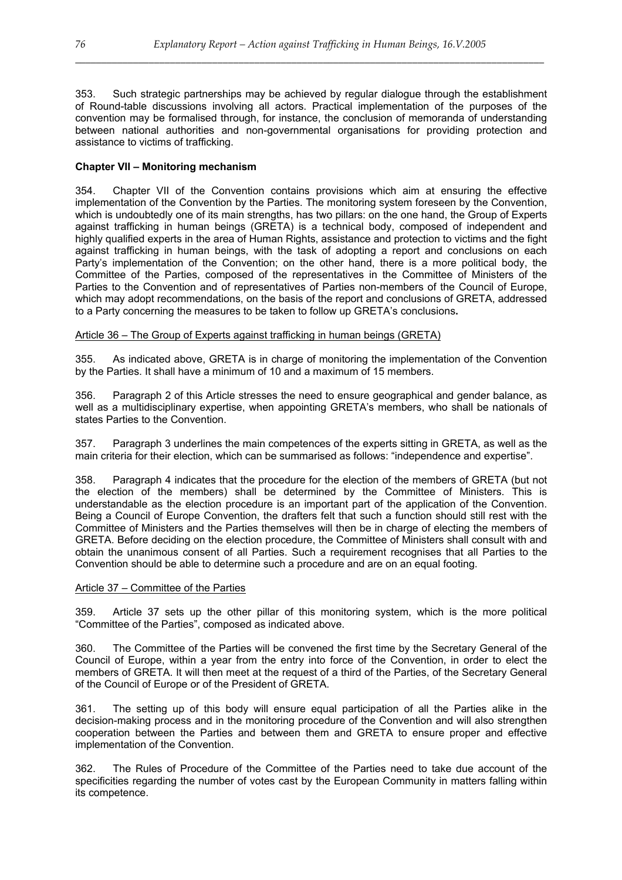353. Such strategic partnerships may be achieved by regular dialogue through the establishment of Round-table discussions involving all actors. Practical implementation of the purposes of the convention may be formalised through, for instance, the conclusion of memoranda of understanding between national authorities and non-governmental organisations for providing protection and assistance to victims of trafficking.

**Chapter VII – Monitoring mechanism**

354. Chapter VII of the Convention contains provisions which aim at ensuring the effective implementation of the Convention by the Parties. The monitoring system foreseen by the Convention, which is undoubtedly one of its main strengths, has two pillars: on the one hand, the Group of Experts against trafficking in human beings (GRETA) is a technical body, composed of independent and highly qualified experts in the area of Human Rights, assistance and protection to victims and the fight against trafficking in human beings, with the task of adopting a report and conclusions on each Party's implementation of the Convention; on the other hand, there is a more political body, the Committee of the Parties, composed of the representatives in the Committee of Ministers of the Parties to the Convention and of representatives of Parties non-members of the Council of Europe, which may adopt recommendations, on the basis of the report and conclusions of GRETA, addressed to a Party concerning the measures to be taken to follow up GRETA's conclusions**.**

Article 36 – The Group of Experts against trafficking in human beings (GRETA)

355. As indicated above, GRETA is in charge of monitoring the implementation of the Convention by the Parties. It shall have a minimum of 10 and a maximum of 15 members.

356. Paragraph 2 of this Article stresses the need to ensure geographical and gender balance, as well as a multidisciplinary expertise, when appointing GRETA's members, who shall be nationals of states Parties to the Convention.

357. Paragraph 3 underlines the main competences of the experts sitting in GRETA, as well as the main criteria for their election, which can be summarised as follows: "independence and expertise".

358. Paragraph 4 indicates that the procedure for the election of the members of GRETA (but not the election of the members) shall be determined by the Committee of Ministers. This is understandable as the election procedure is an important part of the application of the Convention. Being a Council of Europe Convention, the drafters felt that such a function should still rest with the Committee of Ministers and the Parties themselves will then be in charge of electing the members of GRETA. Before deciding on the election procedure, the Committee of Ministers shall consult with and obtain the unanimous consent of all Parties. Such a requirement recognises that all Parties to the Convention should be able to determine such a procedure and are on an equal footing.

Article 37 – Committee of the Parties

359. Article 37 sets up the other pillar of this monitoring system, which is the more political "Committee of the Parties", composed as indicated above.

360. The Committee of the Parties will be convened the first time by the Secretary General of the Council of Europe, within a year from the entry into force of the Convention, in order to elect the members of GRETA. It will then meet at the request of a third of the Parties, of the Secretary General of the Council of Europe or of the President of GRETA.

361. The setting up of this body will ensure equal participation of all the Parties alike in the decision-making process and in the monitoring procedure of the Convention and will also strengthen cooperation between the Parties and between them and GRETA to ensure proper and effective implementation of the Convention.

362. The Rules of Procedure of the Committee of the Parties need to take due account of the specificities regarding the number of votes cast by the European Community in matters falling within its competence.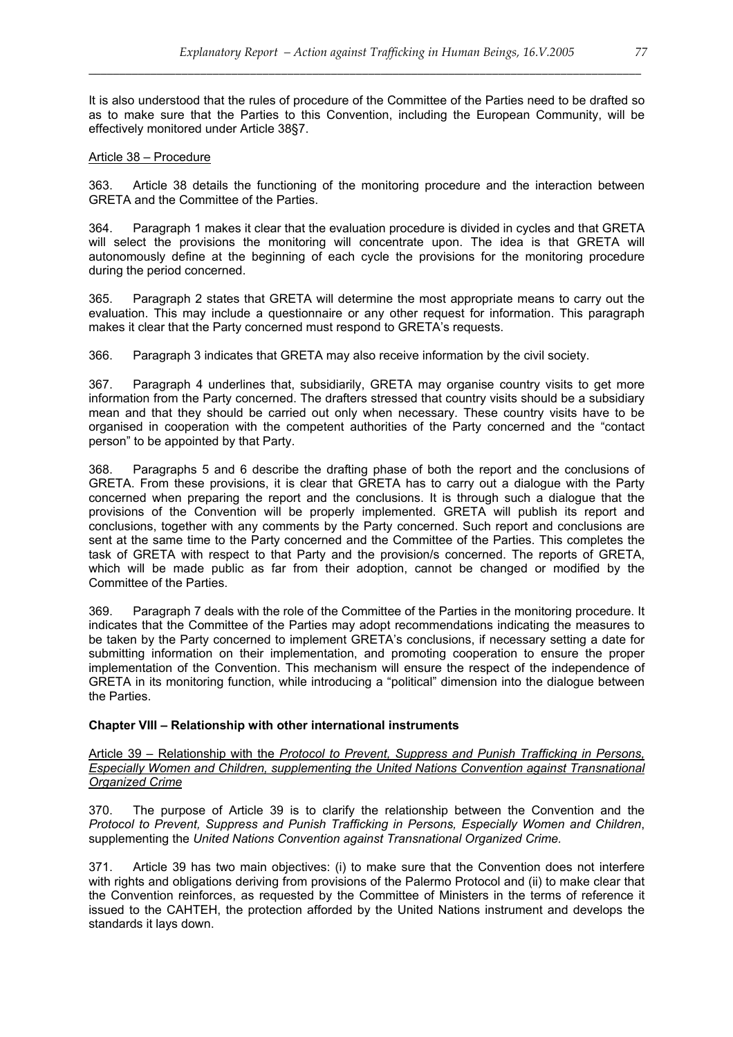It is also understood that the rules of procedure of the Committee of the Parties need to be drafted so as to make sure that the Parties to this Convention, including the European Community, will be effectively monitored under Article 38§7.

Article 38 – Procedure

363. Article 38 details the functioning of the monitoring procedure and the interaction between GRETA and the Committee of the Parties.

364. Paragraph 1 makes it clear that the evaluation procedure is divided in cycles and that GRETA will select the provisions the monitoring will concentrate upon. The idea is that GRETA will autonomously define at the beginning of each cycle the provisions for the monitoring procedure during the period concerned.

365. Paragraph 2 states that GRETA will determine the most appropriate means to carry out the evaluation. This may include a questionnaire or any other request for information. This paragraph makes it clear that the Party concerned must respond to GRETA's requests.

366. Paragraph 3 indicates that GRETA may also receive information by the civil society.

367. Paragraph 4 underlines that, subsidiarily, GRETA may organise country visits to get more information from the Party concerned. The drafters stressed that country visits should be a subsidiary mean and that they should be carried out only when necessary. These country visits have to be organised in cooperation with the competent authorities of the Party concerned and the "contact person" to be appointed by that Party.

368. Paragraphs 5 and 6 describe the drafting phase of both the report and the conclusions of GRETA. From these provisions, it is clear that GRETA has to carry out a dialogue with the Party concerned when preparing the report and the conclusions. It is through such a dialogue that the provisions of the Convention will be properly implemented. GRETA will publish its report and conclusions, together with any comments by the Party concerned. Such report and conclusions are sent at the same time to the Party concerned and the Committee of the Parties. This completes the task of GRETA with respect to that Party and the provision/s concerned. The reports of GRETA, which will be made public as far from their adoption, cannot be changed or modified by the Committee of the Parties.

369. Paragraph 7 deals with the role of the Committee of the Parties in the monitoring procedure. It indicates that the Committee of the Parties may adopt recommendations indicating the measures to be taken by the Party concerned to implement GRETA's conclusions, if necessary setting a date for submitting information on their implementation, and promoting cooperation to ensure the proper implementation of the Convention. This mechanism will ensure the respect of the independence of GRETA in its monitoring function, while introducing a "political" dimension into the dialogue between the Parties.

## Chapter VIII – Relationship with other international instruments

Article 39 – Relationship with the *Protocol to Prevent, Suppress and Punish Trafficking in Persons, Especially Women and Children, supplementing the United Nations Convention against Transnational Organized Crime*

370. The purpose of Article 39 is to clarify the relationship between the Convention and the *Protocol to Prevent, Suppress and Punish Trafficking in Persons, Especially Women and Children*, supplementing the *United Nations Convention against Transnational Organized Crime.*

371. Article 39 has two main objectives: (i) to make sure that the Convention does not interfere with rights and obligations deriving from provisions of the Palermo Protocol and (ii) to make clear that the Convention reinforces, as requested by the Committee of Ministers in the terms of reference it issued to the CAHTEH, the protection afforded by the United Nations instrument and develops the standards it lays down.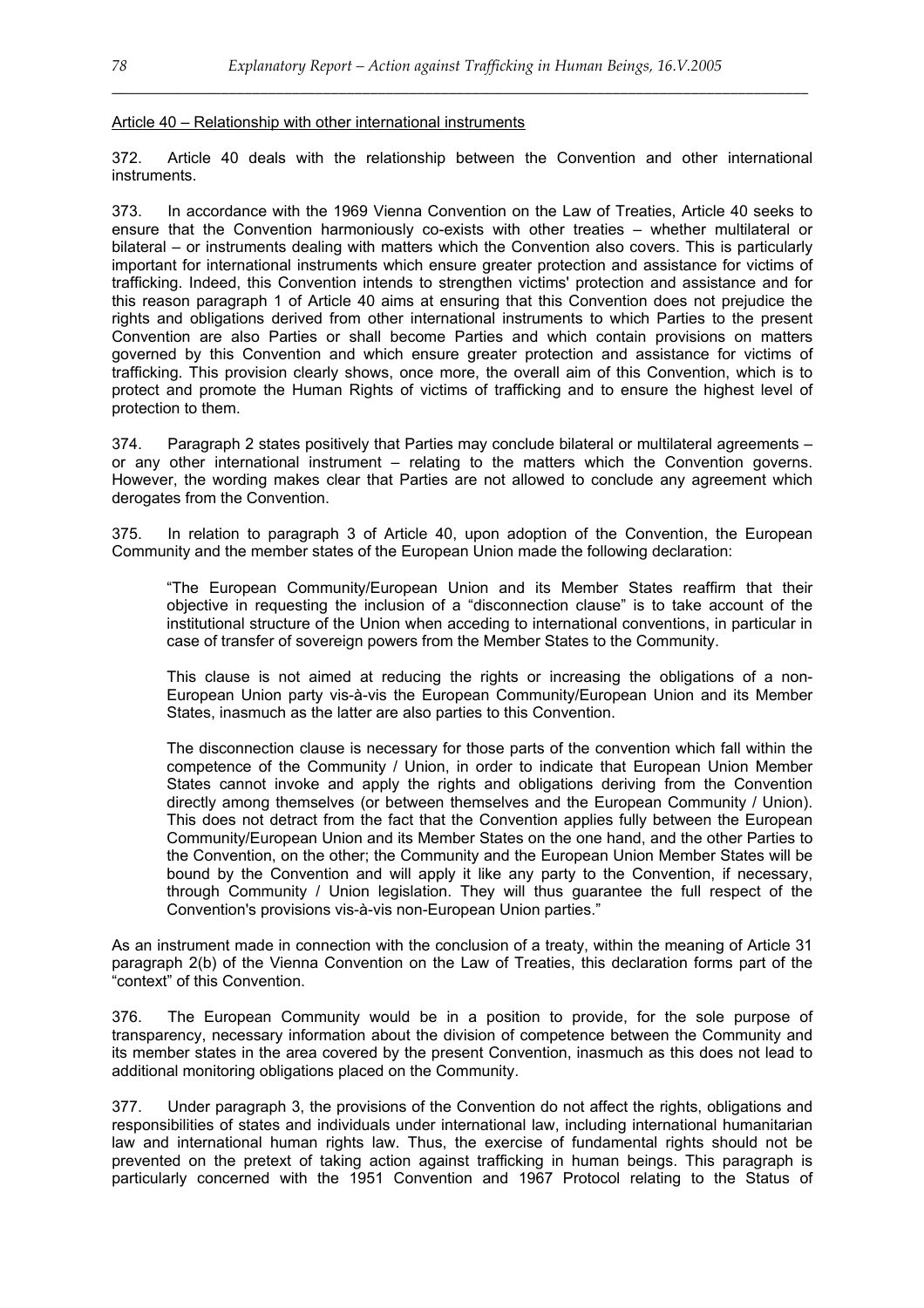Article 40 – Relationship with other international instruments

372. Article 40 deals with the relationship between the Convention and other international instruments.

373. In accordance with the 1969 Vienna Convention on the Law of Treaties, Article 40 seeks to ensure that the Convention harmoniously co-exists with other treaties – whether multilateral or bilateral – or instruments dealing with matters which the Convention also covers. This is particularly important for international instruments which ensure greater protection and assistance for victims of trafficking. Indeed, this Convention intends to strengthen victims' protection and assistance and for this reason paragraph 1 of Article 40 aims at ensuring that this Convention does not prejudice the rights and obligations derived from other international instruments to which Parties to the present Convention are also Parties or shall become Parties and which contain provisions on matters governed by this Convention and which ensure greater protection and assistance for victims of trafficking. This provision clearly shows, once more, the overall aim of this Convention, which is to protect and promote the Human Rights of victims of trafficking and to ensure the highest level of protection to them.

374. Paragraph 2 states positively that Parties may conclude bilateral or multilateral agreements – or any other international instrument – relating to the matters which the Convention governs. However, the wording makes clear that Parties are not allowed to conclude any agreement which derogates from the Convention.

375. In relation to paragraph 3 of Article 40, upon adoption of the Convention, the European Community and the member states of the European Union made the following declaration:

> "The European Community/European Union and its Member States reaffirm that their objective in requesting the inclusion of a "disconnection clause" is to take account of the institutional structure of the Union when acceding to international conventions, in particular in case of transfer of sovereign powers from the Member States to the Community.
>
> This clause is not aimed at reducing the rights or increasing the obligations of a non-European Union party vis-à-vis the European Community/European Union and its Member States, inasmuch as the latter are also parties to this Convention.
>
> The disconnection clause is necessary for those parts of the convention which fall within the competence of the Community / Union, in order to indicate that European Union Member States cannot invoke and apply the rights and obligations deriving from the Convention directly among themselves (or between themselves and the European Community / Union). This does not detract from the fact that the Convention applies fully between the European Community/European Union and its Member States on the one hand, and the other Parties to the Convention, on the other; the Community and the European Union Member States will be bound by the Convention and will apply it like any party to the Convention, if necessary, through Community / Union legislation. They will thus guarantee the full respect of the Convention's provisions vis-à-vis non-European Union parties."

As an instrument made in connection with the conclusion of a treaty, within the meaning of Article 31 paragraph 2(b) of the Vienna Convention on the Law of Treaties, this declaration forms part of the "context" of this Convention.

376. The European Community would be in a position to provide, for the sole purpose of transparency, necessary information about the division of competence between the Community and its member states in the area covered by the present Convention, inasmuch as this does not lead to additional monitoring obligations placed on the Community.

377. Under paragraph 3, the provisions of the Convention do not affect the rights, obligations and responsibilities of states and individuals under international law, including international humanitarian law and international human rights law. Thus, the exercise of fundamental rights should not be prevented on the pretext of taking action against trafficking in human beings. This paragraph is particularly concerned with the 1951 Convention and 1967 Protocol relating to the Status of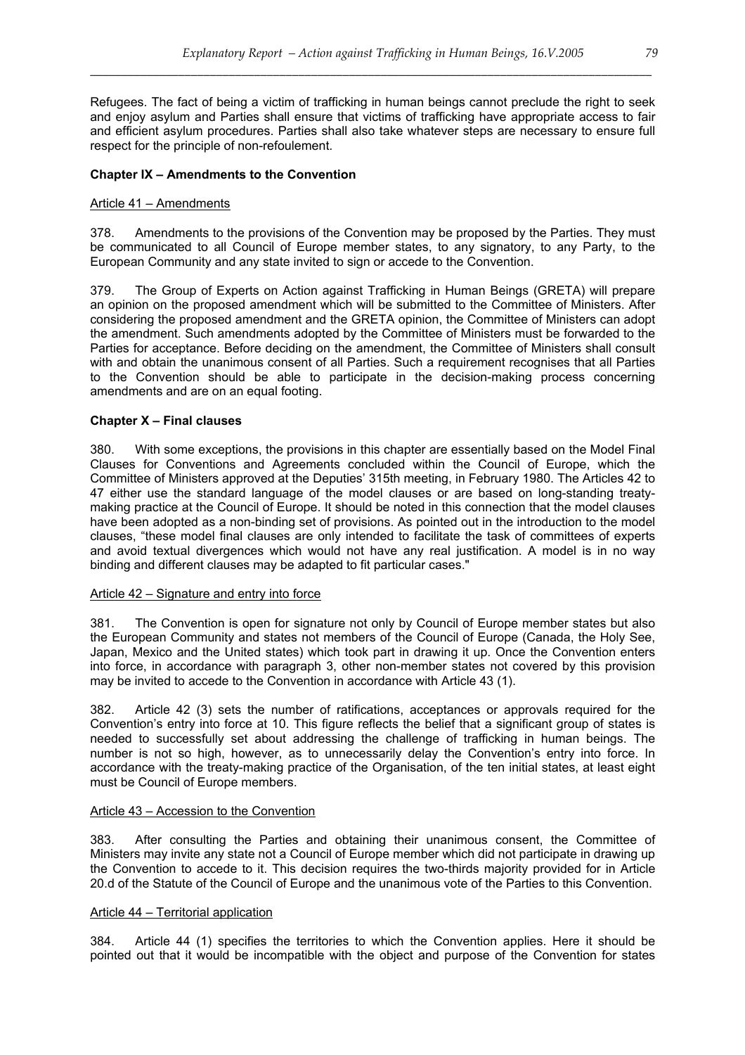Refugees. The fact of being a victim of trafficking in human beings cannot preclude the right to seek and enjoy asylum and Parties shall ensure that victims of trafficking have appropriate access to fair and efficient asylum procedures. Parties shall also take whatever steps are necessary to ensure full respect for the principle of non-refoulement.

**Chapter IX – Amendments to the Convention**

Article 41 – Amendments

378. Amendments to the provisions of the Convention may be proposed by the Parties. They must be communicated to all Council of Europe member states, to any signatory, to any Party, to the European Community and any state invited to sign or accede to the Convention.

379. The Group of Experts on Action against Trafficking in Human Beings (GRETA) will prepare an opinion on the proposed amendment which will be submitted to the Committee of Ministers. After considering the proposed amendment and the GRETA opinion, the Committee of Ministers can adopt the amendment. Such amendments adopted by the Committee of Ministers must be forwarded to the Parties for acceptance. Before deciding on the amendment, the Committee of Ministers shall consult with and obtain the unanimous consent of all Parties. Such a requirement recognises that all Parties to the Convention should be able to participate in the decision-making process concerning amendments and are on an equal footing.

**Chapter X – Final clauses**

380. With some exceptions, the provisions in this chapter are essentially based on the Model Final Clauses for Conventions and Agreements concluded within the Council of Europe, which the Committee of Ministers approved at the Deputies' 315th meeting, in February 1980. The Articles 42 to 47 either use the standard language of the model clauses or are based on long-standing treaty-making practice at the Council of Europe. It should be noted in this connection that the model clauses have been adopted as a non-binding set of provisions. As pointed out in the introduction to the model clauses, "these model final clauses are only intended to facilitate the task of committees of experts and avoid textual divergences which would not have any real justification. A model is in no way binding and different clauses may be adapted to fit particular cases."

Article 42 – Signature and entry into force

381. The Convention is open for signature not only by Council of Europe member states but also the European Community and states not members of the Council of Europe (Canada, the Holy See, Japan, Mexico and the United states) which took part in drawing it up. Once the Convention enters into force, in accordance with paragraph 3, other non-member states not covered by this provision may be invited to accede to the Convention in accordance with Article 43 (1).

382. Article 42 (3) sets the number of ratifications, acceptances or approvals required for the Convention's entry into force at 10. This figure reflects the belief that a significant group of states is needed to successfully set about addressing the challenge of trafficking in human beings. The number is not so high, however, as to unnecessarily delay the Convention's entry into force. In accordance with the treaty-making practice of the Organisation, of the ten initial states, at least eight must be Council of Europe members.

Article 43 – Accession to the Convention

383. After consulting the Parties and obtaining their unanimous consent, the Committee of Ministers may invite any state not a Council of Europe member which did not participate in drawing up the Convention to accede to it. This decision requires the two-thirds majority provided for in Article 20.d of the Statute of the Council of Europe and the unanimous vote of the Parties to this Convention.

Article 44 – Territorial application

384. Article 44 (1) specifies the territories to which the Convention applies. Here it should be pointed out that it would be incompatible with the object and purpose of the Convention for states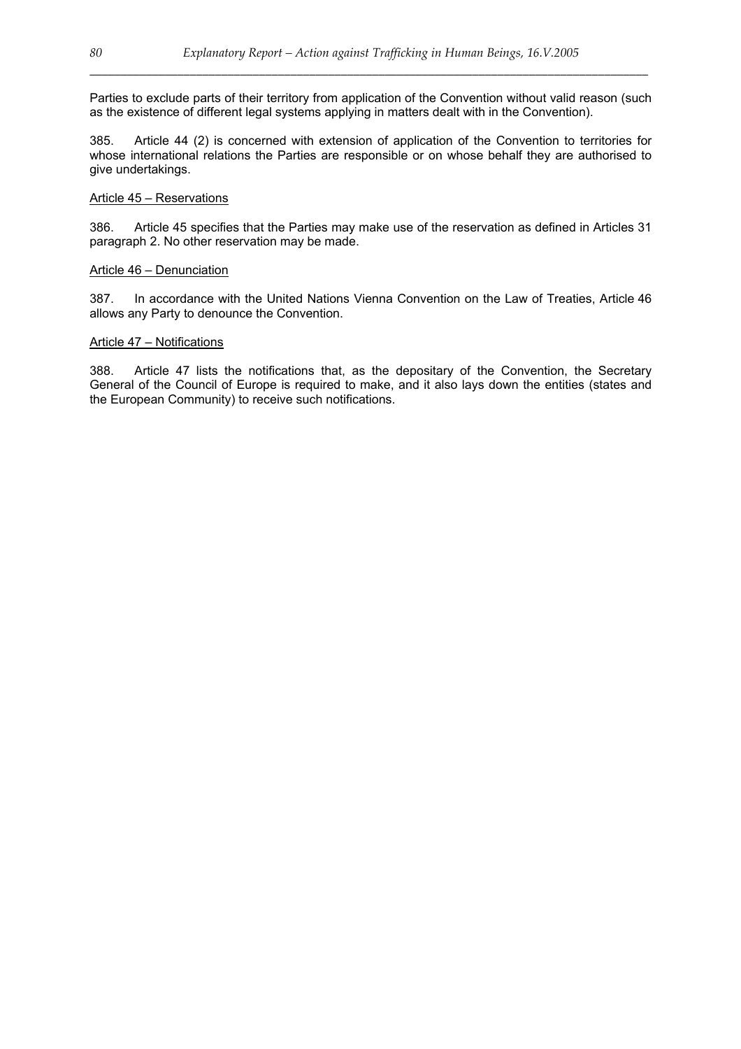Parties to exclude parts of their territory from application of the Convention without valid reason (such as the existence of different legal systems applying in matters dealt with in the Convention).

385. Article 44 (2) is concerned with extension of application of the Convention to territories for whose international relations the Parties are responsible or on whose behalf they are authorised to give undertakings.

Article 45 – Reservations

386. Article 45 specifies that the Parties may make use of the reservation as defined in Articles 31 paragraph 2. No other reservation may be made.

Article 46 – Denunciation

387. In accordance with the United Nations Vienna Convention on the Law of Treaties, Article 46 allows any Party to denounce the Convention.

Article 47 – Notifications

388. Article 47 lists the notifications that, as the depositary of the Convention, the Secretary General of the Council of Europe is required to make, and it also lays down the entities (states and the European Community) to receive such notifications.